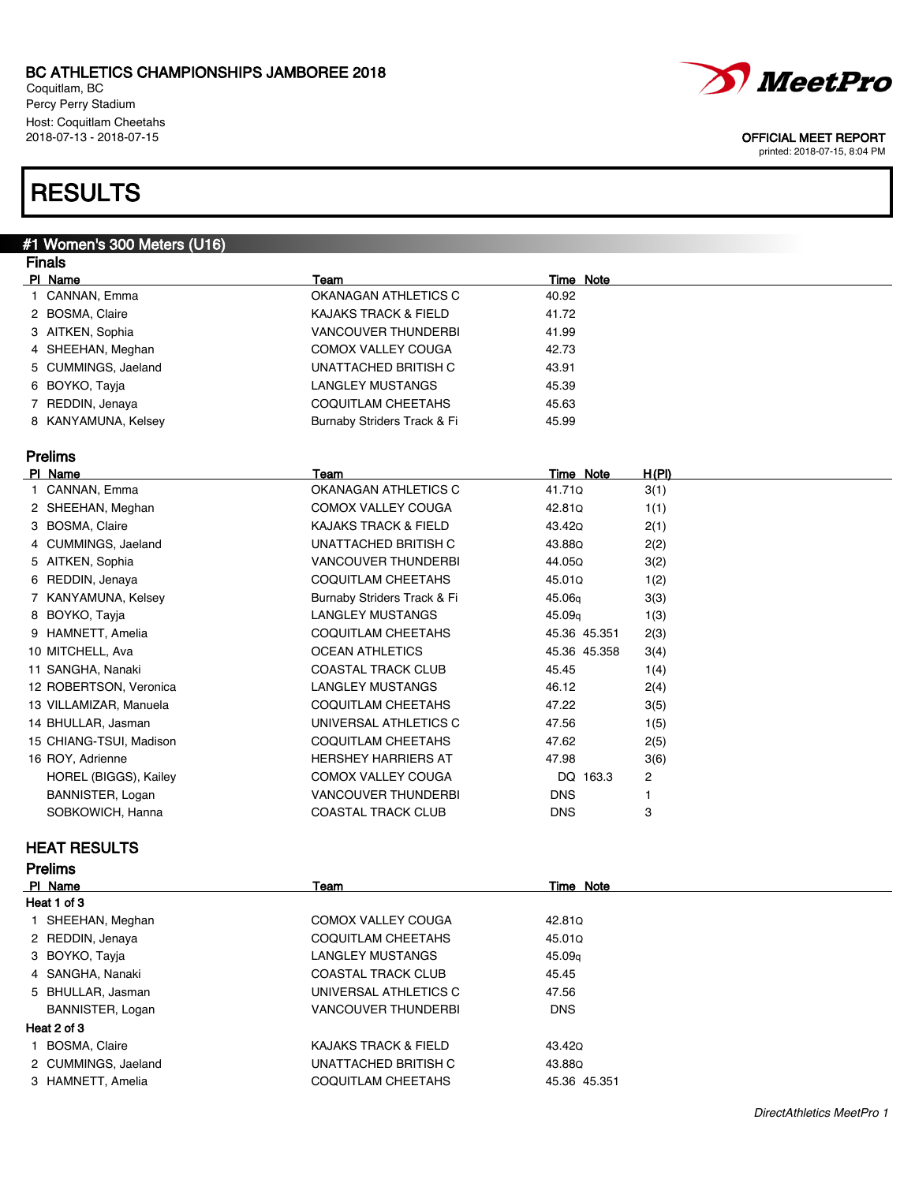BC ATHLETICS CHAMPIONSHIPS JAMBOREE 2018
Coquitlam, BC
Percy Perry Stadium
Host: Coquitlam Cheetahs
2018-07-13 - 2018-07-15

OFFICIAL MEET REPORT
printed: 2018-07-15, 8:04 PM

# RESULTS

## #1 Women's 300 Meters (U16)

### Finals

| Pl | Name | Team | Time | Note |
|---|---|---|---|---|
| 1 | CANNAN, Emma | OKANAGAN ATHLETICS C | 40.92 | |
| 2 | BOSMA, Claire | KAJAKS TRACK & FIELD | 41.72 | |
| 3 | AITKEN, Sophia | VANCOUVER THUNDERBI | 41.99 | |
| 4 | SHEEHAN, Meghan | COMOX VALLEY COUGA | 42.73 | |
| 5 | CUMMINGS, Jaeland | UNATTACHED BRITISH C | 43.91 | |
| 6 | BOYKO, Tayja | LANGLEY MUSTANGS | 45.39 | |
| 7 | REDDIN, Jenaya | COQUITLAM CHEETAHS | 45.63 | |
| 8 | KANYAMUNA, Kelsey | Burnaby Striders Track & Fi | 45.99 | |

### Prelims

| Pl | Name | Team | Time | Note | H(Pl) |
|---|---|---|---|---|---|
| 1 | CANNAN, Emma | OKANAGAN ATHLETICS C | 41.71Q | | 3(1) |
| 2 | SHEEHAN, Meghan | COMOX VALLEY COUGA | 42.81Q | | 1(1) |
| 3 | BOSMA, Claire | KAJAKS TRACK & FIELD | 43.42Q | | 2(1) |
| 4 | CUMMINGS, Jaeland | UNATTACHED BRITISH C | 43.88Q | | 2(2) |
| 5 | AITKEN, Sophia | VANCOUVER THUNDERBI | 44.05Q | | 3(2) |
| 6 | REDDIN, Jenaya | COQUITLAM CHEETAHS | 45.01Q | | 1(2) |
| 7 | KANYAMUNA, Kelsey | Burnaby Striders Track & Fi | 45.06q | | 3(3) |
| 8 | BOYKO, Tayja | LANGLEY MUSTANGS | 45.09q | | 1(3) |
| 9 | HAMNETT, Amelia | COQUITLAM CHEETAHS | 45.36 | 45.351 | 2(3) |
| 10 | MITCHELL, Ava | OCEAN ATHLETICS | 45.36 | 45.358 | 3(4) |
| 11 | SANGHA, Nanaki | COASTAL TRACK CLUB | 45.45 | | 1(4) |
| 12 | ROBERTSON, Veronica | LANGLEY MUSTANGS | 46.12 | | 2(4) |
| 13 | VILLAMIZAR, Manuela | COQUITLAM CHEETAHS | 47.22 | | 3(5) |
| 14 | BHULLAR, Jasman | UNIVERSAL ATHLETICS C | 47.56 | | 1(5) |
| 15 | CHIANG-TSUI, Madison | COQUITLAM CHEETAHS | 47.62 | | 2(5) |
| 16 | ROY, Adrienne | HERSHEY HARRIERS AT | 47.98 | | 3(6) |
| | HOREL (BIGGS), Kailey | COMOX VALLEY COUGA | DQ | 163.3 | 2 |
| | BANNISTER, Logan | VANCOUVER THUNDERBI | DNS | | 1 |
| | SOBKOWICH, Hanna | COASTAL TRACK CLUB | DNS | | 3 |

### HEAT RESULTS

### Prelims

| Pl | Name | Team | Time | Note |
|---|---|---|---|---|
| **Heat 1 of 3** | | | | |
| 1 | SHEEHAN, Meghan | COMOX VALLEY COUGA | 42.81Q | |
| 2 | REDDIN, Jenaya | COQUITLAM CHEETAHS | 45.01Q | |
| 3 | BOYKO, Tayja | LANGLEY MUSTANGS | 45.09q | |
| 4 | SANGHA, Nanaki | COASTAL TRACK CLUB | 45.45 | |
| 5 | BHULLAR, Jasman | UNIVERSAL ATHLETICS C | 47.56 | |
| | BANNISTER, Logan | VANCOUVER THUNDERBI | DNS | |
| **Heat 2 of 3** | | | | |
| 1 | BOSMA, Claire | KAJAKS TRACK & FIELD | 43.42Q | |
| 2 | CUMMINGS, Jaeland | UNATTACHED BRITISH C | 43.88Q | |
| 3 | HAMNETT, Amelia | COQUITLAM CHEETAHS | 45.36 | 45.351 |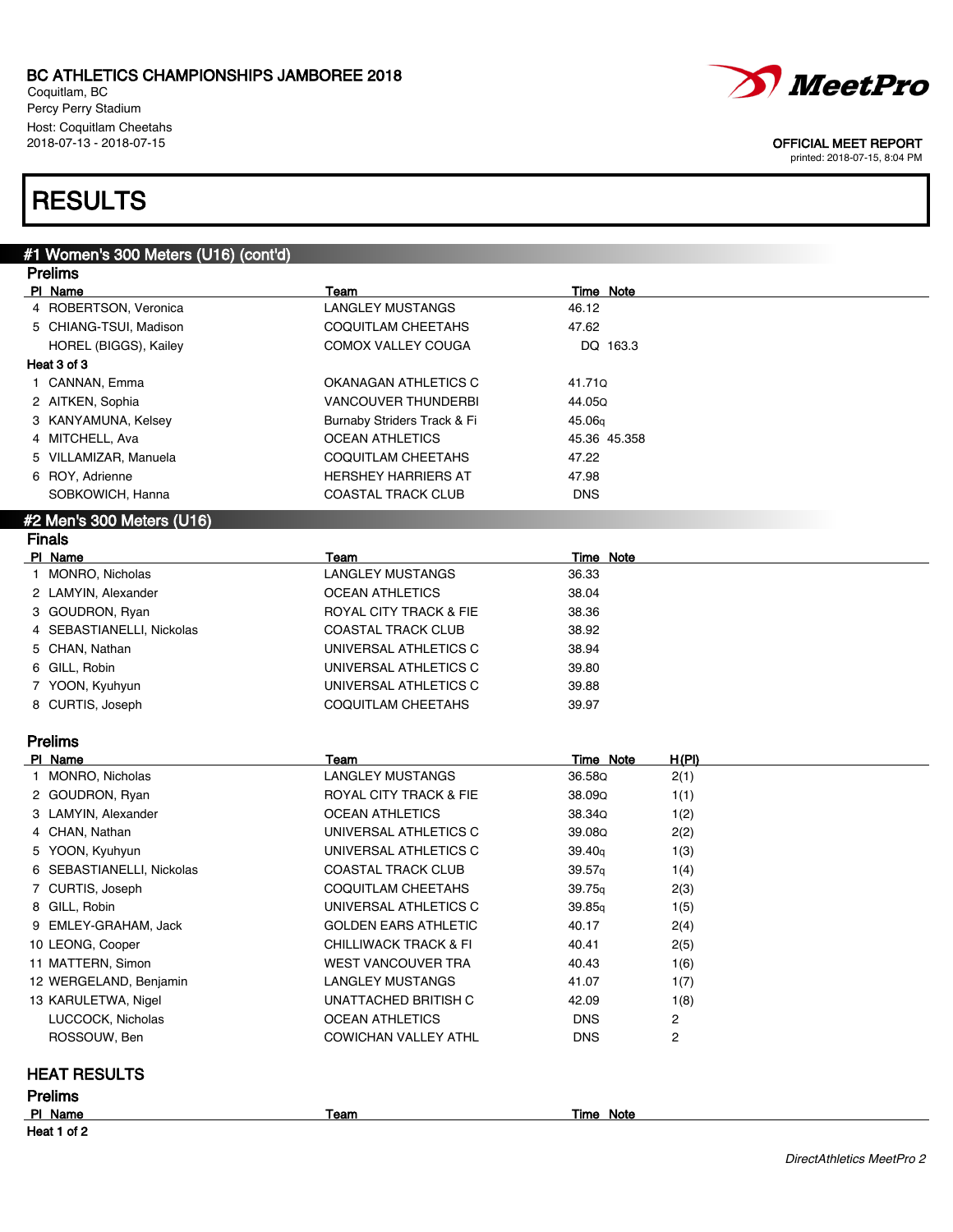BC ATHLETICS CHAMPIONSHIPS JAMBOREE 2018
Coquitlam, BC
Percy Perry Stadium
Host: Coquitlam Cheetahs
2018-07-13 - 2018-07-15

OFFICIAL MEET REPORT
printed: 2018-07-15, 8:04 PM

# RESULTS

## #1 Women's 300 Meters (U16) (cont'd)

### Prelims

| Pl | Name | Team | Time | Note |
|---|---|---|---|---|
| 4 | ROBERTSON, Veronica | LANGLEY MUSTANGS | 46.12 | |
| 5 | CHIANG-TSUI, Madison | COQUITLAM CHEETAHS | 47.62 | |
| | HOREL (BIGGS), Kailey | COMOX VALLEY COUGA | DQ | 163.3 |
| **Heat 3 of 3** | | | | |
| 1 | CANNAN, Emma | OKANAGAN ATHLETICS C | 41.71Q | |
| 2 | AITKEN, Sophia | VANCOUVER THUNDERBI | 44.05Q | |
| 3 | KANYAMUNA, Kelsey | Burnaby Striders Track & Fi | 45.06q | |
| 4 | MITCHELL, Ava | OCEAN ATHLETICS | 45.36 | 45.358 |
| 5 | VILLAMIZAR, Manuela | COQUITLAM CHEETAHS | 47.22 | |
| 6 | ROY, Adrienne | HERSHEY HARRIERS AT | 47.98 | |
| | SOBKOWICH, Hanna | COASTAL TRACK CLUB | DNS | |

## #2 Men's 300 Meters (U16)

### Finals

| Pl | Name | Team | Time | Note |
|---|---|---|---|---|
| 1 | MONRO, Nicholas | LANGLEY MUSTANGS | 36.33 | |
| 2 | LAMYIN, Alexander | OCEAN ATHLETICS | 38.04 | |
| 3 | GOUDRON, Ryan | ROYAL CITY TRACK & FIE | 38.36 | |
| 4 | SEBASTIANELLI, Nickolas | COASTAL TRACK CLUB | 38.92 | |
| 5 | CHAN, Nathan | UNIVERSAL ATHLETICS C | 38.94 | |
| 6 | GILL, Robin | UNIVERSAL ATHLETICS C | 39.80 | |
| 7 | YOON, Kyuhyun | UNIVERSAL ATHLETICS C | 39.88 | |
| 8 | CURTIS, Joseph | COQUITLAM CHEETAHS | 39.97 | |

### Prelims

| Pl | Name | Team | Time | Note | H(Pl) |
|---|---|---|---|---|---|
| 1 | MONRO, Nicholas | LANGLEY MUSTANGS | 36.58Q | | 2(1) |
| 2 | GOUDRON, Ryan | ROYAL CITY TRACK & FIE | 38.09Q | | 1(1) |
| 3 | LAMYIN, Alexander | OCEAN ATHLETICS | 38.34Q | | 1(2) |
| 4 | CHAN, Nathan | UNIVERSAL ATHLETICS C | 39.08Q | | 2(2) |
| 5 | YOON, Kyuhyun | UNIVERSAL ATHLETICS C | 39.40q | | 1(3) |
| 6 | SEBASTIANELLI, Nickolas | COASTAL TRACK CLUB | 39.57q | | 1(4) |
| 7 | CURTIS, Joseph | COQUITLAM CHEETAHS | 39.75q | | 2(3) |
| 8 | GILL, Robin | UNIVERSAL ATHLETICS C | 39.85q | | 1(5) |
| 9 | EMLEY-GRAHAM, Jack | GOLDEN EARS ATHLETIC | 40.17 | | 2(4) |
| 10 | LEONG, Cooper | CHILLIWACK TRACK & FI | 40.41 | | 2(5) |
| 11 | MATTERN, Simon | WEST VANCOUVER TRA | 40.43 | | 1(6) |
| 12 | WERGELAND, Benjamin | LANGLEY MUSTANGS | 41.07 | | 1(7) |
| 13 | KARULETWA, Nigel | UNATTACHED BRITISH C | 42.09 | | 1(8) |
| | LUCCOCK, Nicholas | OCEAN ATHLETICS | DNS | | 2 |
| | ROSSOUW, Ben | COWICHAN VALLEY ATHL | DNS | | 2 |

## HEAT RESULTS

### Prelims

| Pl | Name | Team | Time | Note |
|---|---|---|---|---|
| **Heat 1 of 2** | | | | |

DirectAthletics MeetPro 2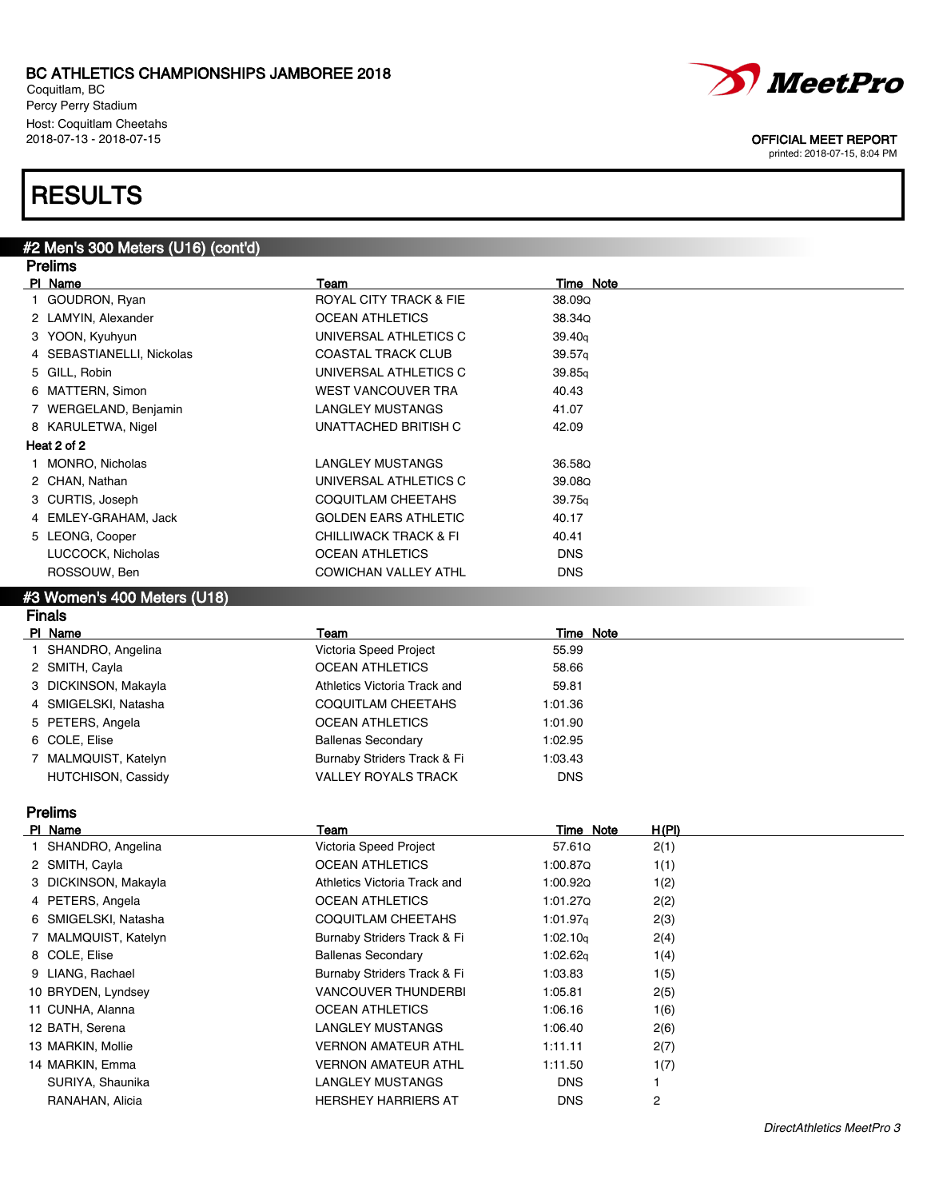# BC ATHLETICS CHAMPIONSHIPS JAMBOREE 2018

Coquitlam, BC
Percy Perry Stadium
Host: Coquitlam Cheetahs
2018-07-13 - 2018-07-15

OFFICIAL MEET REPORT
printed: 2018-07-15, 8:04 PM

# RESULTS

## #2 Men's 300 Meters (U16) (cont'd)

### Prelims

| Pl | Name | Team | Time | Note |
|---|---|---|---|---|
| 1 | GOUDRON, Ryan | ROYAL CITY TRACK & FIE | 38.09 | Q |
| 2 | LAMYIN, Alexander | OCEAN ATHLETICS | 38.34 | Q |
| 3 | YOON, Kyuhyun | UNIVERSAL ATHLETICS C | 39.40 | q |
| 4 | SEBASTIANELLI, Nickolas | COASTAL TRACK CLUB | 39.57 | q |
| 5 | GILL, Robin | UNIVERSAL ATHLETICS C | 39.85 | q |
| 6 | MATTERN, Simon | WEST VANCOUVER TRA | 40.43 | |
| 7 | WERGELAND, Benjamin | LANGLEY MUSTANGS | 41.07 | |
| 8 | KARULETWA, Nigel | UNATTACHED BRITISH C | 42.09 | |
| **Heat 2 of 2** | | | | |
| 1 | MONRO, Nicholas | LANGLEY MUSTANGS | 36.58 | Q |
| 2 | CHAN, Nathan | UNIVERSAL ATHLETICS C | 39.08 | Q |
| 3 | CURTIS, Joseph | COQUITLAM CHEETAHS | 39.75 | q |
| 4 | EMLEY-GRAHAM, Jack | GOLDEN EARS ATHLETIC | 40.17 | |
| 5 | LEONG, Cooper | CHILLIWACK TRACK & FI | 40.41 | |
| | LUCCOCK, Nicholas | OCEAN ATHLETICS | DNS | |
| | ROSSOUW, Ben | COWICHAN VALLEY ATHL | DNS | |

## #3 Women's 400 Meters (U18)

### Finals

| Pl | Name | Team | Time | Note |
|---|---|---|---|---|
| 1 | SHANDRO, Angelina | Victoria Speed Project | 55.99 | |
| 2 | SMITH, Cayla | OCEAN ATHLETICS | 58.66 | |
| 3 | DICKINSON, Makayla | Athletics Victoria Track and | 59.81 | |
| 4 | SMIGELSKI, Natasha | COQUITLAM CHEETAHS | 1:01.36 | |
| 5 | PETERS, Angela | OCEAN ATHLETICS | 1:01.90 | |
| 6 | COLE, Elise | Ballenas Secondary | 1:02.95 | |
| 7 | MALMQUIST, Katelyn | Burnaby Striders Track & Fi | 1:03.43 | |
| | HUTCHISON, Cassidy | VALLEY ROYALS TRACK | DNS | |

### Prelims

| Pl | Name | Team | Time | Note | H(Pl) |
|---|---|---|---|---|---|
| 1 | SHANDRO, Angelina | Victoria Speed Project | 57.61 | Q | 2(1) |
| 2 | SMITH, Cayla | OCEAN ATHLETICS | 1:00.87 | Q | 1(1) |
| 3 | DICKINSON, Makayla | Athletics Victoria Track and | 1:00.92 | Q | 1(2) |
| 4 | PETERS, Angela | OCEAN ATHLETICS | 1:01.27 | Q | 2(2) |
| 6 | SMIGELSKI, Natasha | COQUITLAM CHEETAHS | 1:01.97 | q | 2(3) |
| 7 | MALMQUIST, Katelyn | Burnaby Striders Track & Fi | 1:02.10 | q | 2(4) |
| 8 | COLE, Elise | Ballenas Secondary | 1:02.62 | q | 1(4) |
| 9 | LIANG, Rachael | Burnaby Striders Track & Fi | 1:03.83 | | 1(5) |
| 10 | BRYDEN, Lyndsey | VANCOUVER THUNDERBI | 1:05.81 | | 2(5) |
| 11 | CUNHA, Alanna | OCEAN ATHLETICS | 1:06.16 | | 1(6) |
| 12 | BATH, Serena | LANGLEY MUSTANGS | 1:06.40 | | 2(6) |
| 13 | MARKIN, Mollie | VERNON AMATEUR ATHL | 1:11.11 | | 2(7) |
| 14 | MARKIN, Emma | VERNON AMATEUR ATHL | 1:11.50 | | 1(7) |
| | SURIYA, Shaunika | LANGLEY MUSTANGS | DNS | | 1 |
| | RANAHAN, Alicia | HERSHEY HARRIERS AT | DNS | | 2 |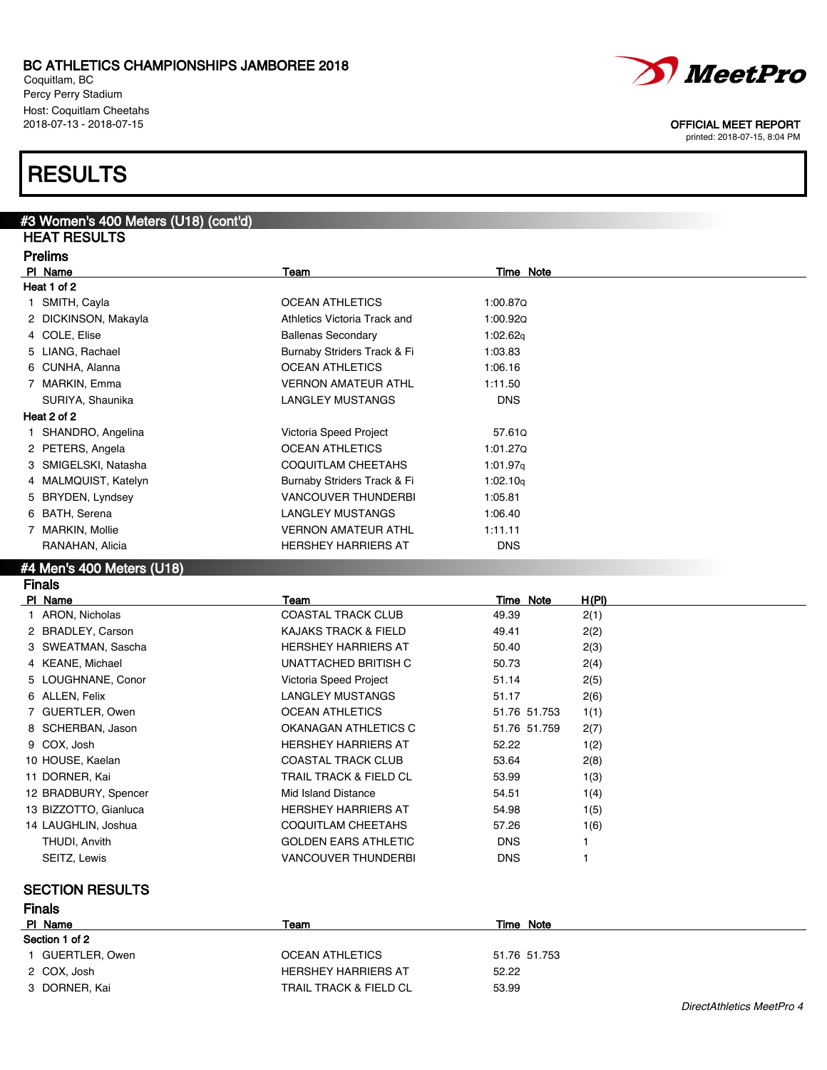BC ATHLETICS CHAMPIONSHIPS JAMBOREE 2018
Coquitlam, BC
Percy Perry Stadium
Host: Coquitlam Cheetahs
2018-07-13 - 2018-07-15

OFFICIAL MEET REPORT
printed: 2018-07-15, 8:04 PM

# RESULTS

## #3 Women's 400 Meters (U18) (cont'd)

### HEAT RESULTS

### Prelims

| Pl | Name | Team | Time | Note |
|---|---|---|---|---|
| **Heat 1 of 2** | | | | |
| 1 | SMITH, Cayla | OCEAN ATHLETICS | 1:00.87 | Q |
| 2 | DICKINSON, Makayla | Athletics Victoria Track and | 1:00.92 | Q |
| 4 | COLE, Elise | Ballenas Secondary | 1:02.62 | q |
| 5 | LIANG, Rachael | Burnaby Striders Track & Fi | 1:03.83 | |
| 6 | CUNHA, Alanna | OCEAN ATHLETICS | 1:06.16 | |
| 7 | MARKIN, Emma | VERNON AMATEUR ATHL | 1:11.50 | |
| | SURIYA, Shaunika | LANGLEY MUSTANGS | DNS | |
| **Heat 2 of 2** | | | | |
| 1 | SHANDRO, Angelina | Victoria Speed Project | 57.61 | Q |
| 2 | PETERS, Angela | OCEAN ATHLETICS | 1:01.27 | Q |
| 3 | SMIGELSKI, Natasha | COQUITLAM CHEETAHS | 1:01.97 | q |
| 4 | MALMQUIST, Katelyn | Burnaby Striders Track & Fi | 1:02.10 | q |
| 5 | BRYDEN, Lyndsey | VANCOUVER THUNDERBI | 1:05.81 | |
| 6 | BATH, Serena | LANGLEY MUSTANGS | 1:06.40 | |
| 7 | MARKIN, Mollie | VERNON AMATEUR ATHL | 1:11.11 | |
| | RANAHAN, Alicia | HERSHEY HARRIERS AT | DNS | |

## #4 Men's 400 Meters (U18)

### Finals

| Pl | Name | Team | Time | Note | H(Pl) |
|---|---|---|---|---|---|
| 1 | ARON, Nicholas | COASTAL TRACK CLUB | 49.39 | | 2(1) |
| 2 | BRADLEY, Carson | KAJAKS TRACK & FIELD | 49.41 | | 2(2) |
| 3 | SWEATMAN, Sascha | HERSHEY HARRIERS AT | 50.40 | | 2(3) |
| 4 | KEANE, Michael | UNATTACHED BRITISH C | 50.73 | | 2(4) |
| 5 | LOUGHNANE, Conor | Victoria Speed Project | 51.14 | | 2(5) |
| 6 | ALLEN, Felix | LANGLEY MUSTANGS | 51.17 | | 2(6) |
| 7 | GUERTLER, Owen | OCEAN ATHLETICS | 51.76 | 51.753 | 1(1) |
| 8 | SCHERBAN, Jason | OKANAGAN ATHLETICS C | 51.76 | 51.759 | 2(7) |
| 9 | COX, Josh | HERSHEY HARRIERS AT | 52.22 | | 1(2) |
| 10 | HOUSE, Kaelan | COASTAL TRACK CLUB | 53.64 | | 2(8) |
| 11 | DORNER, Kai | TRAIL TRACK & FIELD CL | 53.99 | | 1(3) |
| 12 | BRADBURY, Spencer | Mid Island Distance | 54.51 | | 1(4) |
| 13 | BIZZOTTO, Gianluca | HERSHEY HARRIERS AT | 54.98 | | 1(5) |
| 14 | LAUGHLIN, Joshua | COQUITLAM CHEETAHS | 57.26 | | 1(6) |
| | THUDI, Anvith | GOLDEN EARS ATHLETIC | DNS | | 1 |
| | SEITZ, Lewis | VANCOUVER THUNDERBI | DNS | | 1 |

### SECTION RESULTS

### Finals

| Pl | Name | Team | Time | Note |
|---|---|---|---|---|
| **Section 1 of 2** | | | | |
| 1 | GUERTLER, Owen | OCEAN ATHLETICS | 51.76 | 51.753 |
| 2 | COX, Josh | HERSHEY HARRIERS AT | 52.22 | |
| 3 | DORNER, Kai | TRAIL TRACK & FIELD CL | 53.99 | |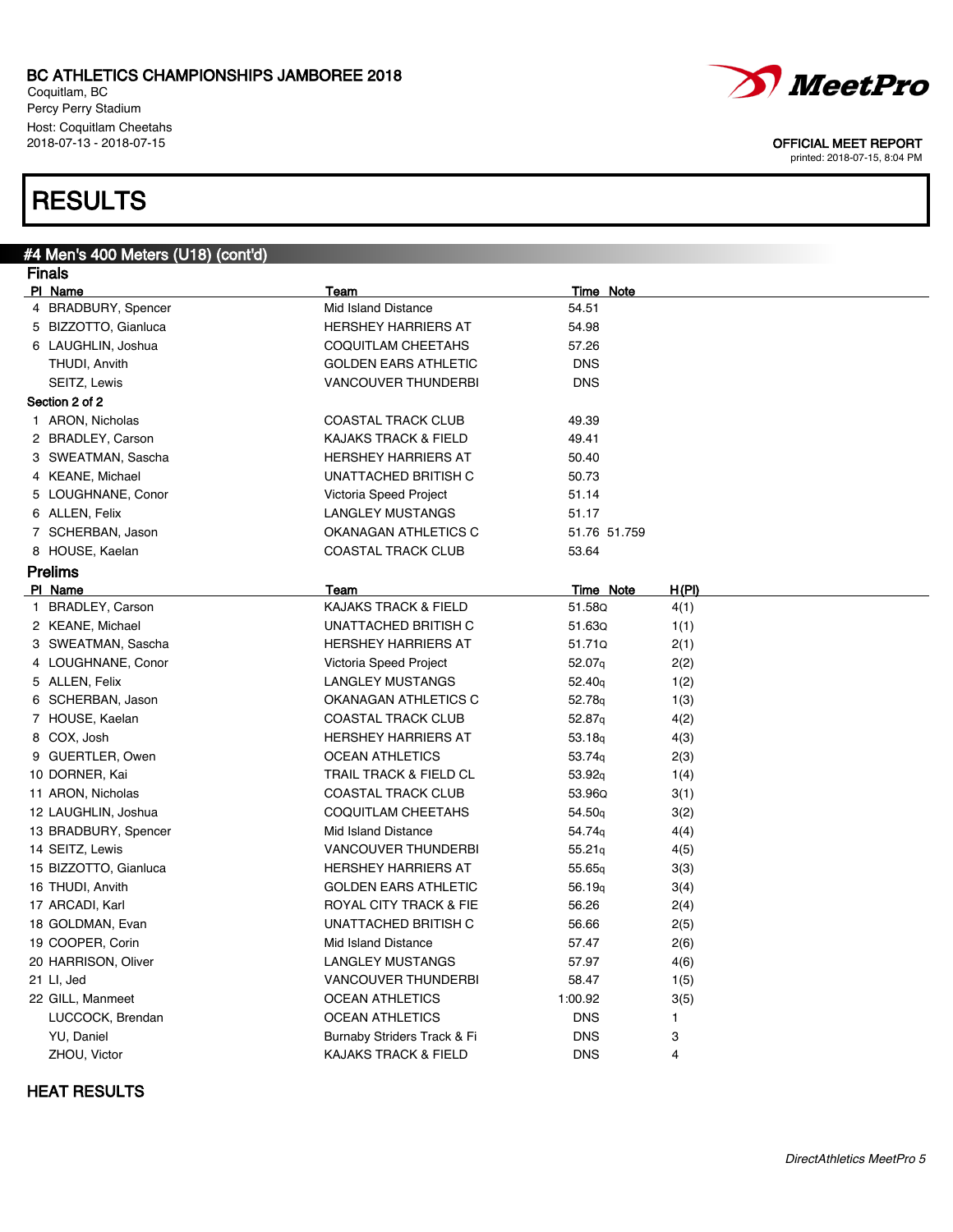# BC ATHLETICS CHAMPIONSHIPS JAMBOREE 2018

Coquitlam, BC
Percy Perry Stadium
Host: Coquitlam Cheetahs
2018-07-13 - 2018-07-15

OFFICIAL MEET REPORT
printed: 2018-07-15, 8:04 PM

# RESULTS

## #4 Men's 400 Meters (U18) (cont'd)

### Finals

| Pl | Name | Team | Time | Note |
|---|---|---|---|---|
| 4 | BRADBURY, Spencer | Mid Island Distance | 54.51 | |
| 5 | BIZZOTTO, Gianluca | HERSHEY HARRIERS AT | 54.98 | |
| 6 | LAUGHLIN, Joshua | COQUITLAM CHEETAHS | 57.26 | |
| | THUDI, Anvith | GOLDEN EARS ATHLETIC | DNS | |
| | SEITZ, Lewis | VANCOUVER THUNDERBI | DNS | |

**Section 2 of 2**

| Pl | Name | Team | Time | Note |
|---|---|---|---|---|
| 1 | ARON, Nicholas | COASTAL TRACK CLUB | 49.39 | |
| 2 | BRADLEY, Carson | KAJAKS TRACK & FIELD | 49.41 | |
| 3 | SWEATMAN, Sascha | HERSHEY HARRIERS AT | 50.40 | |
| 4 | KEANE, Michael | UNATTACHED BRITISH C | 50.73 | |
| 5 | LOUGHNANE, Conor | Victoria Speed Project | 51.14 | |
| 6 | ALLEN, Felix | LANGLEY MUSTANGS | 51.17 | |
| 7 | SCHERBAN, Jason | OKANAGAN ATHLETICS C | 51.76 | 51.759 |
| 8 | HOUSE, Kaelan | COASTAL TRACK CLUB | 53.64 | |

### Prelims

| Pl | Name | Team | Time | Note | H(Pl) |
|---|---|---|---|---|---|
| 1 | BRADLEY, Carson | KAJAKS TRACK & FIELD | 51.58 | Q | 4(1) |
| 2 | KEANE, Michael | UNATTACHED BRITISH C | 51.63 | Q | 1(1) |
| 3 | SWEATMAN, Sascha | HERSHEY HARRIERS AT | 51.71 | Q | 2(1) |
| 4 | LOUGHNANE, Conor | Victoria Speed Project | 52.07 | q | 2(2) |
| 5 | ALLEN, Felix | LANGLEY MUSTANGS | 52.40 | q | 1(2) |
| 6 | SCHERBAN, Jason | OKANAGAN ATHLETICS C | 52.78 | q | 1(3) |
| 7 | HOUSE, Kaelan | COASTAL TRACK CLUB | 52.87 | q | 4(2) |
| 8 | COX, Josh | HERSHEY HARRIERS AT | 53.18 | q | 4(3) |
| 9 | GUERTLER, Owen | OCEAN ATHLETICS | 53.74 | q | 2(3) |
| 10 | DORNER, Kai | TRAIL TRACK & FIELD CL | 53.92 | q | 1(4) |
| 11 | ARON, Nicholas | COASTAL TRACK CLUB | 53.96 | Q | 3(1) |
| 12 | LAUGHLIN, Joshua | COQUITLAM CHEETAHS | 54.50 | q | 3(2) |
| 13 | BRADBURY, Spencer | Mid Island Distance | 54.74 | q | 4(4) |
| 14 | SEITZ, Lewis | VANCOUVER THUNDERBI | 55.21 | q | 4(5) |
| 15 | BIZZOTTO, Gianluca | HERSHEY HARRIERS AT | 55.65 | q | 3(3) |
| 16 | THUDI, Anvith | GOLDEN EARS ATHLETIC | 56.19 | q | 3(4) |
| 17 | ARCADI, Karl | ROYAL CITY TRACK & FIE | 56.26 | | 2(4) |
| 18 | GOLDMAN, Evan | UNATTACHED BRITISH C | 56.66 | | 2(5) |
| 19 | COOPER, Corin | Mid Island Distance | 57.47 | | 2(6) |
| 20 | HARRISON, Oliver | LANGLEY MUSTANGS | 57.97 | | 4(6) |
| 21 | LI, Jed | VANCOUVER THUNDERBI | 58.47 | | 1(5) |
| 22 | GILL, Manmeet | OCEAN ATHLETICS | 1:00.92 | | 3(5) |
| | LUCCOCK, Brendan | OCEAN ATHLETICS | DNS | | 1 |
| | YU, Daniel | Burnaby Striders Track & Fi | DNS | | 3 |
| | ZHOU, Victor | KAJAKS TRACK & FIELD | DNS | | 4 |

HEAT RESULTS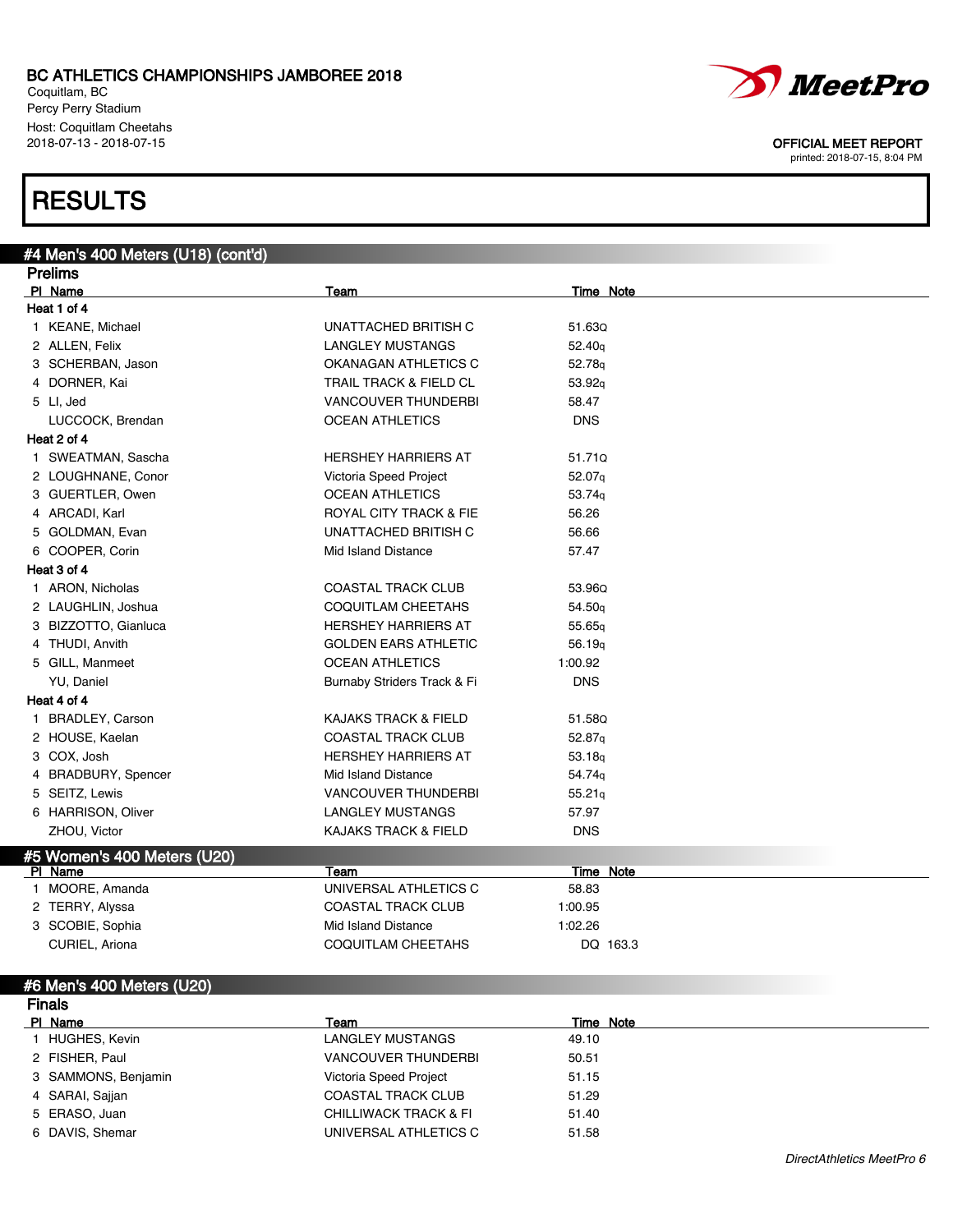BC ATHLETICS CHAMPIONSHIPS JAMBOREE 2018
Coquitlam, BC
Percy Perry Stadium
Host: Coquitlam Cheetahs
2018-07-13 - 2018-07-15

OFFICIAL MEET REPORT
printed: 2018-07-15, 8:04 PM

# RESULTS

## #4 Men's 400 Meters (U18) (cont'd)

### Prelims

| Pl | Name | Team | Time | Note |
|---|---|---|---|---|
| **Heat 1 of 4** | | | | |
| 1 | KEANE, Michael | UNATTACHED BRITISH C | 51.63Q | |
| 2 | ALLEN, Felix | LANGLEY MUSTANGS | 52.40q | |
| 3 | SCHERBAN, Jason | OKANAGAN ATHLETICS C | 52.78q | |
| 4 | DORNER, Kai | TRAIL TRACK & FIELD CL | 53.92q | |
| 5 | LI, Jed | VANCOUVER THUNDERBI | 58.47 | |
| | LUCCOCK, Brendan | OCEAN ATHLETICS | DNS | |
| **Heat 2 of 4** | | | | |
| 1 | SWEATMAN, Sascha | HERSHEY HARRIERS AT | 51.71Q | |
| 2 | LOUGHNANE, Conor | Victoria Speed Project | 52.07q | |
| 3 | GUERTLER, Owen | OCEAN ATHLETICS | 53.74q | |
| 4 | ARCADI, Karl | ROYAL CITY TRACK & FIE | 56.26 | |
| 5 | GOLDMAN, Evan | UNATTACHED BRITISH C | 56.66 | |
| 6 | COOPER, Corin | Mid Island Distance | 57.47 | |
| **Heat 3 of 4** | | | | |
| 1 | ARON, Nicholas | COASTAL TRACK CLUB | 53.96Q | |
| 2 | LAUGHLIN, Joshua | COQUITLAM CHEETAHS | 54.50q | |
| 3 | BIZZOTTO, Gianluca | HERSHEY HARRIERS AT | 55.65q | |
| 4 | THUDI, Anvith | GOLDEN EARS ATHLETIC | 56.19q | |
| 5 | GILL, Manmeet | OCEAN ATHLETICS | 1:00.92 | |
| | YU, Daniel | Burnaby Striders Track & Fi | DNS | |
| **Heat 4 of 4** | | | | |
| 1 | BRADLEY, Carson | KAJAKS TRACK & FIELD | 51.58Q | |
| 2 | HOUSE, Kaelan | COASTAL TRACK CLUB | 52.87q | |
| 3 | COX, Josh | HERSHEY HARRIERS AT | 53.18q | |
| 4 | BRADBURY, Spencer | Mid Island Distance | 54.74q | |
| 5 | SEITZ, Lewis | VANCOUVER THUNDERBI | 55.21q | |
| 6 | HARRISON, Oliver | LANGLEY MUSTANGS | 57.97 | |
| | ZHOU, Victor | KAJAKS TRACK & FIELD | DNS | |

## #5 Women's 400 Meters (U20)

| Pl | Name | Team | Time | Note |
|---|---|---|---|---|
| 1 | MOORE, Amanda | UNIVERSAL ATHLETICS C | 58.83 | |
| 2 | TERRY, Alyssa | COASTAL TRACK CLUB | 1:00.95 | |
| 3 | SCOBIE, Sophia | Mid Island Distance | 1:02.26 | |
| | CURIEL, Ariona | COQUITLAM CHEETAHS | DQ | 163.3 |

## #6 Men's 400 Meters (U20)

### Finals

| Pl | Name | Team | Time | Note |
|---|---|---|---|---|
| 1 | HUGHES, Kevin | LANGLEY MUSTANGS | 49.10 | |
| 2 | FISHER, Paul | VANCOUVER THUNDERBI | 50.51 | |
| 3 | SAMMONS, Benjamin | Victoria Speed Project | 51.15 | |
| 4 | SARAI, Sajjan | COASTAL TRACK CLUB | 51.29 | |
| 5 | ERASO, Juan | CHILLIWACK TRACK & FI | 51.40 | |
| 6 | DAVIS, Shemar | UNIVERSAL ATHLETICS C | 51.58 | |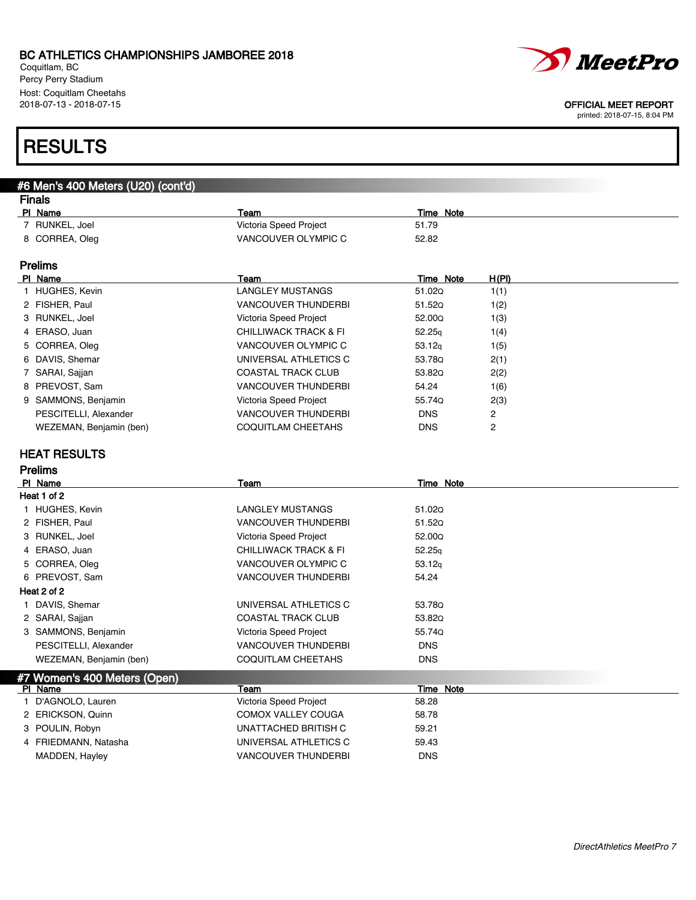# RESULTS

## #6 Men's 400 Meters (U20) (cont'd)

### Finals

| Pl | Name | Team | Time | Note |
|---|---|---|---|---|
| 7 | RUNKEL, Joel | Victoria Speed Project | 51.79 | |
| 8 | CORREA, Oleg | VANCOUVER OLYMPIC C | 52.82 | |

### Prelims

| Pl | Name | Team | Time | Note | H(Pl) |
|---|---|---|---|---|---|
| 1 | HUGHES, Kevin | LANGLEY MUSTANGS | 51.02Q | | 1(1) |
| 2 | FISHER, Paul | VANCOUVER THUNDERBI | 51.52Q | | 1(2) |
| 3 | RUNKEL, Joel | Victoria Speed Project | 52.00Q | | 1(3) |
| 4 | ERASO, Juan | CHILLIWACK TRACK & FI | 52.25q | | 1(4) |
| 5 | CORREA, Oleg | VANCOUVER OLYMPIC C | 53.12q | | 1(5) |
| 6 | DAVIS, Shemar | UNIVERSAL ATHLETICS C | 53.78Q | | 2(1) |
| 7 | SARAI, Sajjan | COASTAL TRACK CLUB | 53.82Q | | 2(2) |
| 8 | PREVOST, Sam | VANCOUVER THUNDERBI | 54.24 | | 1(6) |
| 9 | SAMMONS, Benjamin | Victoria Speed Project | 55.74Q | | 2(3) |
| | PESCITELLI, Alexander | VANCOUVER THUNDERBI | DNS | | 2 |
| | WEZEMAN, Benjamin (ben) | COQUITLAM CHEETAHS | DNS | | 2 |

## HEAT RESULTS

### Prelims

| Pl | Name | Team | Time | Note |
|---|---|---|---|---|
| **Heat 1 of 2** | | | | |
| 1 | HUGHES, Kevin | LANGLEY MUSTANGS | 51.02Q | |
| 2 | FISHER, Paul | VANCOUVER THUNDERBI | 51.52Q | |
| 3 | RUNKEL, Joel | Victoria Speed Project | 52.00Q | |
| 4 | ERASO, Juan | CHILLIWACK TRACK & FI | 52.25q | |
| 5 | CORREA, Oleg | VANCOUVER OLYMPIC C | 53.12q | |
| 6 | PREVOST, Sam | VANCOUVER THUNDERBI | 54.24 | |
| **Heat 2 of 2** | | | | |
| 1 | DAVIS, Shemar | UNIVERSAL ATHLETICS C | 53.78Q | |
| 2 | SARAI, Sajjan | COASTAL TRACK CLUB | 53.82Q | |
| 3 | SAMMONS, Benjamin | Victoria Speed Project | 55.74Q | |
| | PESCITELLI, Alexander | VANCOUVER THUNDERBI | DNS | |
| | WEZEMAN, Benjamin (ben) | COQUITLAM CHEETAHS | DNS | |

## #7 Women's 400 Meters (Open)

| Pl | Name | Team | Time | Note |
|---|---|---|---|---|
| 1 | D'AGNOLO, Lauren | Victoria Speed Project | 58.28 | |
| 2 | ERICKSON, Quinn | COMOX VALLEY COUGA | 58.78 | |
| 3 | POULIN, Robyn | UNATTACHED BRITISH C | 59.21 | |
| 4 | FRIEDMANN, Natasha | UNIVERSAL ATHLETICS C | 59.43 | |
| | MADDEN, Hayley | VANCOUVER THUNDERBI | DNS | |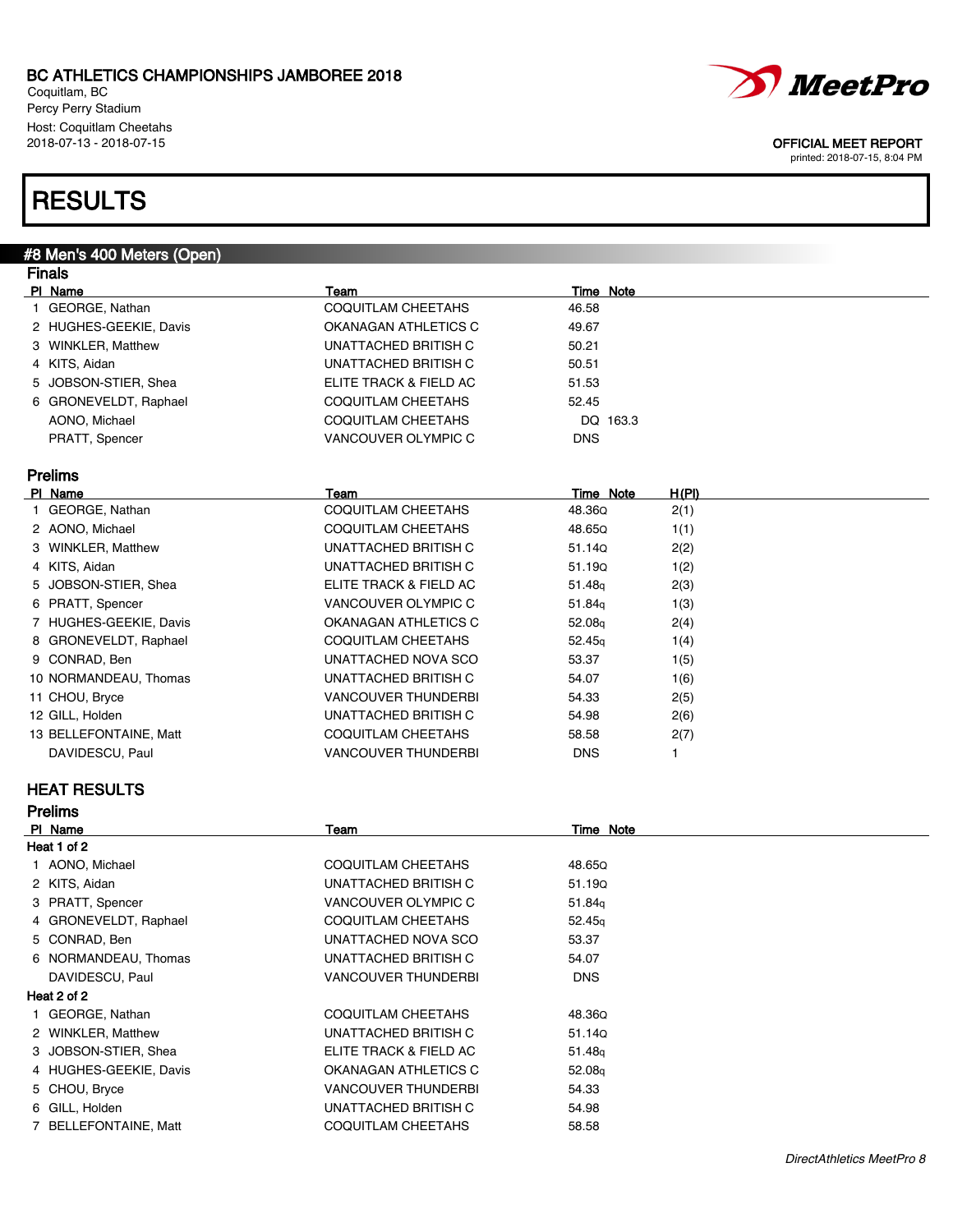# RESULTS

## #8 Men's 400 Meters (Open)

### Finals

| Pl | Name | Team | Time | Note |
|---|---|---|---|---|
| 1 | GEORGE, Nathan | COQUITLAM CHEETAHS | 46.58 | |
| 2 | HUGHES-GEEKIE, Davis | OKANAGAN ATHLETICS C | 49.67 | |
| 3 | WINKLER, Matthew | UNATTACHED BRITISH C | 50.21 | |
| 4 | KITS, Aidan | UNATTACHED BRITISH C | 50.51 | |
| 5 | JOBSON-STIER, Shea | ELITE TRACK & FIELD AC | 51.53 | |
| 6 | GRONEVELDT, Raphael | COQUITLAM CHEETAHS | 52.45 | |
| | AONO, Michael | COQUITLAM CHEETAHS | DQ | 163.3 |
| | PRATT, Spencer | VANCOUVER OLYMPIC C | DNS | |

### Prelims

| Pl | Name | Team | Time | Note | H(Pl) |
|---|---|---|---|---|---|
| 1 | GEORGE, Nathan | COQUITLAM CHEETAHS | 48.36 | Q | 2(1) |
| 2 | AONO, Michael | COQUITLAM CHEETAHS | 48.65 | Q | 1(1) |
| 3 | WINKLER, Matthew | UNATTACHED BRITISH C | 51.14 | Q | 2(2) |
| 4 | KITS, Aidan | UNATTACHED BRITISH C | 51.19 | Q | 1(2) |
| 5 | JOBSON-STIER, Shea | ELITE TRACK & FIELD AC | 51.48 | q | 2(3) |
| 6 | PRATT, Spencer | VANCOUVER OLYMPIC C | 51.84 | q | 1(3) |
| 7 | HUGHES-GEEKIE, Davis | OKANAGAN ATHLETICS C | 52.08 | q | 2(4) |
| 8 | GRONEVELDT, Raphael | COQUITLAM CHEETAHS | 52.45 | q | 1(4) |
| 9 | CONRAD, Ben | UNATTACHED NOVA SCO | 53.37 | | 1(5) |
| 10 | NORMANDEAU, Thomas | UNATTACHED BRITISH C | 54.07 | | 1(6) |
| 11 | CHOU, Bryce | VANCOUVER THUNDERBI | 54.33 | | 2(5) |
| 12 | GILL, Holden | UNATTACHED BRITISH C | 54.98 | | 2(6) |
| 13 | BELLEFONTAINE, Matt | COQUITLAM CHEETAHS | 58.58 | | 2(7) |
| | DAVIDESCU, Paul | VANCOUVER THUNDERBI | DNS | | 1 |

## HEAT RESULTS

### Prelims

| Pl | Name | Team | Time | Note |
|---|---|---|---|---|
| **Heat 1 of 2** | | | | |
| 1 | AONO, Michael | COQUITLAM CHEETAHS | 48.65 | Q |
| 2 | KITS, Aidan | UNATTACHED BRITISH C | 51.19 | Q |
| 3 | PRATT, Spencer | VANCOUVER OLYMPIC C | 51.84 | q |
| 4 | GRONEVELDT, Raphael | COQUITLAM CHEETAHS | 52.45 | q |
| 5 | CONRAD, Ben | UNATTACHED NOVA SCO | 53.37 | |
| 6 | NORMANDEAU, Thomas | UNATTACHED BRITISH C | 54.07 | |
| | DAVIDESCU, Paul | VANCOUVER THUNDERBI | DNS | |
| **Heat 2 of 2** | | | | |
| 1 | GEORGE, Nathan | COQUITLAM CHEETAHS | 48.36 | Q |
| 2 | WINKLER, Matthew | UNATTACHED BRITISH C | 51.14 | Q |
| 3 | JOBSON-STIER, Shea | ELITE TRACK & FIELD AC | 51.48 | q |
| 4 | HUGHES-GEEKIE, Davis | OKANAGAN ATHLETICS C | 52.08 | q |
| 5 | CHOU, Bryce | VANCOUVER THUNDERBI | 54.33 | |
| 6 | GILL, Holden | UNATTACHED BRITISH C | 54.98 | |
| 7 | BELLEFONTAINE, Matt | COQUITLAM CHEETAHS | 58.58 | |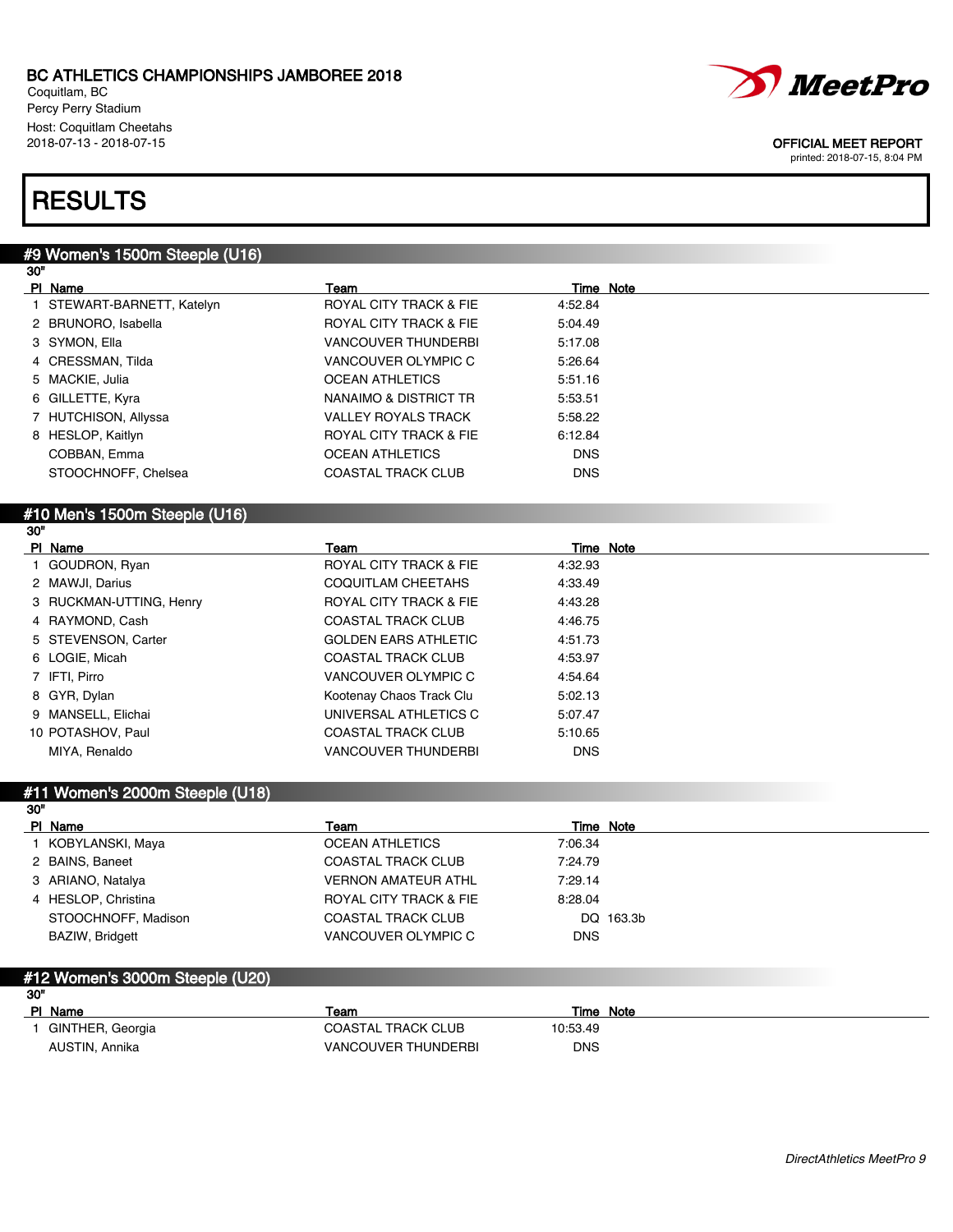BC ATHLETICS CHAMPIONSHIPS JAMBOREE 2018
Coquitlam, BC
Percy Perry Stadium
Host: Coquitlam Cheetahs
2018-07-13 - 2018-07-15

OFFICIAL MEET REPORT
printed: 2018-07-15, 8:04 PM

# RESULTS

## #9 Women's 1500m Steeple (U16)

30"

| Pl | Name | Team | Time | Note |
|---|---|---|---|---|
| 1 | STEWART-BARNETT, Katelyn | ROYAL CITY TRACK & FIE | 4:52.84 | |
| 2 | BRUNORO, Isabella | ROYAL CITY TRACK & FIE | 5:04.49 | |
| 3 | SYMON, Ella | VANCOUVER THUNDERBI | 5:17.08 | |
| 4 | CRESSMAN, Tilda | VANCOUVER OLYMPIC C | 5:26.64 | |
| 5 | MACKIE, Julia | OCEAN ATHLETICS | 5:51.16 | |
| 6 | GILLETTE, Kyra | NANAIMO & DISTRICT TR | 5:53.51 | |
| 7 | HUTCHISON, Allyssa | VALLEY ROYALS TRACK | 5:58.22 | |
| 8 | HESLOP, Kaitlyn | ROYAL CITY TRACK & FIE | 6:12.84 | |
| | COBBAN, Emma | OCEAN ATHLETICS | DNS | |
| | STOOCHNOFF, Chelsea | COASTAL TRACK CLUB | DNS | |

## #10 Men's 1500m Steeple (U16)

30"

| Pl | Name | Team | Time | Note |
|---|---|---|---|---|
| 1 | GOUDRON, Ryan | ROYAL CITY TRACK & FIE | 4:32.93 | |
| 2 | MAWJI, Darius | COQUITLAM CHEETAHS | 4:33.49 | |
| 3 | RUCKMAN-UTTING, Henry | ROYAL CITY TRACK & FIE | 4:43.28 | |
| 4 | RAYMOND, Cash | COASTAL TRACK CLUB | 4:46.75 | |
| 5 | STEVENSON, Carter | GOLDEN EARS ATHLETIC | 4:51.73 | |
| 6 | LOGIE, Micah | COASTAL TRACK CLUB | 4:53.97 | |
| 7 | IFTI, Pirro | VANCOUVER OLYMPIC C | 4:54.64 | |
| 8 | GYR, Dylan | Kootenay Chaos Track Clu | 5:02.13 | |
| 9 | MANSELL, Elichai | UNIVERSAL ATHLETICS C | 5:07.47 | |
| 10 | POTASHOV, Paul | COASTAL TRACK CLUB | 5:10.65 | |
| | MIYA, Renaldo | VANCOUVER THUNDERBI | DNS | |

## #11 Women's 2000m Steeple (U18)

30"

| Pl | Name | Team | Time | Note |
|---|---|---|---|---|
| 1 | KOBYLANSKI, Maya | OCEAN ATHLETICS | 7:06.34 | |
| 2 | BAINS, Baneet | COASTAL TRACK CLUB | 7:24.79 | |
| 3 | ARIANO, Natalya | VERNON AMATEUR ATHL | 7:29.14 | |
| 4 | HESLOP, Christina | ROYAL CITY TRACK & FIE | 8:28.04 | |
| | STOOCHNOFF, Madison | COASTAL TRACK CLUB | DQ | 163.3b |
| | BAZIW, Bridgett | VANCOUVER OLYMPIC C | DNS | |

## #12 Women's 3000m Steeple (U20)

30"

| Pl | Name | Team | Time | Note |
|---|---|---|---|---|
| 1 | GINTHER, Georgia | COASTAL TRACK CLUB | 10:53.49 | |
| | AUSTIN, Annika | VANCOUVER THUNDERBI | DNS | |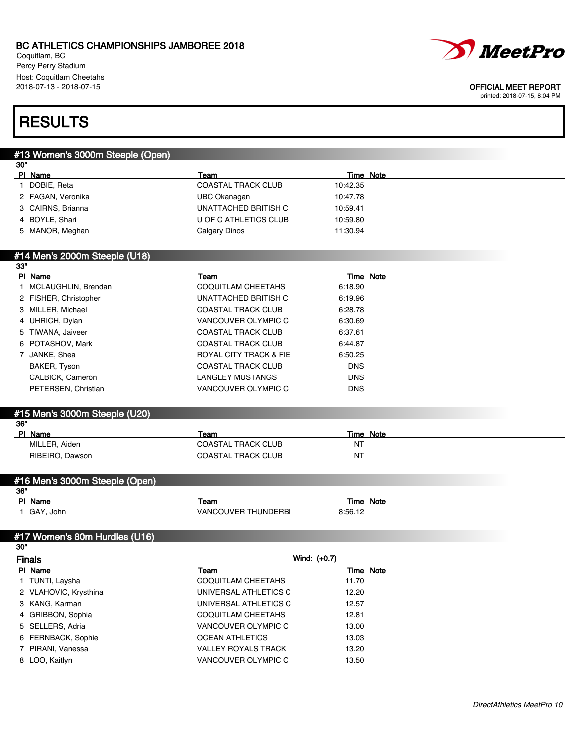# RESULTS

## #13 Women's 3000m Steeple (Open)

30"

| Pl | Name | Team | Time | Note |
|---|---|---|---|---|
| 1 | DOBIE, Reta | COASTAL TRACK CLUB | 10:42.35 | |
| 2 | FAGAN, Veronika | UBC Okanagan | 10:47.78 | |
| 3 | CAIRNS, Brianna | UNATTACHED BRITISH C | 10:59.41 | |
| 4 | BOYLE, Shari | U OF C ATHLETICS CLUB | 10:59.80 | |
| 5 | MANOR, Meghan | Calgary Dinos | 11:30.94 | |

## #14 Men's 2000m Steeple (U18)

33"

| Pl | Name | Team | Time | Note |
|---|---|---|---|---|
| 1 | MCLAUGHLIN, Brendan | COQUITLAM CHEETAHS | 6:18.90 | |
| 2 | FISHER, Christopher | UNATTACHED BRITISH C | 6:19.96 | |
| 3 | MILLER, Michael | COASTAL TRACK CLUB | 6:28.78 | |
| 4 | UHRICH, Dylan | VANCOUVER OLYMPIC C | 6:30.69 | |
| 5 | TIWANA, Jaiveer | COASTAL TRACK CLUB | 6:37.61 | |
| 6 | POTASHOV, Mark | COASTAL TRACK CLUB | 6:44.87 | |
| 7 | JANKE, Shea | ROYAL CITY TRACK & FIE | 6:50.25 | |
| | BAKER, Tyson | COASTAL TRACK CLUB | DNS | |
| | CALBICK, Cameron | LANGLEY MUSTANGS | DNS | |
| | PETERSEN, Christian | VANCOUVER OLYMPIC C | DNS | |

## #15 Men's 3000m Steeple (U20)

36"

| Pl | Name | Team | Time | Note |
|---|---|---|---|---|
| | MILLER, Aiden | COASTAL TRACK CLUB | NT | |
| | RIBEIRO, Dawson | COASTAL TRACK CLUB | NT | |

## #16 Men's 3000m Steeple (Open)

36"

| Pl | Name | Team | Time | Note |
|---|---|---|---|---|
| 1 | GAY, John | VANCOUVER THUNDERBI | 8:56.12 | |

## #17 Women's 80m Hurdles (U16)

30"

### Finals

Wind: (+0.7)

| Pl | Name | Team | Time | Note |
|---|---|---|---|---|
| 1 | TUNTI, Laysha | COQUITLAM CHEETAHS | 11.70 | |
| 2 | VLAHOVIC, Krysthina | UNIVERSAL ATHLETICS C | 12.20 | |
| 3 | KANG, Karman | UNIVERSAL ATHLETICS C | 12.57 | |
| 4 | GRIBBON, Sophia | COQUITLAM CHEETAHS | 12.81 | |
| 5 | SELLERS, Adria | VANCOUVER OLYMPIC C | 13.00 | |
| 6 | FERNBACK, Sophie | OCEAN ATHLETICS | 13.03 | |
| 7 | PIRANI, Vanessa | VALLEY ROYALS TRACK | 13.20 | |
| 8 | LOO, Kaitlyn | VANCOUVER OLYMPIC C | 13.50 | |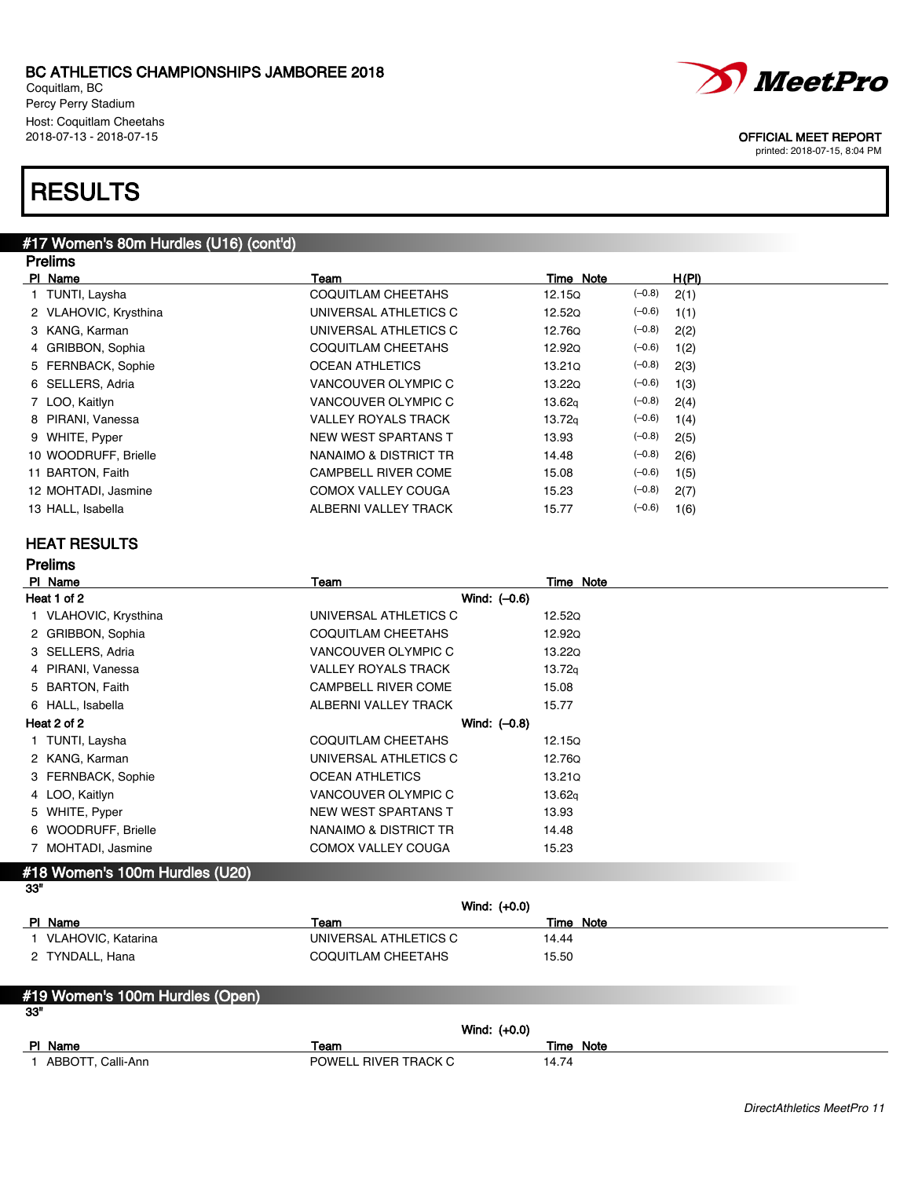BC ATHLETICS CHAMPIONSHIPS JAMBOREE 2018
Coquitlam, BC
Percy Perry Stadium
Host: Coquitlam Cheetahs
2018-07-13 - 2018-07-15

OFFICIAL MEET REPORT
printed: 2018-07-15, 8:04 PM

# RESULTS

## #17 Women's 80m Hurdles (U16) (cont'd)

### Prelims

| Pl | Name | Team | Time | Note | | H(Pl) |
|---|---|---|---|---|---|---|
| 1 | TUNTI, Laysha | COQUITLAM CHEETAHS | 12.15Q | | (−0.8) | 2(1) |
| 2 | VLAHOVIC, Krysthina | UNIVERSAL ATHLETICS C | 12.52Q | | (−0.6) | 1(1) |
| 3 | KANG, Karman | UNIVERSAL ATHLETICS C | 12.76Q | | (−0.8) | 2(2) |
| 4 | GRIBBON, Sophia | COQUITLAM CHEETAHS | 12.92Q | | (−0.6) | 1(2) |
| 5 | FERNBACK, Sophie | OCEAN ATHLETICS | 13.21Q | | (−0.8) | 2(3) |
| 6 | SELLERS, Adria | VANCOUVER OLYMPIC C | 13.22Q | | (−0.6) | 1(3) |
| 7 | LOO, Kaitlyn | VANCOUVER OLYMPIC C | 13.62q | | (−0.8) | 2(4) |
| 8 | PIRANI, Vanessa | VALLEY ROYALS TRACK | 13.72q | | (−0.6) | 1(4) |
| 9 | WHITE, Pyper | NEW WEST SPARTANS T | 13.93 | | (−0.8) | 2(5) |
| 10 | WOODRUFF, Brielle | NANAIMO & DISTRICT TR | 14.48 | | (−0.8) | 2(6) |
| 11 | BARTON, Faith | CAMPBELL RIVER COME | 15.08 | | (−0.6) | 1(5) |
| 12 | MOHTADI, Jasmine | COMOX VALLEY COUGA | 15.23 | | (−0.8) | 2(7) |
| 13 | HALL, Isabella | ALBERNI VALLEY TRACK | 15.77 | | (−0.6) | 1(6) |

### HEAT RESULTS

### Prelims

| Pl | Name | Team | Time | Note |
|---|---|---|---|---|
| **Heat 1 of 2** | | Wind: (−0.6) | | |
| 1 | VLAHOVIC, Krysthina | UNIVERSAL ATHLETICS C | 12.52Q | |
| 2 | GRIBBON, Sophia | COQUITLAM CHEETAHS | 12.92Q | |
| 3 | SELLERS, Adria | VANCOUVER OLYMPIC C | 13.22Q | |
| 4 | PIRANI, Vanessa | VALLEY ROYALS TRACK | 13.72q | |
| 5 | BARTON, Faith | CAMPBELL RIVER COME | 15.08 | |
| 6 | HALL, Isabella | ALBERNI VALLEY TRACK | 15.77 | |
| **Heat 2 of 2** | | Wind: (−0.8) | | |
| 1 | TUNTI, Laysha | COQUITLAM CHEETAHS | 12.15Q | |
| 2 | KANG, Karman | UNIVERSAL ATHLETICS C | 12.76Q | |
| 3 | FERNBACK, Sophie | OCEAN ATHLETICS | 13.21Q | |
| 4 | LOO, Kaitlyn | VANCOUVER OLYMPIC C | 13.62q | |
| 5 | WHITE, Pyper | NEW WEST SPARTANS T | 13.93 | |
| 6 | WOODRUFF, Brielle | NANAIMO & DISTRICT TR | 14.48 | |
| 7 | MOHTADI, Jasmine | COMOX VALLEY COUGA | 15.23 | |

## #18 Women's 100m Hurdles (U20)

33"

Wind: (+0.0)

| Pl | Name | Team | Time | Note |
|---|---|---|---|---|
| 1 | VLAHOVIC, Katarina | UNIVERSAL ATHLETICS C | 14.44 | |
| 2 | TYNDALL, Hana | COQUITLAM CHEETAHS | 15.50 | |

## #19 Women's 100m Hurdles (Open)

33"

Wind: (+0.0)

| Pl | Name | Team | Time | Note |
|---|---|---|---|---|
| 1 | ABBOTT, Calli-Ann | POWELL RIVER TRACK C | 14.74 | |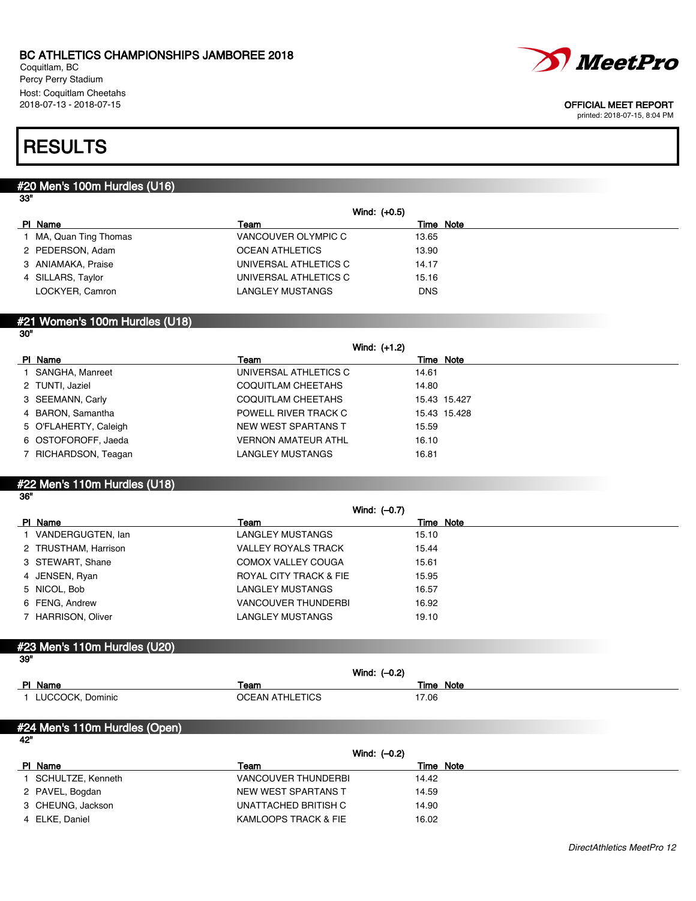BC ATHLETICS CHAMPIONSHIPS JAMBOREE 2018
Coquitlam, BC
Percy Perry Stadium
Host: Coquitlam Cheetahs
2018-07-13 - 2018-07-15

OFFICIAL MEET REPORT
printed: 2018-07-15, 8:04 PM

# RESULTS

## #20 Men's 100m Hurdles (U16)

33"

Wind: (+0.5)

| Pl | Name | Team | Time | Note |
|---|---|---|---|---|
| 1 | MA, Quan Ting Thomas | VANCOUVER OLYMPIC C | 13.65 | |
| 2 | PEDERSON, Adam | OCEAN ATHLETICS | 13.90 | |
| 3 | ANIAMAKA, Praise | UNIVERSAL ATHLETICS C | 14.17 | |
| 4 | SILLARS, Taylor | UNIVERSAL ATHLETICS C | 15.16 | |
| | LOCKYER, Camron | LANGLEY MUSTANGS | DNS | |

## #21 Women's 100m Hurdles (U18)

30"

Wind: (+1.2)

| Pl | Name | Team | Time | Note |
|---|---|---|---|---|
| 1 | SANGHA, Manreet | UNIVERSAL ATHLETICS C | 14.61 | |
| 2 | TUNTI, Jaziel | COQUITLAM CHEETAHS | 14.80 | |
| 3 | SEEMANN, Carly | COQUITLAM CHEETAHS | 15.43 | 15.427 |
| 4 | BARON, Samantha | POWELL RIVER TRACK C | 15.43 | 15.428 |
| 5 | O'FLAHERTY, Caleigh | NEW WEST SPARTANS T | 15.59 | |
| 6 | OSTOFOROFF, Jaeda | VERNON AMATEUR ATHL | 16.10 | |
| 7 | RICHARDSON, Teagan | LANGLEY MUSTANGS | 16.81 | |

## #22 Men's 110m Hurdles (U18)

36"

Wind: (–0.7)

| Pl | Name | Team | Time | Note |
|---|---|---|---|---|
| 1 | VANDERGUGTEN, Ian | LANGLEY MUSTANGS | 15.10 | |
| 2 | TRUSTHAM, Harrison | VALLEY ROYALS TRACK | 15.44 | |
| 3 | STEWART, Shane | COMOX VALLEY COUGA | 15.61 | |
| 4 | JENSEN, Ryan | ROYAL CITY TRACK & FIE | 15.95 | |
| 5 | NICOL, Bob | LANGLEY MUSTANGS | 16.57 | |
| 6 | FENG, Andrew | VANCOUVER THUNDERBI | 16.92 | |
| 7 | HARRISON, Oliver | LANGLEY MUSTANGS | 19.10 | |

## #23 Men's 110m Hurdles (U20)

39"

Wind: (–0.2)

| Pl | Name | Team | Time | Note |
|---|---|---|---|---|
| 1 | LUCCOCK, Dominic | OCEAN ATHLETICS | 17.06 | |

## #24 Men's 110m Hurdles (Open)

42"

Wind: (–0.2)

| Pl | Name | Team | Time | Note |
|---|---|---|---|---|
| 1 | SCHULTZE, Kenneth | VANCOUVER THUNDERBI | 14.42 | |
| 2 | PAVEL, Bogdan | NEW WEST SPARTANS T | 14.59 | |
| 3 | CHEUNG, Jackson | UNATTACHED BRITISH C | 14.90 | |
| 4 | ELKE, Daniel | KAMLOOPS TRACK & FIE | 16.02 | |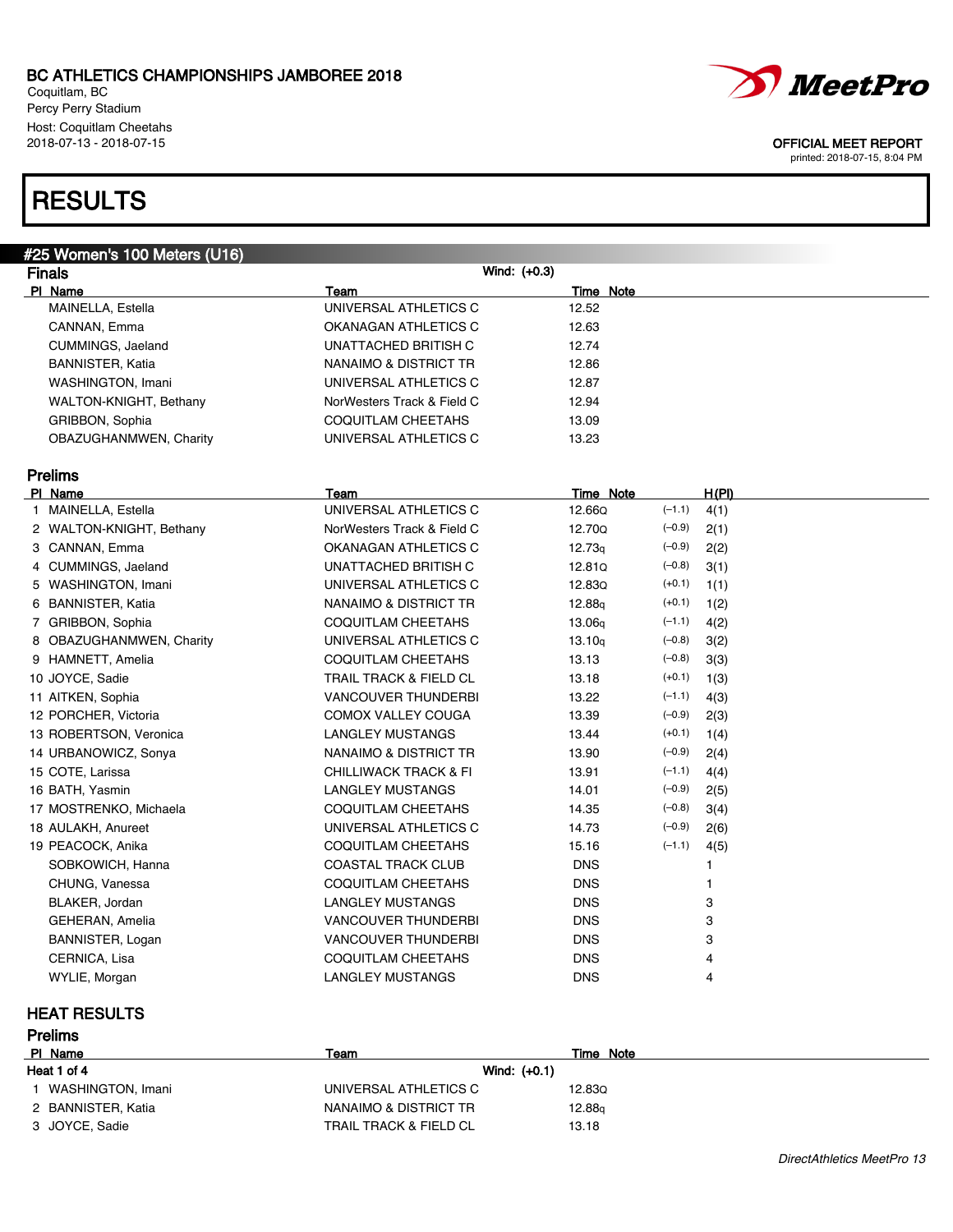BC ATHLETICS CHAMPIONSHIPS JAMBOREE 2018
Coquitlam, BC
Percy Perry Stadium
Host: Coquitlam Cheetahs
2018-07-13 - 2018-07-15

OFFICIAL MEET REPORT
printed: 2018-07-15, 8:04 PM

# RESULTS

## #25 Women's 100 Meters (U16)

### Finals

Wind: (+0.3)

| Pl | Name | Team | Time | Note |
|---|---|---|---|---|
| | MAINELLA, Estella | UNIVERSAL ATHLETICS C | 12.52 | |
| | CANNAN, Emma | OKANAGAN ATHLETICS C | 12.63 | |
| | CUMMINGS, Jaeland | UNATTACHED BRITISH C | 12.74 | |
| | BANNISTER, Katia | NANAIMO & DISTRICT TR | 12.86 | |
| | WASHINGTON, Imani | UNIVERSAL ATHLETICS C | 12.87 | |
| | WALTON-KNIGHT, Bethany | NorWesters Track & Field C | 12.94 | |
| | GRIBBON, Sophia | COQUITLAM CHEETAHS | 13.09 | |
| | OBAZUGHANMWEN, Charity | UNIVERSAL ATHLETICS C | 13.23 | |

### Prelims

| Pl | Name | Team | Time | Note | Wind | H(Pl) |
|---|---|---|---|---|---|---|
| 1 | MAINELLA, Estella | UNIVERSAL ATHLETICS C | 12.66Q | | (−1.1) | 4(1) |
| 2 | WALTON-KNIGHT, Bethany | NorWesters Track & Field C | 12.70Q | | (−0.9) | 2(1) |
| 3 | CANNAN, Emma | OKANAGAN ATHLETICS C | 12.73q | | (−0.9) | 2(2) |
| 4 | CUMMINGS, Jaeland | UNATTACHED BRITISH C | 12.81Q | | (−0.8) | 3(1) |
| 5 | WASHINGTON, Imani | UNIVERSAL ATHLETICS C | 12.83Q | | (+0.1) | 1(1) |
| 6 | BANNISTER, Katia | NANAIMO & DISTRICT TR | 12.88q | | (+0.1) | 1(2) |
| 7 | GRIBBON, Sophia | COQUITLAM CHEETAHS | 13.06q | | (−1.1) | 4(2) |
| 8 | OBAZUGHANMWEN, Charity | UNIVERSAL ATHLETICS C | 13.10q | | (−0.8) | 3(2) |
| 9 | HAMNETT, Amelia | COQUITLAM CHEETAHS | 13.13 | | (−0.8) | 3(3) |
| 10 | JOYCE, Sadie | TRAIL TRACK & FIELD CL | 13.18 | | (+0.1) | 1(3) |
| 11 | AITKEN, Sophia | VANCOUVER THUNDERBI | 13.22 | | (−1.1) | 4(3) |
| 12 | PORCHER, Victoria | COMOX VALLEY COUGA | 13.39 | | (−0.9) | 2(3) |
| 13 | ROBERTSON, Veronica | LANGLEY MUSTANGS | 13.44 | | (+0.1) | 1(4) |
| 14 | URBANOWICZ, Sonya | NANAIMO & DISTRICT TR | 13.90 | | (−0.9) | 2(4) |
| 15 | COTE, Larissa | CHILLIWACK TRACK & FI | 13.91 | | (−1.1) | 4(4) |
| 16 | BATH, Yasmin | LANGLEY MUSTANGS | 14.01 | | (−0.9) | 2(5) |
| 17 | MOSTRENKO, Michaela | COQUITLAM CHEETAHS | 14.35 | | (−0.8) | 3(4) |
| 18 | AULAKH, Anureet | UNIVERSAL ATHLETICS C | 14.73 | | (−0.9) | 2(6) |
| 19 | PEACOCK, Anika | COQUITLAM CHEETAHS | 15.16 | | (−1.1) | 4(5) |
| | SOBKOWICH, Hanna | COASTAL TRACK CLUB | DNS | | | 1 |
| | CHUNG, Vanessa | COQUITLAM CHEETAHS | DNS | | | 1 |
| | BLAKER, Jordan | LANGLEY MUSTANGS | DNS | | | 3 |
| | GEHERAN, Amelia | VANCOUVER THUNDERBI | DNS | | | 3 |
| | BANNISTER, Logan | VANCOUVER THUNDERBI | DNS | | | 3 |
| | CERNICA, Lisa | COQUITLAM CHEETAHS | DNS | | | 4 |
| | WYLIE, Morgan | LANGLEY MUSTANGS | DNS | | | 4 |

## HEAT RESULTS

### Prelims

**Heat 1 of 4** — Wind: (+0.1)

| Pl | Name | Team | Time | Note |
|---|---|---|---|---|
| 1 | WASHINGTON, Imani | UNIVERSAL ATHLETICS C | 12.83Q | |
| 2 | BANNISTER, Katia | NANAIMO & DISTRICT TR | 12.88q | |
| 3 | JOYCE, Sadie | TRAIL TRACK & FIELD CL | 13.18 | |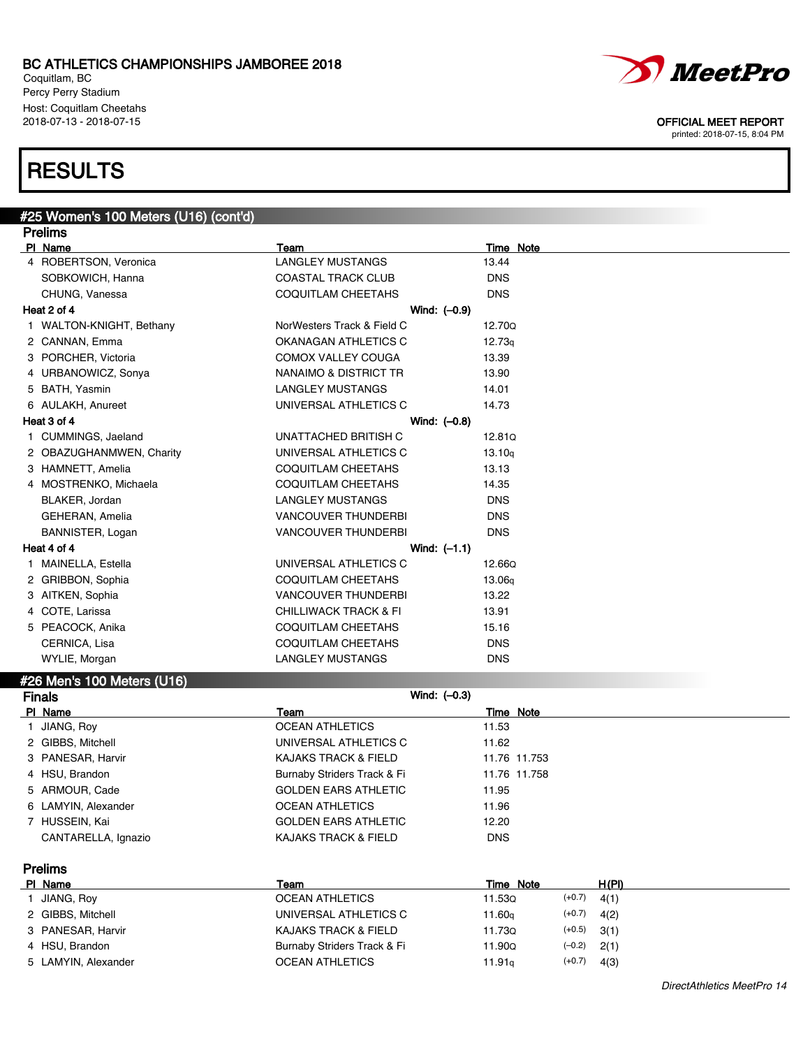# BC ATHLETICS CHAMPIONSHIPS JAMBOREE 2018

Coquitlam, BC
Percy Perry Stadium
Host: Coquitlam Cheetahs
2018-07-13 - 2018-07-15

OFFICIAL MEET REPORT
printed: 2018-07-15, 8:04 PM

# RESULTS

## #25 Women's 100 Meters (U16) (cont'd)

### Prelims

| Pl | Name | Team | Time | Note |
|---|---|---|---|---|
| 4 | ROBERTSON, Veronica | LANGLEY MUSTANGS | 13.44 | |
| | SOBKOWICH, Hanna | COASTAL TRACK CLUB | DNS | |
| | CHUNG, Vanessa | COQUITLAM CHEETAHS | DNS | |
| **Heat 2 of 4** | | Wind: (–0.9) | | |
| 1 | WALTON-KNIGHT, Bethany | NorWesters Track & Field C | 12.70Q | |
| 2 | CANNAN, Emma | OKANAGAN ATHLETICS C | 12.73q | |
| 3 | PORCHER, Victoria | COMOX VALLEY COUGA | 13.39 | |
| 4 | URBANOWICZ, Sonya | NANAIMO & DISTRICT TR | 13.90 | |
| 5 | BATH, Yasmin | LANGLEY MUSTANGS | 14.01 | |
| 6 | AULAKH, Anureet | UNIVERSAL ATHLETICS C | 14.73 | |
| **Heat 3 of 4** | | Wind: (–0.8) | | |
| 1 | CUMMINGS, Jaeland | UNATTACHED BRITISH C | 12.81Q | |
| 2 | OBAZUGHANMWEN, Charity | UNIVERSAL ATHLETICS C | 13.10q | |
| 3 | HAMNETT, Amelia | COQUITLAM CHEETAHS | 13.13 | |
| 4 | MOSTRENKO, Michaela | COQUITLAM CHEETAHS | 14.35 | |
| | BLAKER, Jordan | LANGLEY MUSTANGS | DNS | |
| | GEHERAN, Amelia | VANCOUVER THUNDERBI | DNS | |
| | BANNISTER, Logan | VANCOUVER THUNDERBI | DNS | |
| **Heat 4 of 4** | | Wind: (–1.1) | | |
| 1 | MAINELLA, Estella | UNIVERSAL ATHLETICS C | 12.66Q | |
| 2 | GRIBBON, Sophia | COQUITLAM CHEETAHS | 13.06q | |
| 3 | AITKEN, Sophia | VANCOUVER THUNDERBI | 13.22 | |
| 4 | COTE, Larissa | CHILLIWACK TRACK & FI | 13.91 | |
| 5 | PEACOCK, Anika | COQUITLAM CHEETAHS | 15.16 | |
| | CERNICA, Lisa | COQUITLAM CHEETAHS | DNS | |
| | WYLIE, Morgan | LANGLEY MUSTANGS | DNS | |

## #26 Men's 100 Meters (U16)

### Finals

Wind: (–0.3)

| Pl | Name | Team | Time | Note |
|---|---|---|---|---|
| 1 | JIANG, Roy | OCEAN ATHLETICS | 11.53 | |
| 2 | GIBBS, Mitchell | UNIVERSAL ATHLETICS C | 11.62 | |
| 3 | PANESAR, Harvir | KAJAKS TRACK & FIELD | 11.76 | 11.753 |
| 4 | HSU, Brandon | Burnaby Striders Track & Fi | 11.76 | 11.758 |
| 5 | ARMOUR, Cade | GOLDEN EARS ATHLETIC | 11.95 | |
| 6 | LAMYIN, Alexander | OCEAN ATHLETICS | 11.96 | |
| 7 | HUSSEIN, Kai | GOLDEN EARS ATHLETIC | 12.20 | |
| | CANTARELLA, Ignazio | KAJAKS TRACK & FIELD | DNS | |

### Prelims

| Pl | Name | Team | Time | Note | Wind | H(Pl) |
|---|---|---|---|---|---|---|
| 1 | JIANG, Roy | OCEAN ATHLETICS | 11.53Q | | (+0.7) | 4(1) |
| 2 | GIBBS, Mitchell | UNIVERSAL ATHLETICS C | 11.60q | | (+0.7) | 4(2) |
| 3 | PANESAR, Harvir | KAJAKS TRACK & FIELD | 11.73Q | | (+0.5) | 3(1) |
| 4 | HSU, Brandon | Burnaby Striders Track & Fi | 11.90Q | | (–0.2) | 2(1) |
| 5 | LAMYIN, Alexander | OCEAN ATHLETICS | 11.91q | | (+0.7) | 4(3) |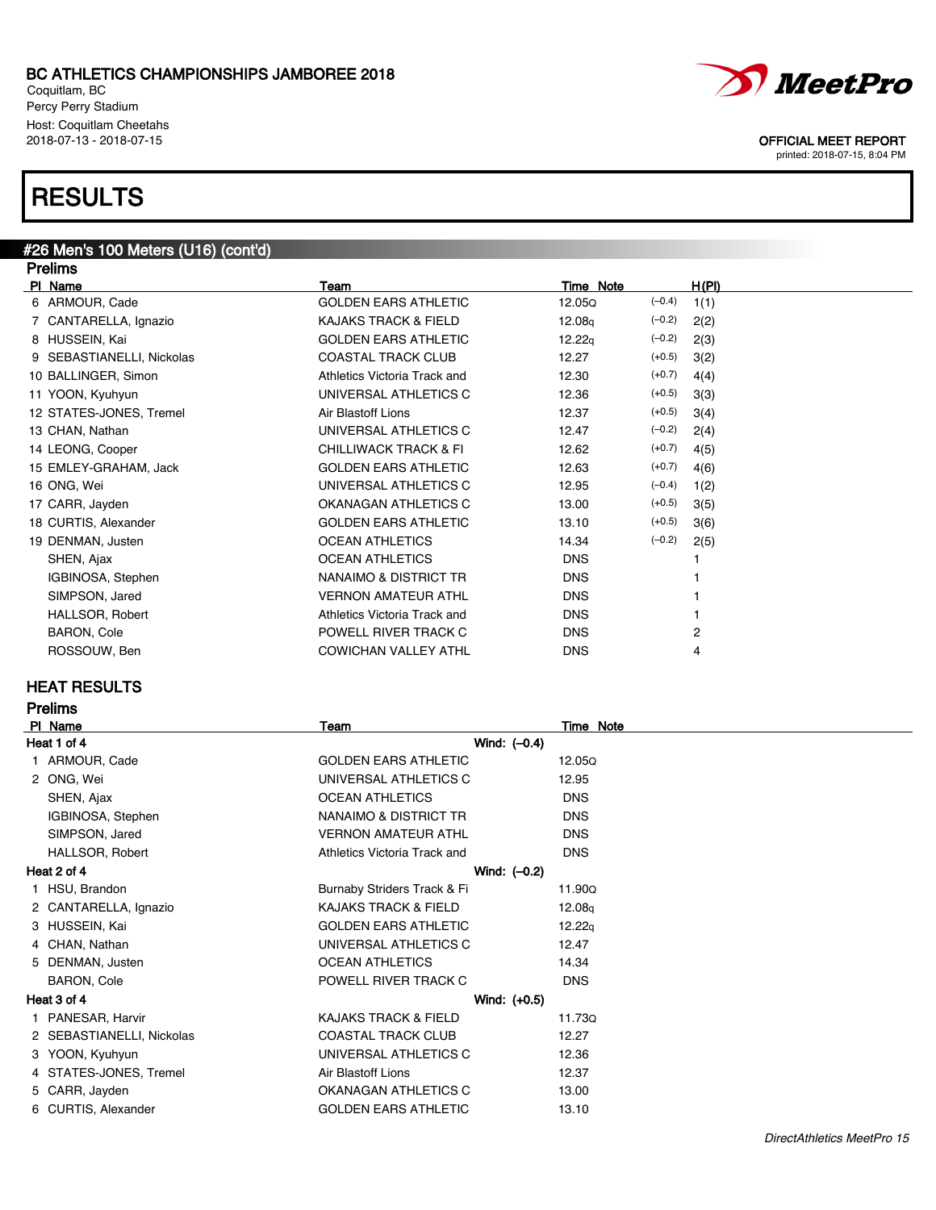# BC ATHLETICS CHAMPIONSHIPS JAMBOREE 2018

Coquitlam, BC
Percy Perry Stadium
Host: Coquitlam Cheetahs
2018-07-13 - 2018-07-15

OFFICIAL MEET REPORT
printed: 2018-07-15, 8:04 PM

# RESULTS

## #26 Men's 100 Meters (U16) (cont'd)

### Prelims

| Pl | Name | Team | Time | Note | Wind | H(Pl) |
|---|---|---|---|---|---|---|
| 6 | ARMOUR, Cade | GOLDEN EARS ATHLETIC | 12.05 | Q | (–0.4) | 1(1) |
| 7 | CANTARELLA, Ignazio | KAJAKS TRACK & FIELD | 12.08 | q | (–0.2) | 2(2) |
| 8 | HUSSEIN, Kai | GOLDEN EARS ATHLETIC | 12.22 | q | (–0.2) | 2(3) |
| 9 | SEBASTIANELLI, Nickolas | COASTAL TRACK CLUB | 12.27 | | (+0.5) | 3(2) |
| 10 | BALLINGER, Simon | Athletics Victoria Track and | 12.30 | | (+0.7) | 4(4) |
| 11 | YOON, Kyuhyun | UNIVERSAL ATHLETICS C | 12.36 | | (+0.5) | 3(3) |
| 12 | STATES-JONES, Tremel | Air Blastoff Lions | 12.37 | | (+0.5) | 3(4) |
| 13 | CHAN, Nathan | UNIVERSAL ATHLETICS C | 12.47 | | (–0.2) | 2(4) |
| 14 | LEONG, Cooper | CHILLIWACK TRACK & FI | 12.62 | | (+0.7) | 4(5) |
| 15 | EMLEY-GRAHAM, Jack | GOLDEN EARS ATHLETIC | 12.63 | | (+0.7) | 4(6) |
| 16 | ONG, Wei | UNIVERSAL ATHLETICS C | 12.95 | | (–0.4) | 1(2) |
| 17 | CARR, Jayden | OKANAGAN ATHLETICS C | 13.00 | | (+0.5) | 3(5) |
| 18 | CURTIS, Alexander | GOLDEN EARS ATHLETIC | 13.10 | | (+0.5) | 3(6) |
| 19 | DENMAN, Justen | OCEAN ATHLETICS | 14.34 | | (–0.2) | 2(5) |
| | SHEN, Ajax | OCEAN ATHLETICS | DNS | | | 1 |
| | IGBINOSA, Stephen | NANAIMO & DISTRICT TR | DNS | | | 1 |
| | SIMPSON, Jared | VERNON AMATEUR ATHL | DNS | | | 1 |
| | HALLSOR, Robert | Athletics Victoria Track and | DNS | | | 1 |
| | BARON, Cole | POWELL RIVER TRACK C | DNS | | | 2 |
| | ROSSOUW, Ben | COWICHAN VALLEY ATHL | DNS | | | 4 |

## HEAT RESULTS

### Prelims

| Pl | Name | Team | Time | Note |
|---|---|---|---|---|
| **Heat 1 of 4** | | **Wind: (–0.4)** | | |
| 1 | ARMOUR, Cade | GOLDEN EARS ATHLETIC | 12.05 | Q |
| 2 | ONG, Wei | UNIVERSAL ATHLETICS C | 12.95 | |
| | SHEN, Ajax | OCEAN ATHLETICS | DNS | |
| | IGBINOSA, Stephen | NANAIMO & DISTRICT TR | DNS | |
| | SIMPSON, Jared | VERNON AMATEUR ATHL | DNS | |
| | HALLSOR, Robert | Athletics Victoria Track and | DNS | |
| **Heat 2 of 4** | | **Wind: (–0.2)** | | |
| 1 | HSU, Brandon | Burnaby Striders Track & Fi | 11.90 | Q |
| 2 | CANTARELLA, Ignazio | KAJAKS TRACK & FIELD | 12.08 | q |
| 3 | HUSSEIN, Kai | GOLDEN EARS ATHLETIC | 12.22 | q |
| 4 | CHAN, Nathan | UNIVERSAL ATHLETICS C | 12.47 | |
| 5 | DENMAN, Justen | OCEAN ATHLETICS | 14.34 | |
| | BARON, Cole | POWELL RIVER TRACK C | DNS | |
| **Heat 3 of 4** | | **Wind: (+0.5)** | | |
| 1 | PANESAR, Harvir | KAJAKS TRACK & FIELD | 11.73 | Q |
| 2 | SEBASTIANELLI, Nickolas | COASTAL TRACK CLUB | 12.27 | |
| 3 | YOON, Kyuhyun | UNIVERSAL ATHLETICS C | 12.36 | |
| 4 | STATES-JONES, Tremel | Air Blastoff Lions | 12.37 | |
| 5 | CARR, Jayden | OKANAGAN ATHLETICS C | 13.00 | |
| 6 | CURTIS, Alexander | GOLDEN EARS ATHLETIC | 13.10 | |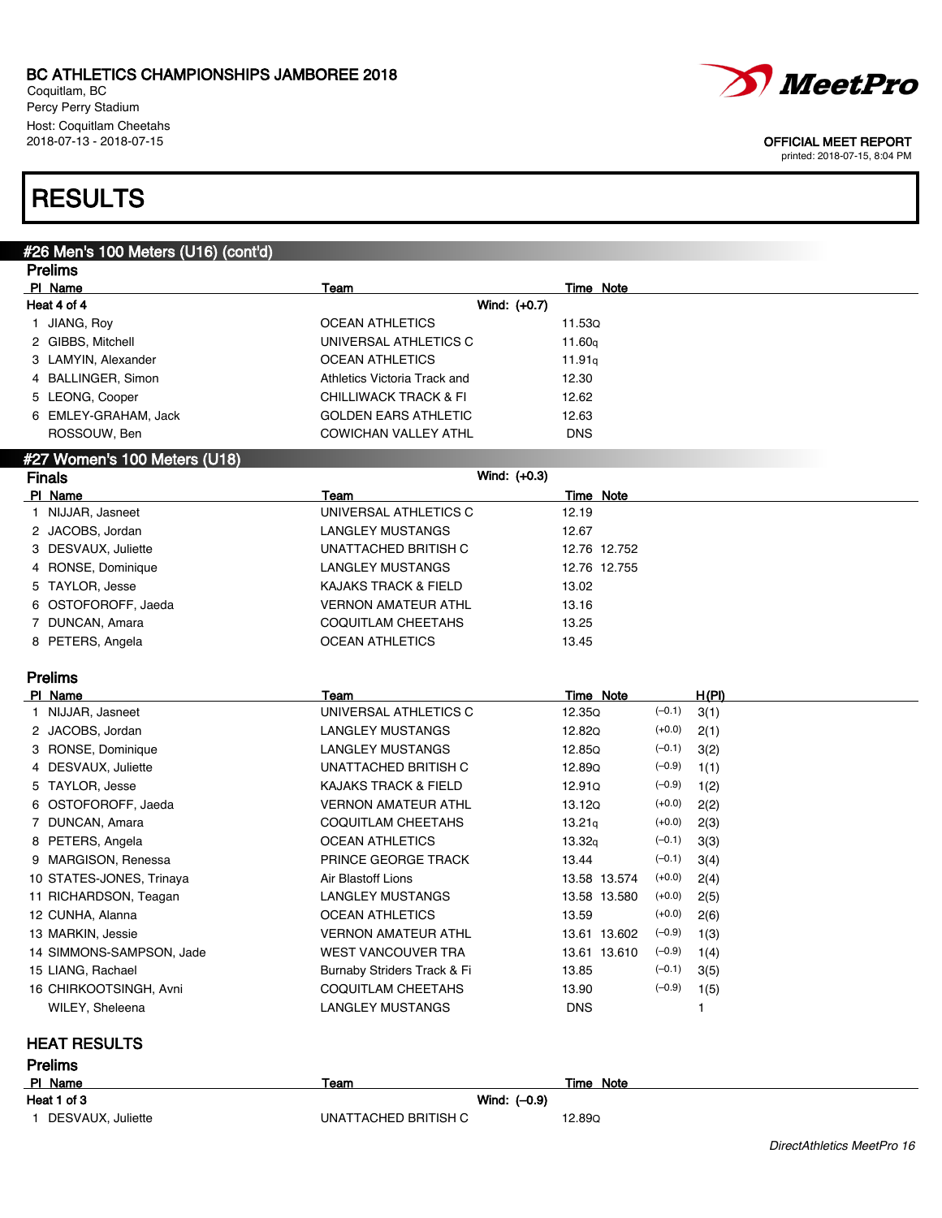# RESULTS

## #26 Men's 100 Meters (U16) (cont'd)

### Prelims

**Heat 4 of 4** — Wind: (+0.7)

| Pl | Name | Team | Time | Note |
|---|---|---|---|---|
| 1 | JIANG, Roy | OCEAN ATHLETICS | 11.53Q | |
| 2 | GIBBS, Mitchell | UNIVERSAL ATHLETICS C | 11.60q | |
| 3 | LAMYIN, Alexander | OCEAN ATHLETICS | 11.91q | |
| 4 | BALLINGER, Simon | Athletics Victoria Track and | 12.30 | |
| 5 | LEONG, Cooper | CHILLIWACK TRACK & FI | 12.62 | |
| 6 | EMLEY-GRAHAM, Jack | GOLDEN EARS ATHLETIC | 12.63 | |
| | ROSSOUW, Ben | COWICHAN VALLEY ATHL | DNS | |

## #27 Women's 100 Meters (U18)

### Finals

Wind: (+0.3)

| Pl | Name | Team | Time | Note |
|---|---|---|---|---|
| 1 | NIJJAR, Jasneet | UNIVERSAL ATHLETICS C | 12.19 | |
| 2 | JACOBS, Jordan | LANGLEY MUSTANGS | 12.67 | |
| 3 | DESVAUX, Juliette | UNATTACHED BRITISH C | 12.76 | 12.752 |
| 4 | RONSE, Dominique | LANGLEY MUSTANGS | 12.76 | 12.755 |
| 5 | TAYLOR, Jesse | KAJAKS TRACK & FIELD | 13.02 | |
| 6 | OSTOFOROFF, Jaeda | VERNON AMATEUR ATHL | 13.16 | |
| 7 | DUNCAN, Amara | COQUITLAM CHEETAHS | 13.25 | |
| 8 | PETERS, Angela | OCEAN ATHLETICS | 13.45 | |

### Prelims

| Pl | Name | Team | Time | Note | Wind | H(Pl) |
|---|---|---|---|---|---|---|
| 1 | NIJJAR, Jasneet | UNIVERSAL ATHLETICS C | 12.35Q | | (–0.1) | 3(1) |
| 2 | JACOBS, Jordan | LANGLEY MUSTANGS | 12.82Q | | (+0.0) | 2(1) |
| 3 | RONSE, Dominique | LANGLEY MUSTANGS | 12.85Q | | (–0.1) | 3(2) |
| 4 | DESVAUX, Juliette | UNATTACHED BRITISH C | 12.89Q | | (–0.9) | 1(1) |
| 5 | TAYLOR, Jesse | KAJAKS TRACK & FIELD | 12.91Q | | (–0.9) | 1(2) |
| 6 | OSTOFOROFF, Jaeda | VERNON AMATEUR ATHL | 13.12Q | | (+0.0) | 2(2) |
| 7 | DUNCAN, Amara | COQUITLAM CHEETAHS | 13.21q | | (+0.0) | 2(3) |
| 8 | PETERS, Angela | OCEAN ATHLETICS | 13.32q | | (–0.1) | 3(3) |
| 9 | MARGISON, Renessa | PRINCE GEORGE TRACK | 13.44 | | (–0.1) | 3(4) |
| 10 | STATES-JONES, Trinaya | Air Blastoff Lions | 13.58 | 13.574 | (+0.0) | 2(4) |
| 11 | RICHARDSON, Teagan | LANGLEY MUSTANGS | 13.58 | 13.580 | (+0.0) | 2(5) |
| 12 | CUNHA, Alanna | OCEAN ATHLETICS | 13.59 | | (+0.0) | 2(6) |
| 13 | MARKIN, Jessie | VERNON AMATEUR ATHL | 13.61 | 13.602 | (–0.9) | 1(3) |
| 14 | SIMMONS-SAMPSON, Jade | WEST VANCOUVER TRA | 13.61 | 13.610 | (–0.9) | 1(4) |
| 15 | LIANG, Rachael | Burnaby Striders Track & Fi | 13.85 | | (–0.1) | 3(5) |
| 16 | CHIRKOOTSINGH, Avni | COQUITLAM CHEETAHS | 13.90 | | (–0.9) | 1(5) |
| | WILEY, Sheleena | LANGLEY MUSTANGS | DNS | | | 1 |

## HEAT RESULTS

### Prelims

**Heat 1 of 3** — Wind: (–0.9)

| Pl | Name | Team | Time | Note |
|---|---|---|---|---|
| 1 | DESVAUX, Juliette | UNATTACHED BRITISH C | 12.89Q | |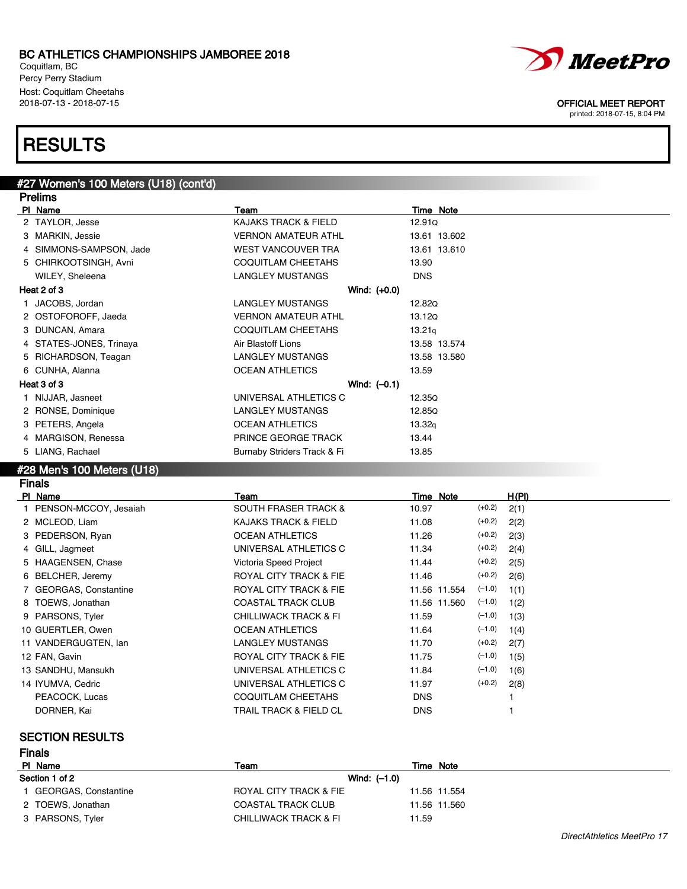BC ATHLETICS CHAMPIONSHIPS JAMBOREE 2018
Coquitlam, BC
Percy Perry Stadium
Host: Coquitlam Cheetahs
2018-07-13 - 2018-07-15

OFFICIAL MEET REPORT
printed: 2018-07-15, 8:04 PM

# RESULTS

## #27 Women's 100 Meters (U18) (cont'd)

### Prelims

| Pl | Name | Team | Time | Note |
|---|---|---|---|---|
| 2 | TAYLOR, Jesse | KAJAKS TRACK & FIELD | 12.91Q | |
| 3 | MARKIN, Jessie | VERNON AMATEUR ATHL | 13.61 | 13.602 |
| 4 | SIMMONS-SAMPSON, Jade | WEST VANCOUVER TRA | 13.61 | 13.610 |
| 5 | CHIRKOOTSINGH, Avni | COQUITLAM CHEETAHS | 13.90 | |
| | WILEY, Sheleena | LANGLEY MUSTANGS | DNS | |
| **Heat 2 of 3** | | **Wind: (+0.0)** | | |
| 1 | JACOBS, Jordan | LANGLEY MUSTANGS | 12.82Q | |
| 2 | OSTOFOROFF, Jaeda | VERNON AMATEUR ATHL | 13.12Q | |
| 3 | DUNCAN, Amara | COQUITLAM CHEETAHS | 13.21q | |
| 4 | STATES-JONES, Trinaya | Air Blastoff Lions | 13.58 | 13.574 |
| 5 | RICHARDSON, Teagan | LANGLEY MUSTANGS | 13.58 | 13.580 |
| 6 | CUNHA, Alanna | OCEAN ATHLETICS | 13.59 | |
| **Heat 3 of 3** | | **Wind: (–0.1)** | | |
| 1 | NIJJAR, Jasneet | UNIVERSAL ATHLETICS C | 12.35Q | |
| 2 | RONSE, Dominique | LANGLEY MUSTANGS | 12.85Q | |
| 3 | PETERS, Angela | OCEAN ATHLETICS | 13.32q | |
| 4 | MARGISON, Renessa | PRINCE GEORGE TRACK | 13.44 | |
| 5 | LIANG, Rachael | Burnaby Striders Track & Fi | 13.85 | |

## #28 Men's 100 Meters (U18)

### Finals

| Pl | Name | Team | Time | Note | Wind | H(Pl) |
|---|---|---|---|---|---|---|
| 1 | PENSON-MCCOY, Jesaiah | SOUTH FRASER TRACK & | 10.97 | | (+0.2) | 2(1) |
| 2 | MCLEOD, Liam | KAJAKS TRACK & FIELD | 11.08 | | (+0.2) | 2(2) |
| 3 | PEDERSON, Ryan | OCEAN ATHLETICS | 11.26 | | (+0.2) | 2(3) |
| 4 | GILL, Jagmeet | UNIVERSAL ATHLETICS C | 11.34 | | (+0.2) | 2(4) |
| 5 | HAAGENSEN, Chase | Victoria Speed Project | 11.44 | | (+0.2) | 2(5) |
| 6 | BELCHER, Jeremy | ROYAL CITY TRACK & FIE | 11.46 | | (+0.2) | 2(6) |
| 7 | GEORGAS, Constantine | ROYAL CITY TRACK & FIE | 11.56 | 11.554 | (–1.0) | 1(1) |
| 8 | TOEWS, Jonathan | COASTAL TRACK CLUB | 11.56 | 11.560 | (–1.0) | 1(2) |
| 9 | PARSONS, Tyler | CHILLIWACK TRACK & FI | 11.59 | | (–1.0) | 1(3) |
| 10 | GUERTLER, Owen | OCEAN ATHLETICS | 11.64 | | (–1.0) | 1(4) |
| 11 | VANDERGUGTEN, Ian | LANGLEY MUSTANGS | 11.70 | | (+0.2) | 2(7) |
| 12 | FAN, Gavin | ROYAL CITY TRACK & FIE | 11.75 | | (–1.0) | 1(5) |
| 13 | SANDHU, Mansukh | UNIVERSAL ATHLETICS C | 11.84 | | (–1.0) | 1(6) |
| 14 | IYUMVA, Cedric | UNIVERSAL ATHLETICS C | 11.97 | | (+0.2) | 2(8) |
| | PEACOCK, Lucas | COQUITLAM CHEETAHS | DNS | | | 1 |
| | DORNER, Kai | TRAIL TRACK & FIELD CL | DNS | | | 1 |

### SECTION RESULTS

### Finals

| Pl | Name | Team | Time | Note |
|---|---|---|---|---|
| **Section 1 of 2** | | **Wind: (–1.0)** | | |
| 1 | GEORGAS, Constantine | ROYAL CITY TRACK & FIE | 11.56 | 11.554 |
| 2 | TOEWS, Jonathan | COASTAL TRACK CLUB | 11.56 | 11.560 |
| 3 | PARSONS, Tyler | CHILLIWACK TRACK & FI | 11.59 | |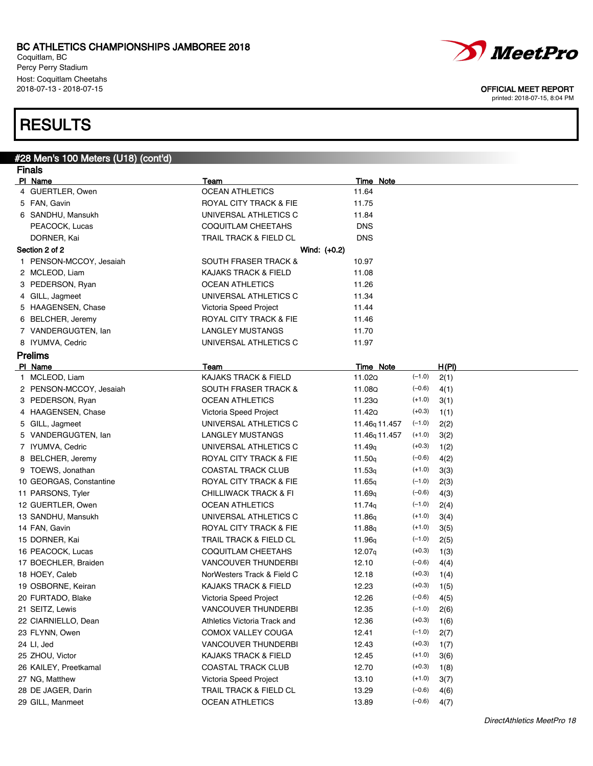# RESULTS

## #28 Men's 100 Meters (U18) (cont'd)

### Finals

| Pl | Name | Team | Time | Note |
|---|---|---|---|---|
| 4 | GUERTLER, Owen | OCEAN ATHLETICS | 11.64 | |
| 5 | FAN, Gavin | ROYAL CITY TRACK & FIE | 11.75 | |
| 6 | SANDHU, Mansukh | UNIVERSAL ATHLETICS C | 11.84 | |
| | PEACOCK, Lucas | COQUITLAM CHEETAHS | DNS | |
| | DORNER, Kai | TRAIL TRACK & FIELD CL | DNS | |

**Section 2 of 2** Wind: (+0.2)

| Pl | Name | Team | Time | Note |
|---|---|---|---|---|
| 1 | PENSON-MCCOY, Jesaiah | SOUTH FRASER TRACK & | 10.97 | |
| 2 | MCLEOD, Liam | KAJAKS TRACK & FIELD | 11.08 | |
| 3 | PEDERSON, Ryan | OCEAN ATHLETICS | 11.26 | |
| 4 | GILL, Jagmeet | UNIVERSAL ATHLETICS C | 11.34 | |
| 5 | HAAGENSEN, Chase | Victoria Speed Project | 11.44 | |
| 6 | BELCHER, Jeremy | ROYAL CITY TRACK & FIE | 11.46 | |
| 7 | VANDERGUGTEN, Ian | LANGLEY MUSTANGS | 11.70 | |
| 8 | IYUMVA, Cedric | UNIVERSAL ATHLETICS C | 11.97 | |

### Prelims

| Pl | Name | Team | Time | Note | Wind | H(Pl) |
|---|---|---|---|---|---|---|
| 1 | MCLEOD, Liam | KAJAKS TRACK & FIELD | 11.02Q | | (−1.0) | 2(1) |
| 2 | PENSON-MCCOY, Jesaiah | SOUTH FRASER TRACK & | 11.08Q | | (−0.6) | 4(1) |
| 3 | PEDERSON, Ryan | OCEAN ATHLETICS | 11.23Q | | (+1.0) | 3(1) |
| 4 | HAAGENSEN, Chase | Victoria Speed Project | 11.42Q | | (+0.3) | 1(1) |
| 5 | GILL, Jagmeet | UNIVERSAL ATHLETICS C | 11.46q | 11.457 | (−1.0) | 2(2) |
| 5 | VANDERGUGTEN, Ian | LANGLEY MUSTANGS | 11.46q | 11.457 | (+1.0) | 3(2) |
| 7 | IYUMVA, Cedric | UNIVERSAL ATHLETICS C | 11.49q | | (+0.3) | 1(2) |
| 8 | BELCHER, Jeremy | ROYAL CITY TRACK & FIE | 11.50q | | (−0.6) | 4(2) |
| 9 | TOEWS, Jonathan | COASTAL TRACK CLUB | 11.53q | | (+1.0) | 3(3) |
| 10 | GEORGAS, Constantine | ROYAL CITY TRACK & FIE | 11.65q | | (−1.0) | 2(3) |
| 11 | PARSONS, Tyler | CHILLIWACK TRACK & FI | 11.69q | | (−0.6) | 4(3) |
| 12 | GUERTLER, Owen | OCEAN ATHLETICS | 11.74q | | (−1.0) | 2(4) |
| 13 | SANDHU, Mansukh | UNIVERSAL ATHLETICS C | 11.86q | | (+1.0) | 3(4) |
| 14 | FAN, Gavin | ROYAL CITY TRACK & FIE | 11.88q | | (+1.0) | 3(5) |
| 15 | DORNER, Kai | TRAIL TRACK & FIELD CL | 11.96q | | (−1.0) | 2(5) |
| 16 | PEACOCK, Lucas | COQUITLAM CHEETAHS | 12.07q | | (+0.3) | 1(3) |
| 17 | BOECHLER, Braiden | VANCOUVER THUNDERBI | 12.10 | | (−0.6) | 4(4) |
| 18 | HOEY, Caleb | NorWesters Track & Field C | 12.18 | | (+0.3) | 1(4) |
| 19 | OSBORNE, Keiran | KAJAKS TRACK & FIELD | 12.23 | | (+0.3) | 1(5) |
| 20 | FURTADO, Blake | Victoria Speed Project | 12.26 | | (−0.6) | 4(5) |
| 21 | SEITZ, Lewis | VANCOUVER THUNDERBI | 12.35 | | (−1.0) | 2(6) |
| 22 | CIARNIELLO, Dean | Athletics Victoria Track and | 12.36 | | (+0.3) | 1(6) |
| 23 | FLYNN, Owen | COMOX VALLEY COUGA | 12.41 | | (−1.0) | 2(7) |
| 24 | LI, Jed | VANCOUVER THUNDERBI | 12.43 | | (+0.3) | 1(7) |
| 25 | ZHOU, Victor | KAJAKS TRACK & FIELD | 12.45 | | (+1.0) | 3(6) |
| 26 | KAILEY, Preetkamal | COASTAL TRACK CLUB | 12.70 | | (+0.3) | 1(8) |
| 27 | NG, Matthew | Victoria Speed Project | 13.10 | | (+1.0) | 3(7) |
| 28 | DE JAGER, Darin | TRAIL TRACK & FIELD CL | 13.29 | | (−0.6) | 4(6) |
| 29 | GILL, Manmeet | OCEAN ATHLETICS | 13.89 | | (−0.6) | 4(7) |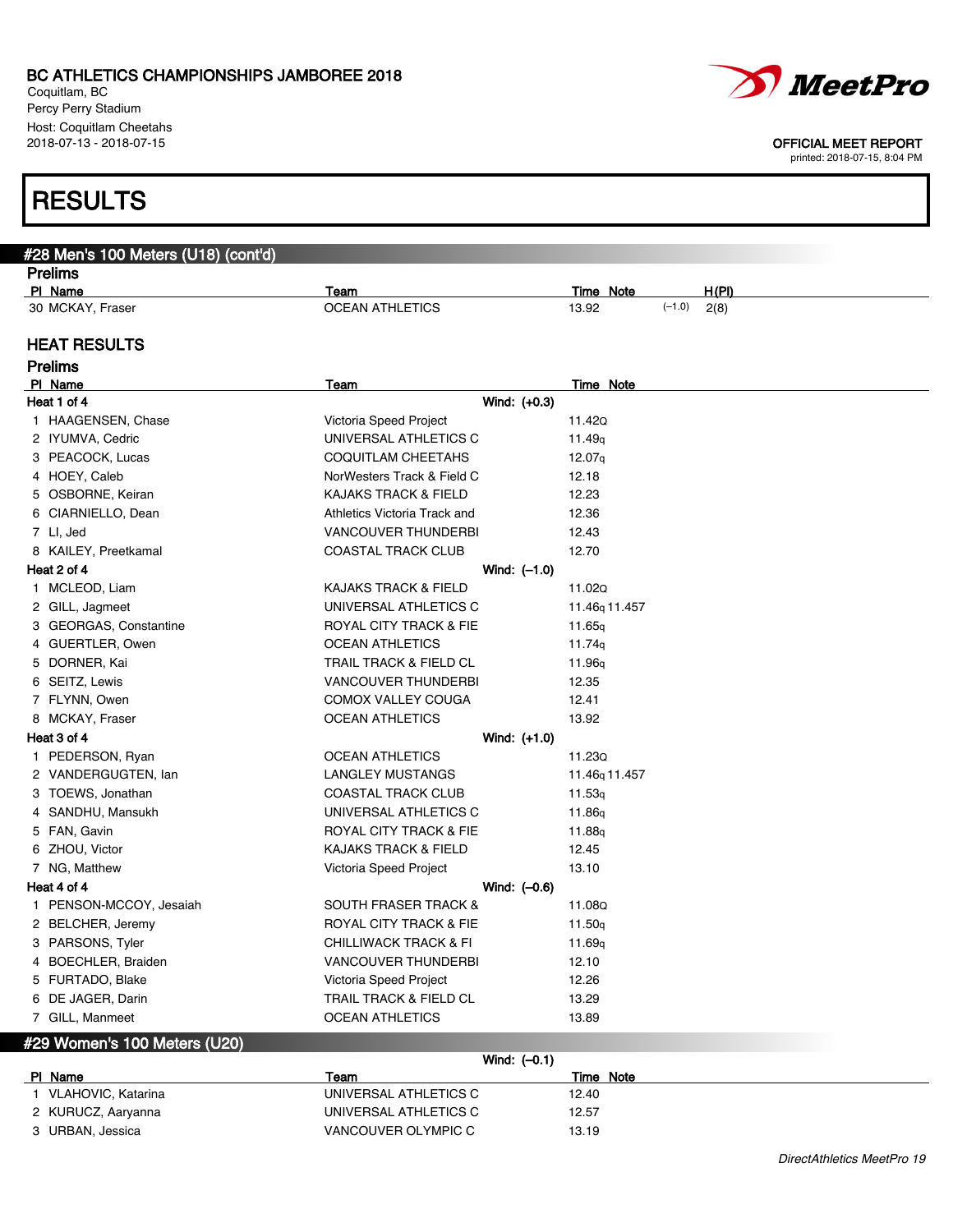# RESULTS

## #28 Men's 100 Meters (U18) (cont'd)

### Prelims

| Pl | Name | Team | Time | Note | | H(Pl) |
|---|---|---|---|---|---|---|
| 30 | MCKAY, Fraser | OCEAN ATHLETICS | 13.92 | | (−1.0) | 2(8) |

## HEAT RESULTS

### Prelims

| Pl | Name | Team | Time | Note |
|---|---|---|---|---|
| **Heat 1 of 4** | | Wind: (+0.3) | | |
| 1 | HAAGENSEN, Chase | Victoria Speed Project | 11.42Q | |
| 2 | IYUMVA, Cedric | UNIVERSAL ATHLETICS C | 11.49q | |
| 3 | PEACOCK, Lucas | COQUITLAM CHEETAHS | 12.07q | |
| 4 | HOEY, Caleb | NorWesters Track & Field C | 12.18 | |
| 5 | OSBORNE, Keiran | KAJAKS TRACK & FIELD | 12.23 | |
| 6 | CIARNIELLO, Dean | Athletics Victoria Track and | 12.36 | |
| 7 | LI, Jed | VANCOUVER THUNDERBI | 12.43 | |
| 8 | KAILEY, Preetkamal | COASTAL TRACK CLUB | 12.70 | |
| **Heat 2 of 4** | | Wind: (−1.0) | | |
| 1 | MCLEOD, Liam | KAJAKS TRACK & FIELD | 11.02Q | |
| 2 | GILL, Jagmeet | UNIVERSAL ATHLETICS C | 11.46q | 11.457 |
| 3 | GEORGAS, Constantine | ROYAL CITY TRACK & FIE | 11.65q | |
| 4 | GUERTLER, Owen | OCEAN ATHLETICS | 11.74q | |
| 5 | DORNER, Kai | TRAIL TRACK & FIELD CL | 11.96q | |
| 6 | SEITZ, Lewis | VANCOUVER THUNDERBI | 12.35 | |
| 7 | FLYNN, Owen | COMOX VALLEY COUGA | 12.41 | |
| 8 | MCKAY, Fraser | OCEAN ATHLETICS | 13.92 | |
| **Heat 3 of 4** | | Wind: (+1.0) | | |
| 1 | PEDERSON, Ryan | OCEAN ATHLETICS | 11.23Q | |
| 2 | VANDERGUGTEN, Ian | LANGLEY MUSTANGS | 11.46q | 11.457 |
| 3 | TOEWS, Jonathan | COASTAL TRACK CLUB | 11.53q | |
| 4 | SANDHU, Mansukh | UNIVERSAL ATHLETICS C | 11.86q | |
| 5 | FAN, Gavin | ROYAL CITY TRACK & FIE | 11.88q | |
| 6 | ZHOU, Victor | KAJAKS TRACK & FIELD | 12.45 | |
| 7 | NG, Matthew | Victoria Speed Project | 13.10 | |
| **Heat 4 of 4** | | Wind: (−0.6) | | |
| 1 | PENSON-MCCOY, Jesaiah | SOUTH FRASER TRACK & | 11.08Q | |
| 2 | BELCHER, Jeremy | ROYAL CITY TRACK & FIE | 11.50q | |
| 3 | PARSONS, Tyler | CHILLIWACK TRACK & FI | 11.69q | |
| 4 | BOECHLER, Braiden | VANCOUVER THUNDERBI | 12.10 | |
| 5 | FURTADO, Blake | Victoria Speed Project | 12.26 | |
| 6 | DE JAGER, Darin | TRAIL TRACK & FIELD CL | 13.29 | |
| 7 | GILL, Manmeet | OCEAN ATHLETICS | 13.89 | |

## #29 Women's 100 Meters (U20)

Wind: (−0.1)

| Pl | Name | Team | Time | Note |
|---|---|---|---|---|
| 1 | VLAHOVIC, Katarina | UNIVERSAL ATHLETICS C | 12.40 | |
| 2 | KURUCZ, Aaryanna | UNIVERSAL ATHLETICS C | 12.57 | |
| 3 | URBAN, Jessica | VANCOUVER OLYMPIC C | 13.19 | |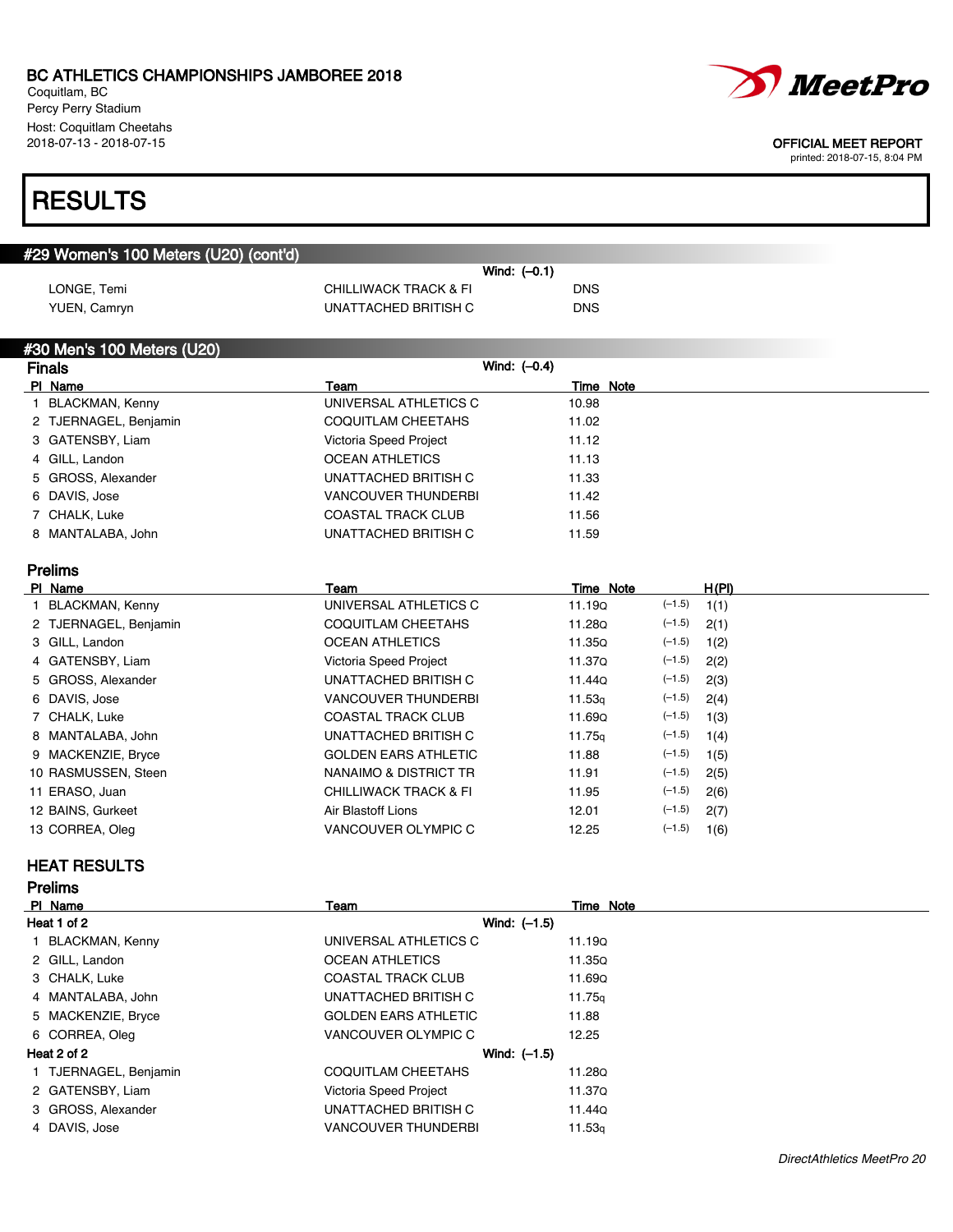BC ATHLETICS CHAMPIONSHIPS JAMBOREE 2018
Coquitlam, BC
Percy Perry Stadium
Host: Coquitlam Cheetahs
2018-07-13 - 2018-07-15

OFFICIAL MEET REPORT
printed: 2018-07-15, 8:04 PM

# RESULTS

## #29 Women's 100 Meters (U20) (cont'd)

Wind: (–0.1)

| Name | Team | Time |
|---|---|---|
| LONGE, Temi | CHILLIWACK TRACK & FI | DNS |
| YUEN, Camryn | UNATTACHED BRITISH C | DNS |

## #30 Men's 100 Meters (U20)

### Finals

Wind: (–0.4)

| Pl | Name | Team | Time | Note |
|---|---|---|---|---|
| 1 | BLACKMAN, Kenny | UNIVERSAL ATHLETICS C | 10.98 | |
| 2 | TJERNAGEL, Benjamin | COQUITLAM CHEETAHS | 11.02 | |
| 3 | GATENSBY, Liam | Victoria Speed Project | 11.12 | |
| 4 | GILL, Landon | OCEAN ATHLETICS | 11.13 | |
| 5 | GROSS, Alexander | UNATTACHED BRITISH C | 11.33 | |
| 6 | DAVIS, Jose | VANCOUVER THUNDERBI | 11.42 | |
| 7 | CHALK, Luke | COASTAL TRACK CLUB | 11.56 | |
| 8 | MANTALABA, John | UNATTACHED BRITISH C | 11.59 | |

### Prelims

| Pl | Name | Team | Time | Note | Wind | H(Pl) |
|---|---|---|---|---|---|---|
| 1 | BLACKMAN, Kenny | UNIVERSAL ATHLETICS C | 11.19 | Q | (–1.5) | 1(1) |
| 2 | TJERNAGEL, Benjamin | COQUITLAM CHEETAHS | 11.28 | Q | (–1.5) | 2(1) |
| 3 | GILL, Landon | OCEAN ATHLETICS | 11.35 | Q | (–1.5) | 1(2) |
| 4 | GATENSBY, Liam | Victoria Speed Project | 11.37 | Q | (–1.5) | 2(2) |
| 5 | GROSS, Alexander | UNATTACHED BRITISH C | 11.44 | Q | (–1.5) | 2(3) |
| 6 | DAVIS, Jose | VANCOUVER THUNDERBI | 11.53 | q | (–1.5) | 2(4) |
| 7 | CHALK, Luke | COASTAL TRACK CLUB | 11.69 | Q | (–1.5) | 1(3) |
| 8 | MANTALABA, John | UNATTACHED BRITISH C | 11.75 | q | (–1.5) | 1(4) |
| 9 | MACKENZIE, Bryce | GOLDEN EARS ATHLETIC | 11.88 | | (–1.5) | 1(5) |
| 10 | RASMUSSEN, Steen | NANAIMO & DISTRICT TR | 11.91 | | (–1.5) | 2(5) |
| 11 | ERASO, Juan | CHILLIWACK TRACK & FI | 11.95 | | (–1.5) | 2(6) |
| 12 | BAINS, Gurkeet | Air Blastoff Lions | 12.01 | | (–1.5) | 2(7) |
| 13 | CORREA, Oleg | VANCOUVER OLYMPIC C | 12.25 | | (–1.5) | 1(6) |

## HEAT RESULTS

### Prelims

| Pl | Name | Team | Time | Note |
|---|---|---|---|---|
| **Heat 1 of 2** | | Wind: (–1.5) | | |
| 1 | BLACKMAN, Kenny | UNIVERSAL ATHLETICS C | 11.19 | Q |
| 2 | GILL, Landon | OCEAN ATHLETICS | 11.35 | Q |
| 3 | CHALK, Luke | COASTAL TRACK CLUB | 11.69 | Q |
| 4 | MANTALABA, John | UNATTACHED BRITISH C | 11.75 | q |
| 5 | MACKENZIE, Bryce | GOLDEN EARS ATHLETIC | 11.88 | |
| 6 | CORREA, Oleg | VANCOUVER OLYMPIC C | 12.25 | |
| **Heat 2 of 2** | | Wind: (–1.5) | | |
| 1 | TJERNAGEL, Benjamin | COQUITLAM CHEETAHS | 11.28 | Q |
| 2 | GATENSBY, Liam | Victoria Speed Project | 11.37 | Q |
| 3 | GROSS, Alexander | UNATTACHED BRITISH C | 11.44 | Q |
| 4 | DAVIS, Jose | VANCOUVER THUNDERBI | 11.53 | q |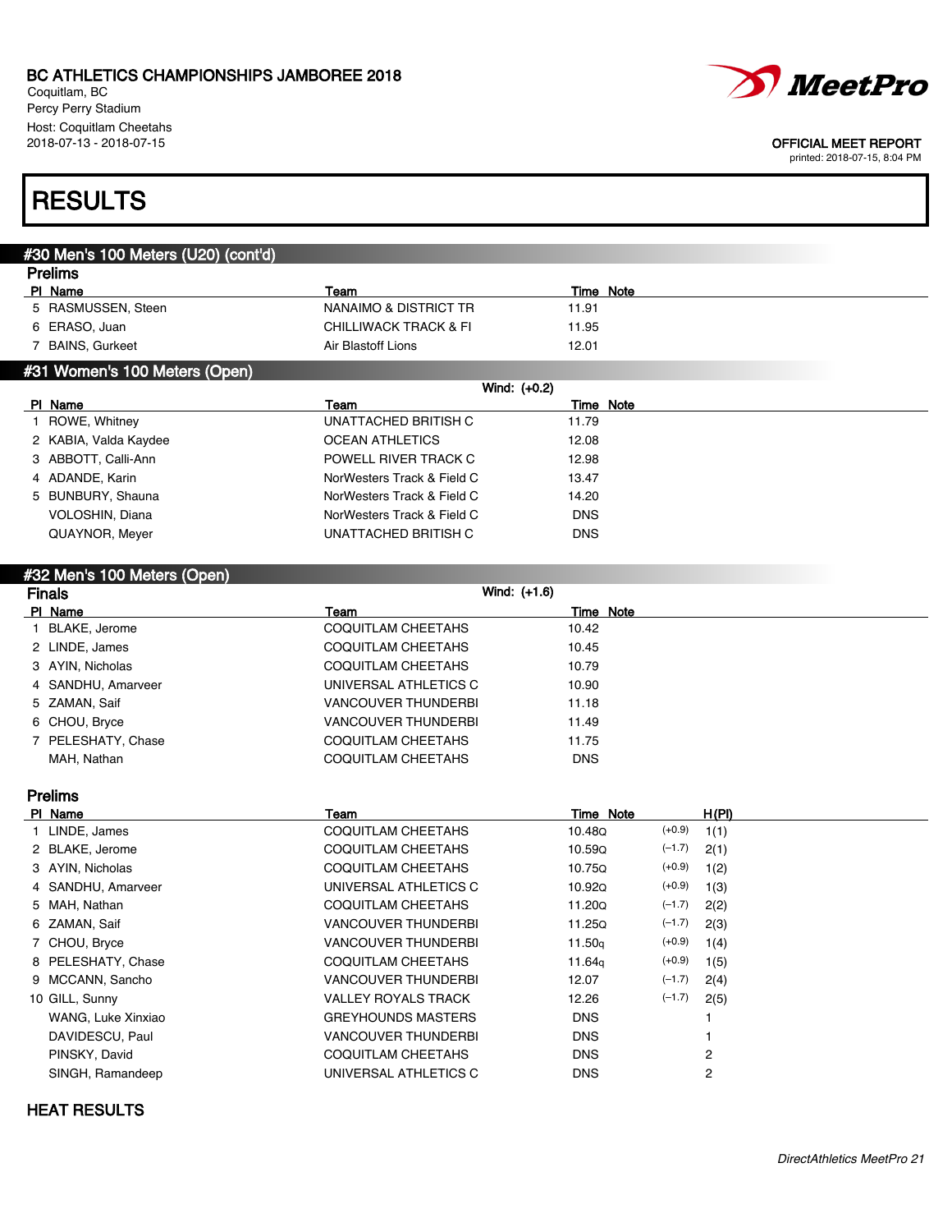BC ATHLETICS CHAMPIONSHIPS JAMBOREE 2018
Coquitlam, BC
Percy Perry Stadium
Host: Coquitlam Cheetahs
2018-07-13 - 2018-07-15

OFFICIAL MEET REPORT
printed: 2018-07-15, 8:04 PM

# RESULTS

## #30 Men's 100 Meters (U20) (cont'd)

### Prelims

| Pl | Name | Team | Time | Note |
|---|---|---|---|---|
| 5 | RASMUSSEN, Steen | NANAIMO & DISTRICT TR | 11.91 | |
| 6 | ERASO, Juan | CHILLIWACK TRACK & FI | 11.95 | |
| 7 | BAINS, Gurkeet | Air Blastoff Lions | 12.01 | |

## #31 Women's 100 Meters (Open)

Wind: (+0.2)

| Pl | Name | Team | Time | Note |
|---|---|---|---|---|
| 1 | ROWE, Whitney | UNATTACHED BRITISH C | 11.79 | |
| 2 | KABIA, Valda Kaydee | OCEAN ATHLETICS | 12.08 | |
| 3 | ABBOTT, Calli-Ann | POWELL RIVER TRACK C | 12.98 | |
| 4 | ADANDE, Karin | NorWesters Track & Field C | 13.47 | |
| 5 | BUNBURY, Shauna | NorWesters Track & Field C | 14.20 | |
| | VOLOSHIN, Diana | NorWesters Track & Field C | DNS | |
| | QUAYNOR, Meyer | UNATTACHED BRITISH C | DNS | |

## #32 Men's 100 Meters (Open)

### Finals

Wind: (+1.6)

| Pl | Name | Team | Time | Note |
|---|---|---|---|---|
| 1 | BLAKE, Jerome | COQUITLAM CHEETAHS | 10.42 | |
| 2 | LINDE, James | COQUITLAM CHEETAHS | 10.45 | |
| 3 | AYIN, Nicholas | COQUITLAM CHEETAHS | 10.79 | |
| 4 | SANDHU, Amarveer | UNIVERSAL ATHLETICS C | 10.90 | |
| 5 | ZAMAN, Saif | VANCOUVER THUNDERBI | 11.18 | |
| 6 | CHOU, Bryce | VANCOUVER THUNDERBI | 11.49 | |
| 7 | PELESHATY, Chase | COQUITLAM CHEETAHS | 11.75 | |
| | MAH, Nathan | COQUITLAM CHEETAHS | DNS | |

### Prelims

| Pl | Name | Team | Time | Note | Wind | H(Pl) |
|---|---|---|---|---|---|---|
| 1 | LINDE, James | COQUITLAM CHEETAHS | 10.48Q | | (+0.9) | 1(1) |
| 2 | BLAKE, Jerome | COQUITLAM CHEETAHS | 10.59Q | | (−1.7) | 2(1) |
| 3 | AYIN, Nicholas | COQUITLAM CHEETAHS | 10.75Q | | (+0.9) | 1(2) |
| 4 | SANDHU, Amarveer | UNIVERSAL ATHLETICS C | 10.92Q | | (+0.9) | 1(3) |
| 5 | MAH, Nathan | COQUITLAM CHEETAHS | 11.20Q | | (−1.7) | 2(2) |
| 6 | ZAMAN, Saif | VANCOUVER THUNDERBI | 11.25Q | | (−1.7) | 2(3) |
| 7 | CHOU, Bryce | VANCOUVER THUNDERBI | 11.50q | | (+0.9) | 1(4) |
| 8 | PELESHATY, Chase | COQUITLAM CHEETAHS | 11.64q | | (+0.9) | 1(5) |
| 9 | MCCANN, Sancho | VANCOUVER THUNDERBI | 12.07 | | (−1.7) | 2(4) |
| 10 | GILL, Sunny | VALLEY ROYALS TRACK | 12.26 | | (−1.7) | 2(5) |
| | WANG, Luke Xinxiao | GREYHOUNDS MASTERS | DNS | | | 1 |
| | DAVIDESCU, Paul | VANCOUVER THUNDERBI | DNS | | | 1 |
| | PINSKY, David | COQUITLAM CHEETAHS | DNS | | | 2 |
| | SINGH, Ramandeep | UNIVERSAL ATHLETICS C | DNS | | | 2 |

### HEAT RESULTS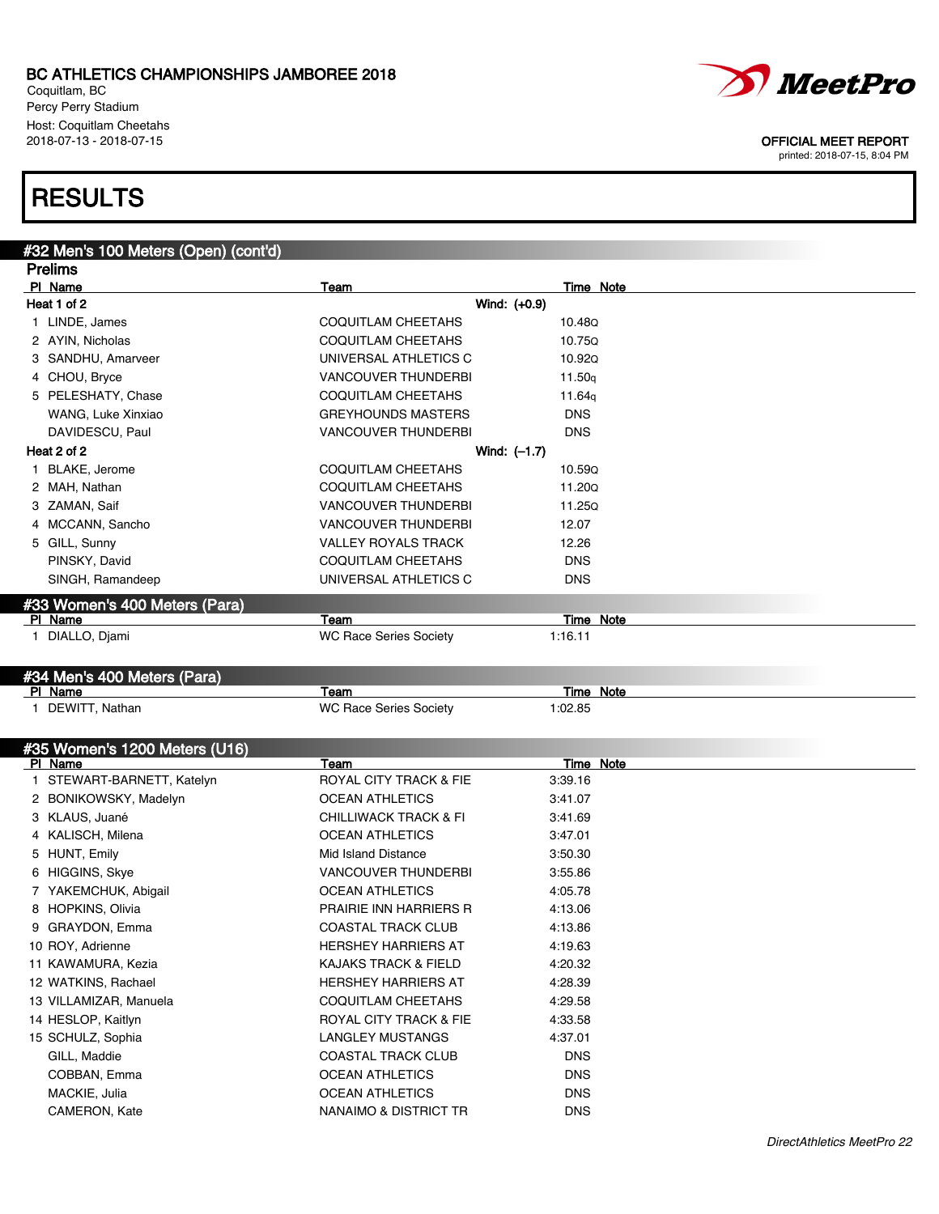# BC ATHLETICS CHAMPIONSHIPS JAMBOREE 2018

Coquitlam, BC
Percy Perry Stadium
Host: Coquitlam Cheetahs
2018-07-13 - 2018-07-15

OFFICIAL MEET REPORT
printed: 2018-07-15, 8:04 PM

# RESULTS

## #32 Men's 100 Meters (Open) (cont'd)

### Prelims

**Heat 1 of 2** — Wind: (+0.9)

| Pl | Name | Team | Time | Note |
|---|---|---|---|---|
| 1 | LINDE, James | COQUITLAM CHEETAHS | 10.48Q | |
| 2 | AYIN, Nicholas | COQUITLAM CHEETAHS | 10.75Q | |
| 3 | SANDHU, Amarveer | UNIVERSAL ATHLETICS C | 10.92Q | |
| 4 | CHOU, Bryce | VANCOUVER THUNDERBI | 11.50q | |
| 5 | PELESHATY, Chase | COQUITLAM CHEETAHS | 11.64q | |
| | WANG, Luke Xinxiao | GREYHOUNDS MASTERS | DNS | |
| | DAVIDESCU, Paul | VANCOUVER THUNDERBI | DNS | |

**Heat 2 of 2** — Wind: (–1.7)

| Pl | Name | Team | Time | Note |
|---|---|---|---|---|
| 1 | BLAKE, Jerome | COQUITLAM CHEETAHS | 10.59Q | |
| 2 | MAH, Nathan | COQUITLAM CHEETAHS | 11.20Q | |
| 3 | ZAMAN, Saif | VANCOUVER THUNDERBI | 11.25Q | |
| 4 | MCCANN, Sancho | VANCOUVER THUNDERBI | 12.07 | |
| 5 | GILL, Sunny | VALLEY ROYALS TRACK | 12.26 | |
| | PINSKY, David | COQUITLAM CHEETAHS | DNS | |
| | SINGH, Ramandeep | UNIVERSAL ATHLETICS C | DNS | |

## #33 Women's 400 Meters (Para)

| Pl | Name | Team | Time | Note |
|---|---|---|---|---|
| 1 | DIALLO, Djami | WC Race Series Society | 1:16.11 | |

## #34 Men's 400 Meters (Para)

| Pl | Name | Team | Time | Note |
|---|---|---|---|---|
| 1 | DEWITT, Nathan | WC Race Series Society | 1:02.85 | |

## #35 Women's 1200 Meters (U16)

| Pl | Name | Team | Time | Note |
|---|---|---|---|---|
| 1 | STEWART-BARNETT, Katelyn | ROYAL CITY TRACK & FIE | 3:39.16 | |
| 2 | BONIKOWSKY, Madelyn | OCEAN ATHLETICS | 3:41.07 | |
| 3 | KLAUS, Juané | CHILLIWACK TRACK & FI | 3:41.69 | |
| 4 | KALISCH, Milena | OCEAN ATHLETICS | 3:47.01 | |
| 5 | HUNT, Emily | Mid Island Distance | 3:50.30 | |
| 6 | HIGGINS, Skye | VANCOUVER THUNDERBI | 3:55.86 | |
| 7 | YAKEMCHUK, Abigail | OCEAN ATHLETICS | 4:05.78 | |
| 8 | HOPKINS, Olivia | PRAIRIE INN HARRIERS R | 4:13.06 | |
| 9 | GRAYDON, Emma | COASTAL TRACK CLUB | 4:13.86 | |
| 10 | ROY, Adrienne | HERSHEY HARRIERS AT | 4:19.63 | |
| 11 | KAWAMURA, Kezia | KAJAKS TRACK & FIELD | 4:20.32 | |
| 12 | WATKINS, Rachael | HERSHEY HARRIERS AT | 4:28.39 | |
| 13 | VILLAMIZAR, Manuela | COQUITLAM CHEETAHS | 4:29.58 | |
| 14 | HESLOP, Kaitlyn | ROYAL CITY TRACK & FIE | 4:33.58 | |
| 15 | SCHULZ, Sophia | LANGLEY MUSTANGS | 4:37.01 | |
| | GILL, Maddie | COASTAL TRACK CLUB | DNS | |
| | COBBAN, Emma | OCEAN ATHLETICS | DNS | |
| | MACKIE, Julia | OCEAN ATHLETICS | DNS | |
| | CAMERON, Kate | NANAIMO & DISTRICT TR | DNS | |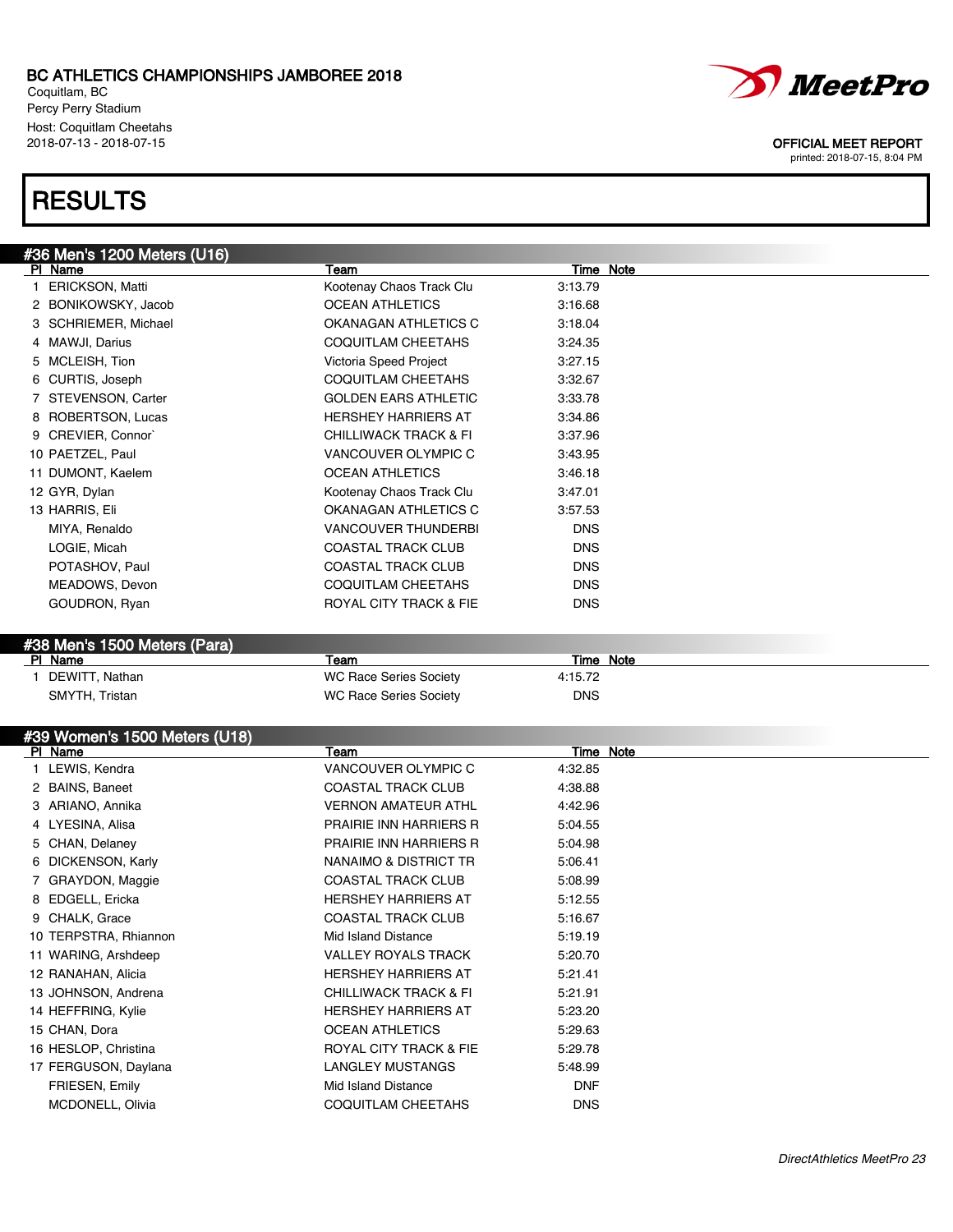# BC ATHLETICS CHAMPIONSHIPS JAMBOREE 2018

Coquitlam, BC
Percy Perry Stadium
Host: Coquitlam Cheetahs
2018-07-13 - 2018-07-15

OFFICIAL MEET REPORT
printed: 2018-07-15, 8:04 PM

# RESULTS

## #36 Men's 1200 Meters (U16)

| Pl | Name | Team | Time | Note |
|---|---|---|---|---|
| 1 | ERICKSON, Matti | Kootenay Chaos Track Clu | 3:13.79 | |
| 2 | BONIKOWSKY, Jacob | OCEAN ATHLETICS | 3:16.68 | |
| 3 | SCHRIEMER, Michael | OKANAGAN ATHLETICS C | 3:18.04 | |
| 4 | MAWJI, Darius | COQUITLAM CHEETAHS | 3:24.35 | |
| 5 | MCLEISH, Tion | Victoria Speed Project | 3:27.15 | |
| 6 | CURTIS, Joseph | COQUITLAM CHEETAHS | 3:32.67 | |
| 7 | STEVENSON, Carter | GOLDEN EARS ATHLETIC | 3:33.78 | |
| 8 | ROBERTSON, Lucas | HERSHEY HARRIERS AT | 3:34.86 | |
| 9 | CREVIER, Connor` | CHILLIWACK TRACK & FI | 3:37.96 | |
| 10 | PAETZEL, Paul | VANCOUVER OLYMPIC C | 3:43.95 | |
| 11 | DUMONT, Kaelem | OCEAN ATHLETICS | 3:46.18 | |
| 12 | GYR, Dylan | Kootenay Chaos Track Clu | 3:47.01 | |
| 13 | HARRIS, Eli | OKANAGAN ATHLETICS C | 3:57.53 | |
| | MIYA, Renaldo | VANCOUVER THUNDERBI | DNS | |
| | LOGIE, Micah | COASTAL TRACK CLUB | DNS | |
| | POTASHOV, Paul | COASTAL TRACK CLUB | DNS | |
| | MEADOWS, Devon | COQUITLAM CHEETAHS | DNS | |
| | GOUDRON, Ryan | ROYAL CITY TRACK & FIE | DNS | |

## #38 Men's 1500 Meters (Para)

| Pl | Name | Team | Time | Note |
|---|---|---|---|---|
| 1 | DEWITT, Nathan | WC Race Series Society | 4:15.72 | |
| | SMYTH, Tristan | WC Race Series Society | DNS | |

## #39 Women's 1500 Meters (U18)

| Pl | Name | Team | Time | Note |
|---|---|---|---|---|
| 1 | LEWIS, Kendra | VANCOUVER OLYMPIC C | 4:32.85 | |
| 2 | BAINS, Baneet | COASTAL TRACK CLUB | 4:38.88 | |
| 3 | ARIANO, Annika | VERNON AMATEUR ATHL | 4:42.96 | |
| 4 | LYESINA, Alisa | PRAIRIE INN HARRIERS R | 5:04.55 | |
| 5 | CHAN, Delaney | PRAIRIE INN HARRIERS R | 5:04.98 | |
| 6 | DICKENSON, Karly | NANAIMO & DISTRICT TR | 5:06.41 | |
| 7 | GRAYDON, Maggie | COASTAL TRACK CLUB | 5:08.99 | |
| 8 | EDGELL, Ericka | HERSHEY HARRIERS AT | 5:12.55 | |
| 9 | CHALK, Grace | COASTAL TRACK CLUB | 5:16.67 | |
| 10 | TERPSTRA, Rhiannon | Mid Island Distance | 5:19.19 | |
| 11 | WARING, Arshdeep | VALLEY ROYALS TRACK | 5:20.70 | |
| 12 | RANAHAN, Alicia | HERSHEY HARRIERS AT | 5:21.41 | |
| 13 | JOHNSON, Andrena | CHILLIWACK TRACK & FI | 5:21.91 | |
| 14 | HEFFRING, Kylie | HERSHEY HARRIERS AT | 5:23.20 | |
| 15 | CHAN, Dora | OCEAN ATHLETICS | 5:29.63 | |
| 16 | HESLOP, Christina | ROYAL CITY TRACK & FIE | 5:29.78 | |
| 17 | FERGUSON, Daylana | LANGLEY MUSTANGS | 5:48.99 | |
| | FRIESEN, Emily | Mid Island Distance | DNF | |
| | MCDONELL, Olivia | COQUITLAM CHEETAHS | DNS | |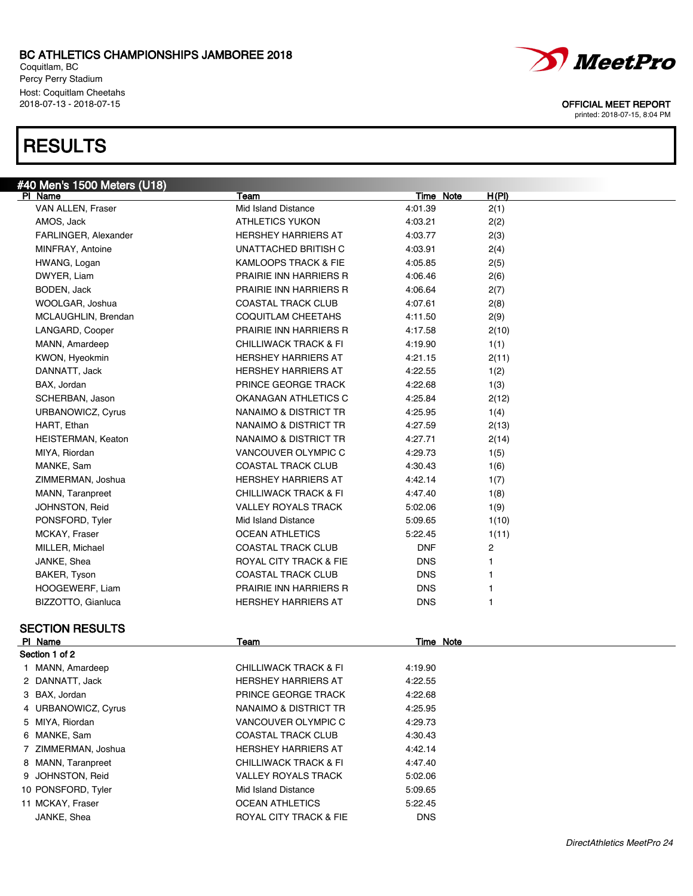# BC ATHLETICS CHAMPIONSHIPS JAMBOREE 2018

Coquitlam, BC
Percy Perry Stadium
Host: Coquitlam Cheetahs
2018-07-13 - 2018-07-15

OFFICIAL MEET REPORT
printed: 2018-07-15, 8:04 PM

# RESULTS

## #40 Men's 1500 Meters (U18)

| Pl | Name | Team | Time | Note | H(Pl) |
|---|---|---|---|---|---|
| | VAN ALLEN, Fraser | Mid Island Distance | 4:01.39 | | 2(1) |
| | AMOS, Jack | ATHLETICS YUKON | 4:03.21 | | 2(2) |
| | FARLINGER, Alexander | HERSHEY HARRIERS AT | 4:03.77 | | 2(3) |
| | MINFRAY, Antoine | UNATTACHED BRITISH C | 4:03.91 | | 2(4) |
| | HWANG, Logan | KAMLOOPS TRACK & FIE | 4:05.85 | | 2(5) |
| | DWYER, Liam | PRAIRIE INN HARRIERS R | 4:06.46 | | 2(6) |
| | BODEN, Jack | PRAIRIE INN HARRIERS R | 4:06.64 | | 2(7) |
| | WOOLGAR, Joshua | COASTAL TRACK CLUB | 4:07.61 | | 2(8) |
| | MCLAUGHLIN, Brendan | COQUITLAM CHEETAHS | 4:11.50 | | 2(9) |
| | LANGARD, Cooper | PRAIRIE INN HARRIERS R | 4:17.58 | | 2(10) |
| | MANN, Amardeep | CHILLIWACK TRACK & FI | 4:19.90 | | 1(1) |
| | KWON, Hyeokmin | HERSHEY HARRIERS AT | 4:21.15 | | 2(11) |
| | DANNATT, Jack | HERSHEY HARRIERS AT | 4:22.55 | | 1(2) |
| | BAX, Jordan | PRINCE GEORGE TRACK | 4:22.68 | | 1(3) |
| | SCHERBAN, Jason | OKANAGAN ATHLETICS C | 4:25.84 | | 2(12) |
| | URBANOWICZ, Cyrus | NANAIMO & DISTRICT TR | 4:25.95 | | 1(4) |
| | HART, Ethan | NANAIMO & DISTRICT TR | 4:27.59 | | 2(13) |
| | HEISTERMAN, Keaton | NANAIMO & DISTRICT TR | 4:27.71 | | 2(14) |
| | MIYA, Riordan | VANCOUVER OLYMPIC C | 4:29.73 | | 1(5) |
| | MANKE, Sam | COASTAL TRACK CLUB | 4:30.43 | | 1(6) |
| | ZIMMERMAN, Joshua | HERSHEY HARRIERS AT | 4:42.14 | | 1(7) |
| | MANN, Taranpreet | CHILLIWACK TRACK & FI | 4:47.40 | | 1(8) |
| | JOHNSTON, Reid | VALLEY ROYALS TRACK | 5:02.06 | | 1(9) |
| | PONSFORD, Tyler | Mid Island Distance | 5:09.65 | | 1(10) |
| | MCKAY, Fraser | OCEAN ATHLETICS | 5:22.45 | | 1(11) |
| | MILLER, Michael | COASTAL TRACK CLUB | DNF | | 2 |
| | JANKE, Shea | ROYAL CITY TRACK & FIE | DNS | | 1 |
| | BAKER, Tyson | COASTAL TRACK CLUB | DNS | | 1 |
| | HOOGEWERF, Liam | PRAIRIE INN HARRIERS R | DNS | | 1 |
| | BIZZOTTO, Gianluca | HERSHEY HARRIERS AT | DNS | | 1 |

## SECTION RESULTS

**Section 1 of 2**

| Pl | Name | Team | Time | Note |
|---|---|---|---|---|
| 1 | MANN, Amardeep | CHILLIWACK TRACK & FI | 4:19.90 | |
| 2 | DANNATT, Jack | HERSHEY HARRIERS AT | 4:22.55 | |
| 3 | BAX, Jordan | PRINCE GEORGE TRACK | 4:22.68 | |
| 4 | URBANOWICZ, Cyrus | NANAIMO & DISTRICT TR | 4:25.95 | |
| 5 | MIYA, Riordan | VANCOUVER OLYMPIC C | 4:29.73 | |
| 6 | MANKE, Sam | COASTAL TRACK CLUB | 4:30.43 | |
| 7 | ZIMMERMAN, Joshua | HERSHEY HARRIERS AT | 4:42.14 | |
| 8 | MANN, Taranpreet | CHILLIWACK TRACK & FI | 4:47.40 | |
| 9 | JOHNSTON, Reid | VALLEY ROYALS TRACK | 5:02.06 | |
| 10 | PONSFORD, Tyler | Mid Island Distance | 5:09.65 | |
| 11 | MCKAY, Fraser | OCEAN ATHLETICS | 5:22.45 | |
| | JANKE, Shea | ROYAL CITY TRACK & FIE | DNS | |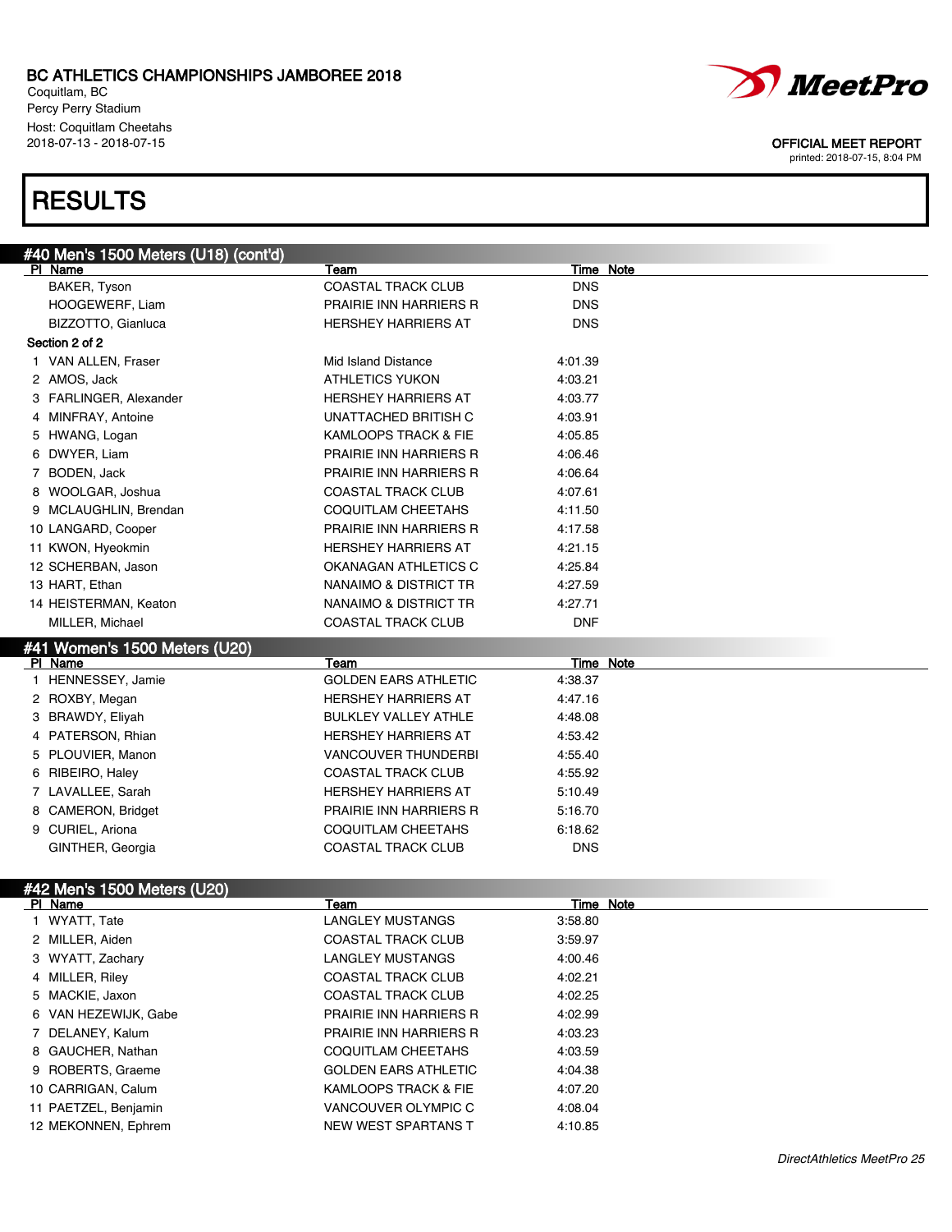BC ATHLETICS CHAMPIONSHIPS JAMBOREE 2018
Coquitlam, BC
Percy Perry Stadium
Host: Coquitlam Cheetahs
2018-07-13 - 2018-07-15

OFFICIAL MEET REPORT
printed: 2018-07-15, 8:04 PM

# RESULTS

## #40 Men's 1500 Meters (U18) (cont'd)

| Pl | Name | Team | Time | Note |
|---|---|---|---|---|
| | BAKER, Tyson | COASTAL TRACK CLUB | DNS | |
| | HOOGEWERF, Liam | PRAIRIE INN HARRIERS R | DNS | |
| | BIZZOTTO, Gianluca | HERSHEY HARRIERS AT | DNS | |
| **Section 2 of 2** | | | | |
| 1 | VAN ALLEN, Fraser | Mid Island Distance | 4:01.39 | |
| 2 | AMOS, Jack | ATHLETICS YUKON | 4:03.21 | |
| 3 | FARLINGER, Alexander | HERSHEY HARRIERS AT | 4:03.77 | |
| 4 | MINFRAY, Antoine | UNATTACHED BRITISH C | 4:03.91 | |
| 5 | HWANG, Logan | KAMLOOPS TRACK & FIE | 4:05.85 | |
| 6 | DWYER, Liam | PRAIRIE INN HARRIERS R | 4:06.46 | |
| 7 | BODEN, Jack | PRAIRIE INN HARRIERS R | 4:06.64 | |
| 8 | WOOLGAR, Joshua | COASTAL TRACK CLUB | 4:07.61 | |
| 9 | MCLAUGHLIN, Brendan | COQUITLAM CHEETAHS | 4:11.50 | |
| 10 | LANGARD, Cooper | PRAIRIE INN HARRIERS R | 4:17.58 | |
| 11 | KWON, Hyeokmin | HERSHEY HARRIERS AT | 4:21.15 | |
| 12 | SCHERBAN, Jason | OKANAGAN ATHLETICS C | 4:25.84 | |
| 13 | HART, Ethan | NANAIMO & DISTRICT TR | 4:27.59 | |
| 14 | HEISTERMAN, Keaton | NANAIMO & DISTRICT TR | 4:27.71 | |
| | MILLER, Michael | COASTAL TRACK CLUB | DNF | |

## #41 Women's 1500 Meters (U20)

| Pl | Name | Team | Time | Note |
|---|---|---|---|---|
| 1 | HENNESSEY, Jamie | GOLDEN EARS ATHLETIC | 4:38.37 | |
| 2 | ROXBY, Megan | HERSHEY HARRIERS AT | 4:47.16 | |
| 3 | BRAWDY, Eliyah | BULKLEY VALLEY ATHLE | 4:48.08 | |
| 4 | PATERSON, Rhian | HERSHEY HARRIERS AT | 4:53.42 | |
| 5 | PLOUVIER, Manon | VANCOUVER THUNDERBI | 4:55.40 | |
| 6 | RIBEIRO, Haley | COASTAL TRACK CLUB | 4:55.92 | |
| 7 | LAVALLEE, Sarah | HERSHEY HARRIERS AT | 5:10.49 | |
| 8 | CAMERON, Bridget | PRAIRIE INN HARRIERS R | 5:16.70 | |
| 9 | CURIEL, Ariona | COQUITLAM CHEETAHS | 6:18.62 | |
| | GINTHER, Georgia | COASTAL TRACK CLUB | DNS | |

## #42 Men's 1500 Meters (U20)

| Pl | Name | Team | Time | Note |
|---|---|---|---|---|
| 1 | WYATT, Tate | LANGLEY MUSTANGS | 3:58.80 | |
| 2 | MILLER, Aiden | COASTAL TRACK CLUB | 3:59.97 | |
| 3 | WYATT, Zachary | LANGLEY MUSTANGS | 4:00.46 | |
| 4 | MILLER, Riley | COASTAL TRACK CLUB | 4:02.21 | |
| 5 | MACKIE, Jaxon | COASTAL TRACK CLUB | 4:02.25 | |
| 6 | VAN HEZEWIJK, Gabe | PRAIRIE INN HARRIERS R | 4:02.99 | |
| 7 | DELANEY, Kalum | PRAIRIE INN HARRIERS R | 4:03.23 | |
| 8 | GAUCHER, Nathan | COQUITLAM CHEETAHS | 4:03.59 | |
| 9 | ROBERTS, Graeme | GOLDEN EARS ATHLETIC | 4:04.38 | |
| 10 | CARRIGAN, Calum | KAMLOOPS TRACK & FIE | 4:07.20 | |
| 11 | PAETZEL, Benjamin | VANCOUVER OLYMPIC C | 4:08.04 | |
| 12 | MEKONNEN, Ephrem | NEW WEST SPARTANS T | 4:10.85 | |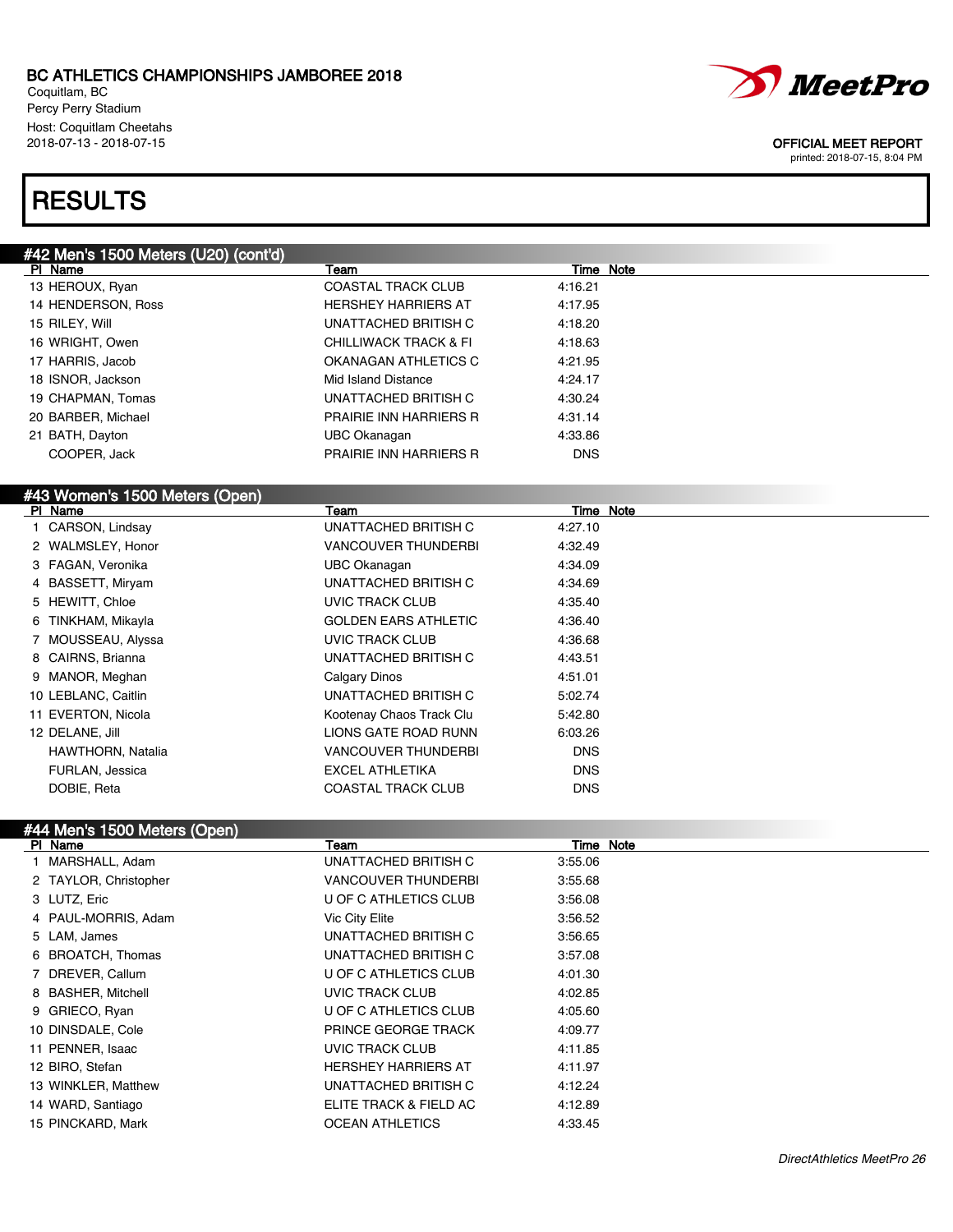# BC ATHLETICS CHAMPIONSHIPS JAMBOREE 2018

Coquitlam, BC
Percy Perry Stadium
Host: Coquitlam Cheetahs
2018-07-13 - 2018-07-15

OFFICIAL MEET REPORT
printed: 2018-07-15, 8:04 PM

# RESULTS

## #42 Men's 1500 Meters (U20) (cont'd)

| Pl | Name | Team | Time | Note |
|---|---|---|---|---|
| 13 | HEROUX, Ryan | COASTAL TRACK CLUB | 4:16.21 | |
| 14 | HENDERSON, Ross | HERSHEY HARRIERS AT | 4:17.95 | |
| 15 | RILEY, Will | UNATTACHED BRITISH C | 4:18.20 | |
| 16 | WRIGHT, Owen | CHILLIWACK TRACK & FI | 4:18.63 | |
| 17 | HARRIS, Jacob | OKANAGAN ATHLETICS C | 4:21.95 | |
| 18 | ISNOR, Jackson | Mid Island Distance | 4:24.17 | |
| 19 | CHAPMAN, Tomas | UNATTACHED BRITISH C | 4:30.24 | |
| 20 | BARBER, Michael | PRAIRIE INN HARRIERS R | 4:31.14 | |
| 21 | BATH, Dayton | UBC Okanagan | 4:33.86 | |
| | COOPER, Jack | PRAIRIE INN HARRIERS R | DNS | |

## #43 Women's 1500 Meters (Open)

| Pl | Name | Team | Time | Note |
|---|---|---|---|---|
| 1 | CARSON, Lindsay | UNATTACHED BRITISH C | 4:27.10 | |
| 2 | WALMSLEY, Honor | VANCOUVER THUNDERBI | 4:32.49 | |
| 3 | FAGAN, Veronika | UBC Okanagan | 4:34.09 | |
| 4 | BASSETT, Miryam | UNATTACHED BRITISH C | 4:34.69 | |
| 5 | HEWITT, Chloe | UVIC TRACK CLUB | 4:35.40 | |
| 6 | TINKHAM, Mikayla | GOLDEN EARS ATHLETIC | 4:36.40 | |
| 7 | MOUSSEAU, Alyssa | UVIC TRACK CLUB | 4:36.68 | |
| 8 | CAIRNS, Brianna | UNATTACHED BRITISH C | 4:43.51 | |
| 9 | MANOR, Meghan | Calgary Dinos | 4:51.01 | |
| 10 | LEBLANC, Caitlin | UNATTACHED BRITISH C | 5:02.74 | |
| 11 | EVERTON, Nicola | Kootenay Chaos Track Clu | 5:42.80 | |
| 12 | DELANE, Jill | LIONS GATE ROAD RUNN | 6:03.26 | |
| | HAWTHORN, Natalia | VANCOUVER THUNDERBI | DNS | |
| | FURLAN, Jessica | EXCEL ATHLETIKA | DNS | |
| | DOBIE, Reta | COASTAL TRACK CLUB | DNS | |

## #44 Men's 1500 Meters (Open)

| Pl | Name | Team | Time | Note |
|---|---|---|---|---|
| 1 | MARSHALL, Adam | UNATTACHED BRITISH C | 3:55.06 | |
| 2 | TAYLOR, Christopher | VANCOUVER THUNDERBI | 3:55.68 | |
| 3 | LUTZ, Eric | U OF C ATHLETICS CLUB | 3:56.08 | |
| 4 | PAUL-MORRIS, Adam | Vic City Elite | 3:56.52 | |
| 5 | LAM, James | UNATTACHED BRITISH C | 3:56.65 | |
| 6 | BROATCH, Thomas | UNATTACHED BRITISH C | 3:57.08 | |
| 7 | DREVER, Callum | U OF C ATHLETICS CLUB | 4:01.30 | |
| 8 | BASHER, Mitchell | UVIC TRACK CLUB | 4:02.85 | |
| 9 | GRIECO, Ryan | U OF C ATHLETICS CLUB | 4:05.60 | |
| 10 | DINSDALE, Cole | PRINCE GEORGE TRACK | 4:09.77 | |
| 11 | PENNER, Isaac | UVIC TRACK CLUB | 4:11.85 | |
| 12 | BIRO, Stefan | HERSHEY HARRIERS AT | 4:11.97 | |
| 13 | WINKLER, Matthew | UNATTACHED BRITISH C | 4:12.24 | |
| 14 | WARD, Santiago | ELITE TRACK & FIELD AC | 4:12.89 | |
| 15 | PINCKARD, Mark | OCEAN ATHLETICS | 4:33.45 | |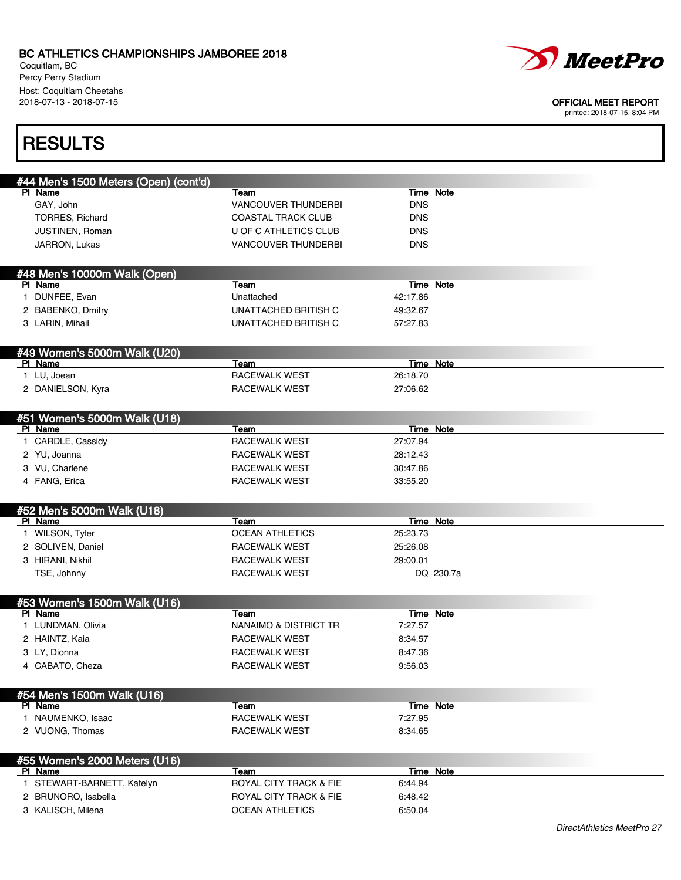# RESULTS

## #44 Men's 1500 Meters (Open) (cont'd)

| Pl | Name | Team | Time | Note |
|---|---|---|---|---|
| | GAY, John | VANCOUVER THUNDERBI | DNS | |
| | TORRES, Richard | COASTAL TRACK CLUB | DNS | |
| | JUSTINEN, Roman | U OF C ATHLETICS CLUB | DNS | |
| | JARRON, Lukas | VANCOUVER THUNDERBI | DNS | |

## #48 Men's 10000m Walk (Open)

| Pl | Name | Team | Time | Note |
|---|---|---|---|---|
| 1 | DUNFEE, Evan | Unattached | 42:17.86 | |
| 2 | BABENKO, Dmitry | UNATTACHED BRITISH C | 49:32.67 | |
| 3 | LARIN, Mihail | UNATTACHED BRITISH C | 57:27.83 | |

## #49 Women's 5000m Walk (U20)

| Pl | Name | Team | Time | Note |
|---|---|---|---|---|
| 1 | LU, Joean | RACEWALK WEST | 26:18.70 | |
| 2 | DANIELSON, Kyra | RACEWALK WEST | 27:06.62 | |

## #51 Women's 5000m Walk (U18)

| Pl | Name | Team | Time | Note |
|---|---|---|---|---|
| 1 | CARDLE, Cassidy | RACEWALK WEST | 27:07.94 | |
| 2 | YU, Joanna | RACEWALK WEST | 28:12.43 | |
| 3 | VU, Charlene | RACEWALK WEST | 30:47.86 | |
| 4 | FANG, Erica | RACEWALK WEST | 33:55.20 | |

## #52 Men's 5000m Walk (U18)

| Pl | Name | Team | Time | Note |
|---|---|---|---|---|
| 1 | WILSON, Tyler | OCEAN ATHLETICS | 25:23.73 | |
| 2 | SOLIVEN, Daniel | RACEWALK WEST | 25:26.08 | |
| 3 | HIRANI, Nikhil | RACEWALK WEST | 29:00.01 | |
| | TSE, Johnny | RACEWALK WEST | DQ | 230.7a |

## #53 Women's 1500m Walk (U16)

| Pl | Name | Team | Time | Note |
|---|---|---|---|---|
| 1 | LUNDMAN, Olivia | NANAIMO & DISTRICT TR | 7:27.57 | |
| 2 | HAINTZ, Kaia | RACEWALK WEST | 8:34.57 | |
| 3 | LY, Dionna | RACEWALK WEST | 8:47.36 | |
| 4 | CABATO, Cheza | RACEWALK WEST | 9:56.03 | |

## #54 Men's 1500m Walk (U16)

| Pl | Name | Team | Time | Note |
|---|---|---|---|---|
| 1 | NAUMENKO, Isaac | RACEWALK WEST | 7:27.95 | |
| 2 | VUONG, Thomas | RACEWALK WEST | 8:34.65 | |

## #55 Women's 2000 Meters (U16)

| Pl | Name | Team | Time | Note |
|---|---|---|---|---|
| 1 | STEWART-BARNETT, Katelyn | ROYAL CITY TRACK & FIE | 6:44.94 | |
| 2 | BRUNORO, Isabella | ROYAL CITY TRACK & FIE | 6:48.42 | |
| 3 | KALISCH, Milena | OCEAN ATHLETICS | 6:50.04 | |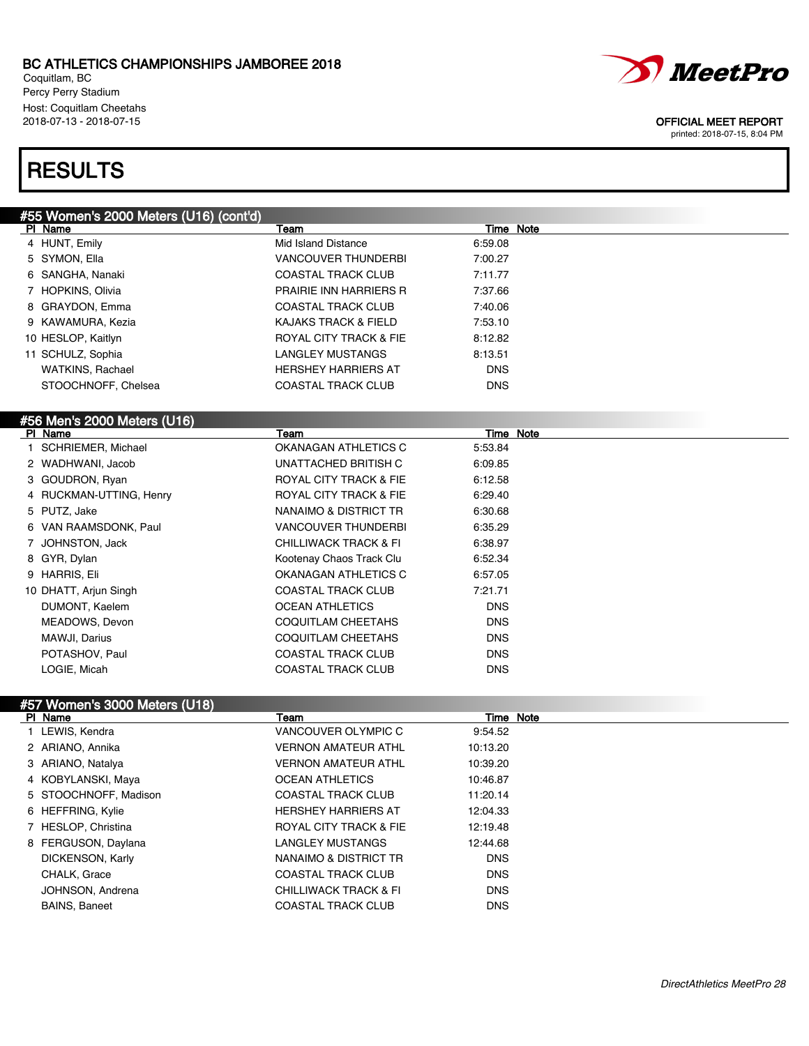# RESULTS

## #55 Women's 2000 Meters (U16) (cont'd)

| Pl | Name | Team | Time | Note |
|---|---|---|---|---|
| 4 | HUNT, Emily | Mid Island Distance | 6:59.08 | |
| 5 | SYMON, Ella | VANCOUVER THUNDERBI | 7:00.27 | |
| 6 | SANGHA, Nanaki | COASTAL TRACK CLUB | 7:11.77 | |
| 7 | HOPKINS, Olivia | PRAIRIE INN HARRIERS R | 7:37.66 | |
| 8 | GRAYDON, Emma | COASTAL TRACK CLUB | 7:40.06 | |
| 9 | KAWAMURA, Kezia | KAJAKS TRACK & FIELD | 7:53.10 | |
| 10 | HESLOP, Kaitlyn | ROYAL CITY TRACK & FIE | 8:12.82 | |
| 11 | SCHULZ, Sophia | LANGLEY MUSTANGS | 8:13.51 | |
| | WATKINS, Rachael | HERSHEY HARRIERS AT | DNS | |
| | STOOCHNOFF, Chelsea | COASTAL TRACK CLUB | DNS | |

## #56 Men's 2000 Meters (U16)

| Pl | Name | Team | Time | Note |
|---|---|---|---|---|
| 1 | SCHRIEMER, Michael | OKANAGAN ATHLETICS C | 5:53.84 | |
| 2 | WADHWANI, Jacob | UNATTACHED BRITISH C | 6:09.85 | |
| 3 | GOUDRON, Ryan | ROYAL CITY TRACK & FIE | 6:12.58 | |
| 4 | RUCKMAN-UTTING, Henry | ROYAL CITY TRACK & FIE | 6:29.40 | |
| 5 | PUTZ, Jake | NANAIMO & DISTRICT TR | 6:30.68 | |
| 6 | VAN RAAMSDONK, Paul | VANCOUVER THUNDERBI | 6:35.29 | |
| 7 | JOHNSTON, Jack | CHILLIWACK TRACK & FI | 6:38.97 | |
| 8 | GYR, Dylan | Kootenay Chaos Track Clu | 6:52.34 | |
| 9 | HARRIS, Eli | OKANAGAN ATHLETICS C | 6:57.05 | |
| 10 | DHATT, Arjun Singh | COASTAL TRACK CLUB | 7:21.71 | |
| | DUMONT, Kaelem | OCEAN ATHLETICS | DNS | |
| | MEADOWS, Devon | COQUITLAM CHEETAHS | DNS | |
| | MAWJI, Darius | COQUITLAM CHEETAHS | DNS | |
| | POTASHOV, Paul | COASTAL TRACK CLUB | DNS | |
| | LOGIE, Micah | COASTAL TRACK CLUB | DNS | |

## #57 Women's 3000 Meters (U18)

| Pl | Name | Team | Time | Note |
|---|---|---|---|---|
| 1 | LEWIS, Kendra | VANCOUVER OLYMPIC C | 9:54.52 | |
| 2 | ARIANO, Annika | VERNON AMATEUR ATHL | 10:13.20 | |
| 3 | ARIANO, Natalya | VERNON AMATEUR ATHL | 10:39.20 | |
| 4 | KOBYLANSKI, Maya | OCEAN ATHLETICS | 10:46.87 | |
| 5 | STOOCHNOFF, Madison | COASTAL TRACK CLUB | 11:20.14 | |
| 6 | HEFFRING, Kylie | HERSHEY HARRIERS AT | 12:04.33 | |
| 7 | HESLOP, Christina | ROYAL CITY TRACK & FIE | 12:19.48 | |
| 8 | FERGUSON, Daylana | LANGLEY MUSTANGS | 12:44.68 | |
| | DICKENSON, Karly | NANAIMO & DISTRICT TR | DNS | |
| | CHALK, Grace | COASTAL TRACK CLUB | DNS | |
| | JOHNSON, Andrena | CHILLIWACK TRACK & FI | DNS | |
| | BAINS, Baneet | COASTAL TRACK CLUB | DNS | |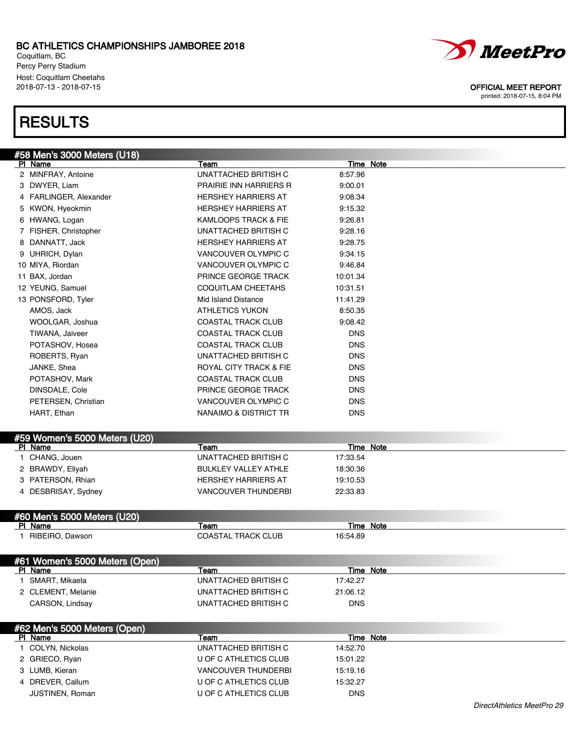# BC ATHLETICS CHAMPIONSHIPS JAMBOREE 2018

Coquitlam, BC
Percy Perry Stadium
Host: Coquitlam Cheetahs
2018-07-13 - 2018-07-15

OFFICIAL MEET REPORT
printed: 2018-07-15, 8:04 PM

# RESULTS

## #58 Men's 3000 Meters (U18)

| Pl | Name | Team | Time | Note |
|---|---|---|---|---|
| 2 | MINFRAY, Antoine | UNATTACHED BRITISH C | 8:57.96 | |
| 3 | DWYER, Liam | PRAIRIE INN HARRIERS R | 9:00.01 | |
| 4 | FARLINGER, Alexander | HERSHEY HARRIERS AT | 9:08.34 | |
| 5 | KWON, Hyeokmin | HERSHEY HARRIERS AT | 9:15.32 | |
| 6 | HWANG, Logan | KAMLOOPS TRACK & FIE | 9:26.81 | |
| 7 | FISHER, Christopher | UNATTACHED BRITISH C | 9:28.16 | |
| 8 | DANNATT, Jack | HERSHEY HARRIERS AT | 9:28.75 | |
| 9 | UHRICH, Dylan | VANCOUVER OLYMPIC C | 9:34.15 | |
| 10 | MIYA, Riordan | VANCOUVER OLYMPIC C | 9:46.84 | |
| 11 | BAX, Jordan | PRINCE GEORGE TRACK | 10:01.34 | |
| 12 | YEUNG, Samuel | COQUITLAM CHEETAHS | 10:31.51 | |
| 13 | PONSFORD, Tyler | Mid Island Distance | 11:41.29 | |
| | AMOS, Jack | ATHLETICS YUKON | 8:50.35 | |
| | WOOLGAR, Joshua | COASTAL TRACK CLUB | 9:08.42 | |
| | TIWANA, Jaiveer | COASTAL TRACK CLUB | DNS | |
| | POTASHOV, Hosea | COASTAL TRACK CLUB | DNS | |
| | ROBERTS, Ryan | UNATTACHED BRITISH C | DNS | |
| | JANKE, Shea | ROYAL CITY TRACK & FIE | DNS | |
| | POTASHOV, Mark | COASTAL TRACK CLUB | DNS | |
| | DINSDALE, Cole | PRINCE GEORGE TRACK | DNS | |
| | PETERSEN, Christian | VANCOUVER OLYMPIC C | DNS | |
| | HART, Ethan | NANAIMO & DISTRICT TR | DNS | |

## #59 Women's 5000 Meters (U20)

| Pl | Name | Team | Time | Note |
|---|---|---|---|---|
| 1 | CHANG, Jouen | UNATTACHED BRITISH C | 17:33.54 | |
| 2 | BRAWDY, Eliyah | BULKLEY VALLEY ATHLE | 18:30.36 | |
| 3 | PATERSON, Rhian | HERSHEY HARRIERS AT | 19:10.53 | |
| 4 | DESBRISAY, Sydney | VANCOUVER THUNDERBI | 22:33.83 | |

## #60 Men's 5000 Meters (U20)

| Pl | Name | Team | Time | Note |
|---|---|---|---|---|
| 1 | RIBEIRO, Dawson | COASTAL TRACK CLUB | 16:54.89 | |

## #61 Women's 5000 Meters (Open)

| Pl | Name | Team | Time | Note |
|---|---|---|---|---|
| 1 | SMART, Mikaela | UNATTACHED BRITISH C | 17:42.27 | |
| 2 | CLEMENT, Melanie | UNATTACHED BRITISH C | 21:06.12 | |
| | CARSON, Lindsay | UNATTACHED BRITISH C | DNS | |

## #62 Men's 5000 Meters (Open)

| Pl | Name | Team | Time | Note |
|---|---|---|---|---|
| 1 | COLYN, Nickolas | UNATTACHED BRITISH C | 14:52.70 | |
| 2 | GRIECO, Ryan | U OF C ATHLETICS CLUB | 15:01.22 | |
| 3 | LUMB, Kieran | VANCOUVER THUNDERBI | 15:19.16 | |
| 4 | DREVER, Callum | U OF C ATHLETICS CLUB | 15:32.27 | |
| | JUSTINEN, Roman | U OF C ATHLETICS CLUB | DNS | |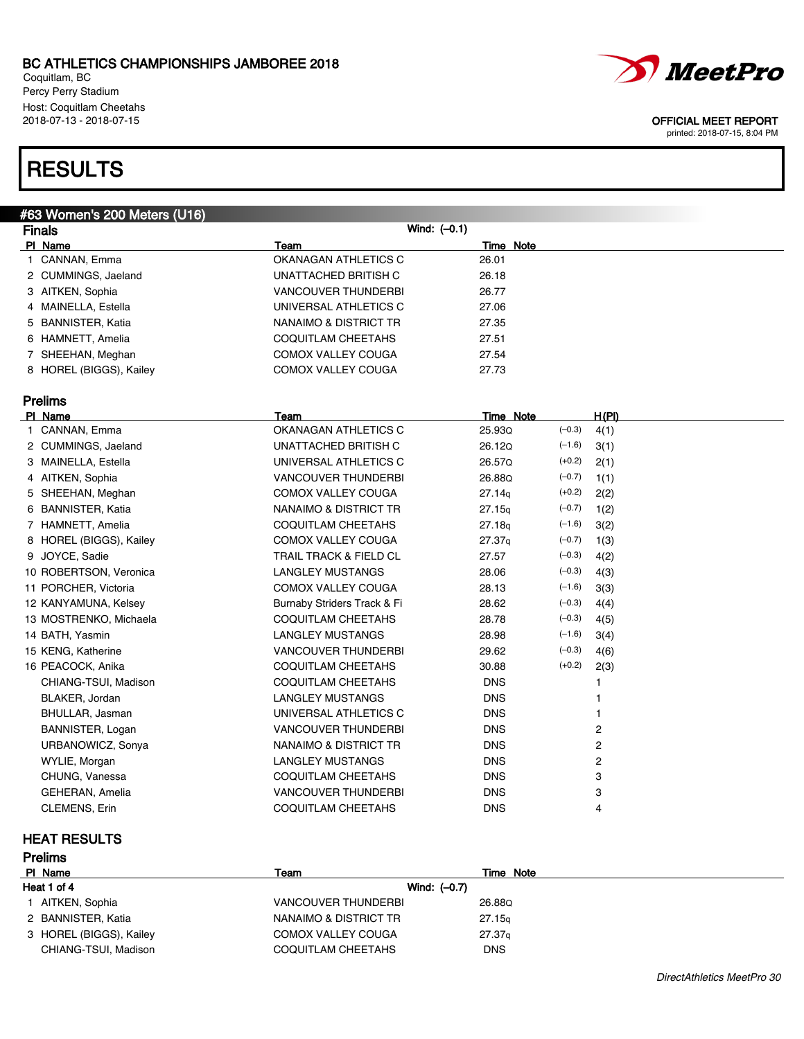BC ATHLETICS CHAMPIONSHIPS JAMBOREE 2018
Coquitlam, BC
Percy Perry Stadium
Host: Coquitlam Cheetahs
2018-07-13 - 2018-07-15

OFFICIAL MEET REPORT
printed: 2018-07-15, 8:04 PM

# RESULTS

## #63 Women's 200 Meters (U16)

### Finals

Wind: (–0.1)

| Pl | Name | Team | Time | Note |
|---|---|---|---|---|
| 1 | CANNAN, Emma | OKANAGAN ATHLETICS C | 26.01 | |
| 2 | CUMMINGS, Jaeland | UNATTACHED BRITISH C | 26.18 | |
| 3 | AITKEN, Sophia | VANCOUVER THUNDERBI | 26.77 | |
| 4 | MAINELLA, Estella | UNIVERSAL ATHLETICS C | 27.06 | |
| 5 | BANNISTER, Katia | NANAIMO & DISTRICT TR | 27.35 | |
| 6 | HAMNETT, Amelia | COQUITLAM CHEETAHS | 27.51 | |
| 7 | SHEEHAN, Meghan | COMOX VALLEY COUGA | 27.54 | |
| 8 | HOREL (BIGGS), Kailey | COMOX VALLEY COUGA | 27.73 | |

### Prelims

| Pl | Name | Team | Time | Note | Wind | H(Pl) |
|---|---|---|---|---|---|---|
| 1 | CANNAN, Emma | OKANAGAN ATHLETICS C | 25.93Q | | (–0.3) | 4(1) |
| 2 | CUMMINGS, Jaeland | UNATTACHED BRITISH C | 26.12Q | | (–1.6) | 3(1) |
| 3 | MAINELLA, Estella | UNIVERSAL ATHLETICS C | 26.57Q | | (+0.2) | 2(1) |
| 4 | AITKEN, Sophia | VANCOUVER THUNDERBI | 26.88Q | | (–0.7) | 1(1) |
| 5 | SHEEHAN, Meghan | COMOX VALLEY COUGA | 27.14q | | (+0.2) | 2(2) |
| 6 | BANNISTER, Katia | NANAIMO & DISTRICT TR | 27.15q | | (–0.7) | 1(2) |
| 7 | HAMNETT, Amelia | COQUITLAM CHEETAHS | 27.18q | | (–1.6) | 3(2) |
| 8 | HOREL (BIGGS), Kailey | COMOX VALLEY COUGA | 27.37q | | (–0.7) | 1(3) |
| 9 | JOYCE, Sadie | TRAIL TRACK & FIELD CL | 27.57 | | (–0.3) | 4(2) |
| 10 | ROBERTSON, Veronica | LANGLEY MUSTANGS | 28.06 | | (–0.3) | 4(3) |
| 11 | PORCHER, Victoria | COMOX VALLEY COUGA | 28.13 | | (–1.6) | 3(3) |
| 12 | KANYAMUNA, Kelsey | Burnaby Striders Track & Fi | 28.62 | | (–0.3) | 4(4) |
| 13 | MOSTRENKO, Michaela | COQUITLAM CHEETAHS | 28.78 | | (–0.3) | 4(5) |
| 14 | BATH, Yasmin | LANGLEY MUSTANGS | 28.98 | | (–1.6) | 3(4) |
| 15 | KENG, Katherine | VANCOUVER THUNDERBI | 29.62 | | (–0.3) | 4(6) |
| 16 | PEACOCK, Anika | COQUITLAM CHEETAHS | 30.88 | | (+0.2) | 2(3) |
| | CHIANG-TSUI, Madison | COQUITLAM CHEETAHS | DNS | | | 1 |
| | BLAKER, Jordan | LANGLEY MUSTANGS | DNS | | | 1 |
| | BHULLAR, Jasman | UNIVERSAL ATHLETICS C | DNS | | | 1 |
| | BANNISTER, Logan | VANCOUVER THUNDERBI | DNS | | | 2 |
| | URBANOWICZ, Sonya | NANAIMO & DISTRICT TR | DNS | | | 2 |
| | WYLIE, Morgan | LANGLEY MUSTANGS | DNS | | | 2 |
| | CHUNG, Vanessa | COQUITLAM CHEETAHS | DNS | | | 3 |
| | GEHERAN, Amelia | VANCOUVER THUNDERBI | DNS | | | 3 |
| | CLEMENS, Erin | COQUITLAM CHEETAHS | DNS | | | 4 |

## HEAT RESULTS

### Prelims

**Heat 1 of 4** — Wind: (–0.7)

| Pl | Name | Team | Time | Note |
|---|---|---|---|---|
| 1 | AITKEN, Sophia | VANCOUVER THUNDERBI | 26.88Q | |
| 2 | BANNISTER, Katia | NANAIMO & DISTRICT TR | 27.15q | |
| 3 | HOREL (BIGGS), Kailey | COMOX VALLEY COUGA | 27.37q | |
| | CHIANG-TSUI, Madison | COQUITLAM CHEETAHS | DNS | |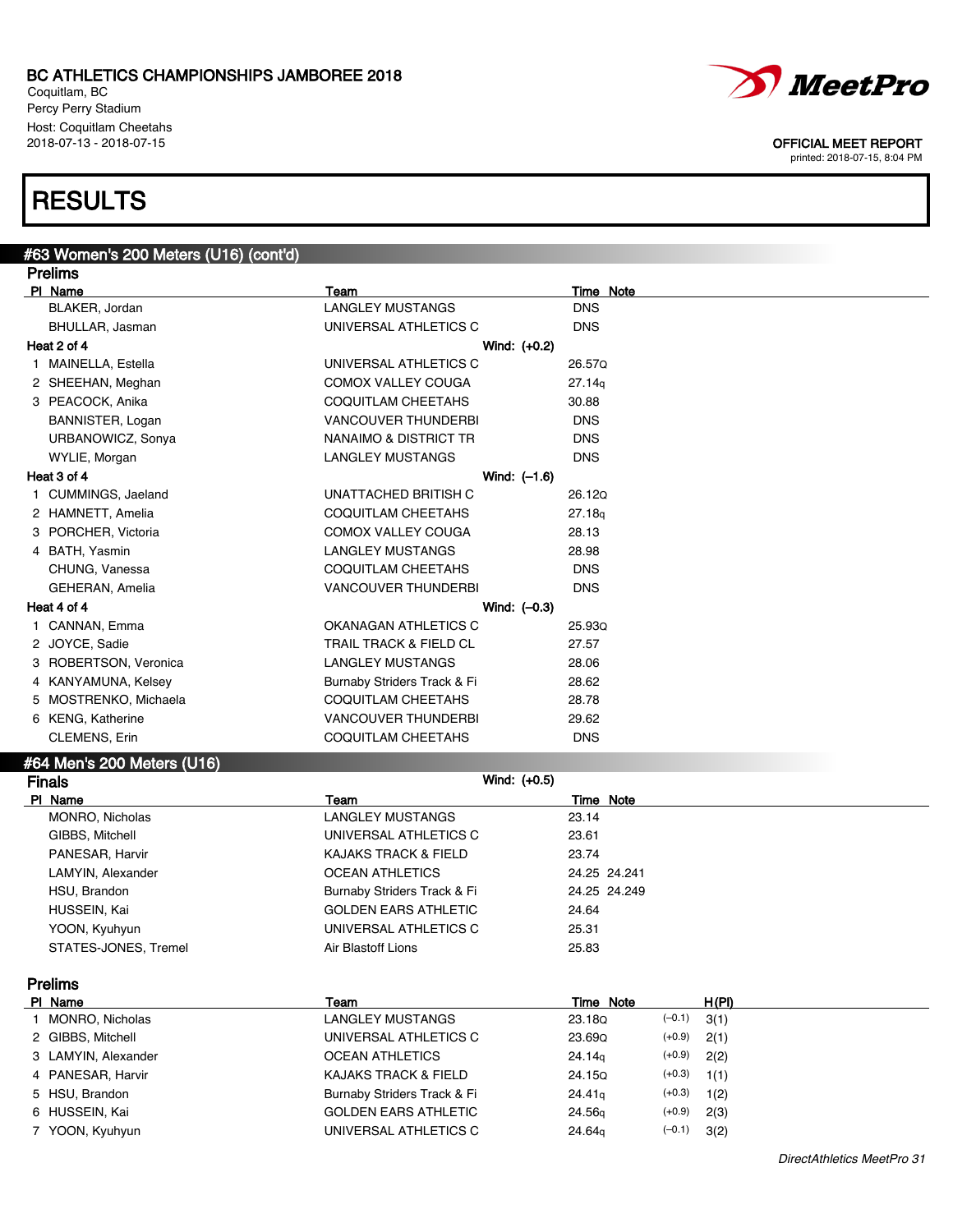BC ATHLETICS CHAMPIONSHIPS JAMBOREE 2018
Coquitlam, BC
Percy Perry Stadium
Host: Coquitlam Cheetahs
2018-07-13 - 2018-07-15

OFFICIAL MEET REPORT
printed: 2018-07-15, 8:04 PM

# RESULTS

## #63 Women's 200 Meters (U16) (cont'd)

### Prelims

| Pl | Name | Team | Time | Note |
|---|---|---|---|---|
| | BLAKER, Jordan | LANGLEY MUSTANGS | DNS | |
| | BHULLAR, Jasman | UNIVERSAL ATHLETICS C | DNS | |

**Heat 2 of 4** — Wind: (+0.2)

| Pl | Name | Team | Time | Note |
|---|---|---|---|---|
| 1 | MAINELLA, Estella | UNIVERSAL ATHLETICS C | 26.57Q | |
| 2 | SHEEHAN, Meghan | COMOX VALLEY COUGA | 27.14q | |
| 3 | PEACOCK, Anika | COQUITLAM CHEETAHS | 30.88 | |
| | BANNISTER, Logan | VANCOUVER THUNDERBI | DNS | |
| | URBANOWICZ, Sonya | NANAIMO & DISTRICT TR | DNS | |
| | WYLIE, Morgan | LANGLEY MUSTANGS | DNS | |

**Heat 3 of 4** — Wind: (–1.6)

| Pl | Name | Team | Time | Note |
|---|---|---|---|---|
| 1 | CUMMINGS, Jaeland | UNATTACHED BRITISH C | 26.12Q | |
| 2 | HAMNETT, Amelia | COQUITLAM CHEETAHS | 27.18q | |
| 3 | PORCHER, Victoria | COMOX VALLEY COUGA | 28.13 | |
| 4 | BATH, Yasmin | LANGLEY MUSTANGS | 28.98 | |
| | CHUNG, Vanessa | COQUITLAM CHEETAHS | DNS | |
| | GEHERAN, Amelia | VANCOUVER THUNDERBI | DNS | |

**Heat 4 of 4** — Wind: (–0.3)

| Pl | Name | Team | Time | Note |
|---|---|---|---|---|
| 1 | CANNAN, Emma | OKANAGAN ATHLETICS C | 25.93Q | |
| 2 | JOYCE, Sadie | TRAIL TRACK & FIELD CL | 27.57 | |
| 3 | ROBERTSON, Veronica | LANGLEY MUSTANGS | 28.06 | |
| 4 | KANYAMUNA, Kelsey | Burnaby Striders Track & Fi | 28.62 | |
| 5 | MOSTRENKO, Michaela | COQUITLAM CHEETAHS | 28.78 | |
| 6 | KENG, Katherine | VANCOUVER THUNDERBI | 29.62 | |
| | CLEMENS, Erin | COQUITLAM CHEETAHS | DNS | |

## #64 Men's 200 Meters (U16)

### Finals

Wind: (+0.5)

| Pl | Name | Team | Time | Note |
|---|---|---|---|---|
| | MONRO, Nicholas | LANGLEY MUSTANGS | 23.14 | |
| | GIBBS, Mitchell | UNIVERSAL ATHLETICS C | 23.61 | |
| | PANESAR, Harvir | KAJAKS TRACK & FIELD | 23.74 | |
| | LAMYIN, Alexander | OCEAN ATHLETICS | 24.25 | 24.241 |
| | HSU, Brandon | Burnaby Striders Track & Fi | 24.25 | 24.249 |
| | HUSSEIN, Kai | GOLDEN EARS ATHLETIC | 24.64 | |
| | YOON, Kyuhyun | UNIVERSAL ATHLETICS C | 25.31 | |
| | STATES-JONES, Tremel | Air Blastoff Lions | 25.83 | |

### Prelims

| Pl | Name | Team | Time | Note | Wind | H(Pl) |
|---|---|---|---|---|---|---|
| 1 | MONRO, Nicholas | LANGLEY MUSTANGS | 23.18Q | | (–0.1) | 3(1) |
| 2 | GIBBS, Mitchell | UNIVERSAL ATHLETICS C | 23.69Q | | (+0.9) | 2(1) |
| 3 | LAMYIN, Alexander | OCEAN ATHLETICS | 24.14q | | (+0.9) | 2(2) |
| 4 | PANESAR, Harvir | KAJAKS TRACK & FIELD | 24.15Q | | (+0.3) | 1(1) |
| 5 | HSU, Brandon | Burnaby Striders Track & Fi | 24.41q | | (+0.3) | 1(2) |
| 6 | HUSSEIN, Kai | GOLDEN EARS ATHLETIC | 24.56q | | (+0.9) | 2(3) |
| 7 | YOON, Kyuhyun | UNIVERSAL ATHLETICS C | 24.64q | | (–0.1) | 3(2) |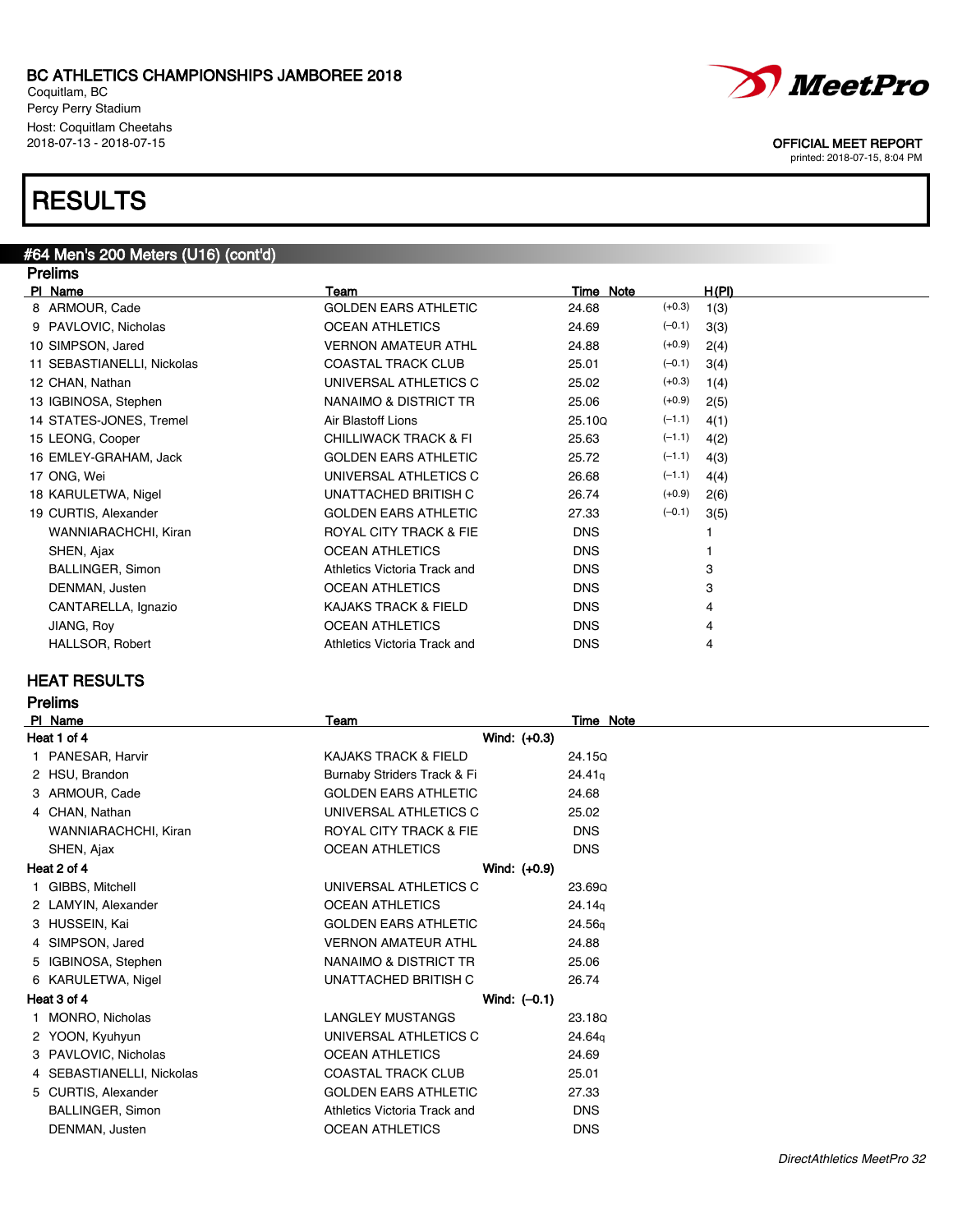# BC ATHLETICS CHAMPIONSHIPS JAMBOREE 2018

Coquitlam, BC
Percy Perry Stadium
Host: Coquitlam Cheetahs
2018-07-13 - 2018-07-15

OFFICIAL MEET REPORT
printed: 2018-07-15, 8:04 PM

# RESULTS

## #64 Men's 200 Meters (U16) (cont'd)

### Prelims

| Pl | Name | Team | Time | Note | | H(Pl) |
|---|---|---|---|---|---|---|
| 8 | ARMOUR, Cade | GOLDEN EARS ATHLETIC | 24.68 | | (+0.3) | 1(3) |
| 9 | PAVLOVIC, Nicholas | OCEAN ATHLETICS | 24.69 | | (–0.1) | 3(3) |
| 10 | SIMPSON, Jared | VERNON AMATEUR ATHL | 24.88 | | (+0.9) | 2(4) |
| 11 | SEBASTIANELLI, Nickolas | COASTAL TRACK CLUB | 25.01 | | (–0.1) | 3(4) |
| 12 | CHAN, Nathan | UNIVERSAL ATHLETICS C | 25.02 | | (+0.3) | 1(4) |
| 13 | IGBINOSA, Stephen | NANAIMO & DISTRICT TR | 25.06 | | (+0.9) | 2(5) |
| 14 | STATES-JONES, Tremel | Air Blastoff Lions | 25.10Q | | (–1.1) | 4(1) |
| 15 | LEONG, Cooper | CHILLIWACK TRACK & FI | 25.63 | | (–1.1) | 4(2) |
| 16 | EMLEY-GRAHAM, Jack | GOLDEN EARS ATHLETIC | 25.72 | | (–1.1) | 4(3) |
| 17 | ONG, Wei | UNIVERSAL ATHLETICS C | 26.68 | | (–1.1) | 4(4) |
| 18 | KARULETWA, Nigel | UNATTACHED BRITISH C | 26.74 | | (+0.9) | 2(6) |
| 19 | CURTIS, Alexander | GOLDEN EARS ATHLETIC | 27.33 | | (–0.1) | 3(5) |
| | WANNIARACHCHI, Kiran | ROYAL CITY TRACK & FIE | DNS | | | 1 |
| | SHEN, Ajax | OCEAN ATHLETICS | DNS | | | 1 |
| | BALLINGER, Simon | Athletics Victoria Track and | DNS | | | 3 |
| | DENMAN, Justen | OCEAN ATHLETICS | DNS | | | 3 |
| | CANTARELLA, Ignazio | KAJAKS TRACK & FIELD | DNS | | | 4 |
| | JIANG, Roy | OCEAN ATHLETICS | DNS | | | 4 |
| | HALLSOR, Robert | Athletics Victoria Track and | DNS | | | 4 |

## HEAT RESULTS

### Prelims

| Pl | Name | Team | Time | Note |
|---|---|---|---|---|
| **Heat 1 of 4** | | **Wind: (+0.3)** | | |
| 1 | PANESAR, Harvir | KAJAKS TRACK & FIELD | 24.15Q | |
| 2 | HSU, Brandon | Burnaby Striders Track & Fi | 24.41q | |
| 3 | ARMOUR, Cade | GOLDEN EARS ATHLETIC | 24.68 | |
| 4 | CHAN, Nathan | UNIVERSAL ATHLETICS C | 25.02 | |
| | WANNIARACHCHI, Kiran | ROYAL CITY TRACK & FIE | DNS | |
| | SHEN, Ajax | OCEAN ATHLETICS | DNS | |
| **Heat 2 of 4** | | **Wind: (+0.9)** | | |
| 1 | GIBBS, Mitchell | UNIVERSAL ATHLETICS C | 23.69Q | |
| 2 | LAMYIN, Alexander | OCEAN ATHLETICS | 24.14q | |
| 3 | HUSSEIN, Kai | GOLDEN EARS ATHLETIC | 24.56q | |
| 4 | SIMPSON, Jared | VERNON AMATEUR ATHL | 24.88 | |
| 5 | IGBINOSA, Stephen | NANAIMO & DISTRICT TR | 25.06 | |
| 6 | KARULETWA, Nigel | UNATTACHED BRITISH C | 26.74 | |
| **Heat 3 of 4** | | **Wind: (–0.1)** | | |
| 1 | MONRO, Nicholas | LANGLEY MUSTANGS | 23.18Q | |
| 2 | YOON, Kyuhyun | UNIVERSAL ATHLETICS C | 24.64q | |
| 3 | PAVLOVIC, Nicholas | OCEAN ATHLETICS | 24.69 | |
| 4 | SEBASTIANELLI, Nickolas | COASTAL TRACK CLUB | 25.01 | |
| 5 | CURTIS, Alexander | GOLDEN EARS ATHLETIC | 27.33 | |
| | BALLINGER, Simon | Athletics Victoria Track and | DNS | |
| | DENMAN, Justen | OCEAN ATHLETICS | DNS | |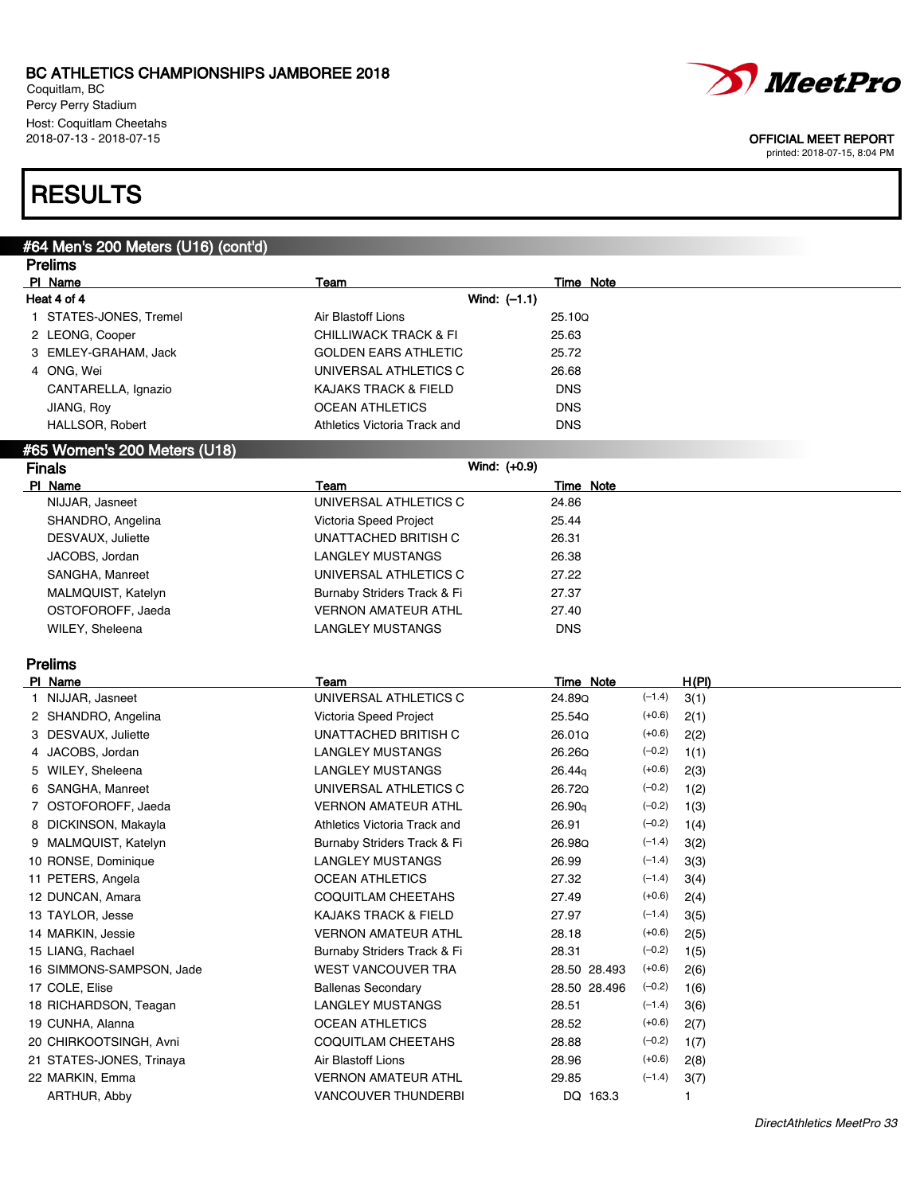# BC ATHLETICS CHAMPIONSHIPS JAMBOREE 2018

Coquitlam, BC
Percy Perry Stadium
Host: Coquitlam Cheetahs
2018-07-13 - 2018-07-15

OFFICIAL MEET REPORT
printed: 2018-07-15, 8:04 PM

# RESULTS

## #64 Men's 200 Meters (U16) (cont'd)

### Prelims

**Heat 4 of 4** Wind: (–1.1)

| Pl | Name | Team | Time | Note |
|---|---|---|---|---|
| 1 | STATES-JONES, Tremel | Air Blastoff Lions | 25.10Q | |
| 2 | LEONG, Cooper | CHILLIWACK TRACK & FI | 25.63 | |
| 3 | EMLEY-GRAHAM, Jack | GOLDEN EARS ATHLETIC | 25.72 | |
| 4 | ONG, Wei | UNIVERSAL ATHLETICS C | 26.68 | |
| | CANTARELLA, Ignazio | KAJAKS TRACK & FIELD | DNS | |
| | JIANG, Roy | OCEAN ATHLETICS | DNS | |
| | HALLSOR, Robert | Athletics Victoria Track and | DNS | |

## #65 Women's 200 Meters (U18)

### Finals

Wind: (+0.9)

| Pl | Name | Team | Time | Note |
|---|---|---|---|---|
| | NIJJAR, Jasneet | UNIVERSAL ATHLETICS C | 24.86 | |
| | SHANDRO, Angelina | Victoria Speed Project | 25.44 | |
| | DESVAUX, Juliette | UNATTACHED BRITISH C | 26.31 | |
| | JACOBS, Jordan | LANGLEY MUSTANGS | 26.38 | |
| | SANGHA, Manreet | UNIVERSAL ATHLETICS C | 27.22 | |
| | MALMQUIST, Katelyn | Burnaby Striders Track & Fi | 27.37 | |
| | OSTOFOROFF, Jaeda | VERNON AMATEUR ATHL | 27.40 | |
| | WILEY, Sheleena | LANGLEY MUSTANGS | DNS | |

### Prelims

| Pl | Name | Team | Time | Note | Wind | H(Pl) |
|---|---|---|---|---|---|---|
| 1 | NIJJAR, Jasneet | UNIVERSAL ATHLETICS C | 24.89Q | | (–1.4) | 3(1) |
| 2 | SHANDRO, Angelina | Victoria Speed Project | 25.54Q | | (+0.6) | 2(1) |
| 3 | DESVAUX, Juliette | UNATTACHED BRITISH C | 26.01Q | | (+0.6) | 2(2) |
| 4 | JACOBS, Jordan | LANGLEY MUSTANGS | 26.26Q | | (–0.2) | 1(1) |
| 5 | WILEY, Sheleena | LANGLEY MUSTANGS | 26.44q | | (+0.6) | 2(3) |
| 6 | SANGHA, Manreet | UNIVERSAL ATHLETICS C | 26.72Q | | (–0.2) | 1(2) |
| 7 | OSTOFOROFF, Jaeda | VERNON AMATEUR ATHL | 26.90q | | (–0.2) | 1(3) |
| 8 | DICKINSON, Makayla | Athletics Victoria Track and | 26.91 | | (–0.2) | 1(4) |
| 9 | MALMQUIST, Katelyn | Burnaby Striders Track & Fi | 26.98Q | | (–1.4) | 3(2) |
| 10 | RONSE, Dominique | LANGLEY MUSTANGS | 26.99 | | (–1.4) | 3(3) |
| 11 | PETERS, Angela | OCEAN ATHLETICS | 27.32 | | (–1.4) | 3(4) |
| 12 | DUNCAN, Amara | COQUITLAM CHEETAHS | 27.49 | | (+0.6) | 2(4) |
| 13 | TAYLOR, Jesse | KAJAKS TRACK & FIELD | 27.97 | | (–1.4) | 3(5) |
| 14 | MARKIN, Jessie | VERNON AMATEUR ATHL | 28.18 | | (+0.6) | 2(5) |
| 15 | LIANG, Rachael | Burnaby Striders Track & Fi | 28.31 | | (–0.2) | 1(5) |
| 16 | SIMMONS-SAMPSON, Jade | WEST VANCOUVER TRA | 28.50 | 28.493 | (+0.6) | 2(6) |
| 17 | COLE, Elise | Ballenas Secondary | 28.50 | 28.496 | (–0.2) | 1(6) |
| 18 | RICHARDSON, Teagan | LANGLEY MUSTANGS | 28.51 | | (–1.4) | 3(6) |
| 19 | CUNHA, Alanna | OCEAN ATHLETICS | 28.52 | | (+0.6) | 2(7) |
| 20 | CHIRKOOTSINGH, Avni | COQUITLAM CHEETAHS | 28.88 | | (–0.2) | 1(7) |
| 21 | STATES-JONES, Trinaya | Air Blastoff Lions | 28.96 | | (+0.6) | 2(8) |
| 22 | MARKIN, Emma | VERNON AMATEUR ATHL | 29.85 | | (–1.4) | 3(7) |
| | ARTHUR, Abby | VANCOUVER THUNDERBI | DQ | 163.3 | | 1 |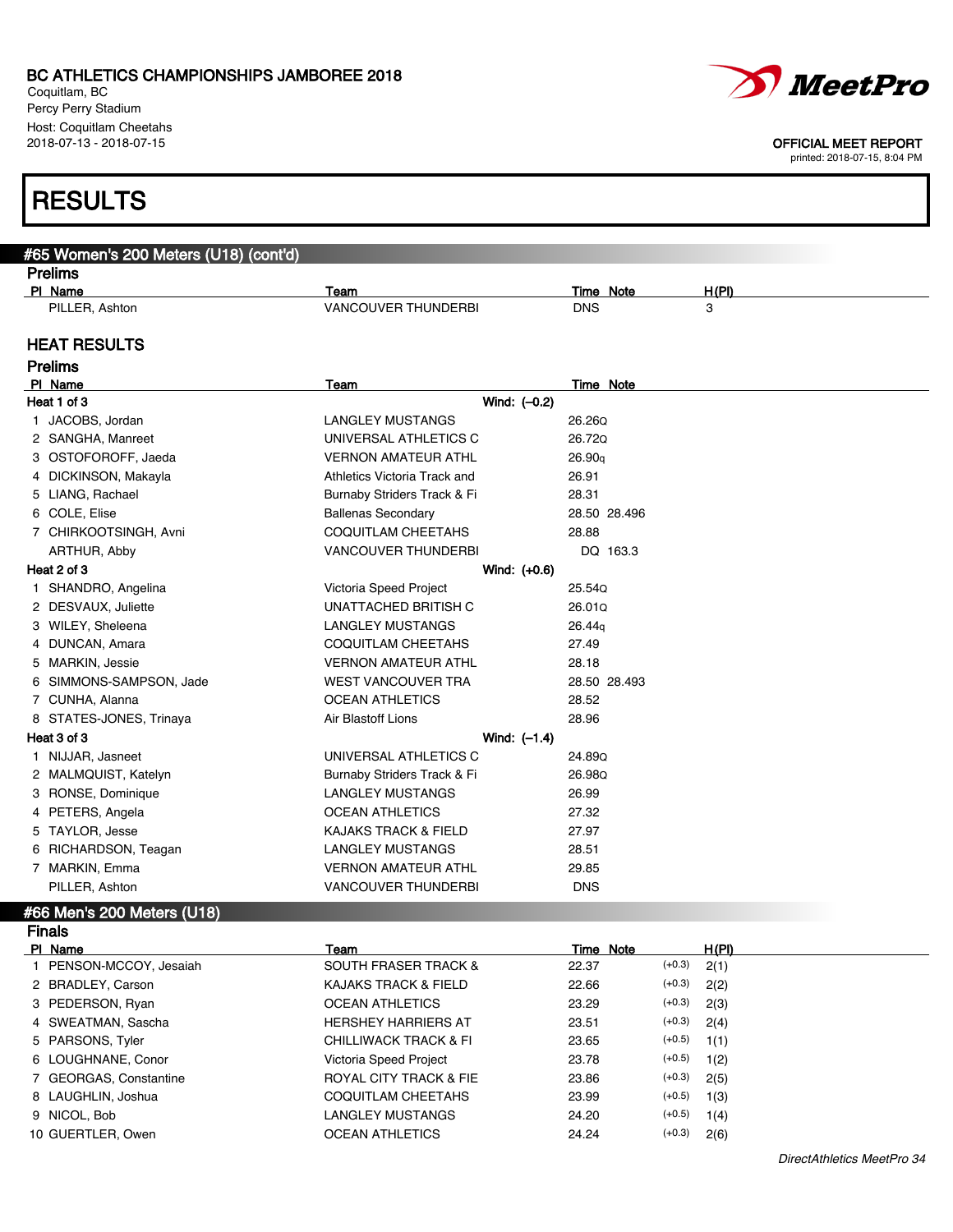BC ATHLETICS CHAMPIONSHIPS JAMBOREE 2018
Coquitlam, BC
Percy Perry Stadium
Host: Coquitlam Cheetahs
2018-07-13 - 2018-07-15

OFFICIAL MEET REPORT
printed: 2018-07-15, 8:04 PM

# RESULTS

## #65 Women's 200 Meters (U18) (cont'd)

### Prelims

| Pl | Name | Team | Time | Note | H(Pl) |
|---|---|---|---|---|---|
| | PILLER, Ashton | VANCOUVER THUNDERBI | DNS | | 3 |

## HEAT RESULTS

### Prelims

| Pl | Name | Team | Time | Note |
|---|---|---|---|---|
| **Heat 1 of 3** | | Wind: (−0.2) | | |
| 1 | JACOBS, Jordan | LANGLEY MUSTANGS | 26.26Q | |
| 2 | SANGHA, Manreet | UNIVERSAL ATHLETICS C | 26.72Q | |
| 3 | OSTOFOROFF, Jaeda | VERNON AMATEUR ATHL | 26.90q | |
| 4 | DICKINSON, Makayla | Athletics Victoria Track and | 26.91 | |
| 5 | LIANG, Rachael | Burnaby Striders Track & Fi | 28.31 | |
| 6 | COLE, Elise | Ballenas Secondary | 28.50 | 28.496 |
| 7 | CHIRKOOTSINGH, Avni | COQUITLAM CHEETAHS | 28.88 | |
| | ARTHUR, Abby | VANCOUVER THUNDERBI | DQ | 163.3 |
| **Heat 2 of 3** | | Wind: (+0.6) | | |
| 1 | SHANDRO, Angelina | Victoria Speed Project | 25.54Q | |
| 2 | DESVAUX, Juliette | UNATTACHED BRITISH C | 26.01Q | |
| 3 | WILEY, Sheleena | LANGLEY MUSTANGS | 26.44q | |
| 4 | DUNCAN, Amara | COQUITLAM CHEETAHS | 27.49 | |
| 5 | MARKIN, Jessie | VERNON AMATEUR ATHL | 28.18 | |
| 6 | SIMMONS-SAMPSON, Jade | WEST VANCOUVER TRA | 28.50 | 28.493 |
| 7 | CUNHA, Alanna | OCEAN ATHLETICS | 28.52 | |
| 8 | STATES-JONES, Trinaya | Air Blastoff Lions | 28.96 | |
| **Heat 3 of 3** | | Wind: (−1.4) | | |
| 1 | NIJJAR, Jasneet | UNIVERSAL ATHLETICS C | 24.89Q | |
| 2 | MALMQUIST, Katelyn | Burnaby Striders Track & Fi | 26.98Q | |
| 3 | RONSE, Dominique | LANGLEY MUSTANGS | 26.99 | |
| 4 | PETERS, Angela | OCEAN ATHLETICS | 27.32 | |
| 5 | TAYLOR, Jesse | KAJAKS TRACK & FIELD | 27.97 | |
| 6 | RICHARDSON, Teagan | LANGLEY MUSTANGS | 28.51 | |
| 7 | MARKIN, Emma | VERNON AMATEUR ATHL | 29.85 | |
| | PILLER, Ashton | VANCOUVER THUNDERBI | DNS | |

## #66 Men's 200 Meters (U18)

### Finals

| Pl | Name | Team | Time | Note | Wind | H(Pl) |
|---|---|---|---|---|---|---|
| 1 | PENSON-MCCOY, Jesaiah | SOUTH FRASER TRACK & | 22.37 | | (+0.3) | 2(1) |
| 2 | BRADLEY, Carson | KAJAKS TRACK & FIELD | 22.66 | | (+0.3) | 2(2) |
| 3 | PEDERSON, Ryan | OCEAN ATHLETICS | 23.29 | | (+0.3) | 2(3) |
| 4 | SWEATMAN, Sascha | HERSHEY HARRIERS AT | 23.51 | | (+0.3) | 2(4) |
| 5 | PARSONS, Tyler | CHILLIWACK TRACK & FI | 23.65 | | (+0.5) | 1(1) |
| 6 | LOUGHNANE, Conor | Victoria Speed Project | 23.78 | | (+0.5) | 1(2) |
| 7 | GEORGAS, Constantine | ROYAL CITY TRACK & FIE | 23.86 | | (+0.3) | 2(5) |
| 8 | LAUGHLIN, Joshua | COQUITLAM CHEETAHS | 23.99 | | (+0.5) | 1(3) |
| 9 | NICOL, Bob | LANGLEY MUSTANGS | 24.20 | | (+0.5) | 1(4) |
| 10 | GUERTLER, Owen | OCEAN ATHLETICS | 24.24 | | (+0.3) | 2(6) |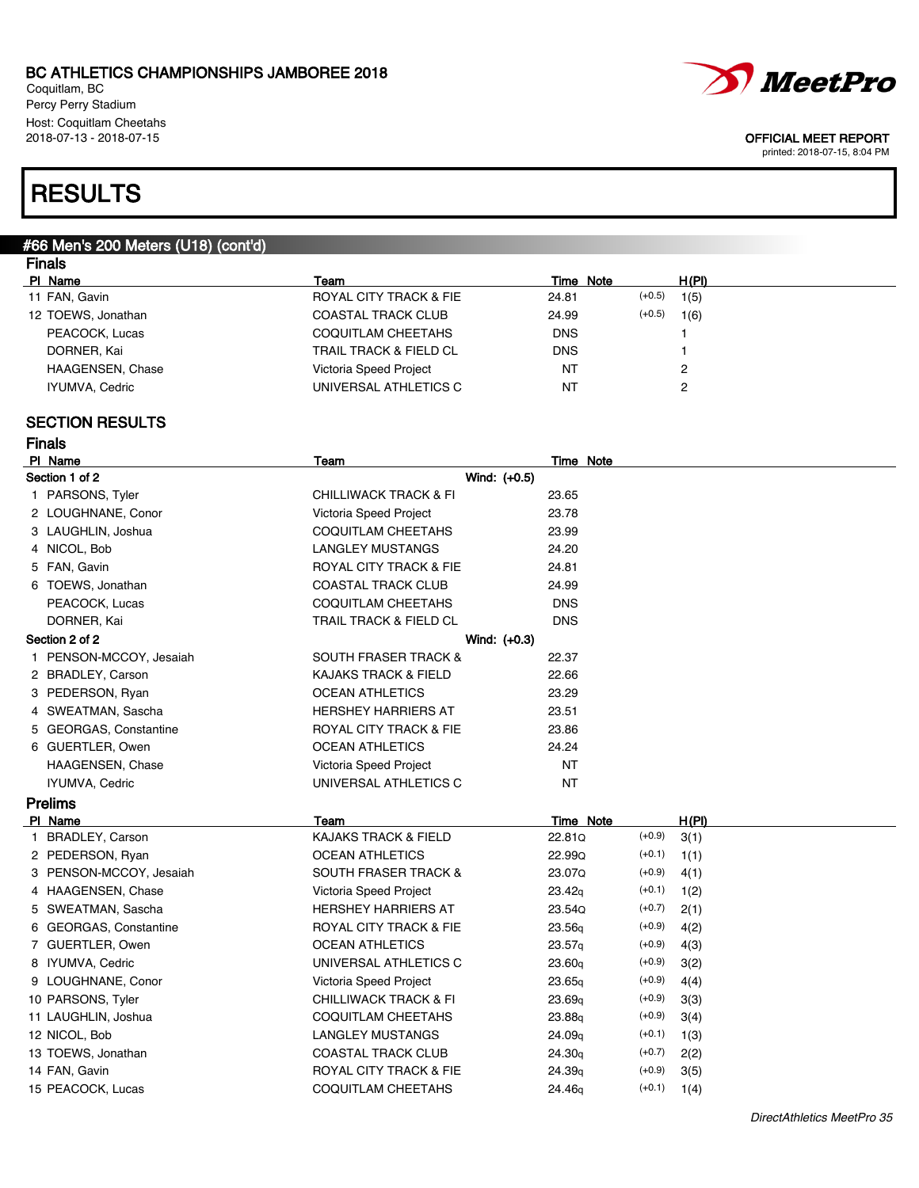BC ATHLETICS CHAMPIONSHIPS JAMBOREE 2018
Coquitlam, BC
Percy Perry Stadium
Host: Coquitlam Cheetahs
2018-07-13 - 2018-07-15

OFFICIAL MEET REPORT
printed: 2018-07-15, 8:04 PM

# RESULTS

## #66 Men's 200 Meters (U18) (cont'd)

### Finals

| Pl | Name | Team | Time | Note | | H(Pl) |
|---|---|---|---|---|---|---|
| 11 | FAN, Gavin | ROYAL CITY TRACK & FIE | 24.81 | | (+0.5) | 1(5) |
| 12 | TOEWS, Jonathan | COASTAL TRACK CLUB | 24.99 | | (+0.5) | 1(6) |
| | PEACOCK, Lucas | COQUITLAM CHEETAHS | DNS | | | 1 |
| | DORNER, Kai | TRAIL TRACK & FIELD CL | DNS | | | 1 |
| | HAAGENSEN, Chase | Victoria Speed Project | NT | | | 2 |
| | IYUMVA, Cedric | UNIVERSAL ATHLETICS C | NT | | | 2 |

## SECTION RESULTS

### Finals

| Pl | Name | Team | Time | Note |
|---|---|---|---|---|
| **Section 1 of 2** | | Wind: (+0.5) | | |
| 1 | PARSONS, Tyler | CHILLIWACK TRACK & FI | 23.65 | |
| 2 | LOUGHNANE, Conor | Victoria Speed Project | 23.78 | |
| 3 | LAUGHLIN, Joshua | COQUITLAM CHEETAHS | 23.99 | |
| 4 | NICOL, Bob | LANGLEY MUSTANGS | 24.20 | |
| 5 | FAN, Gavin | ROYAL CITY TRACK & FIE | 24.81 | |
| 6 | TOEWS, Jonathan | COASTAL TRACK CLUB | 24.99 | |
| | PEACOCK, Lucas | COQUITLAM CHEETAHS | DNS | |
| | DORNER, Kai | TRAIL TRACK & FIELD CL | DNS | |
| **Section 2 of 2** | | Wind: (+0.3) | | |
| 1 | PENSON-MCCOY, Jesaiah | SOUTH FRASER TRACK & | 22.37 | |
| 2 | BRADLEY, Carson | KAJAKS TRACK & FIELD | 22.66 | |
| 3 | PEDERSON, Ryan | OCEAN ATHLETICS | 23.29 | |
| 4 | SWEATMAN, Sascha | HERSHEY HARRIERS AT | 23.51 | |
| 5 | GEORGAS, Constantine | ROYAL CITY TRACK & FIE | 23.86 | |
| 6 | GUERTLER, Owen | OCEAN ATHLETICS | 24.24 | |
| | HAAGENSEN, Chase | Victoria Speed Project | NT | |
| | IYUMVA, Cedric | UNIVERSAL ATHLETICS C | NT | |

### Prelims

| Pl | Name | Team | Time | Note | | H(Pl) |
|---|---|---|---|---|---|---|
| 1 | BRADLEY, Carson | KAJAKS TRACK & FIELD | 22.81Q | | (+0.9) | 3(1) |
| 2 | PEDERSON, Ryan | OCEAN ATHLETICS | 22.99Q | | (+0.1) | 1(1) |
| 3 | PENSON-MCCOY, Jesaiah | SOUTH FRASER TRACK & | 23.07Q | | (+0.9) | 4(1) |
| 4 | HAAGENSEN, Chase | Victoria Speed Project | 23.42q | | (+0.1) | 1(2) |
| 5 | SWEATMAN, Sascha | HERSHEY HARRIERS AT | 23.54Q | | (+0.7) | 2(1) |
| 6 | GEORGAS, Constantine | ROYAL CITY TRACK & FIE | 23.56q | | (+0.9) | 4(2) |
| 7 | GUERTLER, Owen | OCEAN ATHLETICS | 23.57q | | (+0.9) | 4(3) |
| 8 | IYUMVA, Cedric | UNIVERSAL ATHLETICS C | 23.60q | | (+0.9) | 3(2) |
| 9 | LOUGHNANE, Conor | Victoria Speed Project | 23.65q | | (+0.9) | 4(4) |
| 10 | PARSONS, Tyler | CHILLIWACK TRACK & FI | 23.69q | | (+0.9) | 3(3) |
| 11 | LAUGHLIN, Joshua | COQUITLAM CHEETAHS | 23.88q | | (+0.9) | 3(4) |
| 12 | NICOL, Bob | LANGLEY MUSTANGS | 24.09q | | (+0.1) | 1(3) |
| 13 | TOEWS, Jonathan | COASTAL TRACK CLUB | 24.30q | | (+0.7) | 2(2) |
| 14 | FAN, Gavin | ROYAL CITY TRACK & FIE | 24.39q | | (+0.9) | 3(5) |
| 15 | PEACOCK, Lucas | COQUITLAM CHEETAHS | 24.46q | | (+0.1) | 1(4) |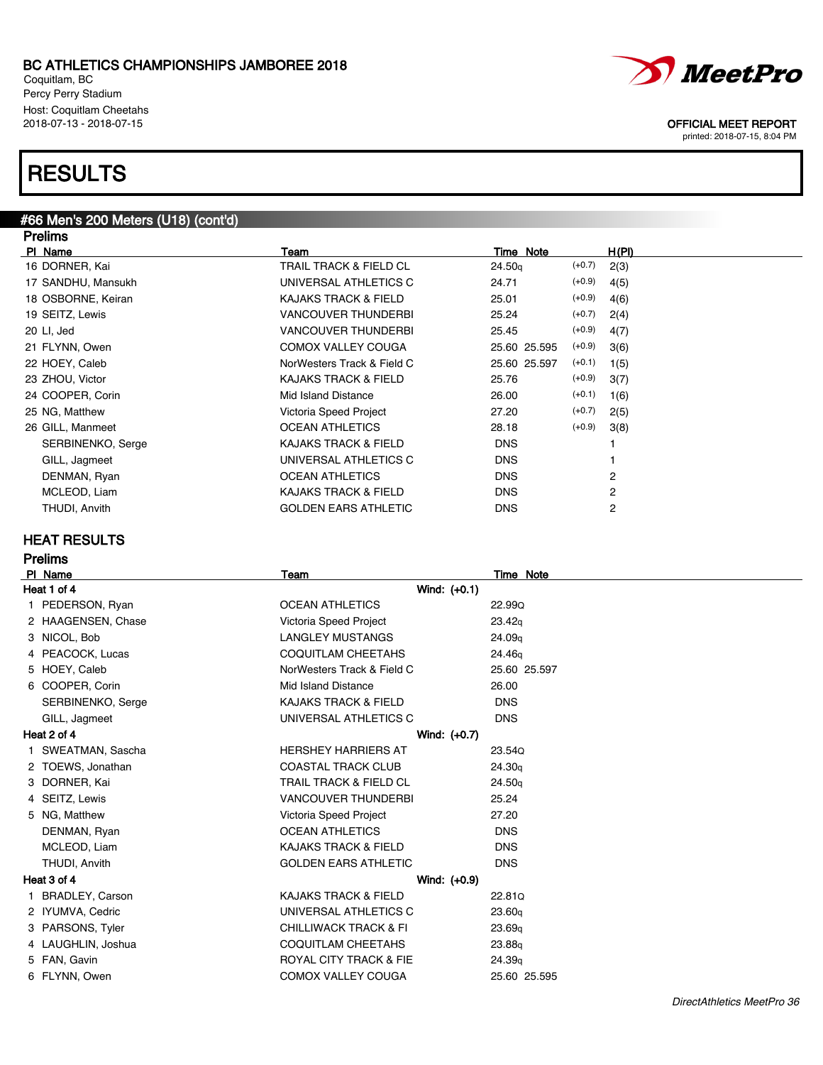# BC ATHLETICS CHAMPIONSHIPS JAMBOREE 2018

Coquitlam, BC
Percy Perry Stadium
Host: Coquitlam Cheetahs
2018-07-13 - 2018-07-15

OFFICIAL MEET REPORT
printed: 2018-07-15, 8:04 PM

# RESULTS

## #66 Men's 200 Meters (U18) (cont'd)

### Prelims

| Pl | Name | Team | Time | Note | Wind | H(Pl) |
|---|---|---|---|---|---|---|
| 16 | DORNER, Kai | TRAIL TRACK & FIELD CL | 24.50q | | (+0.7) | 2(3) |
| 17 | SANDHU, Mansukh | UNIVERSAL ATHLETICS C | 24.71 | | (+0.9) | 4(5) |
| 18 | OSBORNE, Keiran | KAJAKS TRACK & FIELD | 25.01 | | (+0.9) | 4(6) |
| 19 | SEITZ, Lewis | VANCOUVER THUNDERBI | 25.24 | | (+0.7) | 2(4) |
| 20 | LI, Jed | VANCOUVER THUNDERBI | 25.45 | | (+0.9) | 4(7) |
| 21 | FLYNN, Owen | COMOX VALLEY COUGA | 25.60 | 25.595 | (+0.9) | 3(6) |
| 22 | HOEY, Caleb | NorWesters Track & Field C | 25.60 | 25.597 | (+0.1) | 1(5) |
| 23 | ZHOU, Victor | KAJAKS TRACK & FIELD | 25.76 | | (+0.9) | 3(7) |
| 24 | COOPER, Corin | Mid Island Distance | 26.00 | | (+0.1) | 1(6) |
| 25 | NG, Matthew | Victoria Speed Project | 27.20 | | (+0.7) | 2(5) |
| 26 | GILL, Manmeet | OCEAN ATHLETICS | 28.18 | | (+0.9) | 3(8) |
| | SERBINENKO, Serge | KAJAKS TRACK & FIELD | DNS | | | 1 |
| | GILL, Jagmeet | UNIVERSAL ATHLETICS C | DNS | | | 1 |
| | DENMAN, Ryan | OCEAN ATHLETICS | DNS | | | 2 |
| | MCLEOD, Liam | KAJAKS TRACK & FIELD | DNS | | | 2 |
| | THUDI, Anvith | GOLDEN EARS ATHLETIC | DNS | | | 2 |

## HEAT RESULTS

### Prelims

| Pl | Name | Team | Time | Note |
|---|---|---|---|---|
| **Heat 1 of 4** | | Wind: (+0.1) | | |
| 1 | PEDERSON, Ryan | OCEAN ATHLETICS | 22.99Q | |
| 2 | HAAGENSEN, Chase | Victoria Speed Project | 23.42q | |
| 3 | NICOL, Bob | LANGLEY MUSTANGS | 24.09q | |
| 4 | PEACOCK, Lucas | COQUITLAM CHEETAHS | 24.46q | |
| 5 | HOEY, Caleb | NorWesters Track & Field C | 25.60 | 25.597 |
| 6 | COOPER, Corin | Mid Island Distance | 26.00 | |
| | SERBINENKO, Serge | KAJAKS TRACK & FIELD | DNS | |
| | GILL, Jagmeet | UNIVERSAL ATHLETICS C | DNS | |
| **Heat 2 of 4** | | Wind: (+0.7) | | |
| 1 | SWEATMAN, Sascha | HERSHEY HARRIERS AT | 23.54Q | |
| 2 | TOEWS, Jonathan | COASTAL TRACK CLUB | 24.30q | |
| 3 | DORNER, Kai | TRAIL TRACK & FIELD CL | 24.50q | |
| 4 | SEITZ, Lewis | VANCOUVER THUNDERBI | 25.24 | |
| 5 | NG, Matthew | Victoria Speed Project | 27.20 | |
| | DENMAN, Ryan | OCEAN ATHLETICS | DNS | |
| | MCLEOD, Liam | KAJAKS TRACK & FIELD | DNS | |
| | THUDI, Anvith | GOLDEN EARS ATHLETIC | DNS | |
| **Heat 3 of 4** | | Wind: (+0.9) | | |
| 1 | BRADLEY, Carson | KAJAKS TRACK & FIELD | 22.81Q | |
| 2 | IYUMVA, Cedric | UNIVERSAL ATHLETICS C | 23.60q | |
| 3 | PARSONS, Tyler | CHILLIWACK TRACK & FI | 23.69q | |
| 4 | LAUGHLIN, Joshua | COQUITLAM CHEETAHS | 23.88q | |
| 5 | FAN, Gavin | ROYAL CITY TRACK & FIE | 24.39q | |
| 6 | FLYNN, Owen | COMOX VALLEY COUGA | 25.60 | 25.595 |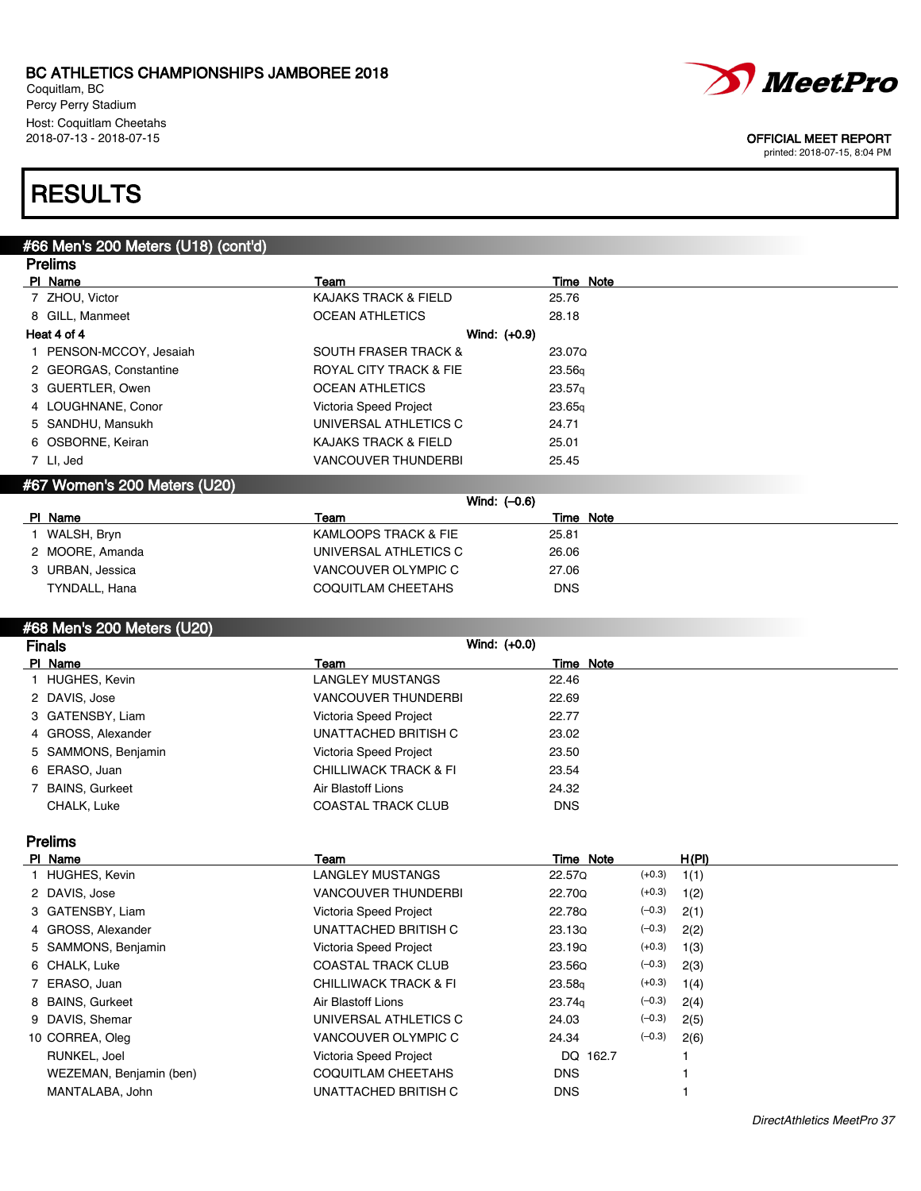BC ATHLETICS CHAMPIONSHIPS JAMBOREE 2018
Coquitlam, BC
Percy Perry Stadium
Host: Coquitlam Cheetahs
2018-07-13 - 2018-07-15

OFFICIAL MEET REPORT
printed: 2018-07-15, 8:04 PM

# RESULTS

## #66 Men's 200 Meters (U18) (cont'd)

### Prelims

| Pl | Name | Team | Time | Note |
|---|---|---|---|---|
| 7 | ZHOU, Victor | KAJAKS TRACK & FIELD | 25.76 | |
| 8 | GILL, Manmeet | OCEAN ATHLETICS | 28.18 | |

Heat 4 of 4 Wind: (+0.9)

| Pl | Name | Team | Time | Note |
|---|---|---|---|---|
| 1 | PENSON-MCCOY, Jesaiah | SOUTH FRASER TRACK & | 23.07Q | |
| 2 | GEORGAS, Constantine | ROYAL CITY TRACK & FIE | 23.56q | |
| 3 | GUERTLER, Owen | OCEAN ATHLETICS | 23.57q | |
| 4 | LOUGHNANE, Conor | Victoria Speed Project | 23.65q | |
| 5 | SANDHU, Mansukh | UNIVERSAL ATHLETICS C | 24.71 | |
| 6 | OSBORNE, Keiran | KAJAKS TRACK & FIELD | 25.01 | |
| 7 | LI, Jed | VANCOUVER THUNDERBI | 25.45 | |

## #67 Women's 200 Meters (U20)

Wind: (–0.6)

| Pl | Name | Team | Time | Note |
|---|---|---|---|---|
| 1 | WALSH, Bryn | KAMLOOPS TRACK & FIE | 25.81 | |
| 2 | MOORE, Amanda | UNIVERSAL ATHLETICS C | 26.06 | |
| 3 | URBAN, Jessica | VANCOUVER OLYMPIC C | 27.06 | |
| | TYNDALL, Hana | COQUITLAM CHEETAHS | DNS | |

## #68 Men's 200 Meters (U20)

### Finals

Wind: (+0.0)

| Pl | Name | Team | Time | Note |
|---|---|---|---|---|
| 1 | HUGHES, Kevin | LANGLEY MUSTANGS | 22.46 | |
| 2 | DAVIS, Jose | VANCOUVER THUNDERBI | 22.69 | |
| 3 | GATENSBY, Liam | Victoria Speed Project | 22.77 | |
| 4 | GROSS, Alexander | UNATTACHED BRITISH C | 23.02 | |
| 5 | SAMMONS, Benjamin | Victoria Speed Project | 23.50 | |
| 6 | ERASO, Juan | CHILLIWACK TRACK & FI | 23.54 | |
| 7 | BAINS, Gurkeet | Air Blastoff Lions | 24.32 | |
| | CHALK, Luke | COASTAL TRACK CLUB | DNS | |

### Prelims

| Pl | Name | Team | Time | Note | Wind | H(Pl) |
|---|---|---|---|---|---|---|
| 1 | HUGHES, Kevin | LANGLEY MUSTANGS | 22.57Q | | (+0.3) | 1(1) |
| 2 | DAVIS, Jose | VANCOUVER THUNDERBI | 22.70Q | | (+0.3) | 1(2) |
| 3 | GATENSBY, Liam | Victoria Speed Project | 22.78Q | | (–0.3) | 2(1) |
| 4 | GROSS, Alexander | UNATTACHED BRITISH C | 23.13Q | | (–0.3) | 2(2) |
| 5 | SAMMONS, Benjamin | Victoria Speed Project | 23.19Q | | (+0.3) | 1(3) |
| 6 | CHALK, Luke | COASTAL TRACK CLUB | 23.56Q | | (–0.3) | 2(3) |
| 7 | ERASO, Juan | CHILLIWACK TRACK & FI | 23.58q | | (+0.3) | 1(4) |
| 8 | BAINS, Gurkeet | Air Blastoff Lions | 23.74q | | (–0.3) | 2(4) |
| 9 | DAVIS, Shemar | UNIVERSAL ATHLETICS C | 24.03 | | (–0.3) | 2(5) |
| 10 | CORREA, Oleg | VANCOUVER OLYMPIC C | 24.34 | | (–0.3) | 2(6) |
| | RUNKEL, Joel | Victoria Speed Project | DQ | 162.7 | | 1 |
| | WEZEMAN, Benjamin (ben) | COQUITLAM CHEETAHS | DNS | | | 1 |
| | MANTALABA, John | UNATTACHED BRITISH C | DNS | | | 1 |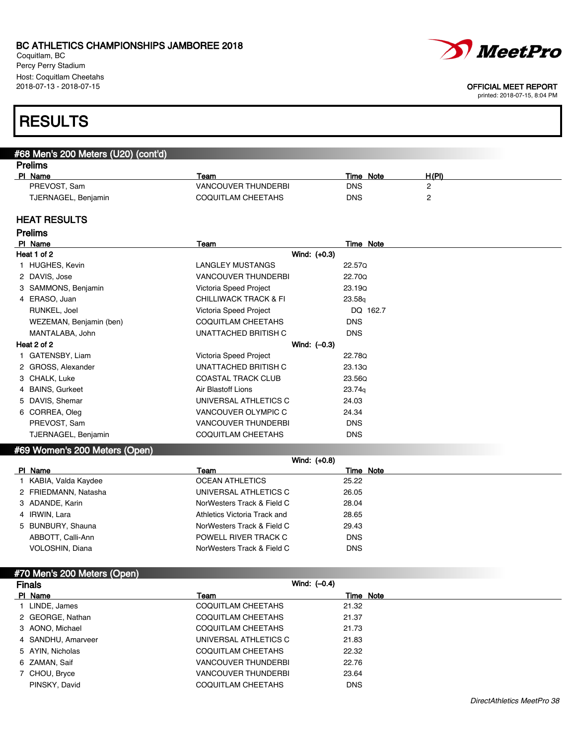# RESULTS

## #68 Men's 200 Meters (U20) (cont'd)

### Prelims

| Pl | Name | Team | Time | Note | H(Pl) |
|---|---|---|---|---|---|
| | PREVOST, Sam | VANCOUVER THUNDERBI | DNS | | 2 |
| | TJERNAGEL, Benjamin | COQUITLAM CHEETAHS | DNS | | 2 |

### HEAT RESULTS

### Prelims

| Pl | Name | Team | Time | Note |
|---|---|---|---|---|
| **Heat 1 of 2** | | Wind: (+0.3) | | |
| 1 | HUGHES, Kevin | LANGLEY MUSTANGS | 22.57Q | |
| 2 | DAVIS, Jose | VANCOUVER THUNDERBI | 22.70Q | |
| 3 | SAMMONS, Benjamin | Victoria Speed Project | 23.19Q | |
| 4 | ERASO, Juan | CHILLIWACK TRACK & FI | 23.58q | |
| | RUNKEL, Joel | Victoria Speed Project | DQ | 162.7 |
| | WEZEMAN, Benjamin (ben) | COQUITLAM CHEETAHS | DNS | |
| | MANTALABA, John | UNATTACHED BRITISH C | DNS | |
| **Heat 2 of 2** | | Wind: (–0.3) | | |
| 1 | GATENSBY, Liam | Victoria Speed Project | 22.78Q | |
| 2 | GROSS, Alexander | UNATTACHED BRITISH C | 23.13Q | |
| 3 | CHALK, Luke | COASTAL TRACK CLUB | 23.56Q | |
| 4 | BAINS, Gurkeet | Air Blastoff Lions | 23.74q | |
| 5 | DAVIS, Shemar | UNIVERSAL ATHLETICS C | 24.03 | |
| 6 | CORREA, Oleg | VANCOUVER OLYMPIC C | 24.34 | |
| | PREVOST, Sam | VANCOUVER THUNDERBI | DNS | |
| | TJERNAGEL, Benjamin | COQUITLAM CHEETAHS | DNS | |

## #69 Women's 200 Meters (Open)

Wind: (+0.8)

| Pl | Name | Team | Time | Note |
|---|---|---|---|---|
| 1 | KABIA, Valda Kaydee | OCEAN ATHLETICS | 25.22 | |
| 2 | FRIEDMANN, Natasha | UNIVERSAL ATHLETICS C | 26.05 | |
| 3 | ADANDE, Karin | NorWesters Track & Field C | 28.04 | |
| 4 | IRWIN, Lara | Athletics Victoria Track and | 28.65 | |
| 5 | BUNBURY, Shauna | NorWesters Track & Field C | 29.43 | |
| | ABBOTT, Calli-Ann | POWELL RIVER TRACK C | DNS | |
| | VOLOSHIN, Diana | NorWesters Track & Field C | DNS | |

## #70 Men's 200 Meters (Open)

### Finals

Wind: (–0.4)

| Pl | Name | Team | Time | Note |
|---|---|---|---|---|
| 1 | LINDE, James | COQUITLAM CHEETAHS | 21.32 | |
| 2 | GEORGE, Nathan | COQUITLAM CHEETAHS | 21.37 | |
| 3 | AONO, Michael | COQUITLAM CHEETAHS | 21.73 | |
| 4 | SANDHU, Amarveer | UNIVERSAL ATHLETICS C | 21.83 | |
| 5 | AYIN, Nicholas | COQUITLAM CHEETAHS | 22.32 | |
| 6 | ZAMAN, Saif | VANCOUVER THUNDERBI | 22.76 | |
| 7 | CHOU, Bryce | VANCOUVER THUNDERBI | 23.64 | |
| | PINSKY, David | COQUITLAM CHEETAHS | DNS | |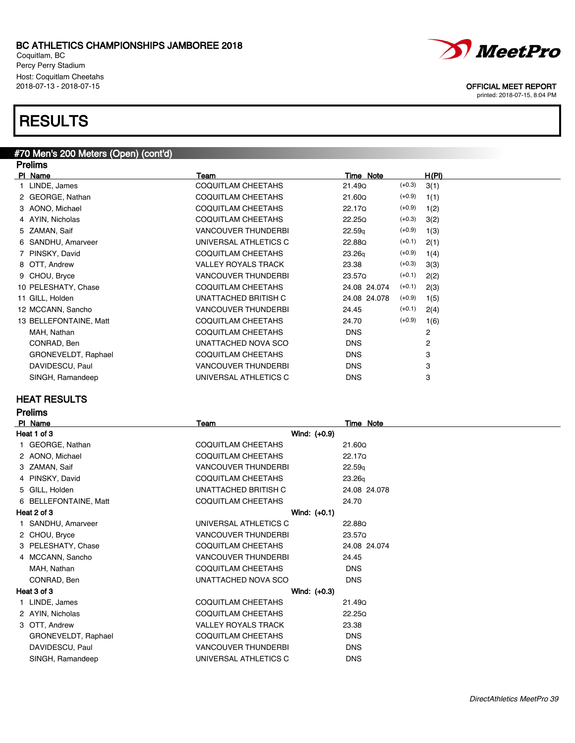# BC ATHLETICS CHAMPIONSHIPS JAMBOREE 2018

Coquitlam, BC
Percy Perry Stadium
Host: Coquitlam Cheetahs
2018-07-13 - 2018-07-15

OFFICIAL MEET REPORT
printed: 2018-07-15, 8:04 PM

# RESULTS

## #70 Men's 200 Meters (Open) (cont'd)

### Prelims

| Pl | Name | Team | Time | Note | Wind | H(Pl) |
|---|---|---|---|---|---|---|
| 1 | LINDE, James | COQUITLAM CHEETAHS | 21.49Q | | (+0.3) | 3(1) |
| 2 | GEORGE, Nathan | COQUITLAM CHEETAHS | 21.60Q | | (+0.9) | 1(1) |
| 3 | AONO, Michael | COQUITLAM CHEETAHS | 22.17Q | | (+0.9) | 1(2) |
| 4 | AYIN, Nicholas | COQUITLAM CHEETAHS | 22.25Q | | (+0.3) | 3(2) |
| 5 | ZAMAN, Saif | VANCOUVER THUNDERBI | 22.59q | | (+0.9) | 1(3) |
| 6 | SANDHU, Amarveer | UNIVERSAL ATHLETICS C | 22.88Q | | (+0.1) | 2(1) |
| 7 | PINSKY, David | COQUITLAM CHEETAHS | 23.26q | | (+0.9) | 1(4) |
| 8 | OTT, Andrew | VALLEY ROYALS TRACK | 23.38 | | (+0.3) | 3(3) |
| 9 | CHOU, Bryce | VANCOUVER THUNDERBI | 23.57Q | | (+0.1) | 2(2) |
| 10 | PELESHATY, Chase | COQUITLAM CHEETAHS | 24.08 | 24.074 | (+0.1) | 2(3) |
| 11 | GILL, Holden | UNATTACHED BRITISH C | 24.08 | 24.078 | (+0.9) | 1(5) |
| 12 | MCCANN, Sancho | VANCOUVER THUNDERBI | 24.45 | | (+0.1) | 2(4) |
| 13 | BELLEFONTAINE, Matt | COQUITLAM CHEETAHS | 24.70 | | (+0.9) | 1(6) |
| | MAH, Nathan | COQUITLAM CHEETAHS | DNS | | | 2 |
| | CONRAD, Ben | UNATTACHED NOVA SCO | DNS | | | 2 |
| | GRONEVELDT, Raphael | COQUITLAM CHEETAHS | DNS | | | 3 |
| | DAVIDESCU, Paul | VANCOUVER THUNDERBI | DNS | | | 3 |
| | SINGH, Ramandeep | UNIVERSAL ATHLETICS C | DNS | | | 3 |

## HEAT RESULTS

### Prelims

| Pl | Name | Team | Time | Note |
|---|---|---|---|---|
| **Heat 1 of 3** | | Wind: (+0.9) | | |
| 1 | GEORGE, Nathan | COQUITLAM CHEETAHS | 21.60Q | |
| 2 | AONO, Michael | COQUITLAM CHEETAHS | 22.17Q | |
| 3 | ZAMAN, Saif | VANCOUVER THUNDERBI | 22.59q | |
| 4 | PINSKY, David | COQUITLAM CHEETAHS | 23.26q | |
| 5 | GILL, Holden | UNATTACHED BRITISH C | 24.08 | 24.078 |
| 6 | BELLEFONTAINE, Matt | COQUITLAM CHEETAHS | 24.70 | |
| **Heat 2 of 3** | | Wind: (+0.1) | | |
| 1 | SANDHU, Amarveer | UNIVERSAL ATHLETICS C | 22.88Q | |
| 2 | CHOU, Bryce | VANCOUVER THUNDERBI | 23.57Q | |
| 3 | PELESHATY, Chase | COQUITLAM CHEETAHS | 24.08 | 24.074 |
| 4 | MCCANN, Sancho | VANCOUVER THUNDERBI | 24.45 | |
| | MAH, Nathan | COQUITLAM CHEETAHS | DNS | |
| | CONRAD, Ben | UNATTACHED NOVA SCO | DNS | |
| **Heat 3 of 3** | | Wind: (+0.3) | | |
| 1 | LINDE, James | COQUITLAM CHEETAHS | 21.49Q | |
| 2 | AYIN, Nicholas | COQUITLAM CHEETAHS | 22.25Q | |
| 3 | OTT, Andrew | VALLEY ROYALS TRACK | 23.38 | |
| | GRONEVELDT, Raphael | COQUITLAM CHEETAHS | DNS | |
| | DAVIDESCU, Paul | VANCOUVER THUNDERBI | DNS | |
| | SINGH, Ramandeep | UNIVERSAL ATHLETICS C | DNS | |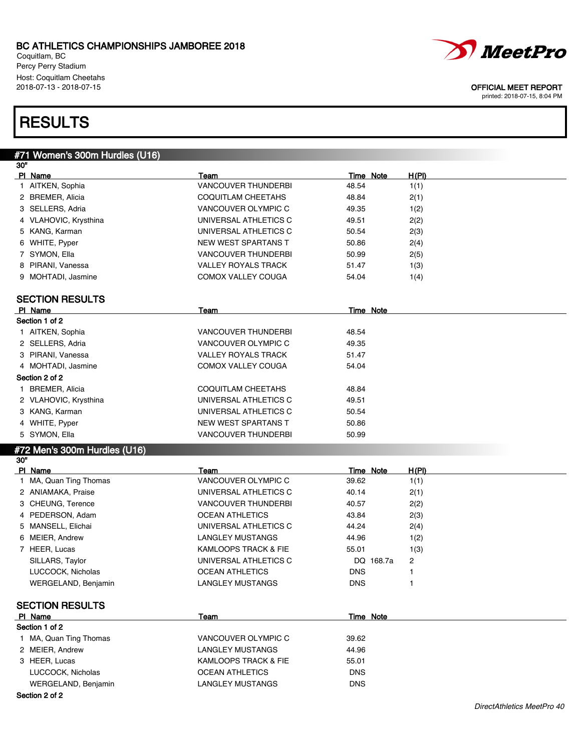BC ATHLETICS CHAMPIONSHIPS JAMBOREE 2018
Coquitlam, BC
Percy Perry Stadium
Host: Coquitlam Cheetahs
2018-07-13 - 2018-07-15

OFFICIAL MEET REPORT
printed: 2018-07-15, 8:04 PM

# RESULTS

## #71 Women's 300m Hurdles (U16)

30"

| Pl | Name | Team | Time | Note | H(Pl) |
|---|---|---|---|---|---|
| 1 | AITKEN, Sophia | VANCOUVER THUNDERBI | 48.54 | | 1(1) |
| 2 | BREMER, Alicia | COQUITLAM CHEETAHS | 48.84 | | 2(1) |
| 3 | SELLERS, Adria | VANCOUVER OLYMPIC C | 49.35 | | 1(2) |
| 4 | VLAHOVIC, Krysthina | UNIVERSAL ATHLETICS C | 49.51 | | 2(2) |
| 5 | KANG, Karman | UNIVERSAL ATHLETICS C | 50.54 | | 2(3) |
| 6 | WHITE, Pyper | NEW WEST SPARTANS T | 50.86 | | 2(4) |
| 7 | SYMON, Ella | VANCOUVER THUNDERBI | 50.99 | | 2(5) |
| 8 | PIRANI, Vanessa | VALLEY ROYALS TRACK | 51.47 | | 1(3) |
| 9 | MOHTADI, Jasmine | COMOX VALLEY COUGA | 54.04 | | 1(4) |

### SECTION RESULTS

| Pl | Name | Team | Time | Note |
|---|---|---|---|---|
| **Section 1 of 2** | | | | |
| 1 | AITKEN, Sophia | VANCOUVER THUNDERBI | 48.54 | |
| 2 | SELLERS, Adria | VANCOUVER OLYMPIC C | 49.35 | |
| 3 | PIRANI, Vanessa | VALLEY ROYALS TRACK | 51.47 | |
| 4 | MOHTADI, Jasmine | COMOX VALLEY COUGA | 54.04 | |
| **Section 2 of 2** | | | | |
| 1 | BREMER, Alicia | COQUITLAM CHEETAHS | 48.84 | |
| 2 | VLAHOVIC, Krysthina | UNIVERSAL ATHLETICS C | 49.51 | |
| 3 | KANG, Karman | UNIVERSAL ATHLETICS C | 50.54 | |
| 4 | WHITE, Pyper | NEW WEST SPARTANS T | 50.86 | |
| 5 | SYMON, Ella | VANCOUVER THUNDERBI | 50.99 | |

## #72 Men's 300m Hurdles (U16)

30"

| Pl | Name | Team | Time | Note | H(Pl) |
|---|---|---|---|---|---|
| 1 | MA, Quan Ting Thomas | VANCOUVER OLYMPIC C | 39.62 | | 1(1) |
| 2 | ANIAMAKA, Praise | UNIVERSAL ATHLETICS C | 40.14 | | 2(1) |
| 3 | CHEUNG, Terence | VANCOUVER THUNDERBI | 40.57 | | 2(2) |
| 4 | PEDERSON, Adam | OCEAN ATHLETICS | 43.84 | | 2(3) |
| 5 | MANSELL, Elichai | UNIVERSAL ATHLETICS C | 44.24 | | 2(4) |
| 6 | MEIER, Andrew | LANGLEY MUSTANGS | 44.96 | | 1(2) |
| 7 | HEER, Lucas | KAMLOOPS TRACK & FIE | 55.01 | | 1(3) |
| | SILLARS, Taylor | UNIVERSAL ATHLETICS C | DQ | 168.7a | 2 |
| | LUCCOCK, Nicholas | OCEAN ATHLETICS | DNS | | 1 |
| | WERGELAND, Benjamin | LANGLEY MUSTANGS | DNS | | 1 |

### SECTION RESULTS

| Pl | Name | Team | Time | Note |
|---|---|---|---|---|
| **Section 1 of 2** | | | | |
| 1 | MA, Quan Ting Thomas | VANCOUVER OLYMPIC C | 39.62 | |
| 2 | MEIER, Andrew | LANGLEY MUSTANGS | 44.96 | |
| 3 | HEER, Lucas | KAMLOOPS TRACK & FIE | 55.01 | |
| | LUCCOCK, Nicholas | OCEAN ATHLETICS | DNS | |
| | WERGELAND, Benjamin | LANGLEY MUSTANGS | DNS | |
| **Section 2 of 2** | | | | |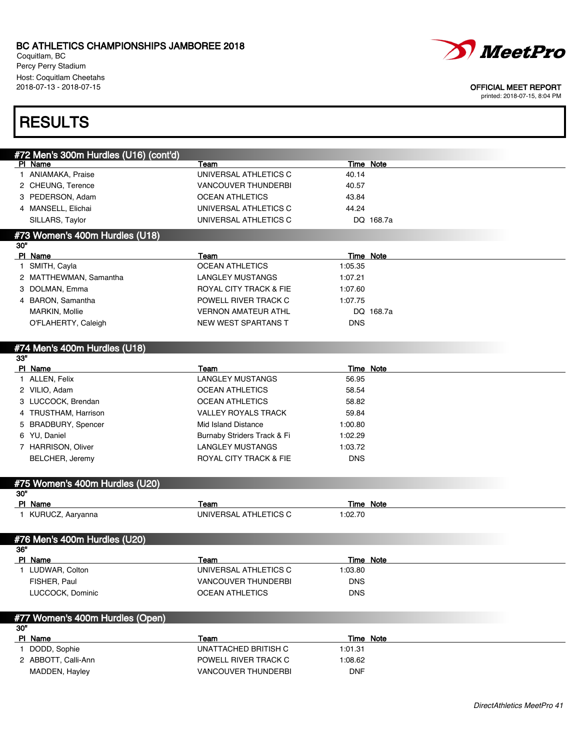BC ATHLETICS CHAMPIONSHIPS JAMBOREE 2018
Coquitlam, BC
Percy Perry Stadium
Host: Coquitlam Cheetahs
2018-07-13 - 2018-07-15

OFFICIAL MEET REPORT
printed: 2018-07-15, 8:04 PM

# RESULTS

## #72 Men's 300m Hurdles (U16) (cont'd)

| Pl | Name | Team | Time | Note |
|---|---|---|---|---|
| 1 | ANIAMAKA, Praise | UNIVERSAL ATHLETICS C | 40.14 | |
| 2 | CHEUNG, Terence | VANCOUVER THUNDERBI | 40.57 | |
| 3 | PEDERSON, Adam | OCEAN ATHLETICS | 43.84 | |
| 4 | MANSELL, Elichai | UNIVERSAL ATHLETICS C | 44.24 | |
| | SILLARS, Taylor | UNIVERSAL ATHLETICS C | DQ | 168.7a |

## #73 Women's 400m Hurdles (U18)

30"

| Pl | Name | Team | Time | Note |
|---|---|---|---|---|
| 1 | SMITH, Cayla | OCEAN ATHLETICS | 1:05.35 | |
| 2 | MATTHEWMAN, Samantha | LANGLEY MUSTANGS | 1:07.21 | |
| 3 | DOLMAN, Emma | ROYAL CITY TRACK & FIE | 1:07.60 | |
| 4 | BARON, Samantha | POWELL RIVER TRACK C | 1:07.75 | |
| | MARKIN, Mollie | VERNON AMATEUR ATHL | DQ | 168.7a |
| | O'FLAHERTY, Caleigh | NEW WEST SPARTANS T | DNS | |

## #74 Men's 400m Hurdles (U18)

33"

| Pl | Name | Team | Time | Note |
|---|---|---|---|---|
| 1 | ALLEN, Felix | LANGLEY MUSTANGS | 56.95 | |
| 2 | VILIO, Adam | OCEAN ATHLETICS | 58.54 | |
| 3 | LUCCOCK, Brendan | OCEAN ATHLETICS | 58.82 | |
| 4 | TRUSTHAM, Harrison | VALLEY ROYALS TRACK | 59.84 | |
| 5 | BRADBURY, Spencer | Mid Island Distance | 1:00.80 | |
| 6 | YU, Daniel | Burnaby Striders Track & Fi | 1:02.29 | |
| 7 | HARRISON, Oliver | LANGLEY MUSTANGS | 1:03.72 | |
| | BELCHER, Jeremy | ROYAL CITY TRACK & FIE | DNS | |

## #75 Women's 400m Hurdles (U20)

30"

| Pl | Name | Team | Time | Note |
|---|---|---|---|---|
| 1 | KURUCZ, Aaryanna | UNIVERSAL ATHLETICS C | 1:02.70 | |

## #76 Men's 400m Hurdles (U20)

36"

| Pl | Name | Team | Time | Note |
|---|---|---|---|---|
| 1 | LUDWAR, Colton | UNIVERSAL ATHLETICS C | 1:03.80 | |
| | FISHER, Paul | VANCOUVER THUNDERBI | DNS | |
| | LUCCOCK, Dominic | OCEAN ATHLETICS | DNS | |

## #77 Women's 400m Hurdles (Open)

30"

| Pl | Name | Team | Time | Note |
|---|---|---|---|---|
| 1 | DODD, Sophie | UNATTACHED BRITISH C | 1:01.31 | |
| 2 | ABBOTT, Calli-Ann | POWELL RIVER TRACK C | 1:08.62 | |
| | MADDEN, Hayley | VANCOUVER THUNDERBI | DNF | |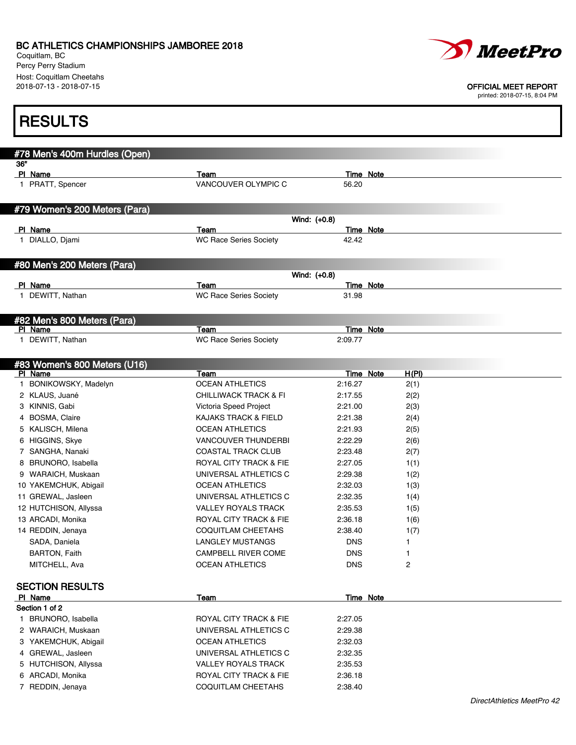BC ATHLETICS CHAMPIONSHIPS JAMBOREE 2018
Coquitlam, BC
Percy Perry Stadium
Host: Coquitlam Cheetahs
2018-07-13 - 2018-07-15

OFFICIAL MEET REPORT
printed: 2018-07-15, 8:04 PM

# RESULTS

## #78 Men's 400m Hurdles (Open)

36"

| Pl | Name | Team | Time | Note |
|---|---|---|---|---|
| 1 | PRATT, Spencer | VANCOUVER OLYMPIC C | 56.20 | |

## #79 Women's 200 Meters (Para)

Wind: (+0.8)

| Pl | Name | Team | Time | Note |
|---|---|---|---|---|
| 1 | DIALLO, Djami | WC Race Series Society | 42.42 | |

## #80 Men's 200 Meters (Para)

Wind: (+0.8)

| Pl | Name | Team | Time | Note |
|---|---|---|---|---|
| 1 | DEWITT, Nathan | WC Race Series Society | 31.98 | |

## #82 Men's 800 Meters (Para)

| Pl | Name | Team | Time | Note |
|---|---|---|---|---|
| 1 | DEWITT, Nathan | WC Race Series Society | 2:09.77 | |

## #83 Women's 800 Meters (U16)

| Pl | Name | Team | Time | Note | H(Pl) |
|---|---|---|---|---|---|
| 1 | BONIKOWSKY, Madelyn | OCEAN ATHLETICS | 2:16.27 | | 2(1) |
| 2 | KLAUS, Juané | CHILLIWACK TRACK & FI | 2:17.55 | | 2(2) |
| 3 | KINNIS, Gabi | Victoria Speed Project | 2:21.00 | | 2(3) |
| 4 | BOSMA, Claire | KAJAKS TRACK & FIELD | 2:21.38 | | 2(4) |
| 5 | KALISCH, Milena | OCEAN ATHLETICS | 2:21.93 | | 2(5) |
| 6 | HIGGINS, Skye | VANCOUVER THUNDERBI | 2:22.29 | | 2(6) |
| 7 | SANGHA, Nanaki | COASTAL TRACK CLUB | 2:23.48 | | 2(7) |
| 8 | BRUNORO, Isabella | ROYAL CITY TRACK & FIE | 2:27.05 | | 1(1) |
| 9 | WARAICH, Muskaan | UNIVERSAL ATHLETICS C | 2:29.38 | | 1(2) |
| 10 | YAKEMCHUK, Abigail | OCEAN ATHLETICS | 2:32.03 | | 1(3) |
| 11 | GREWAL, Jasleen | UNIVERSAL ATHLETICS C | 2:32.35 | | 1(4) |
| 12 | HUTCHISON, Allyssa | VALLEY ROYALS TRACK | 2:35.53 | | 1(5) |
| 13 | ARCADI, Monika | ROYAL CITY TRACK & FIE | 2:36.18 | | 1(6) |
| 14 | REDDIN, Jenaya | COQUITLAM CHEETAHS | 2:38.40 | | 1(7) |
| | SADA, Daniela | LANGLEY MUSTANGS | DNS | | 1 |
| | BARTON, Faith | CAMPBELL RIVER COME | DNS | | 1 |
| | MITCHELL, Ava | OCEAN ATHLETICS | DNS | | 2 |

### SECTION RESULTS

Section 1 of 2

| Pl | Name | Team | Time | Note |
|---|---|---|---|---|
| 1 | BRUNORO, Isabella | ROYAL CITY TRACK & FIE | 2:27.05 | |
| 2 | WARAICH, Muskaan | UNIVERSAL ATHLETICS C | 2:29.38 | |
| 3 | YAKEMCHUK, Abigail | OCEAN ATHLETICS | 2:32.03 | |
| 4 | GREWAL, Jasleen | UNIVERSAL ATHLETICS C | 2:32.35 | |
| 5 | HUTCHISON, Allyssa | VALLEY ROYALS TRACK | 2:35.53 | |
| 6 | ARCADI, Monika | ROYAL CITY TRACK & FIE | 2:36.18 | |
| 7 | REDDIN, Jenaya | COQUITLAM CHEETAHS | 2:38.40 | |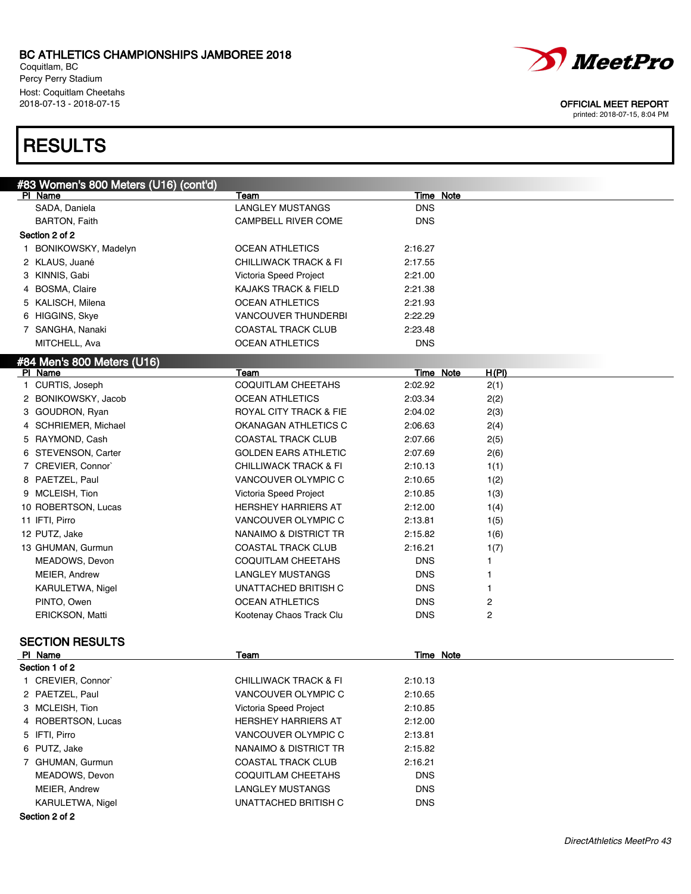BC ATHLETICS CHAMPIONSHIPS JAMBOREE 2018
Coquitlam, BC
Percy Perry Stadium
Host: Coquitlam Cheetahs
2018-07-13 - 2018-07-15

OFFICIAL MEET REPORT
printed: 2018-07-15, 8:04 PM

# RESULTS

## #83 Women's 800 Meters (U16) (cont'd)

| Pl | Name | Team | Time | Note |
|---|---|---|---|---|
| | SADA, Daniela | LANGLEY MUSTANGS | DNS | |
| | BARTON, Faith | CAMPBELL RIVER COME | DNS | |
| **Section 2 of 2** | | | | |
| 1 | BONIKOWSKY, Madelyn | OCEAN ATHLETICS | 2:16.27 | |
| 2 | KLAUS, Juané | CHILLIWACK TRACK & FI | 2:17.55 | |
| 3 | KINNIS, Gabi | Victoria Speed Project | 2:21.00 | |
| 4 | BOSMA, Claire | KAJAKS TRACK & FIELD | 2:21.38 | |
| 5 | KALISCH, Milena | OCEAN ATHLETICS | 2:21.93 | |
| 6 | HIGGINS, Skye | VANCOUVER THUNDERBI | 2:22.29 | |
| 7 | SANGHA, Nanaki | COASTAL TRACK CLUB | 2:23.48 | |
| | MITCHELL, Ava | OCEAN ATHLETICS | DNS | |

## #84 Men's 800 Meters (U16)

| Pl | Name | Team | Time | Note | H(Pl) |
|---|---|---|---|---|---|
| 1 | CURTIS, Joseph | COQUITLAM CHEETAHS | 2:02.92 | | 2(1) |
| 2 | BONIKOWSKY, Jacob | OCEAN ATHLETICS | 2:03.34 | | 2(2) |
| 3 | GOUDRON, Ryan | ROYAL CITY TRACK & FIE | 2:04.02 | | 2(3) |
| 4 | SCHRIEMER, Michael | OKANAGAN ATHLETICS C | 2:06.63 | | 2(4) |
| 5 | RAYMOND, Cash | COASTAL TRACK CLUB | 2:07.66 | | 2(5) |
| 6 | STEVENSON, Carter | GOLDEN EARS ATHLETIC | 2:07.69 | | 2(6) |
| 7 | CREVIER, Connor` | CHILLIWACK TRACK & FI | 2:10.13 | | 1(1) |
| 8 | PAETZEL, Paul | VANCOUVER OLYMPIC C | 2:10.65 | | 1(2) |
| 9 | MCLEISH, Tion | Victoria Speed Project | 2:10.85 | | 1(3) |
| 10 | ROBERTSON, Lucas | HERSHEY HARRIERS AT | 2:12.00 | | 1(4) |
| 11 | IFTI, Pirro | VANCOUVER OLYMPIC C | 2:13.81 | | 1(5) |
| 12 | PUTZ, Jake | NANAIMO & DISTRICT TR | 2:15.82 | | 1(6) |
| 13 | GHUMAN, Gurmun | COASTAL TRACK CLUB | 2:16.21 | | 1(7) |
| | MEADOWS, Devon | COQUITLAM CHEETAHS | DNS | | 1 |
| | MEIER, Andrew | LANGLEY MUSTANGS | DNS | | 1 |
| | KARULETWA, Nigel | UNATTACHED BRITISH C | DNS | | 1 |
| | PINTO, Owen | OCEAN ATHLETICS | DNS | | 2 |
| | ERICKSON, Matti | Kootenay Chaos Track Clu | DNS | | 2 |

### SECTION RESULTS

| Pl | Name | Team | Time | Note |
|---|---|---|---|---|
| **Section 1 of 2** | | | | |
| 1 | CREVIER, Connor` | CHILLIWACK TRACK & FI | 2:10.13 | |
| 2 | PAETZEL, Paul | VANCOUVER OLYMPIC C | 2:10.65 | |
| 3 | MCLEISH, Tion | Victoria Speed Project | 2:10.85 | |
| 4 | ROBERTSON, Lucas | HERSHEY HARRIERS AT | 2:12.00 | |
| 5 | IFTI, Pirro | VANCOUVER OLYMPIC C | 2:13.81 | |
| 6 | PUTZ, Jake | NANAIMO & DISTRICT TR | 2:15.82 | |
| 7 | GHUMAN, Gurmun | COASTAL TRACK CLUB | 2:16.21 | |
| | MEADOWS, Devon | COQUITLAM CHEETAHS | DNS | |
| | MEIER, Andrew | LANGLEY MUSTANGS | DNS | |
| | KARULETWA, Nigel | UNATTACHED BRITISH C | DNS | |
| **Section 2 of 2** | | | | |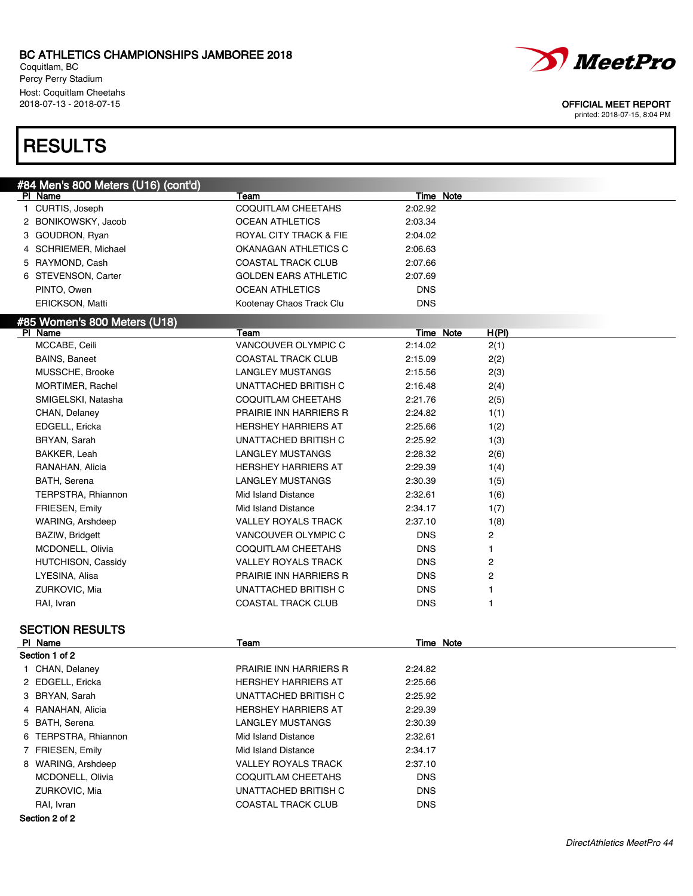BC ATHLETICS CHAMPIONSHIPS JAMBOREE 2018
Coquitlam, BC
Percy Perry Stadium
Host: Coquitlam Cheetahs
2018-07-13 - 2018-07-15

OFFICIAL MEET REPORT
printed: 2018-07-15, 8:04 PM

# RESULTS

## #84 Men's 800 Meters (U16) (cont'd)

| Pl | Name | Team | Time | Note |
|---|---|---|---|---|
| 1 | CURTIS, Joseph | COQUITLAM CHEETAHS | 2:02.92 | |
| 2 | BONIKOWSKY, Jacob | OCEAN ATHLETICS | 2:03.34 | |
| 3 | GOUDRON, Ryan | ROYAL CITY TRACK & FIE | 2:04.02 | |
| 4 | SCHRIEMER, Michael | OKANAGAN ATHLETICS C | 2:06.63 | |
| 5 | RAYMOND, Cash | COASTAL TRACK CLUB | 2:07.66 | |
| 6 | STEVENSON, Carter | GOLDEN EARS ATHLETIC | 2:07.69 | |
| | PINTO, Owen | OCEAN ATHLETICS | DNS | |
| | ERICKSON, Matti | Kootenay Chaos Track Clu | DNS | |

## #85 Women's 800 Meters (U18)

| Pl | Name | Team | Time | Note | H(Pl) |
|---|---|---|---|---|---|
| | MCCABE, Ceili | VANCOUVER OLYMPIC C | 2:14.02 | | 2(1) |
| | BAINS, Baneet | COASTAL TRACK CLUB | 2:15.09 | | 2(2) |
| | MUSSCHE, Brooke | LANGLEY MUSTANGS | 2:15.56 | | 2(3) |
| | MORTIMER, Rachel | UNATTACHED BRITISH C | 2:16.48 | | 2(4) |
| | SMIGELSKI, Natasha | COQUITLAM CHEETAHS | 2:21.76 | | 2(5) |
| | CHAN, Delaney | PRAIRIE INN HARRIERS R | 2:24.82 | | 1(1) |
| | EDGELL, Ericka | HERSHEY HARRIERS AT | 2:25.66 | | 1(2) |
| | BRYAN, Sarah | UNATTACHED BRITISH C | 2:25.92 | | 1(3) |
| | BAKKER, Leah | LANGLEY MUSTANGS | 2:28.32 | | 2(6) |
| | RANAHAN, Alicia | HERSHEY HARRIERS AT | 2:29.39 | | 1(4) |
| | BATH, Serena | LANGLEY MUSTANGS | 2:30.39 | | 1(5) |
| | TERPSTRA, Rhiannon | Mid Island Distance | 2:32.61 | | 1(6) |
| | FRIESEN, Emily | Mid Island Distance | 2:34.17 | | 1(7) |
| | WARING, Arshdeep | VALLEY ROYALS TRACK | 2:37.10 | | 1(8) |
| | BAZIW, Bridgett | VANCOUVER OLYMPIC C | DNS | | 2 |
| | MCDONELL, Olivia | COQUITLAM CHEETAHS | DNS | | 1 |
| | HUTCHISON, Cassidy | VALLEY ROYALS TRACK | DNS | | 2 |
| | LYESINA, Alisa | PRAIRIE INN HARRIERS R | DNS | | 2 |
| | ZURKOVIC, Mia | UNATTACHED BRITISH C | DNS | | 1 |
| | RAI, Ivran | COASTAL TRACK CLUB | DNS | | 1 |

### SECTION RESULTS

| Pl | Name | Team | Time | Note |
|---|---|---|---|---|
| **Section 1 of 2** | | | | |
| 1 | CHAN, Delaney | PRAIRIE INN HARRIERS R | 2:24.82 | |
| 2 | EDGELL, Ericka | HERSHEY HARRIERS AT | 2:25.66 | |
| 3 | BRYAN, Sarah | UNATTACHED BRITISH C | 2:25.92 | |
| 4 | RANAHAN, Alicia | HERSHEY HARRIERS AT | 2:29.39 | |
| 5 | BATH, Serena | LANGLEY MUSTANGS | 2:30.39 | |
| 6 | TERPSTRA, Rhiannon | Mid Island Distance | 2:32.61 | |
| 7 | FRIESEN, Emily | Mid Island Distance | 2:34.17 | |
| 8 | WARING, Arshdeep | VALLEY ROYALS TRACK | 2:37.10 | |
| | MCDONELL, Olivia | COQUITLAM CHEETAHS | DNS | |
| | ZURKOVIC, Mia | UNATTACHED BRITISH C | DNS | |
| | RAI, Ivran | COASTAL TRACK CLUB | DNS | |
| **Section 2 of 2** | | | | |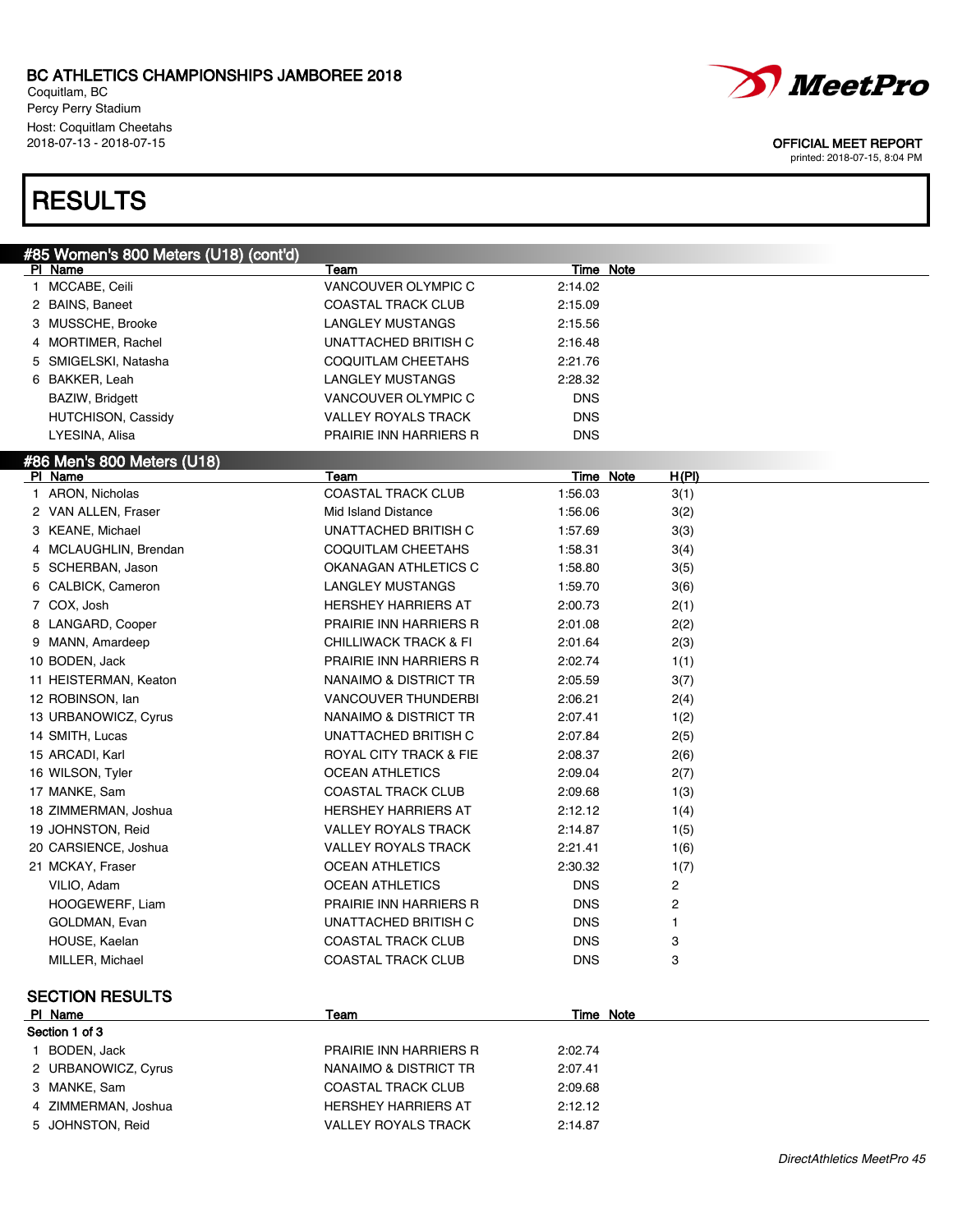# BC ATHLETICS CHAMPIONSHIPS JAMBOREE 2018

Coquitlam, BC
Percy Perry Stadium
Host: Coquitlam Cheetahs
2018-07-13 - 2018-07-15

OFFICIAL MEET REPORT
printed: 2018-07-15, 8:04 PM

## RESULTS

### #85 Women's 800 Meters (U18) (cont'd)

| Pl | Name | Team | Time | Note |
|---|---|---|---|---|
| 1 | MCCABE, Ceili | VANCOUVER OLYMPIC C | 2:14.02 | |
| 2 | BAINS, Baneet | COASTAL TRACK CLUB | 2:15.09 | |
| 3 | MUSSCHE, Brooke | LANGLEY MUSTANGS | 2:15.56 | |
| 4 | MORTIMER, Rachel | UNATTACHED BRITISH C | 2:16.48 | |
| 5 | SMIGELSKI, Natasha | COQUITLAM CHEETAHS | 2:21.76 | |
| 6 | BAKKER, Leah | LANGLEY MUSTANGS | 2:28.32 | |
| | BAZIW, Bridgett | VANCOUVER OLYMPIC C | DNS | |
| | HUTCHISON, Cassidy | VALLEY ROYALS TRACK | DNS | |
| | LYESINA, Alisa | PRAIRIE INN HARRIERS R | DNS | |

### #86 Men's 800 Meters (U18)

| Pl | Name | Team | Time | Note | H(Pl) |
|---|---|---|---|---|---|
| 1 | ARON, Nicholas | COASTAL TRACK CLUB | 1:56.03 | | 3(1) |
| 2 | VAN ALLEN, Fraser | Mid Island Distance | 1:56.06 | | 3(2) |
| 3 | KEANE, Michael | UNATTACHED BRITISH C | 1:57.69 | | 3(3) |
| 4 | MCLAUGHLIN, Brendan | COQUITLAM CHEETAHS | 1:58.31 | | 3(4) |
| 5 | SCHERBAN, Jason | OKANAGAN ATHLETICS C | 1:58.80 | | 3(5) |
| 6 | CALBICK, Cameron | LANGLEY MUSTANGS | 1:59.70 | | 3(6) |
| 7 | COX, Josh | HERSHEY HARRIERS AT | 2:00.73 | | 2(1) |
| 8 | LANGARD, Cooper | PRAIRIE INN HARRIERS R | 2:01.08 | | 2(2) |
| 9 | MANN, Amardeep | CHILLIWACK TRACK & FI | 2:01.64 | | 2(3) |
| 10 | BODEN, Jack | PRAIRIE INN HARRIERS R | 2:02.74 | | 1(1) |
| 11 | HEISTERMAN, Keaton | NANAIMO & DISTRICT TR | 2:05.59 | | 3(7) |
| 12 | ROBINSON, Ian | VANCOUVER THUNDERBI | 2:06.21 | | 2(4) |
| 13 | URBANOWICZ, Cyrus | NANAIMO & DISTRICT TR | 2:07.41 | | 1(2) |
| 14 | SMITH, Lucas | UNATTACHED BRITISH C | 2:07.84 | | 2(5) |
| 15 | ARCADI, Karl | ROYAL CITY TRACK & FIE | 2:08.37 | | 2(6) |
| 16 | WILSON, Tyler | OCEAN ATHLETICS | 2:09.04 | | 2(7) |
| 17 | MANKE, Sam | COASTAL TRACK CLUB | 2:09.68 | | 1(3) |
| 18 | ZIMMERMAN, Joshua | HERSHEY HARRIERS AT | 2:12.12 | | 1(4) |
| 19 | JOHNSTON, Reid | VALLEY ROYALS TRACK | 2:14.87 | | 1(5) |
| 20 | CARSIENCE, Joshua | VALLEY ROYALS TRACK | 2:21.41 | | 1(6) |
| 21 | MCKAY, Fraser | OCEAN ATHLETICS | 2:30.32 | | 1(7) |
| | VILIO, Adam | OCEAN ATHLETICS | DNS | | 2 |
| | HOOGEWERF, Liam | PRAIRIE INN HARRIERS R | DNS | | 2 |
| | GOLDMAN, Evan | UNATTACHED BRITISH C | DNS | | 1 |
| | HOUSE, Kaelan | COASTAL TRACK CLUB | DNS | | 3 |
| | MILLER, Michael | COASTAL TRACK CLUB | DNS | | 3 |

### SECTION RESULTS

**Section 1 of 3**

| Pl | Name | Team | Time | Note |
|---|---|---|---|---|
| 1 | BODEN, Jack | PRAIRIE INN HARRIERS R | 2:02.74 | |
| 2 | URBANOWICZ, Cyrus | NANAIMO & DISTRICT TR | 2:07.41 | |
| 3 | MANKE, Sam | COASTAL TRACK CLUB | 2:09.68 | |
| 4 | ZIMMERMAN, Joshua | HERSHEY HARRIERS AT | 2:12.12 | |
| 5 | JOHNSTON, Reid | VALLEY ROYALS TRACK | 2:14.87 | |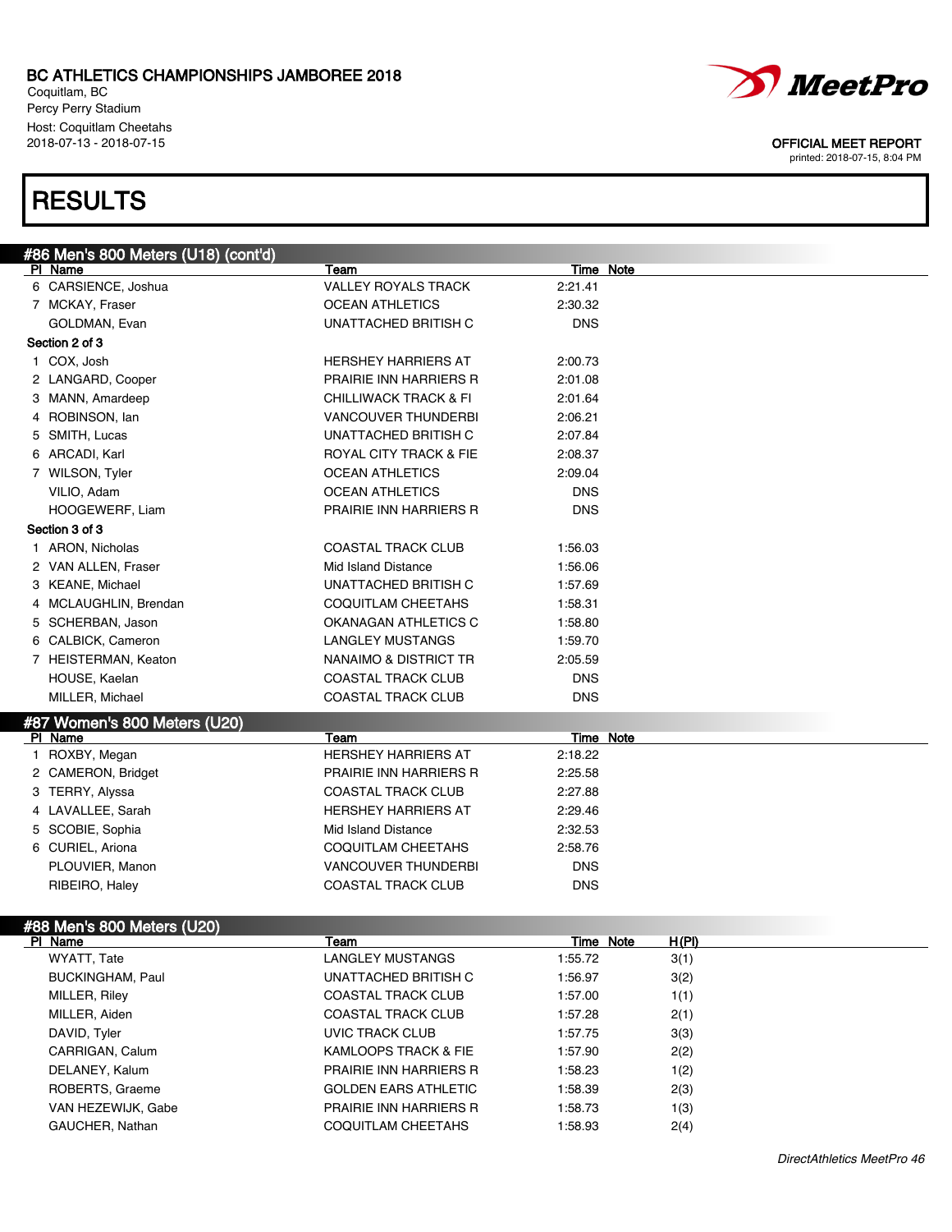BC ATHLETICS CHAMPIONSHIPS JAMBOREE 2018
Coquitlam, BC
Percy Perry Stadium
Host: Coquitlam Cheetahs
2018-07-13 - 2018-07-15

OFFICIAL MEET REPORT
printed: 2018-07-15, 8:04 PM

# RESULTS

## #86 Men's 800 Meters (U18) (cont'd)

| Pl | Name | Team | Time | Note |
|---|---|---|---|---|
| 6 | CARSIENCE, Joshua | VALLEY ROYALS TRACK | 2:21.41 | |
| 7 | MCKAY, Fraser | OCEAN ATHLETICS | 2:30.32 | |
| | GOLDMAN, Evan | UNATTACHED BRITISH C | DNS | |
| **Section 2 of 3** | | | | |
| 1 | COX, Josh | HERSHEY HARRIERS AT | 2:00.73 | |
| 2 | LANGARD, Cooper | PRAIRIE INN HARRIERS R | 2:01.08 | |
| 3 | MANN, Amardeep | CHILLIWACK TRACK & FI | 2:01.64 | |
| 4 | ROBINSON, Ian | VANCOUVER THUNDERBI | 2:06.21 | |
| 5 | SMITH, Lucas | UNATTACHED BRITISH C | 2:07.84 | |
| 6 | ARCADI, Karl | ROYAL CITY TRACK & FIE | 2:08.37 | |
| 7 | WILSON, Tyler | OCEAN ATHLETICS | 2:09.04 | |
| | VILIO, Adam | OCEAN ATHLETICS | DNS | |
| | HOOGEWERF, Liam | PRAIRIE INN HARRIERS R | DNS | |
| **Section 3 of 3** | | | | |
| 1 | ARON, Nicholas | COASTAL TRACK CLUB | 1:56.03 | |
| 2 | VAN ALLEN, Fraser | Mid Island Distance | 1:56.06 | |
| 3 | KEANE, Michael | UNATTACHED BRITISH C | 1:57.69 | |
| 4 | MCLAUGHLIN, Brendan | COQUITLAM CHEETAHS | 1:58.31 | |
| 5 | SCHERBAN, Jason | OKANAGAN ATHLETICS C | 1:58.80 | |
| 6 | CALBICK, Cameron | LANGLEY MUSTANGS | 1:59.70 | |
| 7 | HEISTERMAN, Keaton | NANAIMO & DISTRICT TR | 2:05.59 | |
| | HOUSE, Kaelan | COASTAL TRACK CLUB | DNS | |
| | MILLER, Michael | COASTAL TRACK CLUB | DNS | |

## #87 Women's 800 Meters (U20)

| Pl | Name | Team | Time | Note |
|---|---|---|---|---|
| 1 | ROXBY, Megan | HERSHEY HARRIERS AT | 2:18.22 | |
| 2 | CAMERON, Bridget | PRAIRIE INN HARRIERS R | 2:25.58 | |
| 3 | TERRY, Alyssa | COASTAL TRACK CLUB | 2:27.88 | |
| 4 | LAVALLEE, Sarah | HERSHEY HARRIERS AT | 2:29.46 | |
| 5 | SCOBIE, Sophia | Mid Island Distance | 2:32.53 | |
| 6 | CURIEL, Ariona | COQUITLAM CHEETAHS | 2:58.76 | |
| | PLOUVIER, Manon | VANCOUVER THUNDERBI | DNS | |
| | RIBEIRO, Haley | COASTAL TRACK CLUB | DNS | |

## #88 Men's 800 Meters (U20)

| Pl | Name | Team | Time | Note | H(Pl) |
|---|---|---|---|---|---|
| | WYATT, Tate | LANGLEY MUSTANGS | 1:55.72 | | 3(1) |
| | BUCKINGHAM, Paul | UNATTACHED BRITISH C | 1:56.97 | | 3(2) |
| | MILLER, Riley | COASTAL TRACK CLUB | 1:57.00 | | 1(1) |
| | MILLER, Aiden | COASTAL TRACK CLUB | 1:57.28 | | 2(1) |
| | DAVID, Tyler | UVIC TRACK CLUB | 1:57.75 | | 3(3) |
| | CARRIGAN, Calum | KAMLOOPS TRACK & FIE | 1:57.90 | | 2(2) |
| | DELANEY, Kalum | PRAIRIE INN HARRIERS R | 1:58.23 | | 1(2) |
| | ROBERTS, Graeme | GOLDEN EARS ATHLETIC | 1:58.39 | | 2(3) |
| | VAN HEZEWIJK, Gabe | PRAIRIE INN HARRIERS R | 1:58.73 | | 1(3) |
| | GAUCHER, Nathan | COQUITLAM CHEETAHS | 1:58.93 | | 2(4) |

DirectAthletics MeetPro 46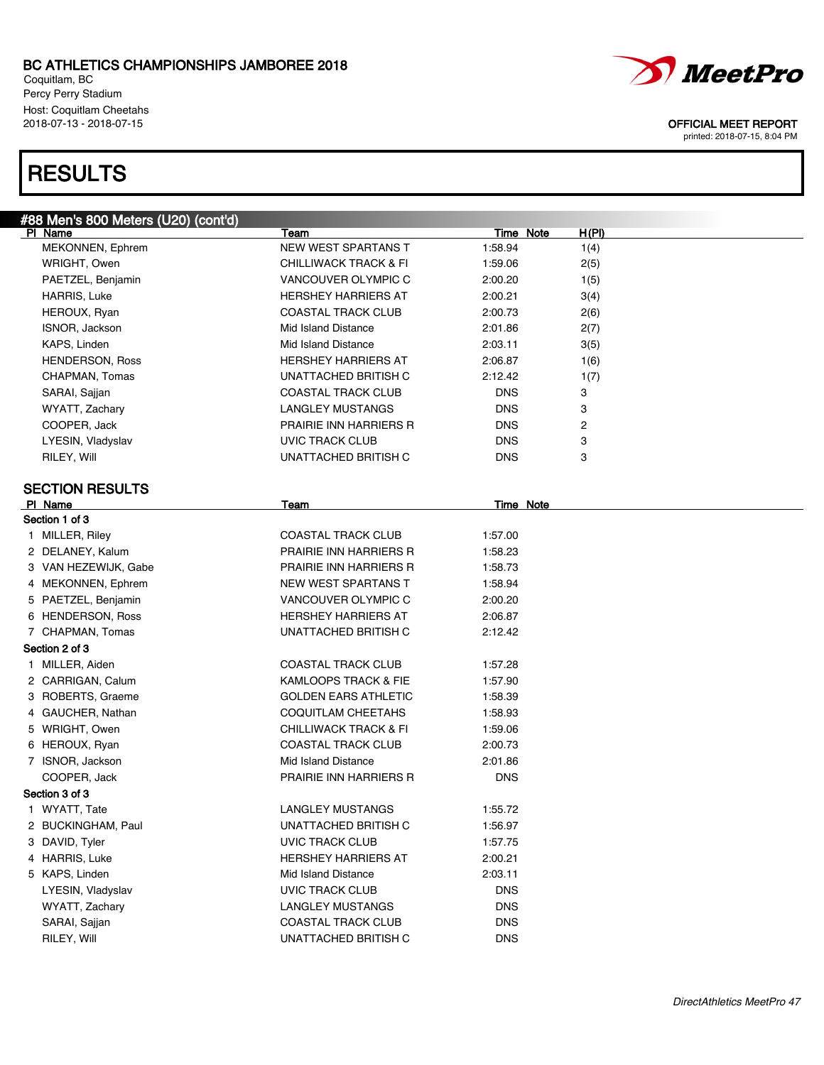# BC ATHLETICS CHAMPIONSHIPS JAMBOREE 2018

Coquitlam, BC
Percy Perry Stadium
Host: Coquitlam Cheetahs
2018-07-13 - 2018-07-15

OFFICIAL MEET REPORT
printed: 2018-07-15, 8:04 PM

# RESULTS

## #88 Men's 800 Meters (U20) (cont'd)

| Pl | Name | Team | Time | Note | H(Pl) |
|---|---|---|---|---|---|
| | MEKONNEN, Ephrem | NEW WEST SPARTANS T | 1:58.94 | | 1(4) |
| | WRIGHT, Owen | CHILLIWACK TRACK & FI | 1:59.06 | | 2(5) |
| | PAETZEL, Benjamin | VANCOUVER OLYMPIC C | 2:00.20 | | 1(5) |
| | HARRIS, Luke | HERSHEY HARRIERS AT | 2:00.21 | | 3(4) |
| | HEROUX, Ryan | COASTAL TRACK CLUB | 2:00.73 | | 2(6) |
| | ISNOR, Jackson | Mid Island Distance | 2:01.86 | | 2(7) |
| | KAPS, Linden | Mid Island Distance | 2:03.11 | | 3(5) |
| | HENDERSON, Ross | HERSHEY HARRIERS AT | 2:06.87 | | 1(6) |
| | CHAPMAN, Tomas | UNATTACHED BRITISH C | 2:12.42 | | 1(7) |
| | SARAI, Sajjan | COASTAL TRACK CLUB | DNS | | 3 |
| | WYATT, Zachary | LANGLEY MUSTANGS | DNS | | 3 |
| | COOPER, Jack | PRAIRIE INN HARRIERS R | DNS | | 2 |
| | LYESIN, Vladyslav | UVIC TRACK CLUB | DNS | | 3 |
| | RILEY, Will | UNATTACHED BRITISH C | DNS | | 3 |

### SECTION RESULTS

| Pl | Name | Team | Time | Note |
|---|---|---|---|---|
| **Section 1 of 3** | | | | |
| 1 | MILLER, Riley | COASTAL TRACK CLUB | 1:57.00 | |
| 2 | DELANEY, Kalum | PRAIRIE INN HARRIERS R | 1:58.23 | |
| 3 | VAN HEZEWIJK, Gabe | PRAIRIE INN HARRIERS R | 1:58.73 | |
| 4 | MEKONNEN, Ephrem | NEW WEST SPARTANS T | 1:58.94 | |
| 5 | PAETZEL, Benjamin | VANCOUVER OLYMPIC C | 2:00.20 | |
| 6 | HENDERSON, Ross | HERSHEY HARRIERS AT | 2:06.87 | |
| 7 | CHAPMAN, Tomas | UNATTACHED BRITISH C | 2:12.42 | |
| **Section 2 of 3** | | | | |
| 1 | MILLER, Aiden | COASTAL TRACK CLUB | 1:57.28 | |
| 2 | CARRIGAN, Calum | KAMLOOPS TRACK & FIE | 1:57.90 | |
| 3 | ROBERTS, Graeme | GOLDEN EARS ATHLETIC | 1:58.39 | |
| 4 | GAUCHER, Nathan | COQUITLAM CHEETAHS | 1:58.93 | |
| 5 | WRIGHT, Owen | CHILLIWACK TRACK & FI | 1:59.06 | |
| 6 | HEROUX, Ryan | COASTAL TRACK CLUB | 2:00.73 | |
| 7 | ISNOR, Jackson | Mid Island Distance | 2:01.86 | |
| | COOPER, Jack | PRAIRIE INN HARRIERS R | DNS | |
| **Section 3 of 3** | | | | |
| 1 | WYATT, Tate | LANGLEY MUSTANGS | 1:55.72 | |
| 2 | BUCKINGHAM, Paul | UNATTACHED BRITISH C | 1:56.97 | |
| 3 | DAVID, Tyler | UVIC TRACK CLUB | 1:57.75 | |
| 4 | HARRIS, Luke | HERSHEY HARRIERS AT | 2:00.21 | |
| 5 | KAPS, Linden | Mid Island Distance | 2:03.11 | |
| | LYESIN, Vladyslav | UVIC TRACK CLUB | DNS | |
| | WYATT, Zachary | LANGLEY MUSTANGS | DNS | |
| | SARAI, Sajjan | COASTAL TRACK CLUB | DNS | |
| | RILEY, Will | UNATTACHED BRITISH C | DNS | |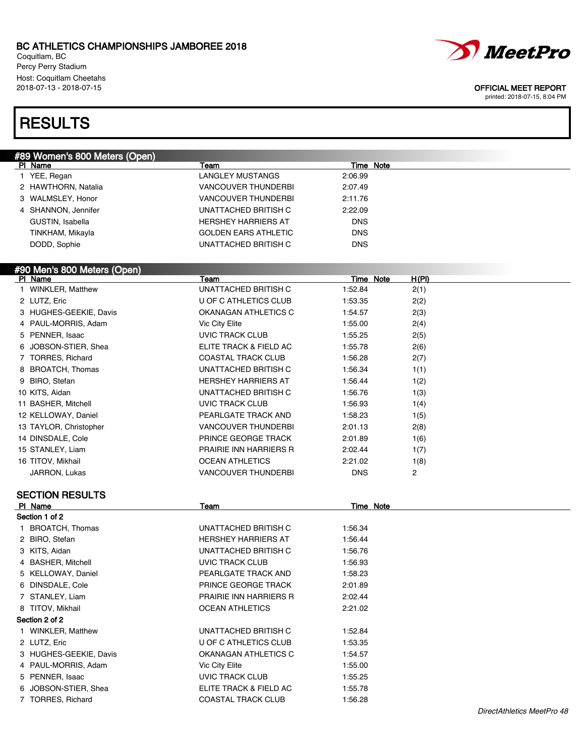# BC ATHLETICS CHAMPIONSHIPS JAMBOREE 2018

Coquitlam, BC
Percy Perry Stadium
Host: Coquitlam Cheetahs
2018-07-13 - 2018-07-15

OFFICIAL MEET REPORT
printed: 2018-07-15, 8:04 PM

# RESULTS

## #89 Women's 800 Meters (Open)

| Pl | Name | Team | Time | Note |
|---|---|---|---|---|
| 1 | YEE, Regan | LANGLEY MUSTANGS | 2:06.99 | |
| 2 | HAWTHORN, Natalia | VANCOUVER THUNDERBI | 2:07.49 | |
| 3 | WALMSLEY, Honor | VANCOUVER THUNDERBI | 2:11.76 | |
| 4 | SHANNON, Jennifer | UNATTACHED BRITISH C | 2:22.09 | |
| | GUSTIN, Isabella | HERSHEY HARRIERS AT | DNS | |
| | TINKHAM, Mikayla | GOLDEN EARS ATHLETIC | DNS | |
| | DODD, Sophie | UNATTACHED BRITISH C | DNS | |

## #90 Men's 800 Meters (Open)

| Pl | Name | Team | Time | Note | H(Pl) |
|---|---|---|---|---|---|
| 1 | WINKLER, Matthew | UNATTACHED BRITISH C | 1:52.84 | | 2(1) |
| 2 | LUTZ, Eric | U OF C ATHLETICS CLUB | 1:53.35 | | 2(2) |
| 3 | HUGHES-GEEKIE, Davis | OKANAGAN ATHLETICS C | 1:54.57 | | 2(3) |
| 4 | PAUL-MORRIS, Adam | Vic City Elite | 1:55.00 | | 2(4) |
| 5 | PENNER, Isaac | UVIC TRACK CLUB | 1:55.25 | | 2(5) |
| 6 | JOBSON-STIER, Shea | ELITE TRACK & FIELD AC | 1:55.78 | | 2(6) |
| 7 | TORRES, Richard | COASTAL TRACK CLUB | 1:56.28 | | 2(7) |
| 8 | BROATCH, Thomas | UNATTACHED BRITISH C | 1:56.34 | | 1(1) |
| 9 | BIRO, Stefan | HERSHEY HARRIERS AT | 1:56.44 | | 1(2) |
| 10 | KITS, Aidan | UNATTACHED BRITISH C | 1:56.76 | | 1(3) |
| 11 | BASHER, Mitchell | UVIC TRACK CLUB | 1:56.93 | | 1(4) |
| 12 | KELLOWAY, Daniel | PEARLGATE TRACK AND | 1:58.23 | | 1(5) |
| 13 | TAYLOR, Christopher | VANCOUVER THUNDERBI | 2:01.13 | | 2(8) |
| 14 | DINSDALE, Cole | PRINCE GEORGE TRACK | 2:01.89 | | 1(6) |
| 15 | STANLEY, Liam | PRAIRIE INN HARRIERS R | 2:02.44 | | 1(7) |
| 16 | TITOV, Mikhail | OCEAN ATHLETICS | 2:21.02 | | 1(8) |
| | JARRON, Lukas | VANCOUVER THUNDERBI | DNS | | 2 |

### SECTION RESULTS

| Pl | Name | Team | Time | Note |
|---|---|---|---|---|
| **Section 1 of 2** | | | | |
| 1 | BROATCH, Thomas | UNATTACHED BRITISH C | 1:56.34 | |
| 2 | BIRO, Stefan | HERSHEY HARRIERS AT | 1:56.44 | |
| 3 | KITS, Aidan | UNATTACHED BRITISH C | 1:56.76 | |
| 4 | BASHER, Mitchell | UVIC TRACK CLUB | 1:56.93 | |
| 5 | KELLOWAY, Daniel | PEARLGATE TRACK AND | 1:58.23 | |
| 6 | DINSDALE, Cole | PRINCE GEORGE TRACK | 2:01.89 | |
| 7 | STANLEY, Liam | PRAIRIE INN HARRIERS R | 2:02.44 | |
| 8 | TITOV, Mikhail | OCEAN ATHLETICS | 2:21.02 | |
| **Section 2 of 2** | | | | |
| 1 | WINKLER, Matthew | UNATTACHED BRITISH C | 1:52.84 | |
| 2 | LUTZ, Eric | U OF C ATHLETICS CLUB | 1:53.35 | |
| 3 | HUGHES-GEEKIE, Davis | OKANAGAN ATHLETICS C | 1:54.57 | |
| 4 | PAUL-MORRIS, Adam | Vic City Elite | 1:55.00 | |
| 5 | PENNER, Isaac | UVIC TRACK CLUB | 1:55.25 | |
| 6 | JOBSON-STIER, Shea | ELITE TRACK & FIELD AC | 1:55.78 | |
| 7 | TORRES, Richard | COASTAL TRACK CLUB | 1:56.28 | |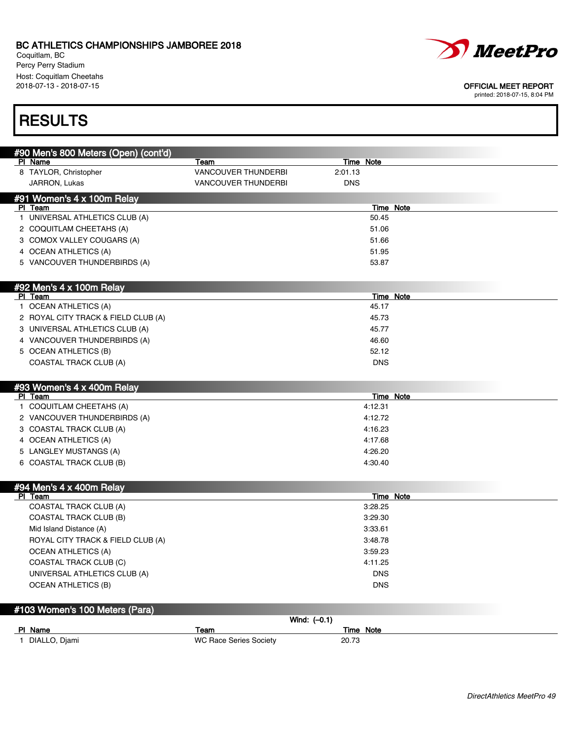BC ATHLETICS CHAMPIONSHIPS JAMBOREE 2018
Coquitlam, BC
Percy Perry Stadium
Host: Coquitlam Cheetahs
2018-07-13 - 2018-07-15

OFFICIAL MEET REPORT
printed: 2018-07-15, 8:04 PM

# RESULTS

## #90 Men's 800 Meters (Open) (cont'd)

| Pl | Name | Team | Time | Note |
|---|---|---|---|---|
| 8 | TAYLOR, Christopher | VANCOUVER THUNDERBI | 2:01.13 | |
| | JARRON, Lukas | VANCOUVER THUNDERBI | DNS | |

## #91 Women's 4 x 100m Relay

| Pl | Team | Time | Note |
|---|---|---|---|
| 1 | UNIVERSAL ATHLETICS CLUB (A) | 50.45 | |
| 2 | COQUITLAM CHEETAHS (A) | 51.06 | |
| 3 | COMOX VALLEY COUGARS (A) | 51.66 | |
| 4 | OCEAN ATHLETICS (A) | 51.95 | |
| 5 | VANCOUVER THUNDERBIRDS (A) | 53.87 | |

## #92 Men's 4 x 100m Relay

| Pl | Team | Time | Note |
|---|---|---|---|
| 1 | OCEAN ATHLETICS (A) | 45.17 | |
| 2 | ROYAL CITY TRACK & FIELD CLUB (A) | 45.73 | |
| 3 | UNIVERSAL ATHLETICS CLUB (A) | 45.77 | |
| 4 | VANCOUVER THUNDERBIRDS (A) | 46.60 | |
| 5 | OCEAN ATHLETICS (B) | 52.12 | |
| | COASTAL TRACK CLUB (A) | DNS | |

## #93 Women's 4 x 400m Relay

| Pl | Team | Time | Note |
|---|---|---|---|
| 1 | COQUITLAM CHEETAHS (A) | 4:12.31 | |
| 2 | VANCOUVER THUNDERBIRDS (A) | 4:12.72 | |
| 3 | COASTAL TRACK CLUB (A) | 4:16.23 | |
| 4 | OCEAN ATHLETICS (A) | 4:17.68 | |
| 5 | LANGLEY MUSTANGS (A) | 4:26.20 | |
| 6 | COASTAL TRACK CLUB (B) | 4:30.40 | |

## #94 Men's 4 x 400m Relay

| Pl | Team | Time | Note |
|---|---|---|---|
| | COASTAL TRACK CLUB (A) | 3:28.25 | |
| | COASTAL TRACK CLUB (B) | 3:29.30 | |
| | Mid Island Distance (A) | 3:33.61 | |
| | ROYAL CITY TRACK & FIELD CLUB (A) | 3:48.78 | |
| | OCEAN ATHLETICS (A) | 3:59.23 | |
| | COASTAL TRACK CLUB (C) | 4:11.25 | |
| | UNIVERSAL ATHLETICS CLUB (A) | DNS | |
| | OCEAN ATHLETICS (B) | DNS | |

## #103 Women's 100 Meters (Para)

Wind: (–0.1)

| Pl | Name | Team | Time | Note |
|---|---|---|---|---|
| 1 | DIALLO, Djami | WC Race Series Society | 20.73 | |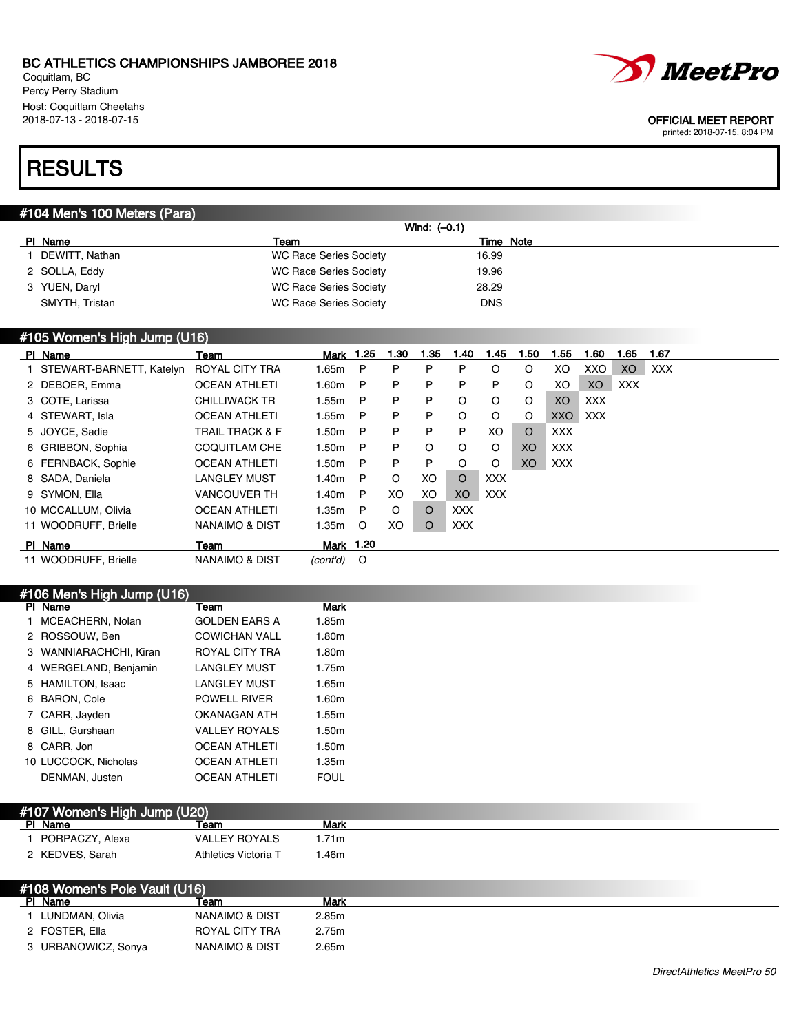BC ATHLETICS CHAMPIONSHIPS JAMBOREE 2018
Coquitlam, BC
Percy Perry Stadium
Host: Coquitlam Cheetahs
2018-07-13 - 2018-07-15

OFFICIAL MEET REPORT
printed: 2018-07-15, 8:04 PM

# RESULTS

## #104 Men's 100 Meters (Para)

Wind: (–0.1)

| Pl | Name | Team | Time | Note |
|---|---|---|---|---|
| 1 | DEWITT, Nathan | WC Race Series Society | 16.99 | |
| 2 | SOLLA, Eddy | WC Race Series Society | 19.96 | |
| 3 | YUEN, Daryl | WC Race Series Society | 28.29 | |
| | SMYTH, Tristan | WC Race Series Society | DNS | |

## #105 Women's High Jump (U16)

| Pl | Name | Team | Mark | 1.25 | 1.30 | 1.35 | 1.40 | 1.45 | 1.50 | 1.55 | 1.60 | 1.65 | 1.67 |
|---|---|---|---|---|---|---|---|---|---|---|---|---|---|
| 1 | STEWART-BARNETT, Katelyn | ROYAL CITY TRA | 1.65m | P | P | P | P | O | O | XO | XXO | XO | XXX |
| 2 | DEBOER, Emma | OCEAN ATHLETI | 1.60m | P | P | P | P | P | O | XO | XO | XXX | |
| 3 | COTE, Larissa | CHILLIWACK TR | 1.55m | P | P | P | O | O | O | XO | XXX | | |
| 4 | STEWART, Isla | OCEAN ATHLETI | 1.55m | P | P | P | O | O | O | XXO | XXX | | |
| 5 | JOYCE, Sadie | TRAIL TRACK & F | 1.50m | P | P | P | P | XO | O | XXX | | | |
| 6 | GRIBBON, Sophia | COQUITLAM CHE | 1.50m | P | P | O | O | O | XO | XXX | | | |
| 6 | FERNBACK, Sophie | OCEAN ATHLETI | 1.50m | P | P | P | O | O | XO | XXX | | | |
| 8 | SADA, Daniela | LANGLEY MUST | 1.40m | P | O | XO | O | XXX | | | | | |
| 9 | SYMON, Ella | VANCOUVER TH | 1.40m | P | XO | XO | XO | XXX | | | | | |
| 10 | MCCALLUM, Olivia | OCEAN ATHLETI | 1.35m | P | O | O | XXX | | | | | | |
| 11 | WOODRUFF, Brielle | NANAIMO & DIST | 1.35m | O | XO | O | XXX | | | | | | |

| Pl | Name | Team | Mark | 1.20 |
|---|---|---|---|---|
| 11 | WOODRUFF, Brielle | NANAIMO & DIST | *(cont'd)* | O |

## #106 Men's High Jump (U16)

| Pl | Name | Team | Mark |
|---|---|---|---|
| 1 | MCEACHERN, Nolan | GOLDEN EARS A | 1.85m |
| 2 | ROSSOUW, Ben | COWICHAN VALL | 1.80m |
| 3 | WANNIARACHCHI, Kiran | ROYAL CITY TRA | 1.80m |
| 4 | WERGELAND, Benjamin | LANGLEY MUST | 1.75m |
| 5 | HAMILTON, Isaac | LANGLEY MUST | 1.65m |
| 6 | BARON, Cole | POWELL RIVER | 1.60m |
| 7 | CARR, Jayden | OKANAGAN ATH | 1.55m |
| 8 | GILL, Gurshaan | VALLEY ROYALS | 1.50m |
| 8 | CARR, Jon | OCEAN ATHLETI | 1.50m |
| 10 | LUCCOCK, Nicholas | OCEAN ATHLETI | 1.35m |
| | DENMAN, Justen | OCEAN ATHLETI | FOUL |

## #107 Women's High Jump (U20)

| Pl | Name | Team | Mark |
|---|---|---|---|
| 1 | PORPACZY, Alexa | VALLEY ROYALS | 1.71m |
| 2 | KEDVES, Sarah | Athletics Victoria T | 1.46m |

## #108 Women's Pole Vault (U16)

| Pl | Name | Team | Mark |
|---|---|---|---|
| 1 | LUNDMAN, Olivia | NANAIMO & DIST | 2.85m |
| 2 | FOSTER, Ella | ROYAL CITY TRA | 2.75m |
| 3 | URBANOWICZ, Sonya | NANAIMO & DIST | 2.65m |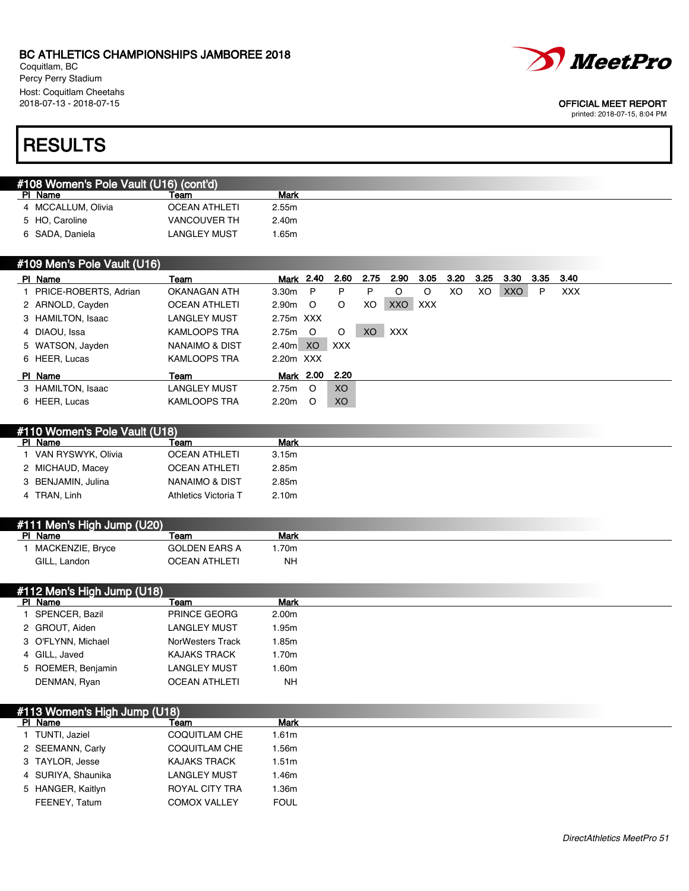BC ATHLETICS CHAMPIONSHIPS JAMBOREE 2018
Coquitlam, BC
Percy Perry Stadium
Host: Coquitlam Cheetahs
2018-07-13 - 2018-07-15

OFFICIAL MEET REPORT
printed: 2018-07-15, 8:04 PM

# RESULTS

## #108 Women's Pole Vault (U16) (cont'd)

| Pl | Name | Team | Mark |
|---|---|---|---|
| 4 | MCCALLUM, Olivia | OCEAN ATHLETI | 2.55m |
| 5 | HO, Caroline | VANCOUVER TH | 2.40m |
| 6 | SADA, Daniela | LANGLEY MUST | 1.65m |

## #109 Men's Pole Vault (U16)

| Pl | Name | Team | Mark | 2.40 | 2.60 | 2.75 | 2.90 | 3.05 | 3.20 | 3.25 | 3.30 | 3.35 | 3.40 |
|---|---|---|---|---|---|---|---|---|---|---|---|---|---|
| 1 | PRICE-ROBERTS, Adrian | OKANAGAN ATH | 3.30m | P | P | P | O | O | XO | XO | XXO | P | XXX |
| 2 | ARNOLD, Cayden | OCEAN ATHLETI | 2.90m | O | O | XO | XXO | XXX | | | | | |
| 3 | HAMILTON, Isaac | LANGLEY MUST | 2.75m | XXX | | | | | | | | | |
| 4 | DIAOU, Issa | KAMLOOPS TRA | 2.75m | O | O | XO | XXX | | | | | | |
| 5 | WATSON, Jayden | NANAIMO & DIST | 2.40m | XO | XXX | | | | | | | | |
| 6 | HEER, Lucas | KAMLOOPS TRA | 2.20m | XXX | | | | | | | | | |

| Pl | Name | Team | Mark | 2.00 | 2.20 |
|---|---|---|---|---|---|
| 3 | HAMILTON, Isaac | LANGLEY MUST | 2.75m | O | XO |
| 6 | HEER, Lucas | KAMLOOPS TRA | 2.20m | O | XO |

## #110 Women's Pole Vault (U18)

| Pl | Name | Team | Mark |
|---|---|---|---|
| 1 | VAN RYSWYK, Olivia | OCEAN ATHLETI | 3.15m |
| 2 | MICHAUD, Macey | OCEAN ATHLETI | 2.85m |
| 3 | BENJAMIN, Julina | NANAIMO & DIST | 2.85m |
| 4 | TRAN, Linh | Athletics Victoria T | 2.10m |

## #111 Men's High Jump (U20)

| Pl | Name | Team | Mark |
|---|---|---|---|
| 1 | MACKENZIE, Bryce | GOLDEN EARS A | 1.70m |
| | GILL, Landon | OCEAN ATHLETI | NH |

## #112 Men's High Jump (U18)

| Pl | Name | Team | Mark |
|---|---|---|---|
| 1 | SPENCER, Bazil | PRINCE GEORG | 2.00m |
| 2 | GROUT, Aiden | LANGLEY MUST | 1.95m |
| 3 | O'FLYNN, Michael | NorWesters Track | 1.85m |
| 4 | GILL, Javed | KAJAKS TRACK | 1.70m |
| 5 | ROEMER, Benjamin | LANGLEY MUST | 1.60m |
| | DENMAN, Ryan | OCEAN ATHLETI | NH |

## #113 Women's High Jump (U18)

| Pl | Name | Team | Mark |
|---|---|---|---|
| 1 | TUNTI, Jaziel | COQUITLAM CHE | 1.61m |
| 2 | SEEMANN, Carly | COQUITLAM CHE | 1.56m |
| 3 | TAYLOR, Jesse | KAJAKS TRACK | 1.51m |
| 4 | SURIYA, Shaunika | LANGLEY MUST | 1.46m |
| 5 | HANGER, Kaitlyn | ROYAL CITY TRA | 1.36m |
| | FEENEY, Tatum | COMOX VALLEY | FOUL |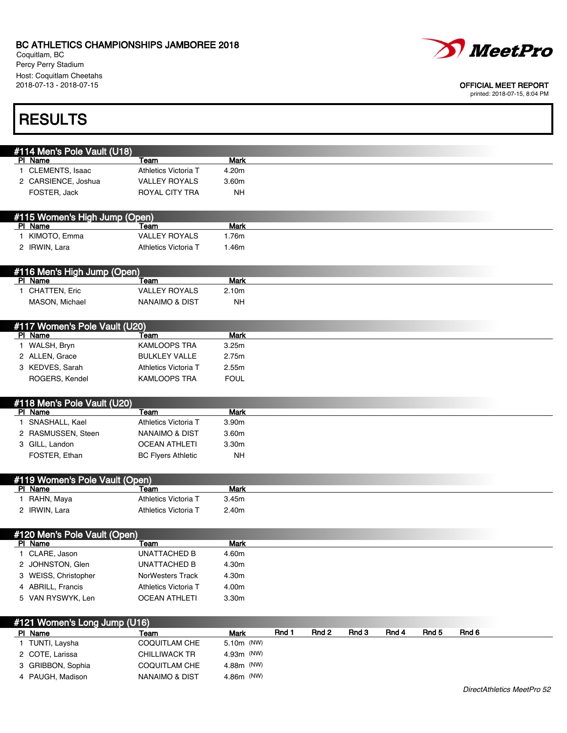# BC ATHLETICS CHAMPIONSHIPS JAMBOREE 2018

Coquitlam, BC
Percy Perry Stadium
Host: Coquitlam Cheetahs
2018-07-13 - 2018-07-15

OFFICIAL MEET REPORT
printed: 2018-07-15, 8:04 PM

## RESULTS

### #114 Men's Pole Vault (U18)

| Pl | Name | Team | Mark |
|---|---|---|---|
| 1 | CLEMENTS, Isaac | Athletics Victoria T | 4.20m |
| 2 | CARSIENCE, Joshua | VALLEY ROYALS | 3.60m |
| | FOSTER, Jack | ROYAL CITY TRA | NH |

### #115 Women's High Jump (Open)

| Pl | Name | Team | Mark |
|---|---|---|---|
| 1 | KIMOTO, Emma | VALLEY ROYALS | 1.76m |
| 2 | IRWIN, Lara | Athletics Victoria T | 1.46m |

### #116 Men's High Jump (Open)

| Pl | Name | Team | Mark |
|---|---|---|---|
| 1 | CHATTEN, Eric | VALLEY ROYALS | 2.10m |
| | MASON, Michael | NANAIMO & DIST | NH |

### #117 Women's Pole Vault (U20)

| Pl | Name | Team | Mark |
|---|---|---|---|
| 1 | WALSH, Bryn | KAMLOOPS TRA | 3.25m |
| 2 | ALLEN, Grace | BULKLEY VALLE | 2.75m |
| 3 | KEDVES, Sarah | Athletics Victoria T | 2.55m |
| | ROGERS, Kendel | KAMLOOPS TRA | FOUL |

### #118 Men's Pole Vault (U20)

| Pl | Name | Team | Mark |
|---|---|---|---|
| 1 | SNASHALL, Kael | Athletics Victoria T | 3.90m |
| 2 | RASMUSSEN, Steen | NANAIMO & DIST | 3.60m |
| 3 | GILL, Landon | OCEAN ATHLETI | 3.30m |
| | FOSTER, Ethan | BC Flyers Athletic | NH |

### #119 Women's Pole Vault (Open)

| Pl | Name | Team | Mark |
|---|---|---|---|
| 1 | RAHN, Maya | Athletics Victoria T | 3.45m |
| 2 | IRWIN, Lara | Athletics Victoria T | 2.40m |

### #120 Men's Pole Vault (Open)

| Pl | Name | Team | Mark |
|---|---|---|---|
| 1 | CLARE, Jason | UNATTACHED B | 4.60m |
| 2 | JOHNSTON, Glen | UNATTACHED B | 4.30m |
| 3 | WEISS, Christopher | NorWesters Track | 4.30m |
| 4 | ABRILL, Francis | Athletics Victoria T | 4.00m |
| 5 | VAN RYSWYK, Len | OCEAN ATHLETI | 3.30m |

### #121 Women's Long Jump (U16)

| Pl | Name | Team | Mark | Rnd 1 | Rnd 2 | Rnd 3 | Rnd 4 | Rnd 5 | Rnd 6 |
|---|---|---|---|---|---|---|---|---|---|
| 1 | TUNTI, Laysha | COQUITLAM CHE | 5.10m (NW) | | | | | | |
| 2 | COTE, Larissa | CHILLIWACK TR | 4.93m (NW) | | | | | | |
| 3 | GRIBBON, Sophia | COQUITLAM CHE | 4.88m (NW) | | | | | | |
| 4 | PAUGH, Madison | NANAIMO & DIST | 4.86m (NW) | | | | | | |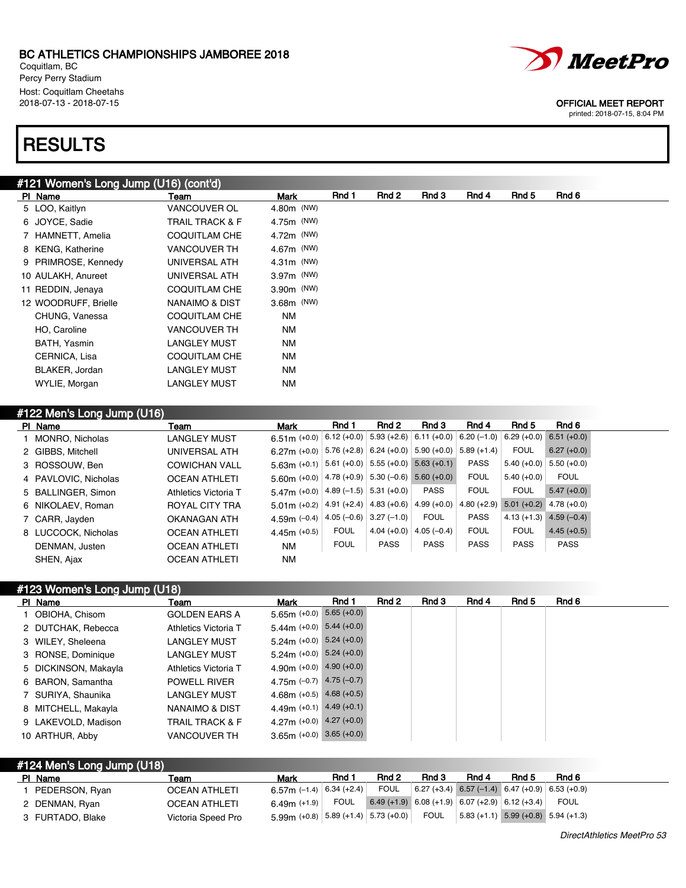BC ATHLETICS CHAMPIONSHIPS JAMBOREE 2018
Coquitlam, BC
Percy Perry Stadium
Host: Coquitlam Cheetahs
2018-07-13 - 2018-07-15

OFFICIAL MEET REPORT
printed: 2018-07-15, 8:04 PM

# RESULTS

## #121 Women's Long Jump (U16) (cont'd)

| Pl | Name | Team | Mark | Rnd 1 | Rnd 2 | Rnd 3 | Rnd 4 | Rnd 5 | Rnd 6 |
|---|---|---|---|---|---|---|---|---|---|
| 5 | LOO, Kaitlyn | VANCOUVER OL | 4.80m (NW) | | | | | | |
| 6 | JOYCE, Sadie | TRAIL TRACK & F | 4.75m (NW) | | | | | | |
| 7 | HAMNETT, Amelia | COQUITLAM CHE | 4.72m (NW) | | | | | | |
| 8 | KENG, Katherine | VANCOUVER TH | 4.67m (NW) | | | | | | |
| 9 | PRIMROSE, Kennedy | UNIVERSAL ATH | 4.31m (NW) | | | | | | |
| 10 | AULAKH, Anureet | UNIVERSAL ATH | 3.97m (NW) | | | | | | |
| 11 | REDDIN, Jenaya | COQUITLAM CHE | 3.90m (NW) | | | | | | |
| 12 | WOODRUFF, Brielle | NANAIMO & DIST | 3.68m (NW) | | | | | | |
| | CHUNG, Vanessa | COQUITLAM CHE | NM | | | | | | |
| | HO, Caroline | VANCOUVER TH | NM | | | | | | |
| | BATH, Yasmin | LANGLEY MUST | NM | | | | | | |
| | CERNICA, Lisa | COQUITLAM CHE | NM | | | | | | |
| | BLAKER, Jordan | LANGLEY MUST | NM | | | | | | |
| | WYLIE, Morgan | LANGLEY MUST | NM | | | | | | |

## #122 Men's Long Jump (U16)

| Pl | Name | Team | Mark | Rnd 1 | Rnd 2 | Rnd 3 | Rnd 4 | Rnd 5 | Rnd 6 |
|---|---|---|---|---|---|---|---|---|---|
| 1 | MONRO, Nicholas | LANGLEY MUST | 6.51m (+0.0) | 6.12 (+0.0) | 5.93 (+2.6) | 6.11 (+0.0) | 6.20 (–1.0) | 6.29 (+0.0) | 6.51 (+0.0) |
| 2 | GIBBS, Mitchell | UNIVERSAL ATH | 6.27m (+0.0) | 5.76 (+2.8) | 6.24 (+0.0) | 5.90 (+0.0) | 5.89 (+1.4) | FOUL | 6.27 (+0.0) |
| 3 | ROSSOUW, Ben | COWICHAN VALL | 5.63m (+0.1) | 5.61 (+0.0) | 5.55 (+0.0) | 5.63 (+0.1) | PASS | 5.40 (+0.0) | 5.50 (+0.0) |
| 4 | PAVLOVIC, Nicholas | OCEAN ATHLETI | 5.60m (+0.0) | 4.78 (+0.9) | 5.30 (–0.6) | 5.60 (+0.0) | FOUL | 5.40 (+0.0) | FOUL |
| 5 | BALLINGER, Simon | Athletics Victoria T | 5.47m (+0.0) | 4.89 (–1.5) | 5.31 (+0.0) | PASS | FOUL | FOUL | 5.47 (+0.0) |
| 6 | NIKOLAEV, Roman | ROYAL CITY TRA | 5.01m (+0.2) | 4.91 (+2.4) | 4.83 (+0.6) | 4.99 (+0.0) | 4.80 (+2.9) | 5.01 (+0.2) | 4.78 (+0.0) |
| 7 | CARR, Jayden | OKANAGAN ATH | 4.59m (–0.4) | 4.05 (–0.6) | 3.27 (–1.0) | FOUL | PASS | 4.13 (+1.3) | 4.59 (–0.4) |
| 8 | LUCCOCK, Nicholas | OCEAN ATHLETI | 4.45m (+0.5) | FOUL | 4.04 (+0.0) | 4.05 (–0.4) | FOUL | FOUL | 4.45 (+0.5) |
| | DENMAN, Justen | OCEAN ATHLETI | NM | FOUL | PASS | PASS | PASS | PASS | PASS |
| | SHEN, Ajax | OCEAN ATHLETI | NM | | | | | | |

## #123 Women's Long Jump (U18)

| Pl | Name | Team | Mark | Rnd 1 | Rnd 2 | Rnd 3 | Rnd 4 | Rnd 5 | Rnd 6 |
|---|---|---|---|---|---|---|---|---|---|
| 1 | OBIOHA, Chisom | GOLDEN EARS A | 5.65m (+0.0) | 5.65 (+0.0) | | | | | |
| 2 | DUTCHAK, Rebecca | Athletics Victoria T | 5.44m (+0.0) | 5.44 (+0.0) | | | | | |
| 3 | WILEY, Sheleena | LANGLEY MUST | 5.24m (+0.0) | 5.24 (+0.0) | | | | | |
| 3 | RONSE, Dominique | LANGLEY MUST | 5.24m (+0.0) | 5.24 (+0.0) | | | | | |
| 5 | DICKINSON, Makayla | Athletics Victoria T | 4.90m (+0.0) | 4.90 (+0.0) | | | | | |
| 6 | BARON, Samantha | POWELL RIVER | 4.75m (–0.7) | 4.75 (–0.7) | | | | | |
| 7 | SURIYA, Shaunika | LANGLEY MUST | 4.68m (+0.5) | 4.68 (+0.5) | | | | | |
| 8 | MITCHELL, Makayla | NANAIMO & DIST | 4.49m (+0.1) | 4.49 (+0.1) | | | | | |
| 9 | LAKEVOLD, Madison | TRAIL TRACK & F | 4.27m (+0.0) | 4.27 (+0.0) | | | | | |
| 10 | ARTHUR, Abby | VANCOUVER TH | 3.65m (+0.0) | 3.65 (+0.0) | | | | | |

## #124 Men's Long Jump (U18)

| Pl | Name | Team | Mark | Rnd 1 | Rnd 2 | Rnd 3 | Rnd 4 | Rnd 5 | Rnd 6 |
|---|---|---|---|---|---|---|---|---|---|
| 1 | PEDERSON, Ryan | OCEAN ATHLETI | 6.57m (–1.4) | 6.34 (+2.4) | FOUL | 6.27 (+3.4) | 6.57 (–1.4) | 6.47 (+0.9) | 6.53 (+0.9) |
| 2 | DENMAN, Ryan | OCEAN ATHLETI | 6.49m (+1.9) | FOUL | 6.49 (+1.9) | 6.08 (+1.9) | 6.07 (+2.9) | 6.12 (+3.4) | FOUL |
| 3 | FURTADO, Blake | Victoria Speed Pro | 5.99m (+0.8) | 5.89 (+1.4) | 5.73 (+0.0) | FOUL | 5.83 (+1.1) | 5.99 (+0.8) | 5.94 (+1.3) |

DirectAthletics MeetPro 53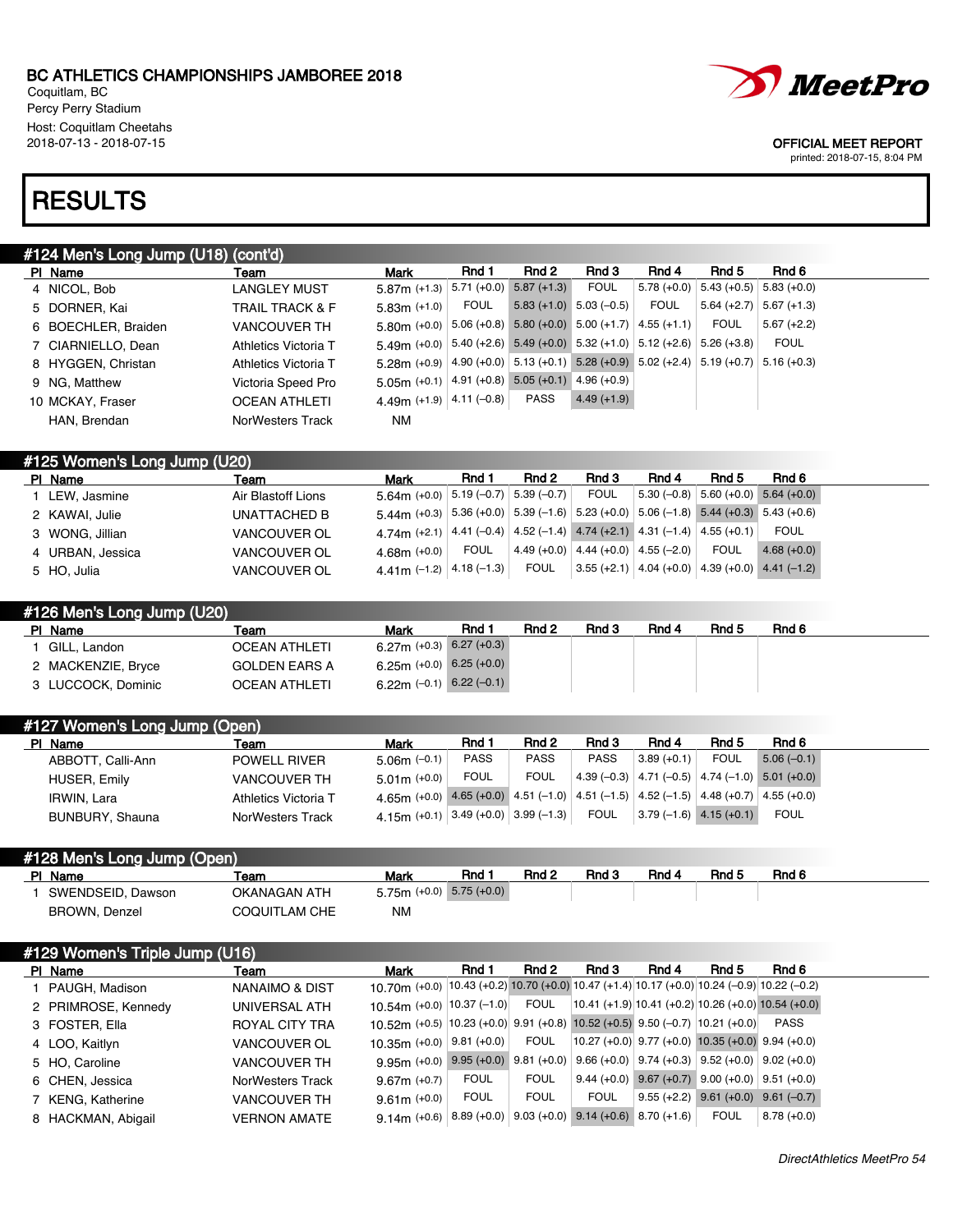BC ATHLETICS CHAMPIONSHIPS JAMBOREE 2018
Coquitlam, BC
Percy Perry Stadium
Host: Coquitlam Cheetahs
2018-07-13 - 2018-07-15

OFFICIAL MEET REPORT
printed: 2018-07-15, 8:04 PM

# RESULTS

## #124 Men's Long Jump (U18) (cont'd)

| Pl | Name | Team | Mark | Rnd 1 | Rnd 2 | Rnd 3 | Rnd 4 | Rnd 5 | Rnd 6 |
|---|---|---|---|---|---|---|---|---|---|
| 4 | NICOL, Bob | LANGLEY MUST | 5.87m (+1.3) | 5.71 (+0.0) | 5.87 (+1.3) | FOUL | 5.78 (+0.0) | 5.43 (+0.5) | 5.83 (+0.0) |
| 5 | DORNER, Kai | TRAIL TRACK & F | 5.83m (+1.0) | FOUL | 5.83 (+1.0) | 5.03 (−0.5) | FOUL | 5.64 (+2.7) | 5.67 (+1.3) |
| 6 | BOECHLER, Braiden | VANCOUVER TH | 5.80m (+0.0) | 5.06 (+0.8) | 5.80 (+0.0) | 5.00 (+1.7) | 4.55 (+1.1) | FOUL | 5.67 (+2.2) |
| 7 | CIARNIELLO, Dean | Athletics Victoria T | 5.49m (+0.0) | 5.40 (+2.6) | 5.49 (+0.0) | 5.32 (+1.0) | 5.12 (+2.6) | 5.26 (+3.8) | FOUL |
| 8 | HYGGEN, Christan | Athletics Victoria T | 5.28m (+0.9) | 4.90 (+0.0) | 5.13 (+0.1) | 5.28 (+0.9) | 5.02 (+2.4) | 5.19 (+0.7) | 5.16 (+0.3) |
| 9 | NG, Matthew | Victoria Speed Pro | 5.05m (+0.1) | 4.91 (+0.8) | 5.05 (+0.1) | 4.96 (+0.9) | | | |
| 10 | MCKAY, Fraser | OCEAN ATHLETI | 4.49m (+1.9) | 4.11 (−0.8) | PASS | 4.49 (+1.9) | | | |
| | HAN, Brendan | NorWesters Track | NM | | | | | | |

## #125 Women's Long Jump (U20)

| Pl | Name | Team | Mark | Rnd 1 | Rnd 2 | Rnd 3 | Rnd 4 | Rnd 5 | Rnd 6 |
|---|---|---|---|---|---|---|---|---|---|
| 1 | LEW, Jasmine | Air Blastoff Lions | 5.64m (+0.0) | 5.19 (−0.7) | 5.39 (−0.7) | FOUL | 5.30 (−0.8) | 5.60 (+0.0) | 5.64 (+0.0) |
| 2 | KAWAI, Julie | UNATTACHED B | 5.44m (+0.3) | 5.36 (+0.0) | 5.39 (−1.6) | 5.23 (+0.0) | 5.06 (−1.8) | 5.44 (+0.3) | 5.43 (+0.6) |
| 3 | WONG, Jillian | VANCOUVER OL | 4.74m (+2.1) | 4.41 (−0.4) | 4.52 (−1.4) | 4.74 (+2.1) | 4.31 (−1.4) | 4.55 (+0.1) | FOUL |
| 4 | URBAN, Jessica | VANCOUVER OL | 4.68m (+0.0) | FOUL | 4.49 (+0.0) | 4.44 (+0.0) | 4.55 (−2.0) | FOUL | 4.68 (+0.0) |
| 5 | HO, Julia | VANCOUVER OL | 4.41m (−1.2) | 4.18 (−1.3) | FOUL | 3.55 (+2.1) | 4.04 (+0.0) | 4.39 (+0.0) | 4.41 (−1.2) |

## #126 Men's Long Jump (U20)

| Pl | Name | Team | Mark | Rnd 1 | Rnd 2 | Rnd 3 | Rnd 4 | Rnd 5 | Rnd 6 |
|---|---|---|---|---|---|---|---|---|---|
| 1 | GILL, Landon | OCEAN ATHLETI | 6.27m (+0.3) | 6.27 (+0.3) | | | | | |
| 2 | MACKENZIE, Bryce | GOLDEN EARS A | 6.25m (+0.0) | 6.25 (+0.0) | | | | | |
| 3 | LUCCOCK, Dominic | OCEAN ATHLETI | 6.22m (−0.1) | 6.22 (−0.1) | | | | | |

## #127 Women's Long Jump (Open)

| Pl | Name | Team | Mark | Rnd 1 | Rnd 2 | Rnd 3 | Rnd 4 | Rnd 5 | Rnd 6 |
|---|---|---|---|---|---|---|---|---|---|
| | ABBOTT, Calli-Ann | POWELL RIVER | 5.06m (−0.1) | PASS | PASS | PASS | 3.89 (+0.1) | FOUL | 5.06 (−0.1) |
| | HUSER, Emily | VANCOUVER TH | 5.01m (+0.0) | FOUL | FOUL | 4.39 (−0.3) | 4.71 (−0.5) | 4.74 (−1.0) | 5.01 (+0.0) |
| | IRWIN, Lara | Athletics Victoria T | 4.65m (+0.0) | 4.65 (+0.0) | 4.51 (−1.0) | 4.51 (−1.5) | 4.52 (−1.5) | 4.48 (+0.7) | 4.55 (+0.0) |
| | BUNBURY, Shauna | NorWesters Track | 4.15m (+0.1) | 3.49 (+0.0) | 3.99 (−1.3) | FOUL | 3.79 (−1.6) | 4.15 (+0.1) | FOUL |

## #128 Men's Long Jump (Open)

| Pl | Name | Team | Mark | Rnd 1 | Rnd 2 | Rnd 3 | Rnd 4 | Rnd 5 | Rnd 6 |
|---|---|---|---|---|---|---|---|---|---|
| 1 | SWENDSEID, Dawson | OKANAGAN ATH | 5.75m (+0.0) | 5.75 (+0.0) | | | | | |
| | BROWN, Denzel | COQUITLAM CHE | NM | | | | | | |

## #129 Women's Triple Jump (U16)

| Pl | Name | Team | Mark | Rnd 1 | Rnd 2 | Rnd 3 | Rnd 4 | Rnd 5 | Rnd 6 |
|---|---|---|---|---|---|---|---|---|---|
| 1 | PAUGH, Madison | NANAIMO & DIST | 10.70m (+0.0) | 10.43 (+0.2) | 10.70 (+0.0) | 10.47 (+1.4) | 10.17 (+0.0) | 10.24 (−0.9) | 10.22 (−0.2) |
| 2 | PRIMROSE, Kennedy | UNIVERSAL ATH | 10.54m (+0.0) | 10.37 (−1.0) | FOUL | 10.41 (+1.9) | 10.41 (+0.2) | 10.26 (+0.0) | 10.54 (+0.0) |
| 3 | FOSTER, Ella | ROYAL CITY TRA | 10.52m (+0.5) | 10.23 (+0.0) | 9.91 (+0.8) | 10.52 (+0.5) | 9.50 (−0.7) | 10.21 (+0.0) | PASS |
| 4 | LOO, Kaitlyn | VANCOUVER OL | 10.35m (+0.0) | 9.81 (+0.0) | FOUL | 10.27 (+0.0) | 9.77 (+0.0) | 10.35 (+0.0) | 9.94 (+0.0) |
| 5 | HO, Caroline | VANCOUVER TH | 9.95m (+0.0) | 9.95 (+0.0) | 9.81 (+0.0) | 9.66 (+0.0) | 9.74 (+0.3) | 9.52 (+0.0) | 9.02 (+0.0) |
| 6 | CHEN, Jessica | NorWesters Track | 9.67m (+0.7) | FOUL | FOUL | 9.44 (+0.0) | 9.67 (+0.7) | 9.00 (+0.0) | 9.51 (+0.0) |
| 7 | KENG, Katherine | VANCOUVER TH | 9.61m (+0.0) | FOUL | FOUL | FOUL | 9.55 (+2.2) | 9.61 (+0.0) | 9.61 (−0.7) |
| 8 | HACKMAN, Abigail | VERNON AMATE | 9.14m (+0.6) | 8.89 (+0.0) | 9.03 (+0.0) | 9.14 (+0.6) | 8.70 (+1.6) | FOUL | 8.78 (+0.0) |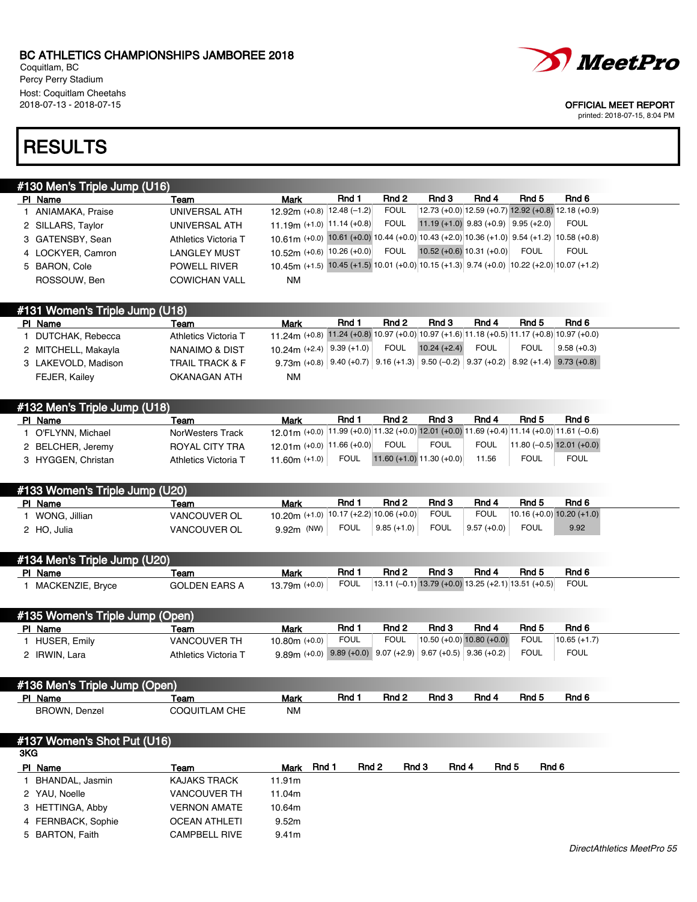# BC ATHLETICS CHAMPIONSHIPS JAMBOREE 2018

Coquitlam, BC
Percy Perry Stadium
Host: Coquitlam Cheetahs
2018-07-13 - 2018-07-15

OFFICIAL MEET REPORT
printed: 2018-07-15, 8:04 PM

# RESULTS

## #130 Men's Triple Jump (U16)

| Pl | Name | Team | Mark | Rnd 1 | Rnd 2 | Rnd 3 | Rnd 4 | Rnd 5 | Rnd 6 |
|---|---|---|---|---|---|---|---|---|---|
| 1 | ANIAMAKA, Praise | UNIVERSAL ATH | 12.92m (+0.8) | 12.48 (–1.2) | FOUL | 12.73 (+0.0) | 12.59 (+0.7) | 12.92 (+0.8) | 12.18 (+0.9) |
| 2 | SILLARS, Taylor | UNIVERSAL ATH | 11.19m (+1.0) | 11.14 (+0.8) | FOUL | 11.19 (+1.0) | 9.83 (+0.9) | 9.95 (+2.0) | FOUL |
| 3 | GATENSBY, Sean | Athletics Victoria T | 10.61m (+0.0) | 10.61 (+0.0) | 10.44 (+0.0) | 10.43 (+2.0) | 10.36 (+1.0) | 9.54 (+1.2) | 10.58 (+0.8) |
| 4 | LOCKYER, Camron | LANGLEY MUST | 10.52m (+0.6) | 10.26 (+0.0) | FOUL | 10.52 (+0.6) | 10.31 (+0.0) | FOUL | FOUL |
| 5 | BARON, Cole | POWELL RIVER | 10.45m (+1.5) | 10.45 (+1.5) | 10.01 (+0.0) | 10.15 (+1.3) | 9.74 (+0.0) | 10.22 (+2.0) | 10.07 (+1.2) |
| | ROSSOUW, Ben | COWICHAN VALL | NM | | | | | | |

## #131 Women's Triple Jump (U18)

| Pl | Name | Team | Mark | Rnd 1 | Rnd 2 | Rnd 3 | Rnd 4 | Rnd 5 | Rnd 6 |
|---|---|---|---|---|---|---|---|---|---|
| 1 | DUTCHAK, Rebecca | Athletics Victoria T | 11.24m (+0.8) | 11.24 (+0.8) | 10.97 (+0.0) | 10.97 (+1.6) | 11.18 (+0.5) | 11.17 (+0.8) | 10.97 (+0.0) |
| 2 | MITCHELL, Makayla | NANAIMO & DIST | 10.24m (+2.4) | 9.39 (+1.0) | FOUL | 10.24 (+2.4) | FOUL | FOUL | 9.58 (+0.3) |
| 3 | LAKEVOLD, Madison | TRAIL TRACK & F | 9.73m (+0.8) | 9.40 (+0.7) | 9.16 (+1.3) | 9.50 (–0.2) | 9.37 (+0.2) | 8.92 (+1.4) | 9.73 (+0.8) |
| | FEJER, Kailey | OKANAGAN ATH | NM | | | | | | |

## #132 Men's Triple Jump (U18)

| Pl | Name | Team | Mark | Rnd 1 | Rnd 2 | Rnd 3 | Rnd 4 | Rnd 5 | Rnd 6 |
|---|---|---|---|---|---|---|---|---|---|
| 1 | O'FLYNN, Michael | NorWesters Track | 12.01m (+0.0) | 11.99 (+0.0) | 11.32 (+0.0) | 12.01 (+0.0) | 11.69 (+0.4) | 11.14 (+0.0) | 11.61 (–0.6) |
| 2 | BELCHER, Jeremy | ROYAL CITY TRA | 12.01m (+0.0) | 11.66 (+0.0) | FOUL | FOUL | FOUL | 11.80 (–0.5) | 12.01 (+0.0) |
| 3 | HYGGEN, Christan | Athletics Victoria T | 11.60m (+1.0) | FOUL | 11.60 (+1.0) | 11.30 (+0.0) | 11.56 | FOUL | FOUL |

## #133 Women's Triple Jump (U20)

| Pl | Name | Team | Mark | Rnd 1 | Rnd 2 | Rnd 3 | Rnd 4 | Rnd 5 | Rnd 6 |
|---|---|---|---|---|---|---|---|---|---|
| 1 | WONG, Jillian | VANCOUVER OL | 10.20m (+1.0) | 10.17 (+2.2) | 10.06 (+0.0) | FOUL | FOUL | 10.16 (+0.0) | 10.20 (+1.0) |
| 2 | HO, Julia | VANCOUVER OL | 9.92m (NW) | FOUL | 9.85 (+1.0) | FOUL | 9.57 (+0.0) | FOUL | 9.92 |

## #134 Men's Triple Jump (U20)

| Pl | Name | Team | Mark | Rnd 1 | Rnd 2 | Rnd 3 | Rnd 4 | Rnd 5 | Rnd 6 |
|---|---|---|---|---|---|---|---|---|---|
| 1 | MACKENZIE, Bryce | GOLDEN EARS A | 13.79m (+0.0) | FOUL | 13.11 (–0.1) | 13.79 (+0.0) | 13.25 (+2.1) | 13.51 (+0.5) | FOUL |

## #135 Women's Triple Jump (Open)

| Pl | Name | Team | Mark | Rnd 1 | Rnd 2 | Rnd 3 | Rnd 4 | Rnd 5 | Rnd 6 |
|---|---|---|---|---|---|---|---|---|---|
| 1 | HUSER, Emily | VANCOUVER TH | 10.80m (+0.0) | FOUL | FOUL | 10.50 (+0.0) | 10.80 (+0.0) | FOUL | 10.65 (+1.7) |
| 2 | IRWIN, Lara | Athletics Victoria T | 9.89m (+0.0) | 9.89 (+0.0) | 9.07 (+2.9) | 9.67 (+0.5) | 9.36 (+0.2) | FOUL | FOUL |

## #136 Men's Triple Jump (Open)

| Pl | Name | Team | Mark | Rnd 1 | Rnd 2 | Rnd 3 | Rnd 4 | Rnd 5 | Rnd 6 |
|---|---|---|---|---|---|---|---|---|---|
| | BROWN, Denzel | COQUITLAM CHE | NM | | | | | | |

## #137 Women's Shot Put (U16)

3KG

| Pl | Name | Team | Mark | Rnd 1 | Rnd 2 | Rnd 3 | Rnd 4 | Rnd 5 | Rnd 6 |
|---|---|---|---|---|---|---|---|---|---|
| 1 | BHANDAL, Jasmin | KAJAKS TRACK | 11.91m | | | | | | |
| 2 | YAU, Noelle | VANCOUVER TH | 11.04m | | | | | | |
| 3 | HETTINGA, Abby | VERNON AMATE | 10.64m | | | | | | |
| 4 | FERNBACK, Sophie | OCEAN ATHLETI | 9.52m | | | | | | |
| 5 | BARTON, Faith | CAMPBELL RIVE | 9.41m | | | | | | |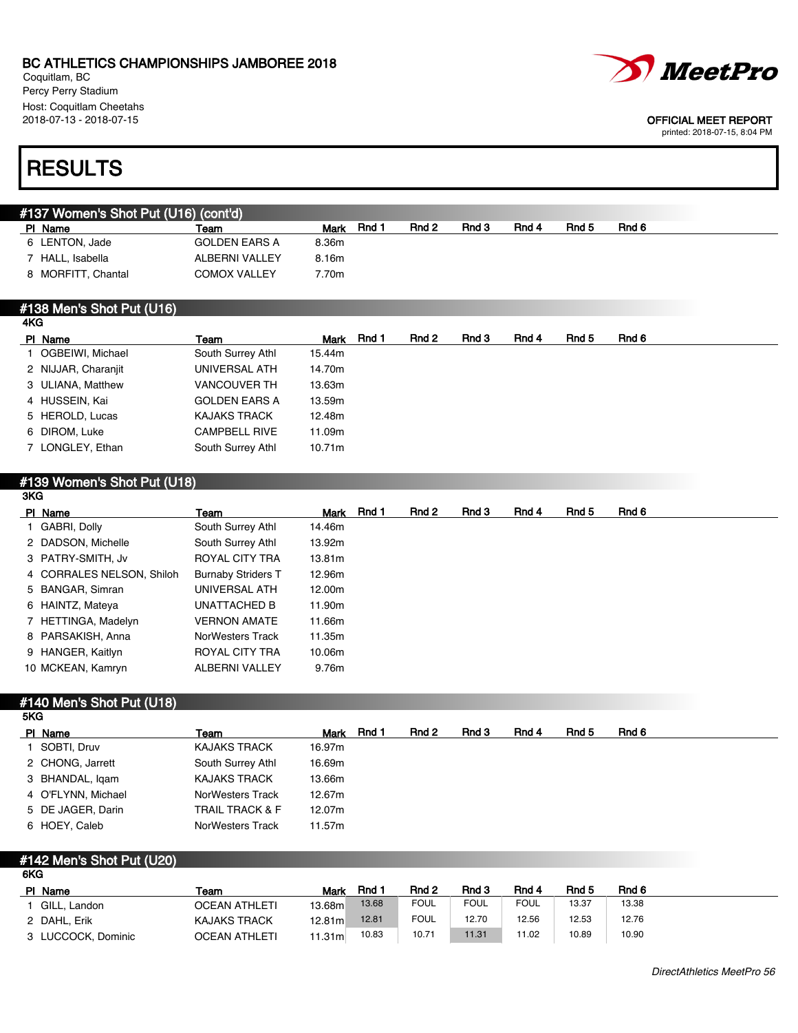BC ATHLETICS CHAMPIONSHIPS JAMBOREE 2018
Coquitlam, BC
Percy Perry Stadium
Host: Coquitlam Cheetahs
2018-07-13 - 2018-07-15

OFFICIAL MEET REPORT
printed: 2018-07-15, 8:04 PM

# RESULTS

## #137 Women's Shot Put (U16) (cont'd)

| Pl | Name | Team | Mark | Rnd 1 | Rnd 2 | Rnd 3 | Rnd 4 | Rnd 5 | Rnd 6 |
|---|---|---|---|---|---|---|---|---|---|
| 6 | LENTON, Jade | GOLDEN EARS A | 8.36m | | | | | | |
| 7 | HALL, Isabella | ALBERNI VALLEY | 8.16m | | | | | | |
| 8 | MORFITT, Chantal | COMOX VALLEY | 7.70m | | | | | | |

## #138 Men's Shot Put (U16)

4KG

| Pl | Name | Team | Mark | Rnd 1 | Rnd 2 | Rnd 3 | Rnd 4 | Rnd 5 | Rnd 6 |
|---|---|---|---|---|---|---|---|---|---|
| 1 | OGBEIWI, Michael | South Surrey Athl | 15.44m | | | | | | |
| 2 | NIJJAR, Charanjit | UNIVERSAL ATH | 14.70m | | | | | | |
| 3 | ULIANA, Matthew | VANCOUVER TH | 13.63m | | | | | | |
| 4 | HUSSEIN, Kai | GOLDEN EARS A | 13.59m | | | | | | |
| 5 | HEROLD, Lucas | KAJAKS TRACK | 12.48m | | | | | | |
| 6 | DIROM, Luke | CAMPBELL RIVE | 11.09m | | | | | | |
| 7 | LONGLEY, Ethan | South Surrey Athl | 10.71m | | | | | | |

## #139 Women's Shot Put (U18)

3KG

| Pl | Name | Team | Mark | Rnd 1 | Rnd 2 | Rnd 3 | Rnd 4 | Rnd 5 | Rnd 6 |
|---|---|---|---|---|---|---|---|---|---|
| 1 | GABRI, Dolly | South Surrey Athl | 14.46m | | | | | | |
| 2 | DADSON, Michelle | South Surrey Athl | 13.92m | | | | | | |
| 3 | PATRY-SMITH, Jv | ROYAL CITY TRA | 13.81m | | | | | | |
| 4 | CORRALES NELSON, Shiloh | Burnaby Striders T | 12.96m | | | | | | |
| 5 | BANGAR, Simran | UNIVERSAL ATH | 12.00m | | | | | | |
| 6 | HAINTZ, Mateya | UNATTACHED B | 11.90m | | | | | | |
| 7 | HETTINGA, Madelyn | VERNON AMATE | 11.66m | | | | | | |
| 8 | PARSAKISH, Anna | NorWesters Track | 11.35m | | | | | | |
| 9 | HANGER, Kaitlyn | ROYAL CITY TRA | 10.06m | | | | | | |
| 10 | MCKEAN, Kamryn | ALBERNI VALLEY | 9.76m | | | | | | |

## #140 Men's Shot Put (U18)

5KG

| Pl | Name | Team | Mark | Rnd 1 | Rnd 2 | Rnd 3 | Rnd 4 | Rnd 5 | Rnd 6 |
|---|---|---|---|---|---|---|---|---|---|
| 1 | SOBTI, Druv | KAJAKS TRACK | 16.97m | | | | | | |
| 2 | CHONG, Jarrett | South Surrey Athl | 16.69m | | | | | | |
| 3 | BHANDAL, Iqam | KAJAKS TRACK | 13.66m | | | | | | |
| 4 | O'FLYNN, Michael | NorWesters Track | 12.67m | | | | | | |
| 5 | DE JAGER, Darin | TRAIL TRACK & F | 12.07m | | | | | | |
| 6 | HOEY, Caleb | NorWesters Track | 11.57m | | | | | | |

## #142 Men's Shot Put (U20)

6KG

| Pl | Name | Team | Mark | Rnd 1 | Rnd 2 | Rnd 3 | Rnd 4 | Rnd 5 | Rnd 6 |
|---|---|---|---|---|---|---|---|---|---|
| 1 | GILL, Landon | OCEAN ATHLETI | 13.68m | 13.68 | FOUL | FOUL | FOUL | 13.37 | 13.38 |
| 2 | DAHL, Erik | KAJAKS TRACK | 12.81m | 12.81 | FOUL | 12.70 | 12.56 | 12.53 | 12.76 |
| 3 | LUCCOCK, Dominic | OCEAN ATHLETI | 11.31m | 10.83 | 10.71 | 11.31 | 11.02 | 10.89 | 10.90 |

DirectAthletics MeetPro 56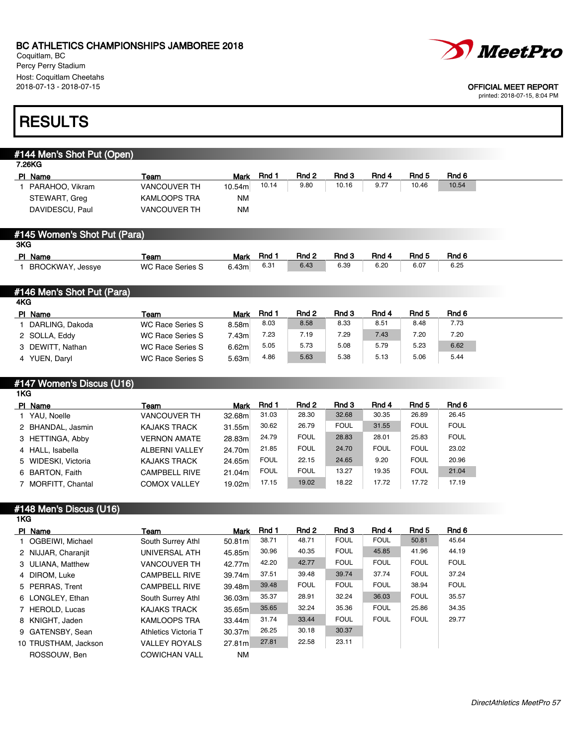BC ATHLETICS CHAMPIONSHIPS JAMBOREE 2018
Coquitlam, BC
Percy Perry Stadium
Host: Coquitlam Cheetahs
2018-07-13 - 2018-07-15

OFFICIAL MEET REPORT
printed: 2018-07-15, 8:04 PM

# RESULTS

## #144 Men's Shot Put (Open)

7.26KG

| Pl | Name | Team | Mark | Rnd 1 | Rnd 2 | Rnd 3 | Rnd 4 | Rnd 5 | Rnd 6 |
|---|---|---|---|---|---|---|---|---|---|
| 1 | PARAHOO, Vikram | VANCOUVER TH | 10.54m | 10.14 | 9.80 | 10.16 | 9.77 | 10.46 | 10.54 |
| | STEWART, Greg | KAMLOOPS TRA | NM | | | | | | |
| | DAVIDESCU, Paul | VANCOUVER TH | NM | | | | | | |

## #145 Women's Shot Put (Para)

3KG

| Pl | Name | Team | Mark | Rnd 1 | Rnd 2 | Rnd 3 | Rnd 4 | Rnd 5 | Rnd 6 |
|---|---|---|---|---|---|---|---|---|---|
| 1 | BROCKWAY, Jessye | WC Race Series S | 6.43m | 6.31 | 6.43 | 6.39 | 6.20 | 6.07 | 6.25 |

## #146 Men's Shot Put (Para)

4KG

| Pl | Name | Team | Mark | Rnd 1 | Rnd 2 | Rnd 3 | Rnd 4 | Rnd 5 | Rnd 6 |
|---|---|---|---|---|---|---|---|---|---|
| 1 | DARLING, Dakoda | WC Race Series S | 8.58m | 8.03 | 8.58 | 8.33 | 8.51 | 8.48 | 7.73 |
| 2 | SOLLA, Eddy | WC Race Series S | 7.43m | 7.23 | 7.19 | 7.29 | 7.43 | 7.20 | 7.20 |
| 3 | DEWITT, Nathan | WC Race Series S | 6.62m | 5.05 | 5.73 | 5.08 | 5.79 | 5.23 | 6.62 |
| 4 | YUEN, Daryl | WC Race Series S | 5.63m | 4.86 | 5.63 | 5.38 | 5.13 | 5.06 | 5.44 |

## #147 Women's Discus (U16)

1KG

| Pl | Name | Team | Mark | Rnd 1 | Rnd 2 | Rnd 3 | Rnd 4 | Rnd 5 | Rnd 6 |
|---|---|---|---|---|---|---|---|---|---|
| 1 | YAU, Noelle | VANCOUVER TH | 32.68m | 31.03 | 28.30 | 32.68 | 30.35 | 26.89 | 26.45 |
| 2 | BHANDAL, Jasmin | KAJAKS TRACK | 31.55m | 30.62 | 26.79 | FOUL | 31.55 | FOUL | FOUL |
| 3 | HETTINGA, Abby | VERNON AMATE | 28.83m | 24.79 | FOUL | 28.83 | 28.01 | 25.83 | FOUL |
| 4 | HALL, Isabella | ALBERNI VALLEY | 24.70m | 21.85 | FOUL | 24.70 | FOUL | FOUL | 23.02 |
| 5 | WIDESKI, Victoria | KAJAKS TRACK | 24.65m | FOUL | 22.15 | 24.65 | 9.20 | FOUL | 20.96 |
| 6 | BARTON, Faith | CAMPBELL RIVE | 21.04m | FOUL | FOUL | 13.27 | 19.35 | FOUL | 21.04 |
| 7 | MORFITT, Chantal | COMOX VALLEY | 19.02m | 17.15 | 19.02 | 18.22 | 17.72 | 17.72 | 17.19 |

## #148 Men's Discus (U16)

1KG

| Pl | Name | Team | Mark | Rnd 1 | Rnd 2 | Rnd 3 | Rnd 4 | Rnd 5 | Rnd 6 |
|---|---|---|---|---|---|---|---|---|---|
| 1 | OGBEIWI, Michael | South Surrey Athl | 50.81m | 38.71 | 48.71 | FOUL | FOUL | 50.81 | 45.64 |
| 2 | NIJJAR, Charanjit | UNIVERSAL ATH | 45.85m | 30.96 | 40.35 | FOUL | 45.85 | 41.96 | 44.19 |
| 3 | ULIANA, Matthew | VANCOUVER TH | 42.77m | 42.20 | 42.77 | FOUL | FOUL | FOUL | FOUL |
| 4 | DIROM, Luke | CAMPBELL RIVE | 39.74m | 37.51 | 39.48 | 39.74 | 37.74 | FOUL | 37.24 |
| 5 | PERRAS, Trent | CAMPBELL RIVE | 39.48m | 39.48 | FOUL | FOUL | FOUL | 38.94 | FOUL |
| 6 | LONGLEY, Ethan | South Surrey Athl | 36.03m | 35.37 | 28.91 | 32.24 | 36.03 | FOUL | 35.57 |
| 7 | HEROLD, Lucas | KAJAKS TRACK | 35.65m | 35.65 | 32.24 | 35.36 | FOUL | 25.86 | 34.35 |
| 8 | KNIGHT, Jaden | KAMLOOPS TRA | 33.44m | 31.74 | 33.44 | FOUL | FOUL | FOUL | 29.77 |
| 9 | GATENSBY, Sean | Athletics Victoria T | 30.37m | 26.25 | 30.18 | 30.37 | | | |
| 10 | TRUSTHAM, Jackson | VALLEY ROYALS | 27.81m | 27.81 | 22.58 | 23.11 | | | |
| | ROSSOUW, Ben | COWICHAN VALL | NM | | | | | | |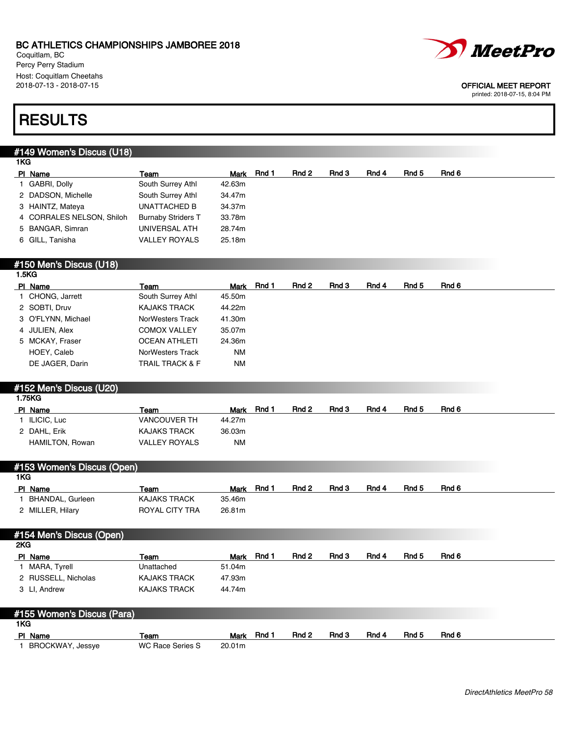BC ATHLETICS CHAMPIONSHIPS JAMBOREE 2018
Coquitlam, BC
Percy Perry Stadium
Host: Coquitlam Cheetahs
2018-07-13 - 2018-07-15

OFFICIAL MEET REPORT
printed: 2018-07-15, 8:04 PM

# RESULTS

## #149 Women's Discus (U18)

1KG

| Pl | Name | Team | Mark | Rnd 1 | Rnd 2 | Rnd 3 | Rnd 4 | Rnd 5 | Rnd 6 |
|---|---|---|---|---|---|---|---|---|---|
| 1 | GABRI, Dolly | South Surrey Athl | 42.63m | | | | | | |
| 2 | DADSON, Michelle | South Surrey Athl | 34.47m | | | | | | |
| 3 | HAINTZ, Mateya | UNATTACHED B | 34.37m | | | | | | |
| 4 | CORRALES NELSON, Shiloh | Burnaby Striders T | 33.78m | | | | | | |
| 5 | BANGAR, Simran | UNIVERSAL ATH | 28.74m | | | | | | |
| 6 | GILL, Tanisha | VALLEY ROYALS | 25.18m | | | | | | |

## #150 Men's Discus (U18)

1.5KG

| Pl | Name | Team | Mark | Rnd 1 | Rnd 2 | Rnd 3 | Rnd 4 | Rnd 5 | Rnd 6 |
|---|---|---|---|---|---|---|---|---|---|
| 1 | CHONG, Jarrett | South Surrey Athl | 45.50m | | | | | | |
| 2 | SOBTI, Druv | KAJAKS TRACK | 44.22m | | | | | | |
| 3 | O'FLYNN, Michael | NorWesters Track | 41.30m | | | | | | |
| 4 | JULIEN, Alex | COMOX VALLEY | 35.07m | | | | | | |
| 5 | MCKAY, Fraser | OCEAN ATHLETI | 24.36m | | | | | | |
| | HOEY, Caleb | NorWesters Track | NM | | | | | | |
| | DE JAGER, Darin | TRAIL TRACK & F | NM | | | | | | |

## #152 Men's Discus (U20)

1.75KG

| Pl | Name | Team | Mark | Rnd 1 | Rnd 2 | Rnd 3 | Rnd 4 | Rnd 5 | Rnd 6 |
|---|---|---|---|---|---|---|---|---|---|
| 1 | ILICIC, Luc | VANCOUVER TH | 44.27m | | | | | | |
| 2 | DAHL, Erik | KAJAKS TRACK | 36.03m | | | | | | |
| | HAMILTON, Rowan | VALLEY ROYALS | NM | | | | | | |

## #153 Women's Discus (Open)

1KG

| Pl | Name | Team | Mark | Rnd 1 | Rnd 2 | Rnd 3 | Rnd 4 | Rnd 5 | Rnd 6 |
|---|---|---|---|---|---|---|---|---|---|
| 1 | BHANDAL, Gurleen | KAJAKS TRACK | 35.46m | | | | | | |
| 2 | MILLER, Hilary | ROYAL CITY TRA | 26.81m | | | | | | |

## #154 Men's Discus (Open)

2KG

| Pl | Name | Team | Mark | Rnd 1 | Rnd 2 | Rnd 3 | Rnd 4 | Rnd 5 | Rnd 6 |
|---|---|---|---|---|---|---|---|---|---|
| 1 | MARA, Tyrell | Unattached | 51.04m | | | | | | |
| 2 | RUSSELL, Nicholas | KAJAKS TRACK | 47.93m | | | | | | |
| 3 | LI, Andrew | KAJAKS TRACK | 44.74m | | | | | | |

## #155 Women's Discus (Para)

1KG

| Pl | Name | Team | Mark | Rnd 1 | Rnd 2 | Rnd 3 | Rnd 4 | Rnd 5 | Rnd 6 |
|---|---|---|---|---|---|---|---|---|---|
| 1 | BROCKWAY, Jessye | WC Race Series S | 20.01m | | | | | | |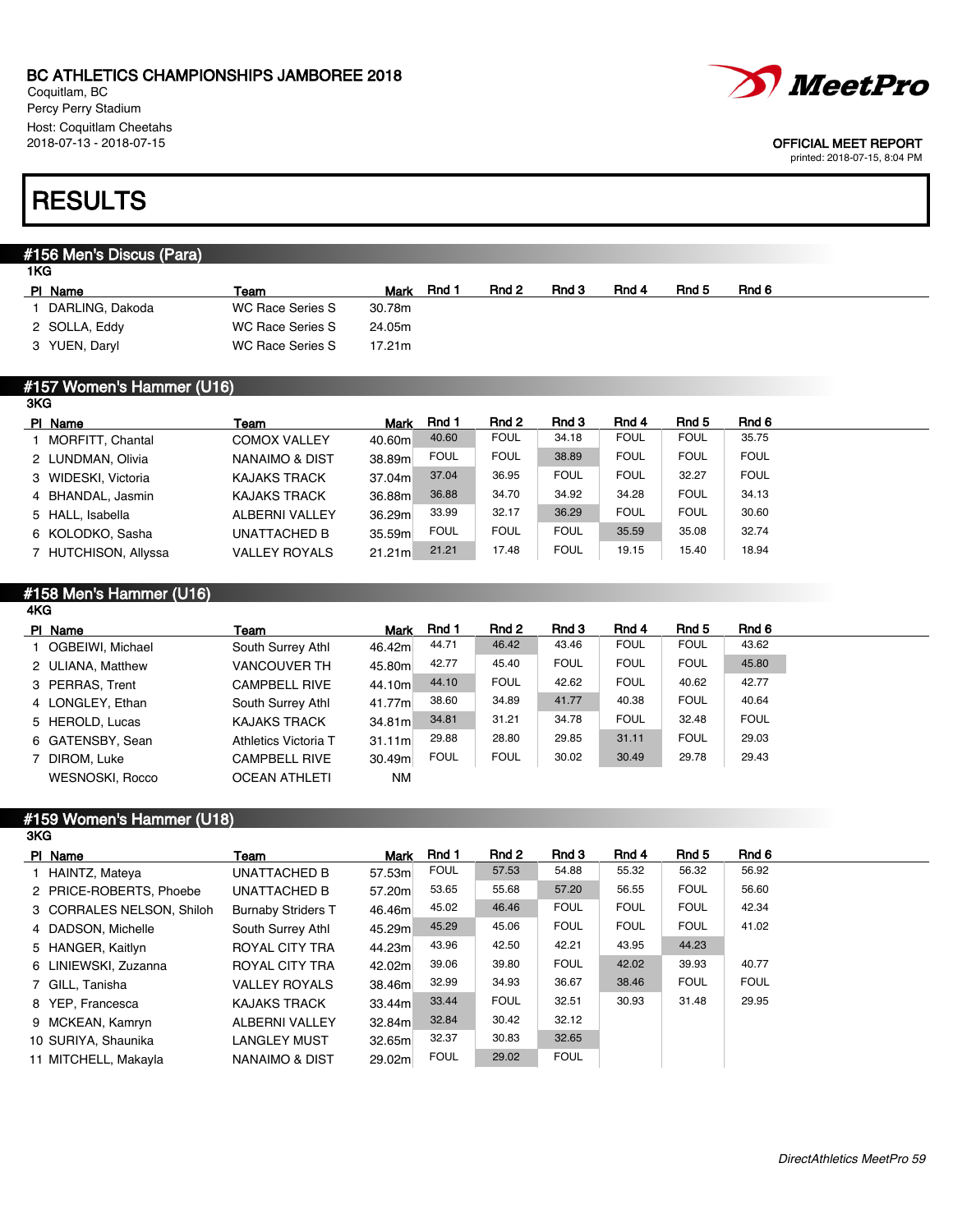BC ATHLETICS CHAMPIONSHIPS JAMBOREE 2018
Coquitlam, BC
Percy Perry Stadium
Host: Coquitlam Cheetahs
2018-07-13 - 2018-07-15

OFFICIAL MEET REPORT
printed: 2018-07-15, 8:04 PM

# RESULTS

## #156 Men's Discus (Para)

1KG

| Pl | Name | Team | Mark | Rnd 1 | Rnd 2 | Rnd 3 | Rnd 4 | Rnd 5 | Rnd 6 |
|---|---|---|---|---|---|---|---|---|---|
| 1 | DARLING, Dakoda | WC Race Series S | 30.78m | | | | | | |
| 2 | SOLLA, Eddy | WC Race Series S | 24.05m | | | | | | |
| 3 | YUEN, Daryl | WC Race Series S | 17.21m | | | | | | |

## #157 Women's Hammer (U16)

3KG

| Pl | Name | Team | Mark | Rnd 1 | Rnd 2 | Rnd 3 | Rnd 4 | Rnd 5 | Rnd 6 |
|---|---|---|---|---|---|---|---|---|---|
| 1 | MORFITT, Chantal | COMOX VALLEY | 40.60m | 40.60 | FOUL | 34.18 | FOUL | FOUL | 35.75 |
| 2 | LUNDMAN, Olivia | NANAIMO & DIST | 38.89m | FOUL | FOUL | 38.89 | FOUL | FOUL | FOUL |
| 3 | WIDESKI, Victoria | KAJAKS TRACK | 37.04m | 37.04 | 36.95 | FOUL | FOUL | 32.27 | FOUL |
| 4 | BHANDAL, Jasmin | KAJAKS TRACK | 36.88m | 36.88 | 34.70 | 34.92 | 34.28 | FOUL | 34.13 |
| 5 | HALL, Isabella | ALBERNI VALLEY | 36.29m | 33.99 | 32.17 | 36.29 | FOUL | FOUL | 30.60 |
| 6 | KOLODKO, Sasha | UNATTACHED B | 35.59m | FOUL | FOUL | FOUL | 35.59 | 35.08 | 32.74 |
| 7 | HUTCHISON, Allyssa | VALLEY ROYALS | 21.21m | 21.21 | 17.48 | FOUL | 19.15 | 15.40 | 18.94 |

## #158 Men's Hammer (U16)

4KG

| Pl | Name | Team | Mark | Rnd 1 | Rnd 2 | Rnd 3 | Rnd 4 | Rnd 5 | Rnd 6 |
|---|---|---|---|---|---|---|---|---|---|
| 1 | OGBEIWI, Michael | South Surrey Athl | 46.42m | 44.71 | 46.42 | 43.46 | FOUL | FOUL | 43.62 |
| 2 | ULIANA, Matthew | VANCOUVER TH | 45.80m | 42.77 | 45.40 | FOUL | FOUL | FOUL | 45.80 |
| 3 | PERRAS, Trent | CAMPBELL RIVE | 44.10m | 44.10 | FOUL | 42.62 | FOUL | 40.62 | 42.77 |
| 4 | LONGLEY, Ethan | South Surrey Athl | 41.77m | 38.60 | 34.89 | 41.77 | 40.38 | FOUL | 40.64 |
| 5 | HEROLD, Lucas | KAJAKS TRACK | 34.81m | 34.81 | 31.21 | 34.78 | FOUL | 32.48 | FOUL |
| 6 | GATENSBY, Sean | Athletics Victoria T | 31.11m | 29.88 | 28.80 | 29.85 | 31.11 | FOUL | 29.03 |
| 7 | DIROM, Luke | CAMPBELL RIVE | 30.49m | FOUL | FOUL | 30.02 | 30.49 | 29.78 | 29.43 |
| | WESNOSKI, Rocco | OCEAN ATHLETI | NM | | | | | | |

## #159 Women's Hammer (U18)

3KG

| Pl | Name | Team | Mark | Rnd 1 | Rnd 2 | Rnd 3 | Rnd 4 | Rnd 5 | Rnd 6 |
|---|---|---|---|---|---|---|---|---|---|
| 1 | HAINTZ, Mateya | UNATTACHED B | 57.53m | FOUL | 57.53 | 54.88 | 55.32 | 56.32 | 56.92 |
| 2 | PRICE-ROBERTS, Phoebe | UNATTACHED B | 57.20m | 53.65 | 55.68 | 57.20 | 56.55 | FOUL | 56.60 |
| 3 | CORRALES NELSON, Shiloh | Burnaby Striders T | 46.46m | 45.02 | 46.46 | FOUL | FOUL | FOUL | 42.34 |
| 4 | DADSON, Michelle | South Surrey Athl | 45.29m | 45.29 | 45.06 | FOUL | FOUL | FOUL | 41.02 |
| 5 | HANGER, Kaitlyn | ROYAL CITY TRA | 44.23m | 43.96 | 42.50 | 42.21 | 43.95 | 44.23 | |
| 6 | LINIEWSKI, Zuzanna | ROYAL CITY TRA | 42.02m | 39.06 | 39.80 | FOUL | 42.02 | 39.93 | 40.77 |
| 7 | GILL, Tanisha | VALLEY ROYALS | 38.46m | 32.99 | 34.93 | 36.67 | 38.46 | FOUL | FOUL |
| 8 | YEP, Francesca | KAJAKS TRACK | 33.44m | 33.44 | FOUL | 32.51 | 30.93 | 31.48 | 29.95 |
| 9 | MCKEAN, Kamryn | ALBERNI VALLEY | 32.84m | 32.84 | 30.42 | 32.12 | | | |
| 10 | SURIYA, Shaunika | LANGLEY MUST | 32.65m | 32.37 | 30.83 | 32.65 | | | |
| 11 | MITCHELL, Makayla | NANAIMO & DIST | 29.02m | FOUL | 29.02 | FOUL | | | |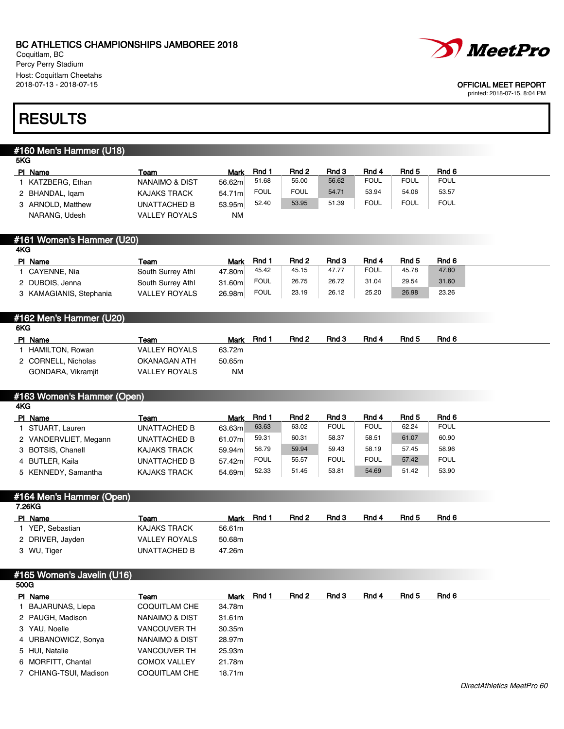BC ATHLETICS CHAMPIONSHIPS JAMBOREE 2018
Coquitlam, BC
Percy Perry Stadium
Host: Coquitlam Cheetahs
2018-07-13 - 2018-07-15

OFFICIAL MEET REPORT
printed: 2018-07-15, 8:04 PM

# RESULTS

## #160 Men's Hammer (U18)

5KG

| Pl | Name | Team | Mark | Rnd 1 | Rnd 2 | Rnd 3 | Rnd 4 | Rnd 5 | Rnd 6 |
|---|---|---|---|---|---|---|---|---|---|
| 1 | KATZBERG, Ethan | NANAIMO & DIST | 56.62m | 51.68 | 55.00 | 56.62 | FOUL | FOUL | FOUL |
| 2 | BHANDAL, Iqam | KAJAKS TRACK | 54.71m | FOUL | FOUL | 54.71 | 53.94 | 54.06 | 53.57 |
| 3 | ARNOLD, Matthew | UNATTACHED B | 53.95m | 52.40 | 53.95 | 51.39 | FOUL | FOUL | FOUL |
| | NARANG, Udesh | VALLEY ROYALS | NM | | | | | | |

## #161 Women's Hammer (U20)

4KG

| Pl | Name | Team | Mark | Rnd 1 | Rnd 2 | Rnd 3 | Rnd 4 | Rnd 5 | Rnd 6 |
|---|---|---|---|---|---|---|---|---|---|
| 1 | CAYENNE, Nia | South Surrey Athl | 47.80m | 45.42 | 45.15 | 47.77 | FOUL | 45.78 | 47.80 |
| 2 | DUBOIS, Jenna | South Surrey Athl | 31.60m | FOUL | 26.75 | 26.72 | 31.04 | 29.54 | 31.60 |
| 3 | KAMAGIANIS, Stephania | VALLEY ROYALS | 26.98m | FOUL | 23.19 | 26.12 | 25.20 | 26.98 | 23.26 |

## #162 Men's Hammer (U20)

6KG

| Pl | Name | Team | Mark | Rnd 1 | Rnd 2 | Rnd 3 | Rnd 4 | Rnd 5 | Rnd 6 |
|---|---|---|---|---|---|---|---|---|---|
| 1 | HAMILTON, Rowan | VALLEY ROYALS | 63.72m | | | | | | |
| 2 | CORNELL, Nicholas | OKANAGAN ATH | 50.65m | | | | | | |
| | GONDARA, Vikramjit | VALLEY ROYALS | NM | | | | | | |

## #163 Women's Hammer (Open)

4KG

| Pl | Name | Team | Mark | Rnd 1 | Rnd 2 | Rnd 3 | Rnd 4 | Rnd 5 | Rnd 6 |
|---|---|---|---|---|---|---|---|---|---|
| 1 | STUART, Lauren | UNATTACHED B | 63.63m | 63.63 | 63.02 | FOUL | FOUL | 62.24 | FOUL |
| 2 | VANDERVLIET, Megann | UNATTACHED B | 61.07m | 59.31 | 60.31 | 58.37 | 58.51 | 61.07 | 60.90 |
| 3 | BOTSIS, Chanell | KAJAKS TRACK | 59.94m | 56.79 | 59.94 | 59.43 | 58.19 | 57.45 | 58.96 |
| 4 | BUTLER, Kaila | UNATTACHED B | 57.42m | FOUL | 55.57 | FOUL | FOUL | 57.42 | FOUL |
| 5 | KENNEDY, Samantha | KAJAKS TRACK | 54.69m | 52.33 | 51.45 | 53.81 | 54.69 | 51.42 | 53.90 |

## #164 Men's Hammer (Open)

7.26KG

| Pl | Name | Team | Mark | Rnd 1 | Rnd 2 | Rnd 3 | Rnd 4 | Rnd 5 | Rnd 6 |
|---|---|---|---|---|---|---|---|---|---|
| 1 | YEP, Sebastian | KAJAKS TRACK | 56.61m | | | | | | |
| 2 | DRIVER, Jayden | VALLEY ROYALS | 50.68m | | | | | | |
| 3 | WU, Tiger | UNATTACHED B | 47.26m | | | | | | |

## #165 Women's Javelin (U16)

500G

| Pl | Name | Team | Mark | Rnd 1 | Rnd 2 | Rnd 3 | Rnd 4 | Rnd 5 | Rnd 6 |
|---|---|---|---|---|---|---|---|---|---|
| 1 | BAJARUNAS, Liepa | COQUITLAM CHE | 34.78m | | | | | | |
| 2 | PAUGH, Madison | NANAIMO & DIST | 31.61m | | | | | | |
| 3 | YAU, Noelle | VANCOUVER TH | 30.35m | | | | | | |
| 4 | URBANOWICZ, Sonya | NANAIMO & DIST | 28.97m | | | | | | |
| 5 | HUI, Natalie | VANCOUVER TH | 25.93m | | | | | | |
| 6 | MORFITT, Chantal | COMOX VALLEY | 21.78m | | | | | | |
| 7 | CHIANG-TSUI, Madison | COQUITLAM CHE | 18.71m | | | | | | |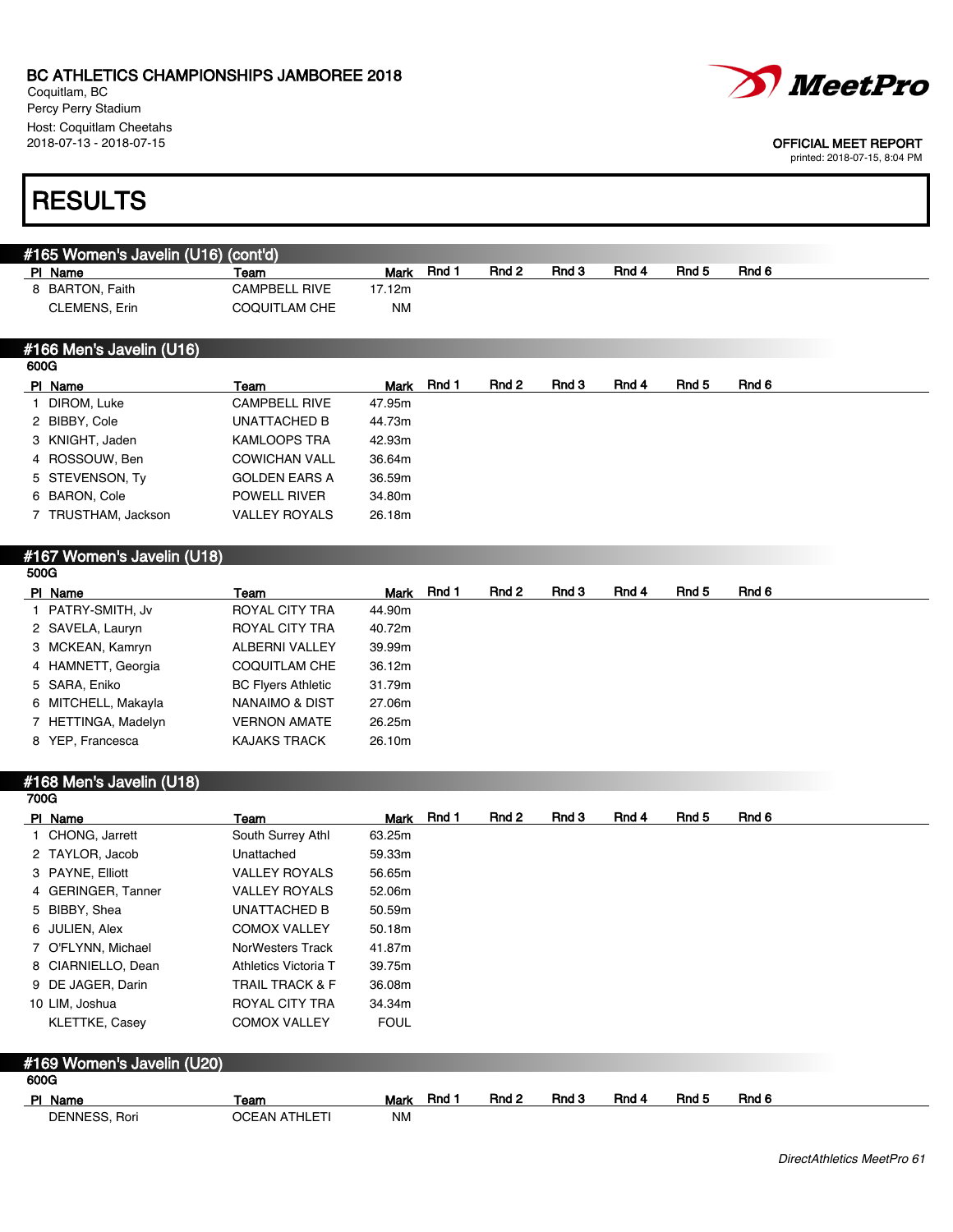BC ATHLETICS CHAMPIONSHIPS JAMBOREE 2018
Coquitlam, BC
Percy Perry Stadium
Host: Coquitlam Cheetahs
2018-07-13 - 2018-07-15

OFFICIAL MEET REPORT
printed: 2018-07-15, 8:04 PM

# RESULTS

## #165 Women's Javelin (U16) (cont'd)

| Pl | Name | Team | Mark | Rnd 1 | Rnd 2 | Rnd 3 | Rnd 4 | Rnd 5 | Rnd 6 |
|---|---|---|---|---|---|---|---|---|---|
| 8 | BARTON, Faith | CAMPBELL RIVE | 17.12m | | | | | | |
| | CLEMENS, Erin | COQUITLAM CHE | NM | | | | | | |

## #166 Men's Javelin (U16)

600G

| Pl | Name | Team | Mark | Rnd 1 | Rnd 2 | Rnd 3 | Rnd 4 | Rnd 5 | Rnd 6 |
|---|---|---|---|---|---|---|---|---|---|
| 1 | DIROM, Luke | CAMPBELL RIVE | 47.95m | | | | | | |
| 2 | BIBBY, Cole | UNATTACHED B | 44.73m | | | | | | |
| 3 | KNIGHT, Jaden | KAMLOOPS TRA | 42.93m | | | | | | |
| 4 | ROSSOUW, Ben | COWICHAN VALL | 36.64m | | | | | | |
| 5 | STEVENSON, Ty | GOLDEN EARS A | 36.59m | | | | | | |
| 6 | BARON, Cole | POWELL RIVER | 34.80m | | | | | | |
| 7 | TRUSTHAM, Jackson | VALLEY ROYALS | 26.18m | | | | | | |

## #167 Women's Javelin (U18)

500G

| Pl | Name | Team | Mark | Rnd 1 | Rnd 2 | Rnd 3 | Rnd 4 | Rnd 5 | Rnd 6 |
|---|---|---|---|---|---|---|---|---|---|
| 1 | PATRY-SMITH, Jv | ROYAL CITY TRA | 44.90m | | | | | | |
| 2 | SAVELA, Lauryn | ROYAL CITY TRA | 40.72m | | | | | | |
| 3 | MCKEAN, Kamryn | ALBERNI VALLEY | 39.99m | | | | | | |
| 4 | HAMNETT, Georgia | COQUITLAM CHE | 36.12m | | | | | | |
| 5 | SARA, Eniko | BC Flyers Athletic | 31.79m | | | | | | |
| 6 | MITCHELL, Makayla | NANAIMO & DIST | 27.06m | | | | | | |
| 7 | HETTINGA, Madelyn | VERNON AMATE | 26.25m | | | | | | |
| 8 | YEP, Francesca | KAJAKS TRACK | 26.10m | | | | | | |

## #168 Men's Javelin (U18)

700G

| Pl | Name | Team | Mark | Rnd 1 | Rnd 2 | Rnd 3 | Rnd 4 | Rnd 5 | Rnd 6 |
|---|---|---|---|---|---|---|---|---|---|
| 1 | CHONG, Jarrett | South Surrey Athl | 63.25m | | | | | | |
| 2 | TAYLOR, Jacob | Unattached | 59.33m | | | | | | |
| 3 | PAYNE, Elliott | VALLEY ROYALS | 56.65m | | | | | | |
| 4 | GERINGER, Tanner | VALLEY ROYALS | 52.06m | | | | | | |
| 5 | BIBBY, Shea | UNATTACHED B | 50.59m | | | | | | |
| 6 | JULIEN, Alex | COMOX VALLEY | 50.18m | | | | | | |
| 7 | O'FLYNN, Michael | NorWesters Track | 41.87m | | | | | | |
| 8 | CIARNIELLO, Dean | Athletics Victoria T | 39.75m | | | | | | |
| 9 | DE JAGER, Darin | TRAIL TRACK & F | 36.08m | | | | | | |
| 10 | LIM, Joshua | ROYAL CITY TRA | 34.34m | | | | | | |
| | KLETTKE, Casey | COMOX VALLEY | FOUL | | | | | | |

## #169 Women's Javelin (U20)

600G

| Pl | Name | Team | Mark | Rnd 1 | Rnd 2 | Rnd 3 | Rnd 4 | Rnd 5 | Rnd 6 |
|---|---|---|---|---|---|---|---|---|---|
| | DENNESS, Rori | OCEAN ATHLETI | NM | | | | | | |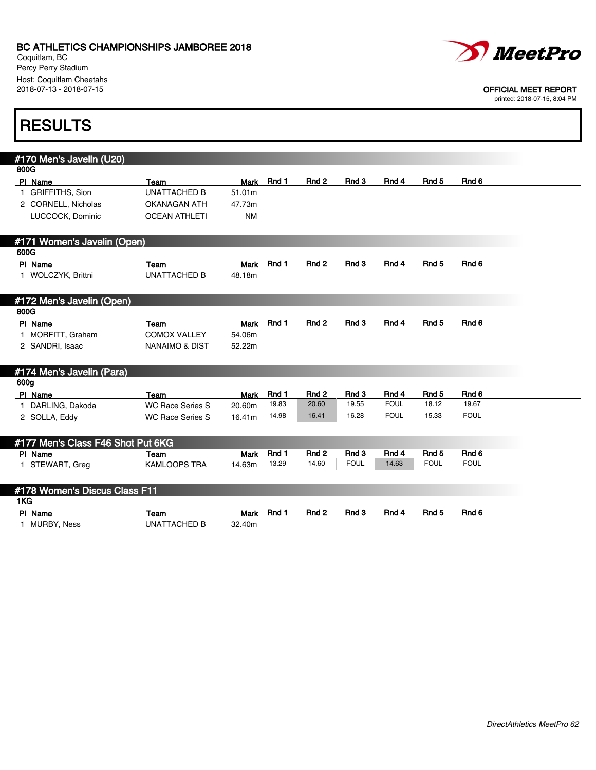BC ATHLETICS CHAMPIONSHIPS JAMBOREE 2018
Coquitlam, BC
Percy Perry Stadium
Host: Coquitlam Cheetahs
2018-07-13 - 2018-07-15

OFFICIAL MEET REPORT
printed: 2018-07-15, 8:04 PM

# RESULTS

## #170 Men's Javelin (U20)

800G

| Pl | Name | Team | Mark | Rnd 1 | Rnd 2 | Rnd 3 | Rnd 4 | Rnd 5 | Rnd 6 |
|---|---|---|---|---|---|---|---|---|---|
| 1 | GRIFFITHS, Sion | UNATTACHED B | 51.01m | | | | | | |
| 2 | CORNELL, Nicholas | OKANAGAN ATH | 47.73m | | | | | | |
| | LUCCOCK, Dominic | OCEAN ATHLETI | NM | | | | | | |

## #171 Women's Javelin (Open)

600G

| Pl | Name | Team | Mark | Rnd 1 | Rnd 2 | Rnd 3 | Rnd 4 | Rnd 5 | Rnd 6 |
|---|---|---|---|---|---|---|---|---|---|
| 1 | WOLCZYK, Brittni | UNATTACHED B | 48.18m | | | | | | |

## #172 Men's Javelin (Open)

800G

| Pl | Name | Team | Mark | Rnd 1 | Rnd 2 | Rnd 3 | Rnd 4 | Rnd 5 | Rnd 6 |
|---|---|---|---|---|---|---|---|---|---|
| 1 | MORFITT, Graham | COMOX VALLEY | 54.06m | | | | | | |
| 2 | SANDRI, Isaac | NANAIMO & DIST | 52.22m | | | | | | |

## #174 Men's Javelin (Para)

600g

| Pl | Name | Team | Mark | Rnd 1 | Rnd 2 | Rnd 3 | Rnd 4 | Rnd 5 | Rnd 6 |
|---|---|---|---|---|---|---|---|---|---|
| 1 | DARLING, Dakoda | WC Race Series S | 20.60m | 19.83 | 20.60 | 19.55 | FOUL | 18.12 | 19.67 |
| 2 | SOLLA, Eddy | WC Race Series S | 16.41m | 14.98 | 16.41 | 16.28 | FOUL | 15.33 | FOUL |

## #177 Men's Class F46 Shot Put 6KG

| Pl | Name | Team | Mark | Rnd 1 | Rnd 2 | Rnd 3 | Rnd 4 | Rnd 5 | Rnd 6 |
|---|---|---|---|---|---|---|---|---|---|
| 1 | STEWART, Greg | KAMLOOPS TRA | 14.63m | 13.29 | 14.60 | FOUL | 14.63 | FOUL | FOUL |

## #178 Women's Discus Class F11

1KG

| Pl | Name | Team | Mark | Rnd 1 | Rnd 2 | Rnd 3 | Rnd 4 | Rnd 5 | Rnd 6 |
|---|---|---|---|---|---|---|---|---|---|
| 1 | MURBY, Ness | UNATTACHED B | 32.40m | | | | | | |